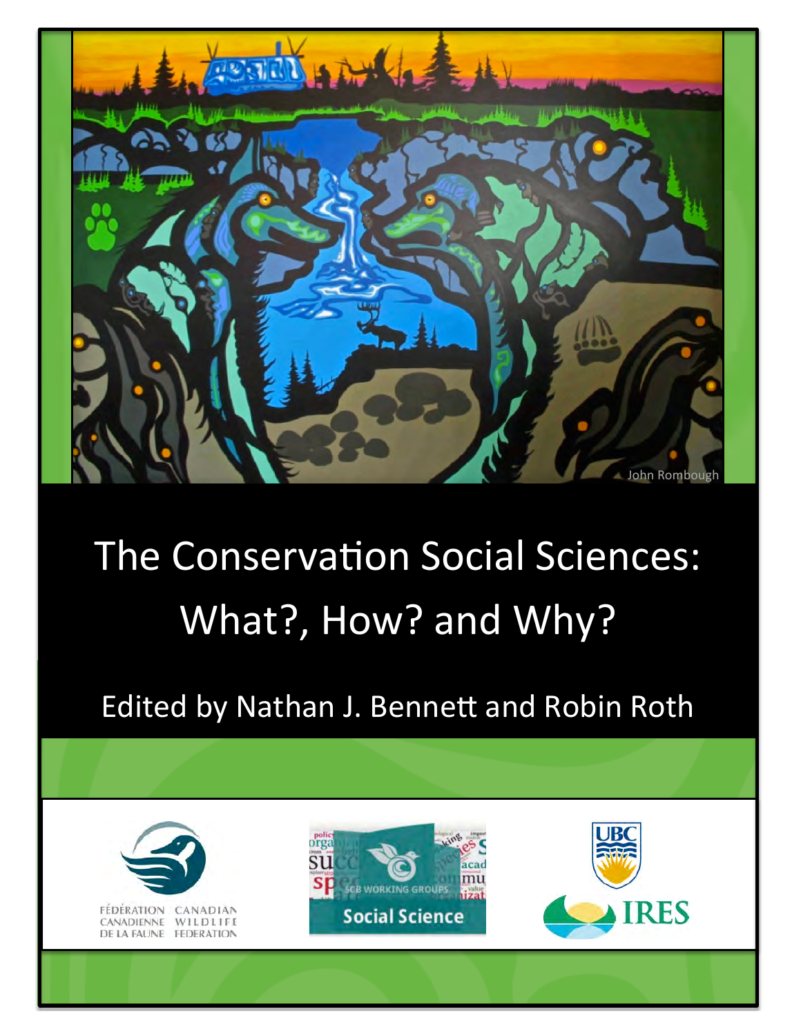John Rombough

# The Conservation Social Sciences: What?, How? and Why?

Edited by Nathan J. Bennett and Robin Roth

FÉDÉRATION CANADIENNE DE LA FAUNE CANADIAN WILDLIFE FEDERATION

SCB WORKING GROUPS Social Science

UBC IRES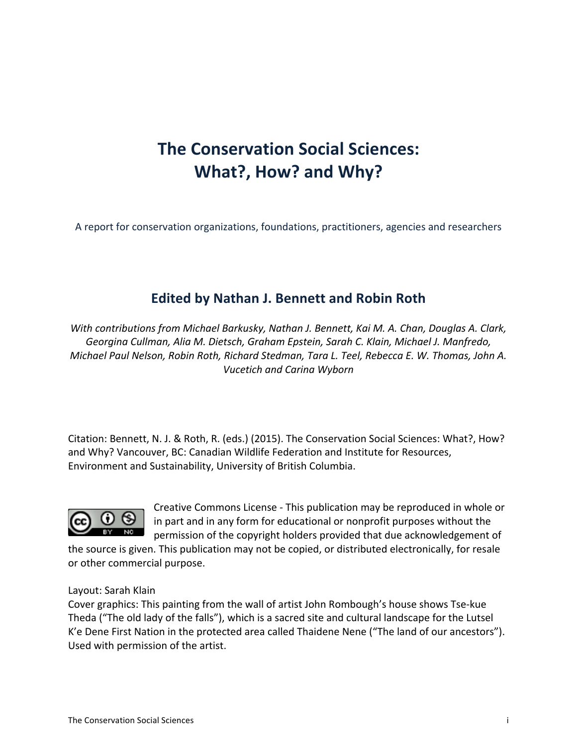# The Conservation Social Sciences: What?, How? and Why?

A report for conservation organizations, foundations, practitioners, agencies and researchers

## Edited by Nathan J. Bennett and Robin Roth

*With contributions from Michael Barkusky, Nathan J. Bennett, Kai M. A. Chan, Douglas A. Clark, Georgina Cullman, Alia M. Dietsch, Graham Epstein, Sarah C. Klain, Michael J. Manfredo, Michael Paul Nelson, Robin Roth, Richard Stedman, Tara L. Teel, Rebecca E. W. Thomas, John A. Vucetich and Carina Wyborn*

Citation: Bennett, N. J. & Roth, R. (eds.) (2015). The Conservation Social Sciences: What?, How? and Why? Vancouver, BC: Canadian Wildlife Federation and Institute for Resources, Environment and Sustainability, University of British Columbia.

Creative Commons License - This publication may be reproduced in whole or in part and in any form for educational or nonprofit purposes without the permission of the copyright holders provided that due acknowledgement of the source is given. This publication may not be copied, or distributed electronically, for resale or other commercial purpose.

Layout: Sarah Klain

Cover graphics: This painting from the wall of artist John Rombough's house shows Tse-kue Theda ("The old lady of the falls"), which is a sacred site and cultural landscape for the Lutsel K'e Dene First Nation in the protected area called Thaidene Nene ("The land of our ancestors"). Used with permission of the artist.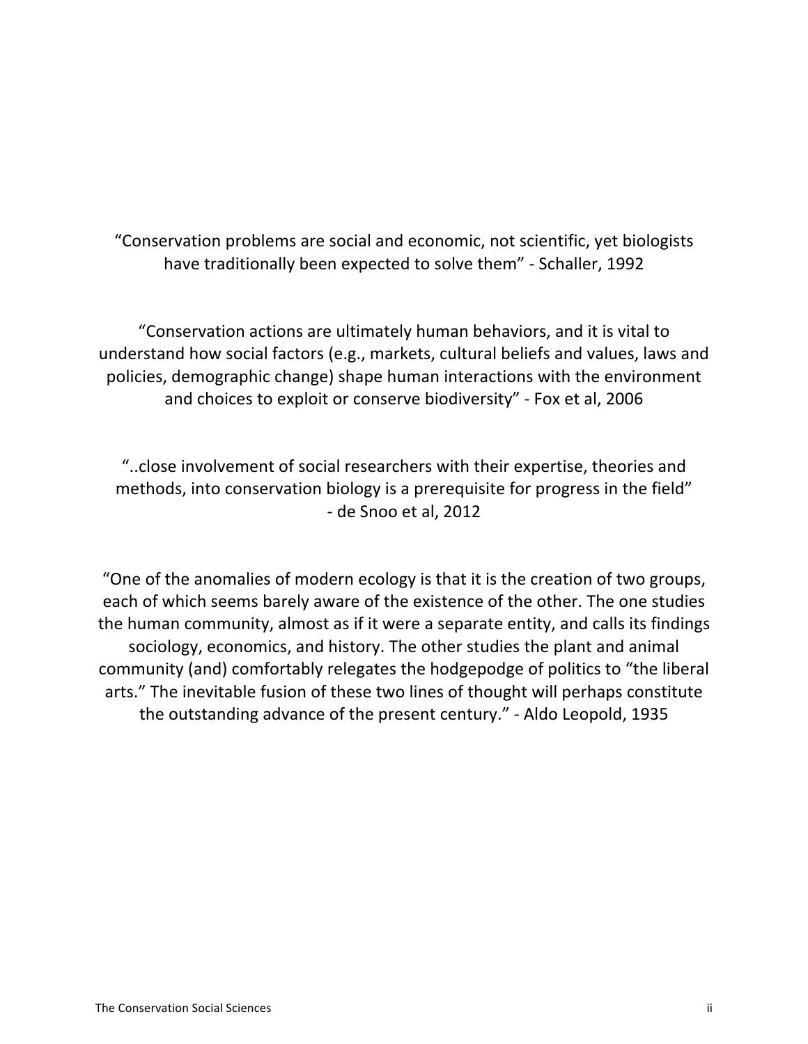"Conservation problems are social and economic, not scientific, yet biologists have traditionally been expected to solve them" - Schaller, 1992

"Conservation actions are ultimately human behaviors, and it is vital to understand how social factors (e.g., markets, cultural beliefs and values, laws and policies, demographic change) shape human interactions with the environment and choices to exploit or conserve biodiversity" - Fox et al, 2006

"..close involvement of social researchers with their expertise, theories and methods, into conservation biology is a prerequisite for progress in the field" - de Snoo et al, 2012

"One of the anomalies of modern ecology is that it is the creation of two groups, each of which seems barely aware of the existence of the other. The one studies the human community, almost as if it were a separate entity, and calls its findings sociology, economics, and history. The other studies the plant and animal community (and) comfortably relegates the hodgepodge of politics to "the liberal arts." The inevitable fusion of these two lines of thought will perhaps constitute the outstanding advance of the present century." - Aldo Leopold, 1935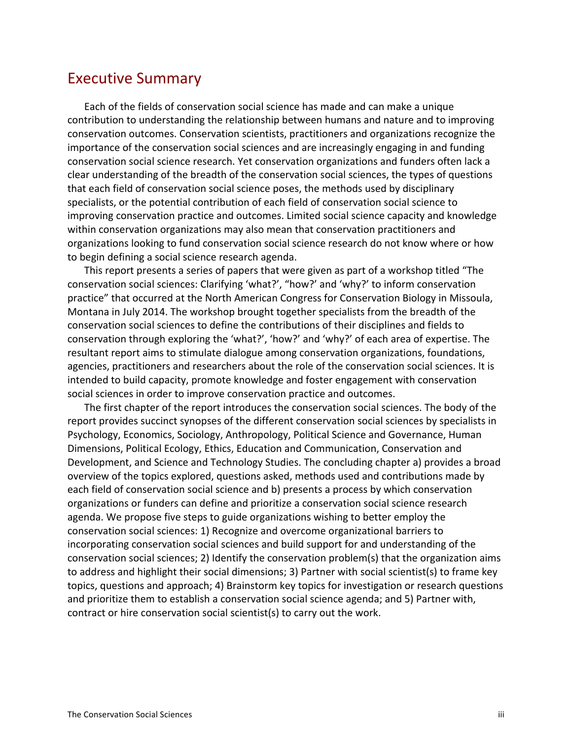## Executive Summary

Each of the fields of conservation social science has made and can make a unique contribution to understanding the relationship between humans and nature and to improving conservation outcomes. Conservation scientists, practitioners and organizations recognize the importance of the conservation social sciences and are increasingly engaging in and funding conservation social science research. Yet conservation organizations and funders often lack a clear understanding of the breadth of the conservation social sciences, the types of questions that each field of conservation social science poses, the methods used by disciplinary specialists, or the potential contribution of each field of conservation social science to improving conservation practice and outcomes. Limited social science capacity and knowledge within conservation organizations may also mean that conservation practitioners and organizations looking to fund conservation social science research do not know where or how to begin defining a social science research agenda.

This report presents a series of papers that were given as part of a workshop titled "The conservation social sciences: Clarifying 'what?', "how?' and 'why?' to inform conservation practice" that occurred at the North American Congress for Conservation Biology in Missoula, Montana in July 2014. The workshop brought together specialists from the breadth of the conservation social sciences to define the contributions of their disciplines and fields to conservation through exploring the 'what?', 'how?' and 'why?' of each area of expertise. The resultant report aims to stimulate dialogue among conservation organizations, foundations, agencies, practitioners and researchers about the role of the conservation social sciences. It is intended to build capacity, promote knowledge and foster engagement with conservation social sciences in order to improve conservation practice and outcomes.

The first chapter of the report introduces the conservation social sciences. The body of the report provides succinct synopses of the different conservation social sciences by specialists in Psychology, Economics, Sociology, Anthropology, Political Science and Governance, Human Dimensions, Political Ecology, Ethics, Education and Communication, Conservation and Development, and Science and Technology Studies. The concluding chapter a) provides a broad overview of the topics explored, questions asked, methods used and contributions made by each field of conservation social science and b) presents a process by which conservation organizations or funders can define and prioritize a conservation social science research agenda. We propose five steps to guide organizations wishing to better employ the conservation social sciences: 1) Recognize and overcome organizational barriers to incorporating conservation social sciences and build support for and understanding of the conservation social sciences; 2) Identify the conservation problem(s) that the organization aims to address and highlight their social dimensions; 3) Partner with social scientist(s) to frame key topics, questions and approach; 4) Brainstorm key topics for investigation or research questions and prioritize them to establish a conservation social science agenda; and 5) Partner with, contract or hire conservation social scientist(s) to carry out the work.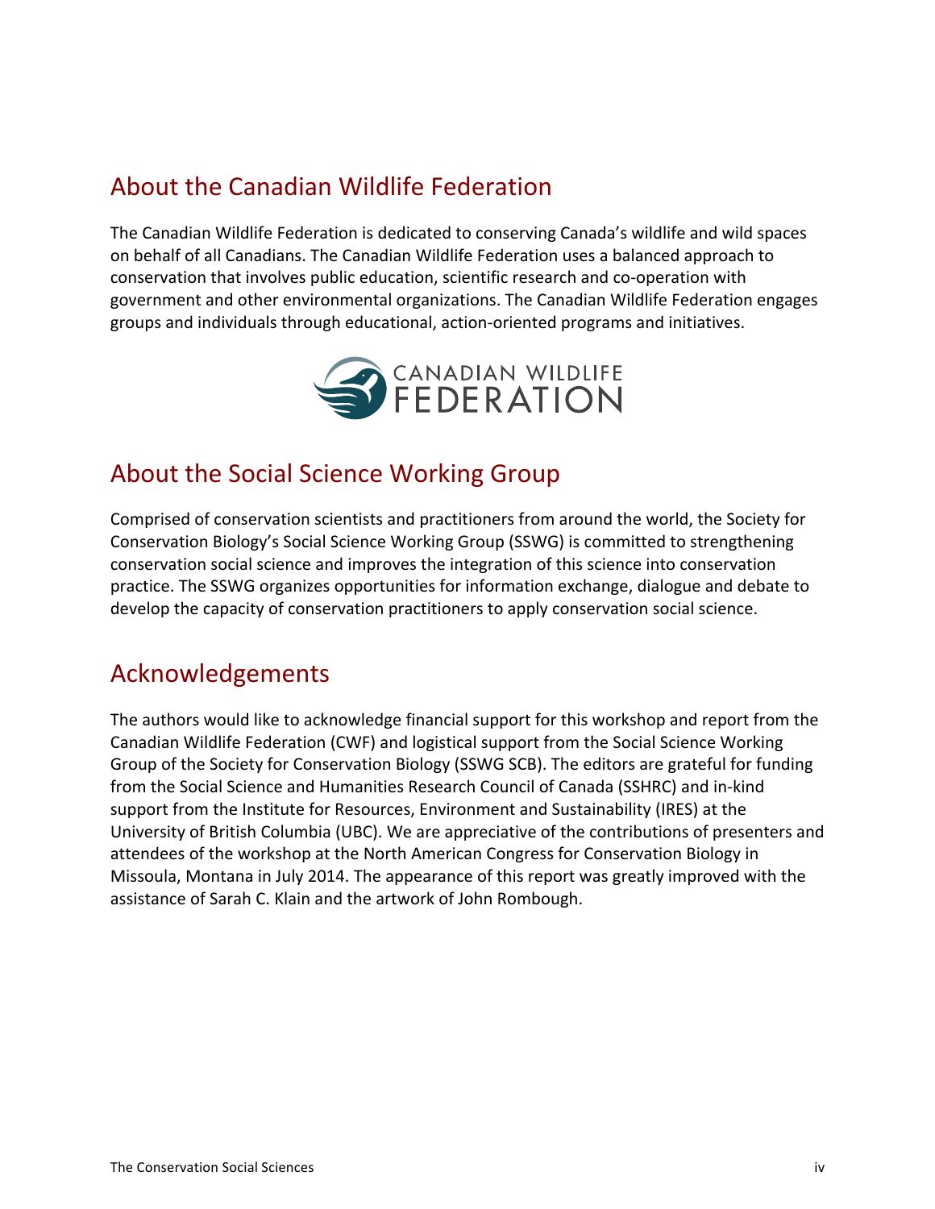## About the Canadian Wildlife Federation

The Canadian Wildlife Federation is dedicated to conserving Canada's wildlife and wild spaces on behalf of all Canadians. The Canadian Wildlife Federation uses a balanced approach to conservation that involves public education, scientific research and co-operation with government and other environmental organizations. The Canadian Wildlife Federation engages groups and individuals through educational, action-oriented programs and initiatives.

## About the Social Science Working Group

Comprised of conservation scientists and practitioners from around the world, the Society for Conservation Biology's Social Science Working Group (SSWG) is committed to strengthening conservation social science and improves the integration of this science into conservation practice. The SSWG organizes opportunities for information exchange, dialogue and debate to develop the capacity of conservation practitioners to apply conservation social science.

## Acknowledgements

The authors would like to acknowledge financial support for this workshop and report from the Canadian Wildlife Federation (CWF) and logistical support from the Social Science Working Group of the Society for Conservation Biology (SSWG SCB). The editors are grateful for funding from the Social Science and Humanities Research Council of Canada (SSHRC) and in-kind support from the Institute for Resources, Environment and Sustainability (IRES) at the University of British Columbia (UBC). We are appreciative of the contributions of presenters and attendees of the workshop at the North American Congress for Conservation Biology in Missoula, Montana in July 2014. The appearance of this report was greatly improved with the assistance of Sarah C. Klain and the artwork of John Rombough.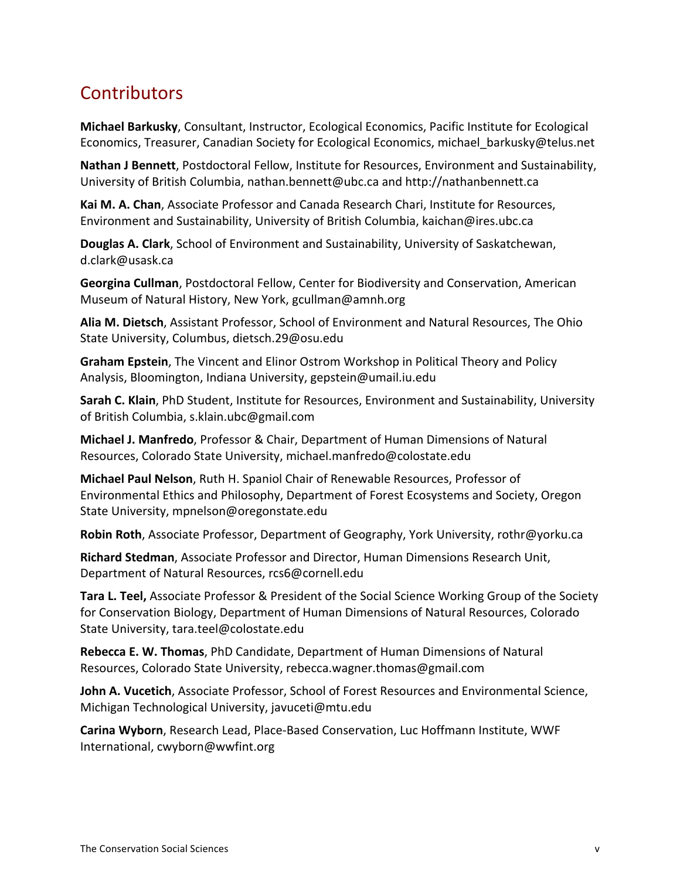# Contributors

**Michael Barkusky**, Consultant, Instructor, Ecological Economics, Pacific Institute for Ecological Economics, Treasurer, Canadian Society for Ecological Economics, michael_barkusky@telus.net

**Nathan J Bennett**, Postdoctoral Fellow, Institute for Resources, Environment and Sustainability, University of British Columbia, nathan.bennett@ubc.ca and http://nathanbennett.ca

**Kai M. A. Chan**, Associate Professor and Canada Research Chari, Institute for Resources, Environment and Sustainability, University of British Columbia, kaichan@ires.ubc.ca

**Douglas A. Clark**, School of Environment and Sustainability, University of Saskatchewan, d.clark@usask.ca

**Georgina Cullman**, Postdoctoral Fellow, Center for Biodiversity and Conservation, American Museum of Natural History, New York, gcullman@amnh.org

**Alia M. Dietsch**, Assistant Professor, School of Environment and Natural Resources, The Ohio State University, Columbus, dietsch.29@osu.edu

**Graham Epstein**, The Vincent and Elinor Ostrom Workshop in Political Theory and Policy Analysis, Bloomington, Indiana University, gepstein@umail.iu.edu

**Sarah C. Klain**, PhD Student, Institute for Resources, Environment and Sustainability, University of British Columbia, s.klain.ubc@gmail.com

**Michael J. Manfredo**, Professor & Chair, Department of Human Dimensions of Natural Resources, Colorado State University, michael.manfredo@colostate.edu

**Michael Paul Nelson**, Ruth H. Spaniol Chair of Renewable Resources, Professor of Environmental Ethics and Philosophy, Department of Forest Ecosystems and Society, Oregon State University, mpnelson@oregonstate.edu

**Robin Roth**, Associate Professor, Department of Geography, York University, rothr@yorku.ca

**Richard Stedman**, Associate Professor and Director, Human Dimensions Research Unit, Department of Natural Resources, rcs6@cornell.edu

**Tara L. Teel,** Associate Professor & President of the Social Science Working Group of the Society for Conservation Biology, Department of Human Dimensions of Natural Resources, Colorado State University, tara.teel@colostate.edu

**Rebecca E. W. Thomas**, PhD Candidate, Department of Human Dimensions of Natural Resources, Colorado State University, rebecca.wagner.thomas@gmail.com

**John A. Vucetich**, Associate Professor, School of Forest Resources and Environmental Science, Michigan Technological University, javuceti@mtu.edu

**Carina Wyborn**, Research Lead, Place-Based Conservation, Luc Hoffmann Institute, WWF International, cwyborn@wwfint.org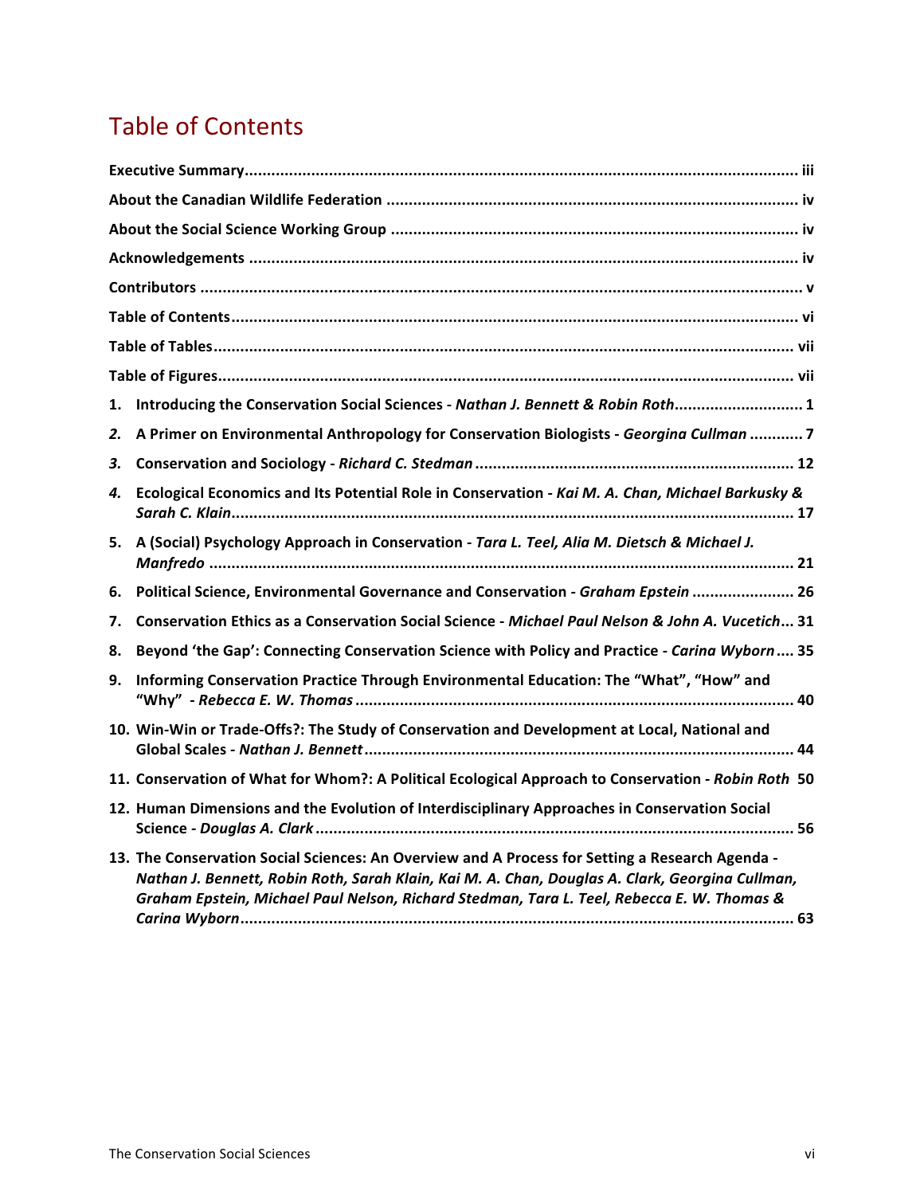# Table of Contents

**Executive Summary** ........................................................................................................ iii

**About the Canadian Wildlife Federation** ........................................................................ iv

**About the Social Science Working Group** ....................................................................... iv

**Acknowledgements** .......................................................................................................... iv

**Contributors** ..................................................................................................................... v

**Table of Contents** ............................................................................................................. vi

**Table of Tables** ................................................................................................................. vii

**Table of Figures** ............................................................................................................... vii

1. **Introducing the Conservation Social Sciences -** ***Nathan J. Bennett & Robin Roth*** ..................... 1
2. **A Primer on Environmental Anthropology for Conservation Biologists -** ***Georgina Cullman*** ........... 7
3. **Conservation and Sociology -** ***Richard C. Stedman*** ........................................................ 12
4. **Ecological Economics and Its Potential Role in Conservation -** ***Kai M. A. Chan, Michael Barkusky & Sarah C. Klain*** ........................................................................................................ 17
5. **A (Social) Psychology Approach in Conservation -** ***Tara L. Teel, Alia M. Dietsch & Michael J. Manfredo*** ........................................................................................................ 21
6. **Political Science, Environmental Governance and Conservation -** ***Graham Epstein*** ..................... 26
7. **Conservation Ethics as a Conservation Social Science -** ***Michael Paul Nelson & John A. Vucetich*** ... 31
8. **Beyond 'the Gap': Connecting Conservation Science with Policy and Practice -** ***Carina Wyborn*** .... 35
9. **Informing Conservation Practice Through Environmental Education: The "What", "How" and "Why" -** ***Rebecca E. W. Thomas*** ........................................................................................ 40
10. **Win-Win or Trade-Offs?: The Study of Conservation and Development at Local, National and Global Scales -** ***Nathan J. Bennett*** ........................................................................ 44
11. **Conservation of What for Whom?: A Political Ecological Approach to Conservation -** ***Robin Roth*** 50
12. **Human Dimensions and the Evolution of Interdisciplinary Approaches in Conservation Social Science -** ***Douglas A. Clark*** ........................................................................................ 56
13. **The Conservation Social Sciences: An Overview and A Process for Setting a Research Agenda -** ***Nathan J. Bennett, Robin Roth, Sarah Klain, Kai M. A. Chan, Douglas A. Clark, Georgina Cullman, Graham Epstein, Michael Paul Nelson, Richard Stedman, Tara L. Teel, Rebecca E. W. Thomas & Carina Wyborn*** ........................................................................................................ 63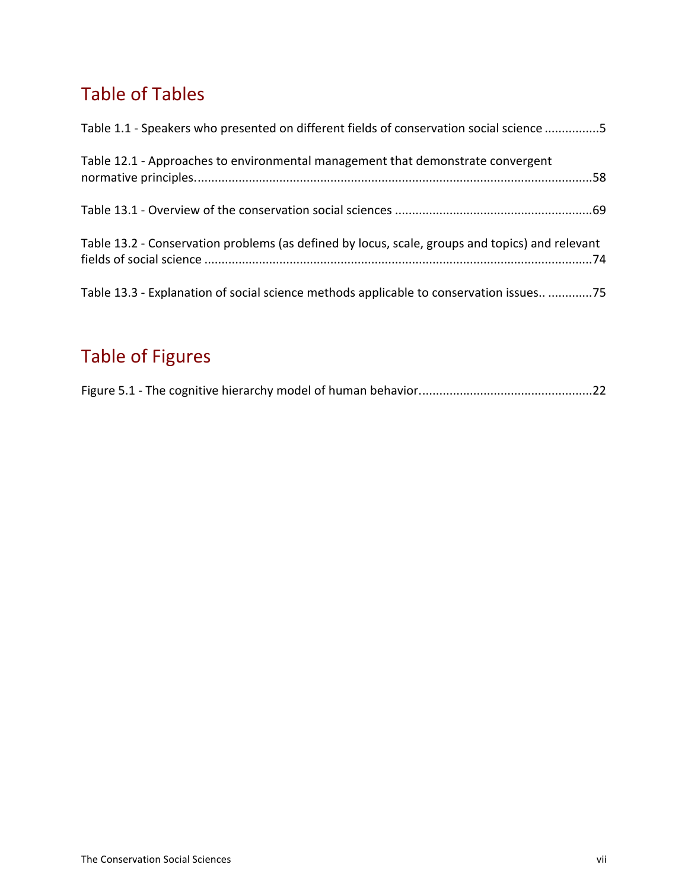# Table of Tables

Table 1.1 - Speakers who presented on different fields of conservation social science ................5

Table 12.1 - Approaches to environmental management that demonstrate convergent normative principles.....................................................................................................................58

Table 13.1 - Overview of the conservation social sciences ..........................................................69

Table 13.2 - Conservation problems (as defined by locus, scale, groups and topics) and relevant fields of social science ..................................................................................................................74

Table 13.3 - Explanation of social science methods applicable to conservation issues.. .............75

# Table of Figures

Figure 5.1 - The cognitive hierarchy model of human behavior...................................................22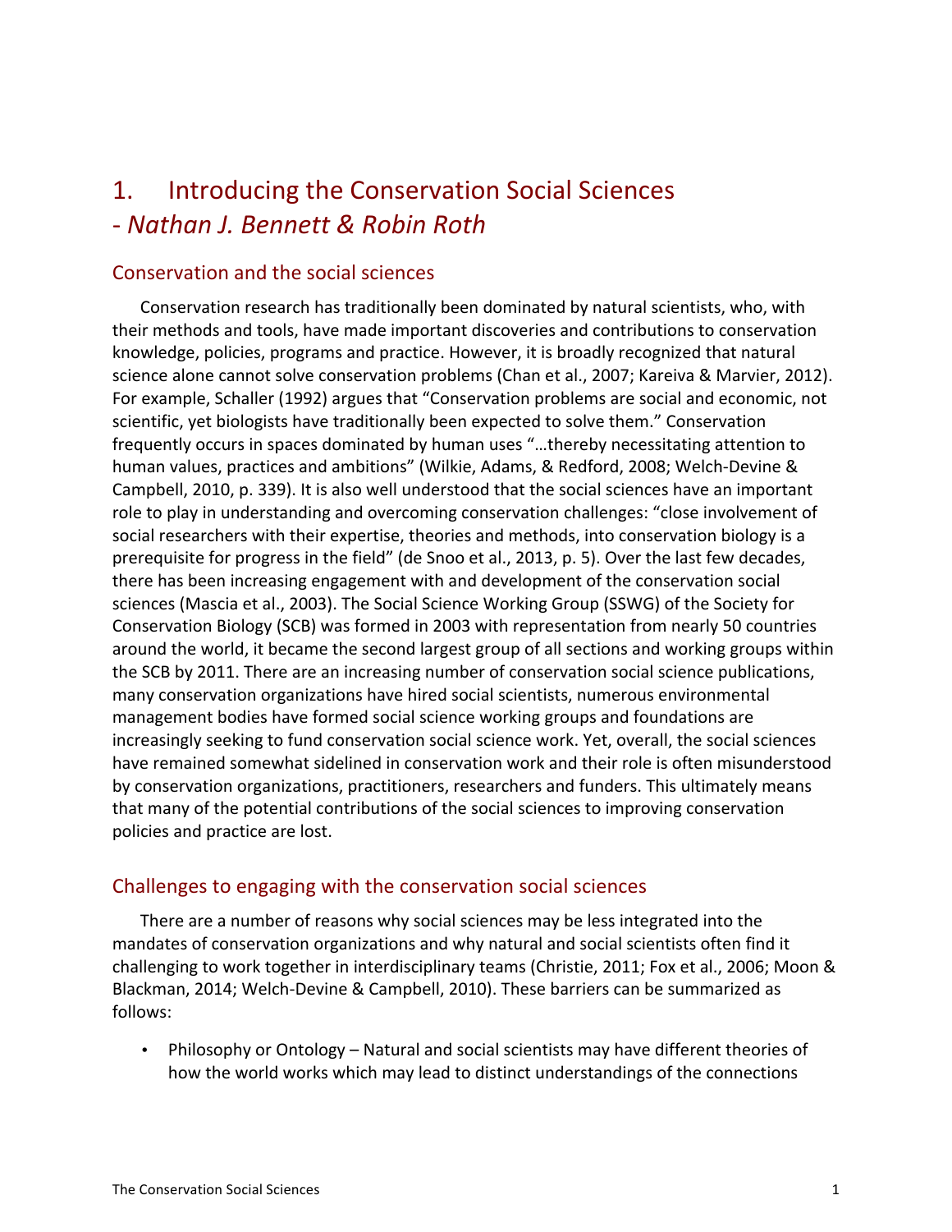# 1. Introducing the Conservation Social Sciences
## - *Nathan J. Bennett & Robin Roth*

### Conservation and the social sciences

Conservation research has traditionally been dominated by natural scientists, who, with their methods and tools, have made important discoveries and contributions to conservation knowledge, policies, programs and practice. However, it is broadly recognized that natural science alone cannot solve conservation problems (Chan et al., 2007; Kareiva & Marvier, 2012). For example, Schaller (1992) argues that "Conservation problems are social and economic, not scientific, yet biologists have traditionally been expected to solve them." Conservation frequently occurs in spaces dominated by human uses "…thereby necessitating attention to human values, practices and ambitions" (Wilkie, Adams, & Redford, 2008; Welch-Devine & Campbell, 2010, p. 339). It is also well understood that the social sciences have an important role to play in understanding and overcoming conservation challenges: "close involvement of social researchers with their expertise, theories and methods, into conservation biology is a prerequisite for progress in the field" (de Snoo et al., 2013, p. 5). Over the last few decades, there has been increasing engagement with and development of the conservation social sciences (Mascia et al., 2003). The Social Science Working Group (SSWG) of the Society for Conservation Biology (SCB) was formed in 2003 with representation from nearly 50 countries around the world, it became the second largest group of all sections and working groups within the SCB by 2011. There are an increasing number of conservation social science publications, many conservation organizations have hired social scientists, numerous environmental management bodies have formed social science working groups and foundations are increasingly seeking to fund conservation social science work. Yet, overall, the social sciences have remained somewhat sidelined in conservation work and their role is often misunderstood by conservation organizations, practitioners, researchers and funders. This ultimately means that many of the potential contributions of the social sciences to improving conservation policies and practice are lost.

### Challenges to engaging with the conservation social sciences

There are a number of reasons why social sciences may be less integrated into the mandates of conservation organizations and why natural and social scientists often find it challenging to work together in interdisciplinary teams (Christie, 2011; Fox et al., 2006; Moon & Blackman, 2014; Welch-Devine & Campbell, 2010). These barriers can be summarized as follows:

- Philosophy or Ontology – Natural and social scientists may have different theories of how the world works which may lead to distinct understandings of the connections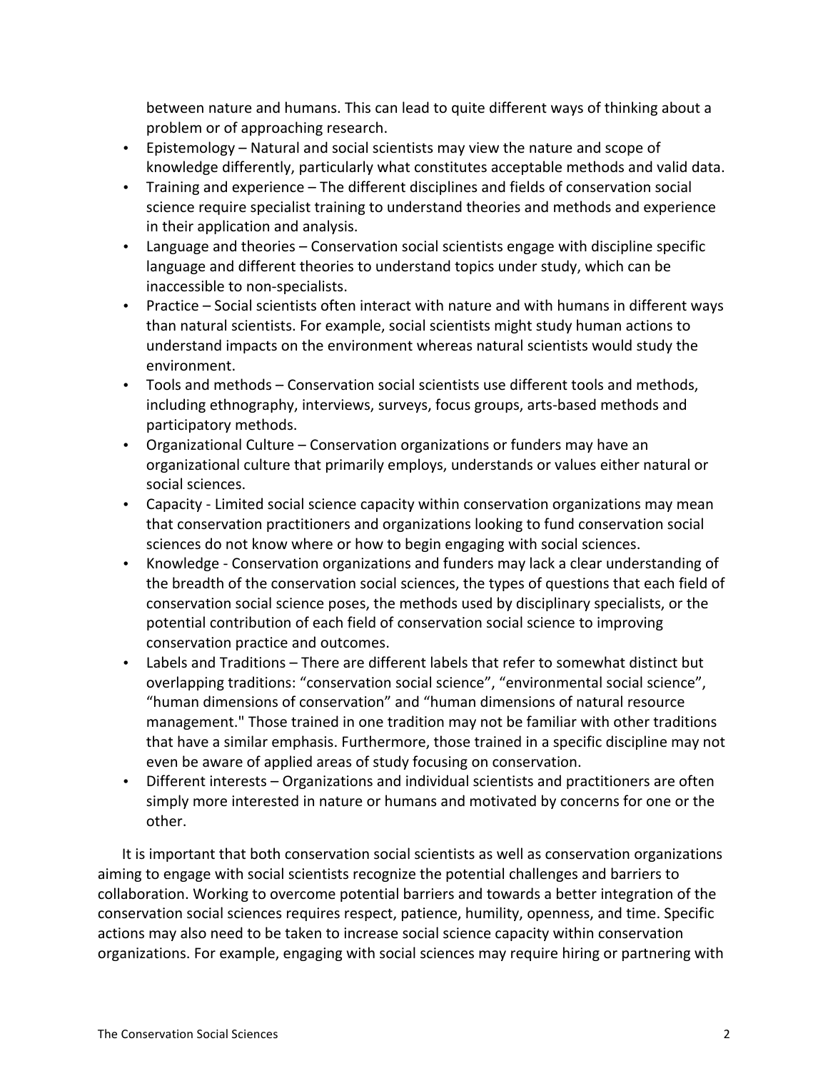between nature and humans. This can lead to quite different ways of thinking about a problem or of approaching research.

- Epistemology – Natural and social scientists may view the nature and scope of knowledge differently, particularly what constitutes acceptable methods and valid data.
- Training and experience – The different disciplines and fields of conservation social science require specialist training to understand theories and methods and experience in their application and analysis.
- Language and theories – Conservation social scientists engage with discipline specific language and different theories to understand topics under study, which can be inaccessible to non-specialists.
- Practice – Social scientists often interact with nature and with humans in different ways than natural scientists. For example, social scientists might study human actions to understand impacts on the environment whereas natural scientists would study the environment.
- Tools and methods – Conservation social scientists use different tools and methods, including ethnography, interviews, surveys, focus groups, arts-based methods and participatory methods.
- Organizational Culture – Conservation organizations or funders may have an organizational culture that primarily employs, understands or values either natural or social sciences.
- Capacity - Limited social science capacity within conservation organizations may mean that conservation practitioners and organizations looking to fund conservation social sciences do not know where or how to begin engaging with social sciences.
- Knowledge - Conservation organizations and funders may lack a clear understanding of the breadth of the conservation social sciences, the types of questions that each field of conservation social science poses, the methods used by disciplinary specialists, or the potential contribution of each field of conservation social science to improving conservation practice and outcomes.
- Labels and Traditions – There are different labels that refer to somewhat distinct but overlapping traditions: "conservation social science", "environmental social science", "human dimensions of conservation" and "human dimensions of natural resource management." Those trained in one tradition may not be familiar with other traditions that have a similar emphasis. Furthermore, those trained in a specific discipline may not even be aware of applied areas of study focusing on conservation.
- Different interests – Organizations and individual scientists and practitioners are often simply more interested in nature or humans and motivated by concerns for one or the other.

It is important that both conservation social scientists as well as conservation organizations aiming to engage with social scientists recognize the potential challenges and barriers to collaboration. Working to overcome potential barriers and towards a better integration of the conservation social sciences requires respect, patience, humility, openness, and time. Specific actions may also need to be taken to increase social science capacity within conservation organizations. For example, engaging with social sciences may require hiring or partnering with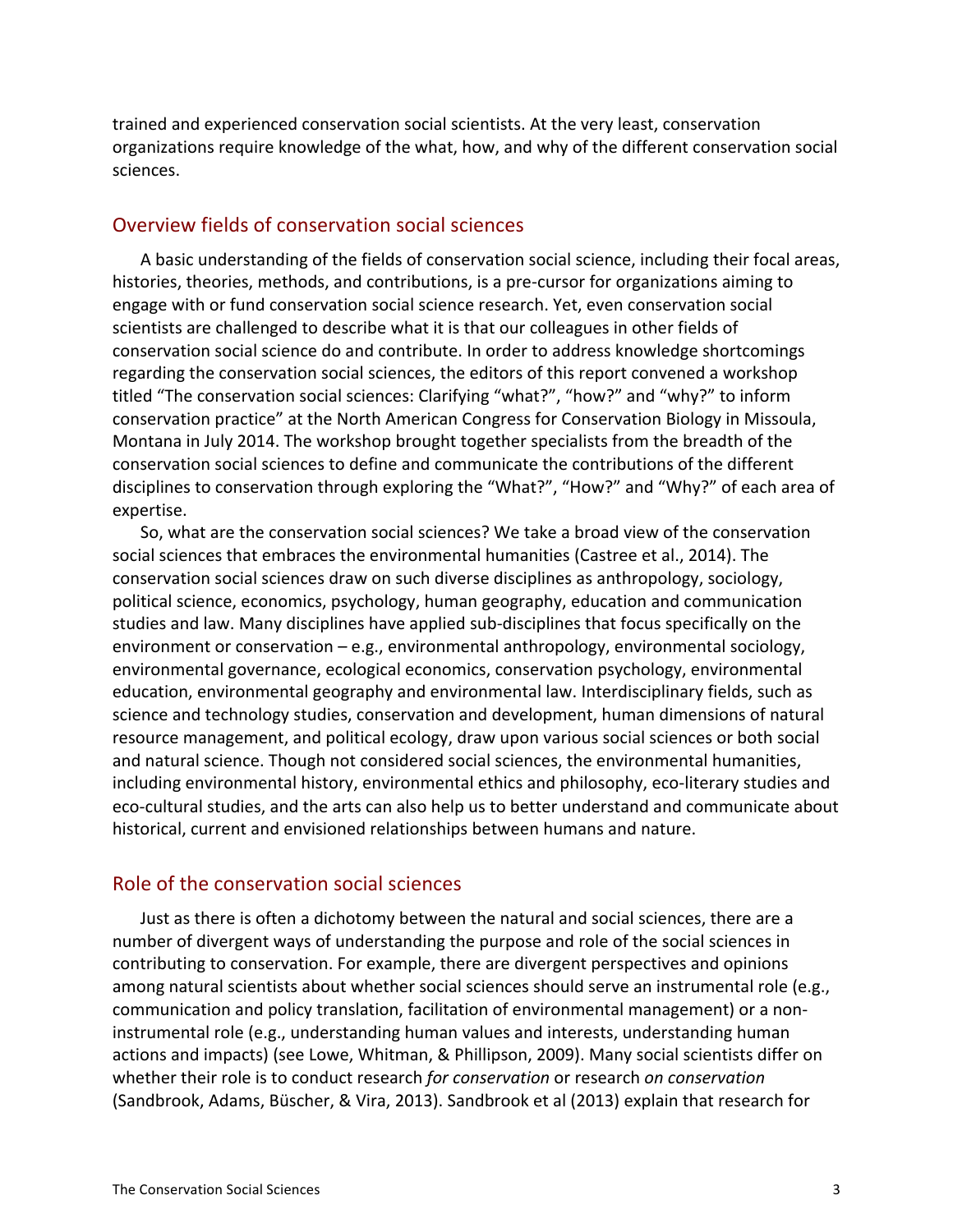trained and experienced conservation social scientists. At the very least, conservation organizations require knowledge of the what, how, and why of the different conservation social sciences.

## Overview fields of conservation social sciences

A basic understanding of the fields of conservation social science, including their focal areas, histories, theories, methods, and contributions, is a pre-cursor for organizations aiming to engage with or fund conservation social science research. Yet, even conservation social scientists are challenged to describe what it is that our colleagues in other fields of conservation social science do and contribute. In order to address knowledge shortcomings regarding the conservation social sciences, the editors of this report convened a workshop titled "The conservation social sciences: Clarifying "what?", "how?" and "why?" to inform conservation practice" at the North American Congress for Conservation Biology in Missoula, Montana in July 2014. The workshop brought together specialists from the breadth of the conservation social sciences to define and communicate the contributions of the different disciplines to conservation through exploring the "What?", "How?" and "Why?" of each area of expertise.

So, what are the conservation social sciences? We take a broad view of the conservation social sciences that embraces the environmental humanities (Castree et al., 2014). The conservation social sciences draw on such diverse disciplines as anthropology, sociology, political science, economics, psychology, human geography, education and communication studies and law. Many disciplines have applied sub-disciplines that focus specifically on the environment or conservation – e.g., environmental anthropology, environmental sociology, environmental governance, ecological economics, conservation psychology, environmental education, environmental geography and environmental law. Interdisciplinary fields, such as science and technology studies, conservation and development, human dimensions of natural resource management, and political ecology, draw upon various social sciences or both social and natural science. Though not considered social sciences, the environmental humanities, including environmental history, environmental ethics and philosophy, eco-literary studies and eco-cultural studies, and the arts can also help us to better understand and communicate about historical, current and envisioned relationships between humans and nature.

## Role of the conservation social sciences

Just as there is often a dichotomy between the natural and social sciences, there are a number of divergent ways of understanding the purpose and role of the social sciences in contributing to conservation. For example, there are divergent perspectives and opinions among natural scientists about whether social sciences should serve an instrumental role (e.g., communication and policy translation, facilitation of environmental management) or a non-instrumental role (e.g., understanding human values and interests, understanding human actions and impacts) (see Lowe, Whitman, & Phillipson, 2009). Many social scientists differ on whether their role is to conduct research *for conservation* or research *on conservation* (Sandbrook, Adams, Büscher, & Vira, 2013). Sandbrook et al (2013) explain that research for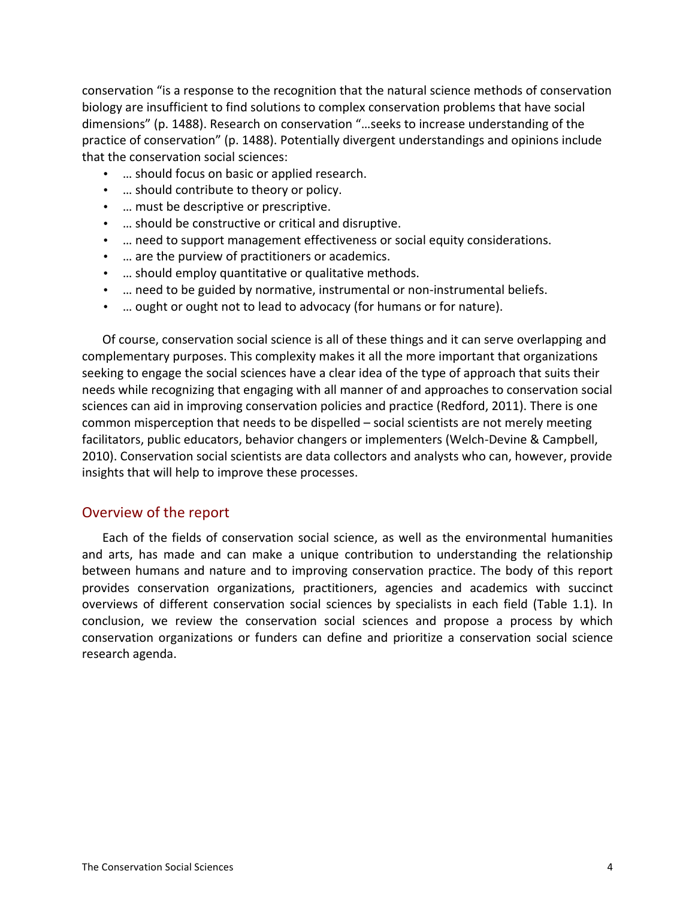conservation "is a response to the recognition that the natural science methods of conservation biology are insufficient to find solutions to complex conservation problems that have social dimensions" (p. 1488). Research on conservation "…seeks to increase understanding of the practice of conservation" (p. 1488). Potentially divergent understandings and opinions include that the conservation social sciences:

- … should focus on basic or applied research.
- … should contribute to theory or policy.
- … must be descriptive or prescriptive.
- … should be constructive or critical and disruptive.
- … need to support management effectiveness or social equity considerations.
- … are the purview of practitioners or academics.
- … should employ quantitative or qualitative methods.
- … need to be guided by normative, instrumental or non-instrumental beliefs.
- … ought or ought not to lead to advocacy (for humans or for nature).

Of course, conservation social science is all of these things and it can serve overlapping and complementary purposes. This complexity makes it all the more important that organizations seeking to engage the social sciences have a clear idea of the type of approach that suits their needs while recognizing that engaging with all manner of and approaches to conservation social sciences can aid in improving conservation policies and practice (Redford, 2011). There is one common misperception that needs to be dispelled – social scientists are not merely meeting facilitators, public educators, behavior changers or implementers (Welch-Devine & Campbell, 2010). Conservation social scientists are data collectors and analysts who can, however, provide insights that will help to improve these processes.

## Overview of the report

Each of the fields of conservation social science, as well as the environmental humanities and arts, has made and can make a unique contribution to understanding the relationship between humans and nature and to improving conservation practice. The body of this report provides conservation organizations, practitioners, agencies and academics with succinct overviews of different conservation social sciences by specialists in each field (Table 1.1). In conclusion, we review the conservation social sciences and propose a process by which conservation organizations or funders can define and prioritize a conservation social science research agenda.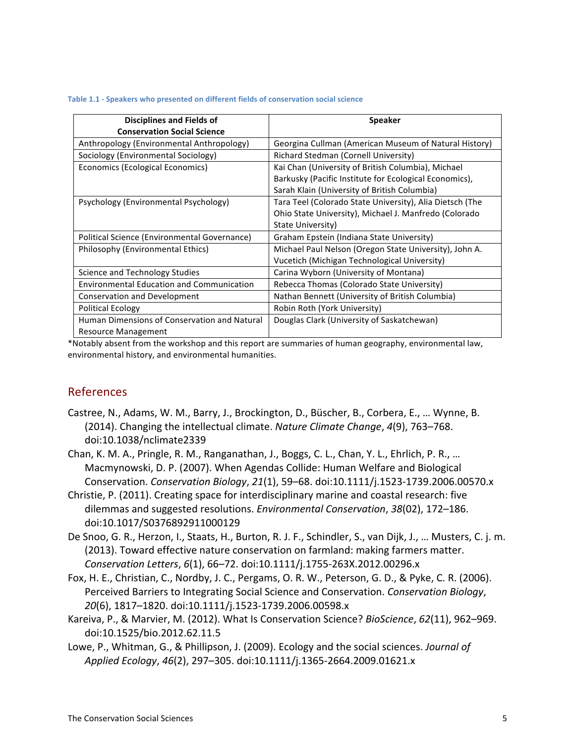**Table 1.1 - Speakers who presented on different fields of conservation social science**

| Disciplines and Fields of Conservation Social Science | Speaker |
|---|---|
| Anthropology (Environmental Anthropology) | Georgina Cullman (American Museum of Natural History) |
| Sociology (Environmental Sociology) | Richard Stedman (Cornell University) |
| Economics (Ecological Economics) | Kai Chan (University of British Columbia), Michael Barkusky (Pacific Institute for Ecological Economics), Sarah Klain (University of British Columbia) |
| Psychology (Environmental Psychology) | Tara Teel (Colorado State University), Alia Dietsch (The Ohio State University), Michael J. Manfredo (Colorado State University) |
| Political Science (Environmental Governance) | Graham Epstein (Indiana State University) |
| Philosophy (Environmental Ethics) | Michael Paul Nelson (Oregon State University), John A. Vucetich (Michigan Technological University) |
| Science and Technology Studies | Carina Wyborn (University of Montana) |
| Environmental Education and Communication | Rebecca Thomas (Colorado State University) |
| Conservation and Development | Nathan Bennett (University of British Columbia) |
| Political Ecology | Robin Roth (York University) |
| Human Dimensions of Conservation and Natural Resource Management | Douglas Clark (University of Saskatchewan) |

*Notably absent from the workshop and this report are summaries of human geography, environmental law, environmental history, and environmental humanities.

## References

Castree, N., Adams, W. M., Barry, J., Brockington, D., Büscher, B., Corbera, E., … Wynne, B. (2014). Changing the intellectual climate. *Nature Climate Change*, *4*(9), 763–768. doi:10.1038/nclimate2339

Chan, K. M. A., Pringle, R. M., Ranganathan, J., Boggs, C. L., Chan, Y. L., Ehrlich, P. R., … Macmynowski, D. P. (2007). When Agendas Collide: Human Welfare and Biological Conservation. *Conservation Biology*, *21*(1), 59–68. doi:10.1111/j.1523-1739.2006.00570.x

Christie, P. (2011). Creating space for interdisciplinary marine and coastal research: five dilemmas and suggested resolutions. *Environmental Conservation*, *38*(02), 172–186. doi:10.1017/S0376892911000129

De Snoo, G. R., Herzon, I., Staats, H., Burton, R. J. F., Schindler, S., van Dijk, J., … Musters, C. j. m. (2013). Toward effective nature conservation on farmland: making farmers matter. *Conservation Letters*, *6*(1), 66–72. doi:10.1111/j.1755-263X.2012.00296.x

Fox, H. E., Christian, C., Nordby, J. C., Pergams, O. R. W., Peterson, G. D., & Pyke, C. R. (2006). Perceived Barriers to Integrating Social Science and Conservation. *Conservation Biology*, *20*(6), 1817–1820. doi:10.1111/j.1523-1739.2006.00598.x

Kareiva, P., & Marvier, M. (2012). What Is Conservation Science? *BioScience*, *62*(11), 962–969. doi:10.1525/bio.2012.62.11.5

Lowe, P., Whitman, G., & Phillipson, J. (2009). Ecology and the social sciences. *Journal of Applied Ecology*, *46*(2), 297–305. doi:10.1111/j.1365-2664.2009.01621.x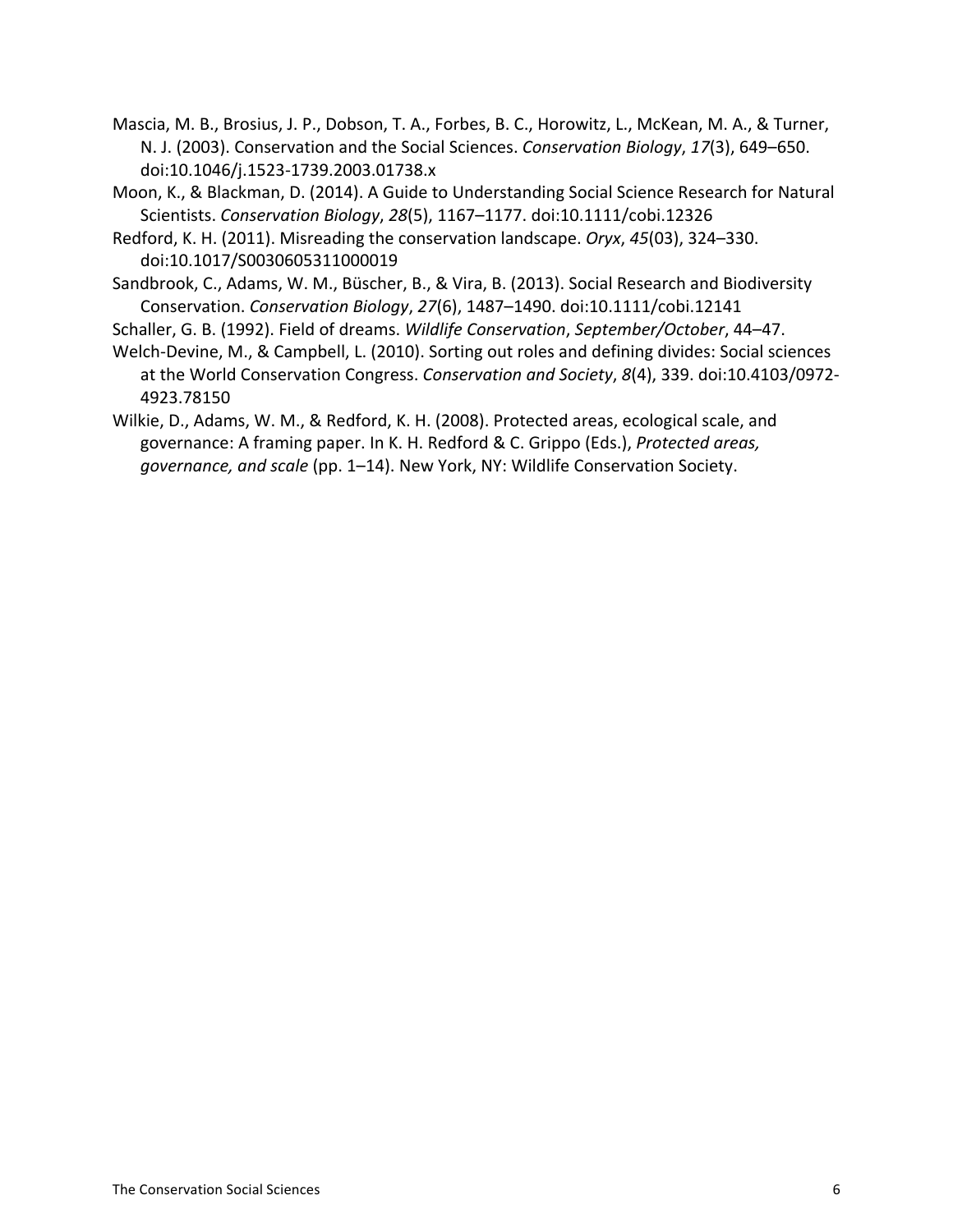Mascia, M. B., Brosius, J. P., Dobson, T. A., Forbes, B. C., Horowitz, L., McKean, M. A., & Turner, N. J. (2003). Conservation and the Social Sciences. *Conservation Biology*, *17*(3), 649–650. doi:10.1046/j.1523-1739.2003.01738.x

Moon, K., & Blackman, D. (2014). A Guide to Understanding Social Science Research for Natural Scientists. *Conservation Biology*, *28*(5), 1167–1177. doi:10.1111/cobi.12326

Redford, K. H. (2011). Misreading the conservation landscape. *Oryx*, *45*(03), 324–330. doi:10.1017/S0030605311000019

Sandbrook, C., Adams, W. M., Büscher, B., & Vira, B. (2013). Social Research and Biodiversity Conservation. *Conservation Biology*, *27*(6), 1487–1490. doi:10.1111/cobi.12141

Schaller, G. B. (1992). Field of dreams. *Wildlife Conservation*, *September/October*, 44–47.

Welch-Devine, M., & Campbell, L. (2010). Sorting out roles and defining divides: Social sciences at the World Conservation Congress. *Conservation and Society*, *8*(4), 339. doi:10.4103/0972-4923.78150

Wilkie, D., Adams, W. M., & Redford, K. H. (2008). Protected areas, ecological scale, and governance: A framing paper. In K. H. Redford & C. Grippo (Eds.), *Protected areas, governance, and scale* (pp. 1–14). New York, NY: Wildlife Conservation Society.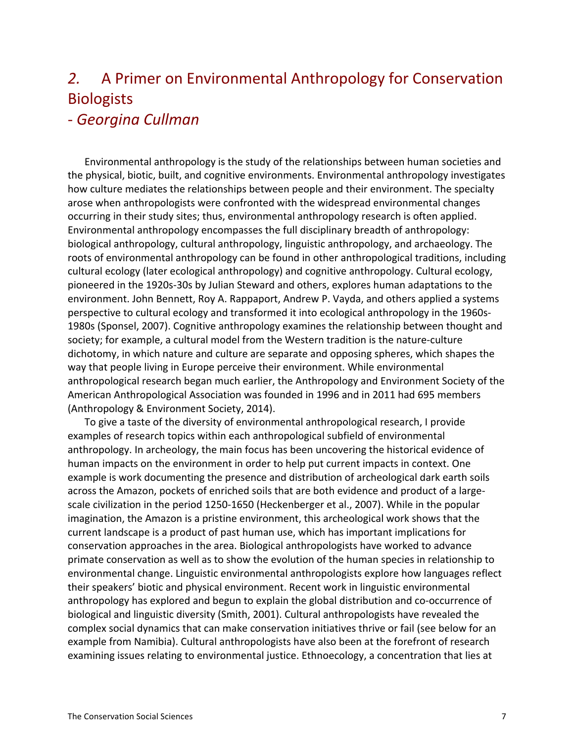# *2.* A Primer on Environmental Anthropology for Conservation Biologists

## - *Georgina Cullman*

Environmental anthropology is the study of the relationships between human societies and the physical, biotic, built, and cognitive environments. Environmental anthropology investigates how culture mediates the relationships between people and their environment. The specialty arose when anthropologists were confronted with the widespread environmental changes occurring in their study sites; thus, environmental anthropology research is often applied. Environmental anthropology encompasses the full disciplinary breadth of anthropology: biological anthropology, cultural anthropology, linguistic anthropology, and archaeology. The roots of environmental anthropology can be found in other anthropological traditions, including cultural ecology (later ecological anthropology) and cognitive anthropology. Cultural ecology, pioneered in the 1920s-30s by Julian Steward and others, explores human adaptations to the environment. John Bennett, Roy A. Rappaport, Andrew P. Vayda, and others applied a systems perspective to cultural ecology and transformed it into ecological anthropology in the 1960s-1980s (Sponsel, 2007). Cognitive anthropology examines the relationship between thought and society; for example, a cultural model from the Western tradition is the nature-culture dichotomy, in which nature and culture are separate and opposing spheres, which shapes the way that people living in Europe perceive their environment. While environmental anthropological research began much earlier, the Anthropology and Environment Society of the American Anthropological Association was founded in 1996 and in 2011 had 695 members (Anthropology & Environment Society, 2014).

To give a taste of the diversity of environmental anthropological research, I provide examples of research topics within each anthropological subfield of environmental anthropology. In archeology, the main focus has been uncovering the historical evidence of human impacts on the environment in order to help put current impacts in context. One example is work documenting the presence and distribution of archeological dark earth soils across the Amazon, pockets of enriched soils that are both evidence and product of a large-scale civilization in the period 1250-1650 (Heckenberger et al., 2007). While in the popular imagination, the Amazon is a pristine environment, this archeological work shows that the current landscape is a product of past human use, which has important implications for conservation approaches in the area. Biological anthropologists have worked to advance primate conservation as well as to show the evolution of the human species in relationship to environmental change. Linguistic environmental anthropologists explore how languages reflect their speakers' biotic and physical environment. Recent work in linguistic environmental anthropology has explored and begun to explain the global distribution and co-occurrence of biological and linguistic diversity (Smith, 2001). Cultural anthropologists have revealed the complex social dynamics that can make conservation initiatives thrive or fail (see below for an example from Namibia). Cultural anthropologists have also been at the forefront of research examining issues relating to environmental justice. Ethnoecology, a concentration that lies at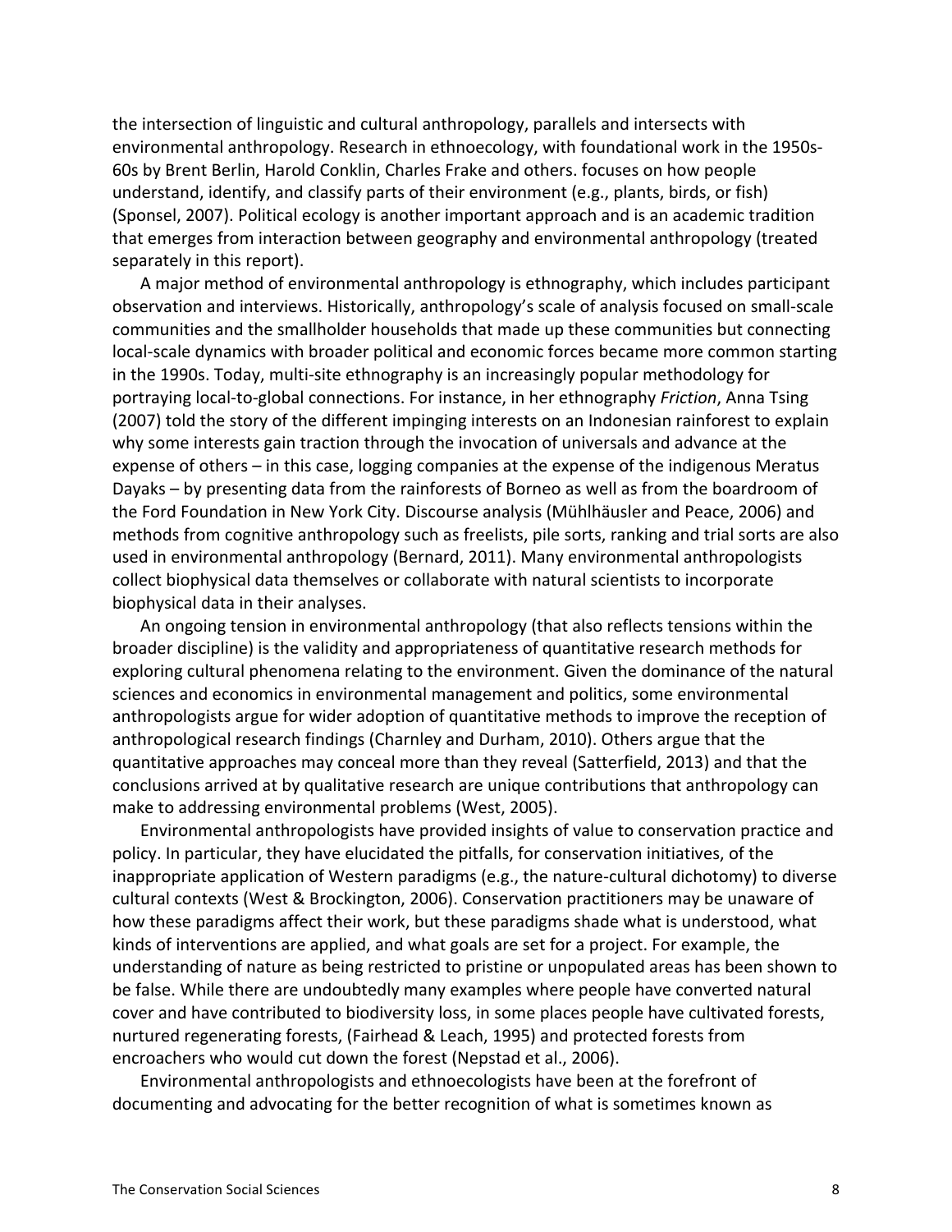the intersection of linguistic and cultural anthropology, parallels and intersects with environmental anthropology. Research in ethnoecology, with foundational work in the 1950s-60s by Brent Berlin, Harold Conklin, Charles Frake and others. focuses on how people understand, identify, and classify parts of their environment (e.g., plants, birds, or fish) (Sponsel, 2007). Political ecology is another important approach and is an academic tradition that emerges from interaction between geography and environmental anthropology (treated separately in this report).

A major method of environmental anthropology is ethnography, which includes participant observation and interviews. Historically, anthropology's scale of analysis focused on small-scale communities and the smallholder households that made up these communities but connecting local-scale dynamics with broader political and economic forces became more common starting in the 1990s. Today, multi-site ethnography is an increasingly popular methodology for portraying local-to-global connections. For instance, in her ethnography *Friction*, Anna Tsing (2007) told the story of the different impinging interests on an Indonesian rainforest to explain why some interests gain traction through the invocation of universals and advance at the expense of others – in this case, logging companies at the expense of the indigenous Meratus Dayaks – by presenting data from the rainforests of Borneo as well as from the boardroom of the Ford Foundation in New York City. Discourse analysis (Mühlhäusler and Peace, 2006) and methods from cognitive anthropology such as freelists, pile sorts, ranking and trial sorts are also used in environmental anthropology (Bernard, 2011). Many environmental anthropologists collect biophysical data themselves or collaborate with natural scientists to incorporate biophysical data in their analyses.

An ongoing tension in environmental anthropology (that also reflects tensions within the broader discipline) is the validity and appropriateness of quantitative research methods for exploring cultural phenomena relating to the environment. Given the dominance of the natural sciences and economics in environmental management and politics, some environmental anthropologists argue for wider adoption of quantitative methods to improve the reception of anthropological research findings (Charnley and Durham, 2010). Others argue that the quantitative approaches may conceal more than they reveal (Satterfield, 2013) and that the conclusions arrived at by qualitative research are unique contributions that anthropology can make to addressing environmental problems (West, 2005).

Environmental anthropologists have provided insights of value to conservation practice and policy. In particular, they have elucidated the pitfalls, for conservation initiatives, of the inappropriate application of Western paradigms (e.g., the nature-cultural dichotomy) to diverse cultural contexts (West & Brockington, 2006). Conservation practitioners may be unaware of how these paradigms affect their work, but these paradigms shade what is understood, what kinds of interventions are applied, and what goals are set for a project. For example, the understanding of nature as being restricted to pristine or unpopulated areas has been shown to be false. While there are undoubtedly many examples where people have converted natural cover and have contributed to biodiversity loss, in some places people have cultivated forests, nurtured regenerating forests, (Fairhead & Leach, 1995) and protected forests from encroachers who would cut down the forest (Nepstad et al., 2006).

Environmental anthropologists and ethnoecologists have been at the forefront of documenting and advocating for the better recognition of what is sometimes known as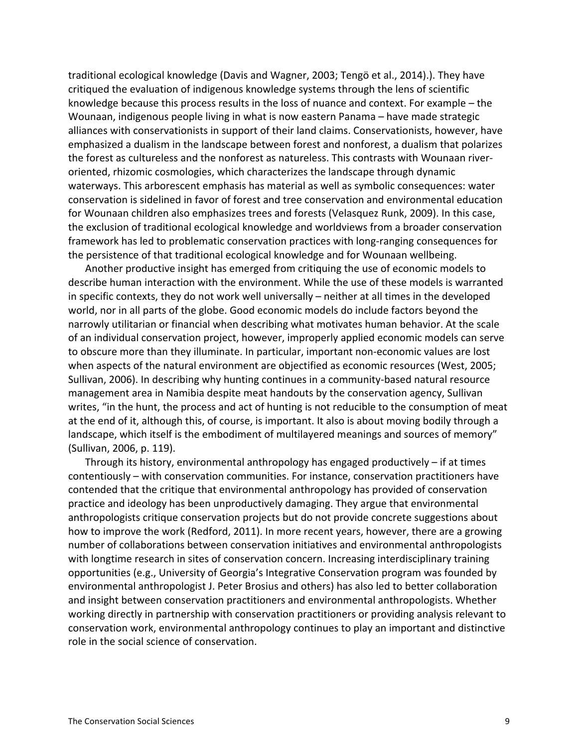traditional ecological knowledge (Davis and Wagner, 2003; Tengö et al., 2014).). They have critiqued the evaluation of indigenous knowledge systems through the lens of scientific knowledge because this process results in the loss of nuance and context. For example – the Wounaan, indigenous people living in what is now eastern Panama – have made strategic alliances with conservationists in support of their land claims. Conservationists, however, have emphasized a dualism in the landscape between forest and nonforest, a dualism that polarizes the forest as cultureless and the nonforest as natureless. This contrasts with Wounaan river-oriented, rhizomic cosmologies, which characterizes the landscape through dynamic waterways. This arborescent emphasis has material as well as symbolic consequences: water conservation is sidelined in favor of forest and tree conservation and environmental education for Wounaan children also emphasizes trees and forests (Velasquez Runk, 2009). In this case, the exclusion of traditional ecological knowledge and worldviews from a broader conservation framework has led to problematic conservation practices with long-ranging consequences for the persistence of that traditional ecological knowledge and for Wounaan wellbeing.

Another productive insight has emerged from critiquing the use of economic models to describe human interaction with the environment. While the use of these models is warranted in specific contexts, they do not work well universally – neither at all times in the developed world, nor in all parts of the globe. Good economic models do include factors beyond the narrowly utilitarian or financial when describing what motivates human behavior. At the scale of an individual conservation project, however, improperly applied economic models can serve to obscure more than they illuminate. In particular, important non-economic values are lost when aspects of the natural environment are objectified as economic resources (West, 2005; Sullivan, 2006). In describing why hunting continues in a community-based natural resource management area in Namibia despite meat handouts by the conservation agency, Sullivan writes, "in the hunt, the process and act of hunting is not reducible to the consumption of meat at the end of it, although this, of course, is important. It also is about moving bodily through a landscape, which itself is the embodiment of multilayered meanings and sources of memory" (Sullivan, 2006, p. 119).

Through its history, environmental anthropology has engaged productively – if at times contentiously – with conservation communities. For instance, conservation practitioners have contended that the critique that environmental anthropology has provided of conservation practice and ideology has been unproductively damaging. They argue that environmental anthropologists critique conservation projects but do not provide concrete suggestions about how to improve the work (Redford, 2011). In more recent years, however, there are a growing number of collaborations between conservation initiatives and environmental anthropologists with longtime research in sites of conservation concern. Increasing interdisciplinary training opportunities (e.g., University of Georgia's Integrative Conservation program was founded by environmental anthropologist J. Peter Brosius and others) has also led to better collaboration and insight between conservation practitioners and environmental anthropologists. Whether working directly in partnership with conservation practitioners or providing analysis relevant to conservation work, environmental anthropology continues to play an important and distinctive role in the social science of conservation.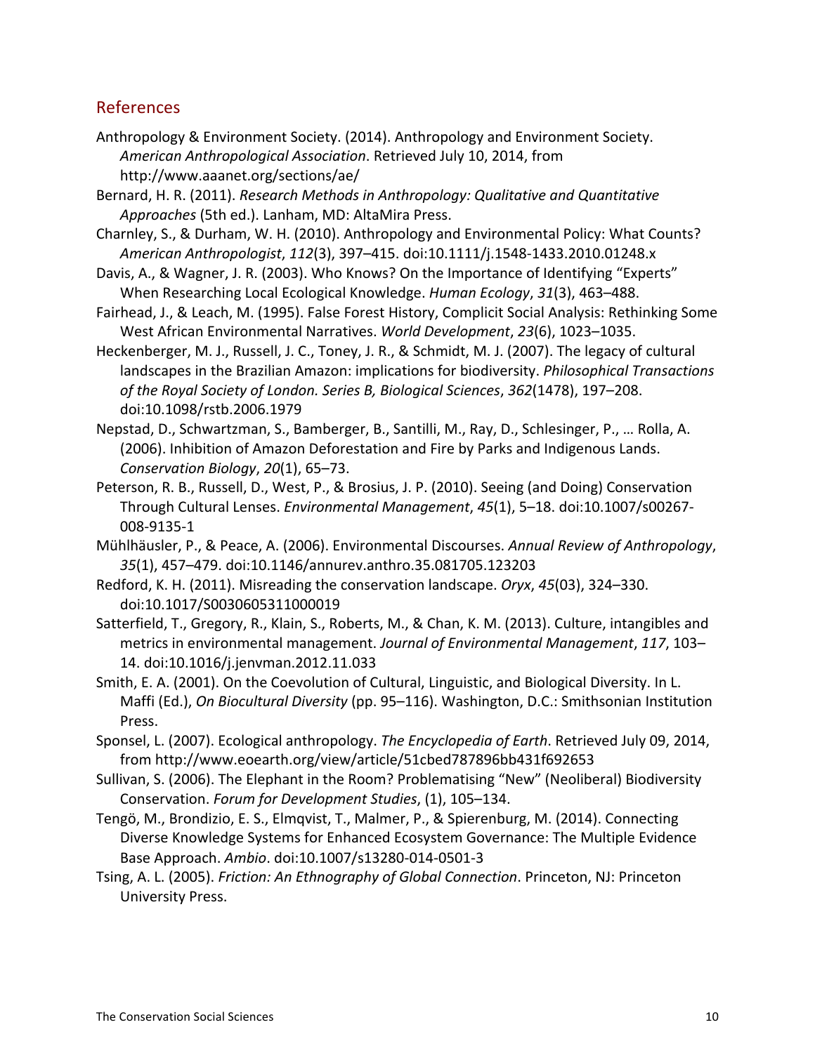## References

Anthropology & Environment Society. (2014). Anthropology and Environment Society. *American Anthropological Association*. Retrieved July 10, 2014, from http://www.aaanet.org/sections/ae/

Bernard, H. R. (2011). *Research Methods in Anthropology: Qualitative and Quantitative Approaches* (5th ed.). Lanham, MD: AltaMira Press.

Charnley, S., & Durham, W. H. (2010). Anthropology and Environmental Policy: What Counts? *American Anthropologist*, *112*(3), 397–415. doi:10.1111/j.1548-1433.2010.01248.x

Davis, A., & Wagner, J. R. (2003). Who Knows? On the Importance of Identifying "Experts" When Researching Local Ecological Knowledge. *Human Ecology*, *31*(3), 463–488.

Fairhead, J., & Leach, M. (1995). False Forest History, Complicit Social Analysis: Rethinking Some West African Environmental Narratives. *World Development*, *23*(6), 1023–1035.

Heckenberger, M. J., Russell, J. C., Toney, J. R., & Schmidt, M. J. (2007). The legacy of cultural landscapes in the Brazilian Amazon: implications for biodiversity. *Philosophical Transactions of the Royal Society of London. Series B, Biological Sciences*, *362*(1478), 197–208. doi:10.1098/rstb.2006.1979

Nepstad, D., Schwartzman, S., Bamberger, B., Santilli, M., Ray, D., Schlesinger, P., … Rolla, A. (2006). Inhibition of Amazon Deforestation and Fire by Parks and Indigenous Lands. *Conservation Biology*, *20*(1), 65–73.

Peterson, R. B., Russell, D., West, P., & Brosius, J. P. (2010). Seeing (and Doing) Conservation Through Cultural Lenses. *Environmental Management*, *45*(1), 5–18. doi:10.1007/s00267-008-9135-1

Mühlhäusler, P., & Peace, A. (2006). Environmental Discourses. *Annual Review of Anthropology*, *35*(1), 457–479. doi:10.1146/annurev.anthro.35.081705.123203

Redford, K. H. (2011). Misreading the conservation landscape. *Oryx*, *45*(03), 324–330. doi:10.1017/S0030605311000019

Satterfield, T., Gregory, R., Klain, S., Roberts, M., & Chan, K. M. (2013). Culture, intangibles and metrics in environmental management. *Journal of Environmental Management*, *117*, 103–14. doi:10.1016/j.jenvman.2012.11.033

Smith, E. A. (2001). On the Coevolution of Cultural, Linguistic, and Biological Diversity. In L. Maffi (Ed.), *On Biocultural Diversity* (pp. 95–116). Washington, D.C.: Smithsonian Institution Press.

Sponsel, L. (2007). Ecological anthropology. *The Encyclopedia of Earth*. Retrieved July 09, 2014, from http://www.eoearth.org/view/article/51cbed787896bb431f692653

Sullivan, S. (2006). The Elephant in the Room? Problematising "New" (Neoliberal) Biodiversity Conservation. *Forum for Development Studies*, (1), 105–134.

Tengö, M., Brondizio, E. S., Elmqvist, T., Malmer, P., & Spierenburg, M. (2014). Connecting Diverse Knowledge Systems for Enhanced Ecosystem Governance: The Multiple Evidence Base Approach. *Ambio*. doi:10.1007/s13280-014-0501-3

Tsing, A. L. (2005). *Friction: An Ethnography of Global Connection*. Princeton, NJ: Princeton University Press.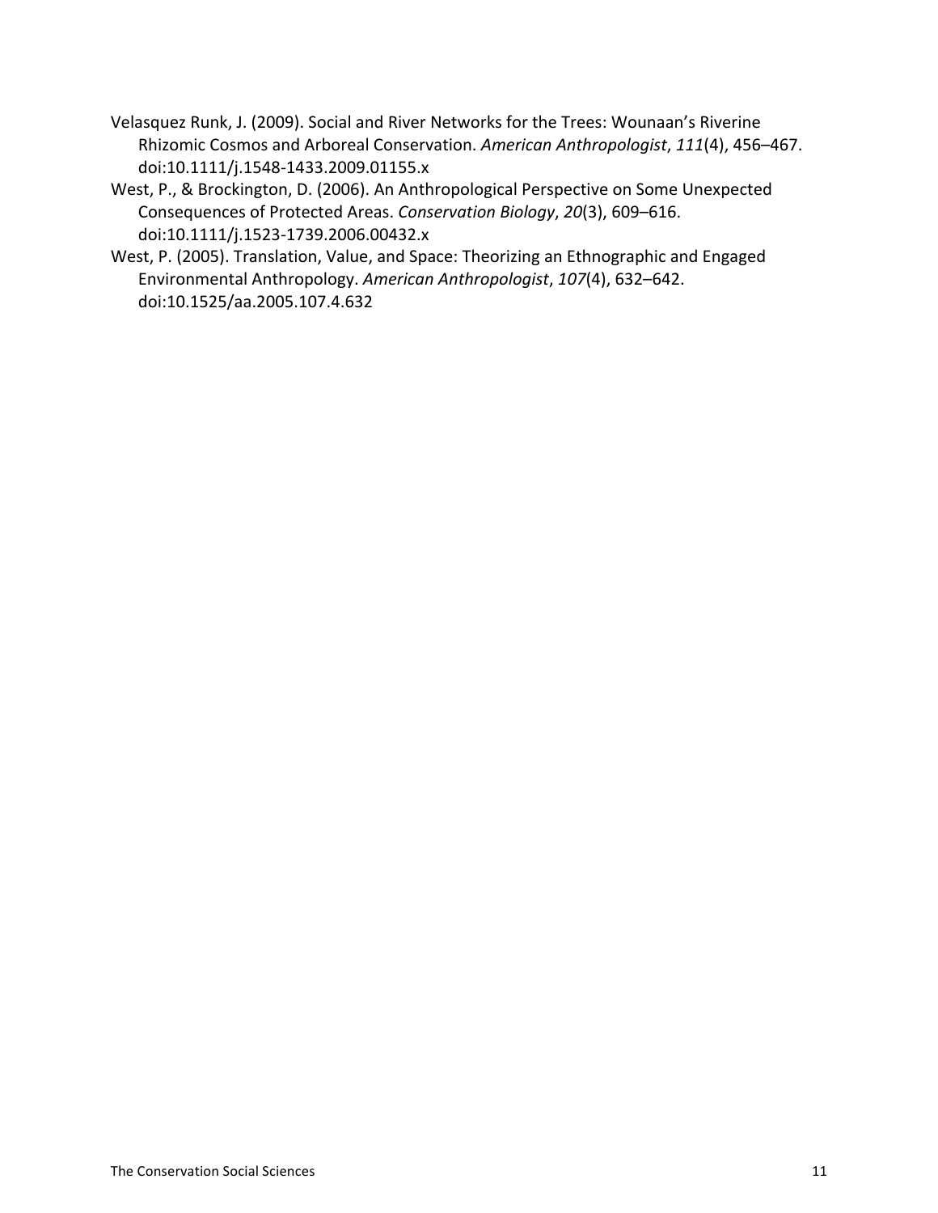Velasquez Runk, J. (2009). Social and River Networks for the Trees: Wounaan's Riverine Rhizomic Cosmos and Arboreal Conservation. *American Anthropologist*, *111*(4), 456–467. doi:10.1111/j.1548-1433.2009.01155.x

West, P., & Brockington, D. (2006). An Anthropological Perspective on Some Unexpected Consequences of Protected Areas. *Conservation Biology*, *20*(3), 609–616. doi:10.1111/j.1523-1739.2006.00432.x

West, P. (2005). Translation, Value, and Space: Theorizing an Ethnographic and Engaged Environmental Anthropology. *American Anthropologist*, *107*(4), 632–642. doi:10.1525/aa.2005.107.4.632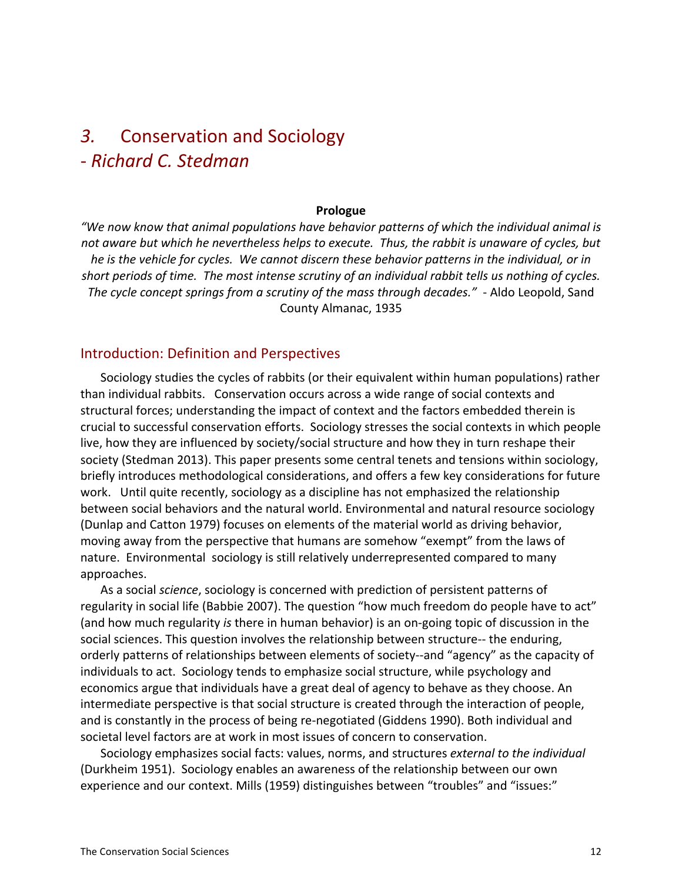# *3.* Conservation and Sociology
## *- Richard C. Stedman*

**Prologue**

*"We now know that animal populations have behavior patterns of which the individual animal is not aware but which he nevertheless helps to execute. Thus, the rabbit is unaware of cycles, but he is the vehicle for cycles. We cannot discern these behavior patterns in the individual, or in short periods of time. The most intense scrutiny of an individual rabbit tells us nothing of cycles. The cycle concept springs from a scrutiny of the mass through decades."* - Aldo Leopold, Sand County Almanac, 1935

## Introduction: Definition and Perspectives

Sociology studies the cycles of rabbits (or their equivalent within human populations) rather than individual rabbits. Conservation occurs across a wide range of social contexts and structural forces; understanding the impact of context and the factors embedded therein is crucial to successful conservation efforts. Sociology stresses the social contexts in which people live, how they are influenced by society/social structure and how they in turn reshape their society (Stedman 2013). This paper presents some central tenets and tensions within sociology, briefly introduces methodological considerations, and offers a few key considerations for future work. Until quite recently, sociology as a discipline has not emphasized the relationship between social behaviors and the natural world. Environmental and natural resource sociology (Dunlap and Catton 1979) focuses on elements of the material world as driving behavior, moving away from the perspective that humans are somehow "exempt" from the laws of nature. Environmental sociology is still relatively underrepresented compared to many approaches.

As a social *science*, sociology is concerned with prediction of persistent patterns of regularity in social life (Babbie 2007). The question "how much freedom do people have to act" (and how much regularity *is* there in human behavior) is an on-going topic of discussion in the social sciences. This question involves the relationship between structure-- the enduring, orderly patterns of relationships between elements of society--and "agency" as the capacity of individuals to act. Sociology tends to emphasize social structure, while psychology and economics argue that individuals have a great deal of agency to behave as they choose. An intermediate perspective is that social structure is created through the interaction of people, and is constantly in the process of being re-negotiated (Giddens 1990). Both individual and societal level factors are at work in most issues of concern to conservation.

Sociology emphasizes social facts: values, norms, and structures *external to the individual* (Durkheim 1951). Sociology enables an awareness of the relationship between our own experience and our context. Mills (1959) distinguishes between "troubles" and "issues:"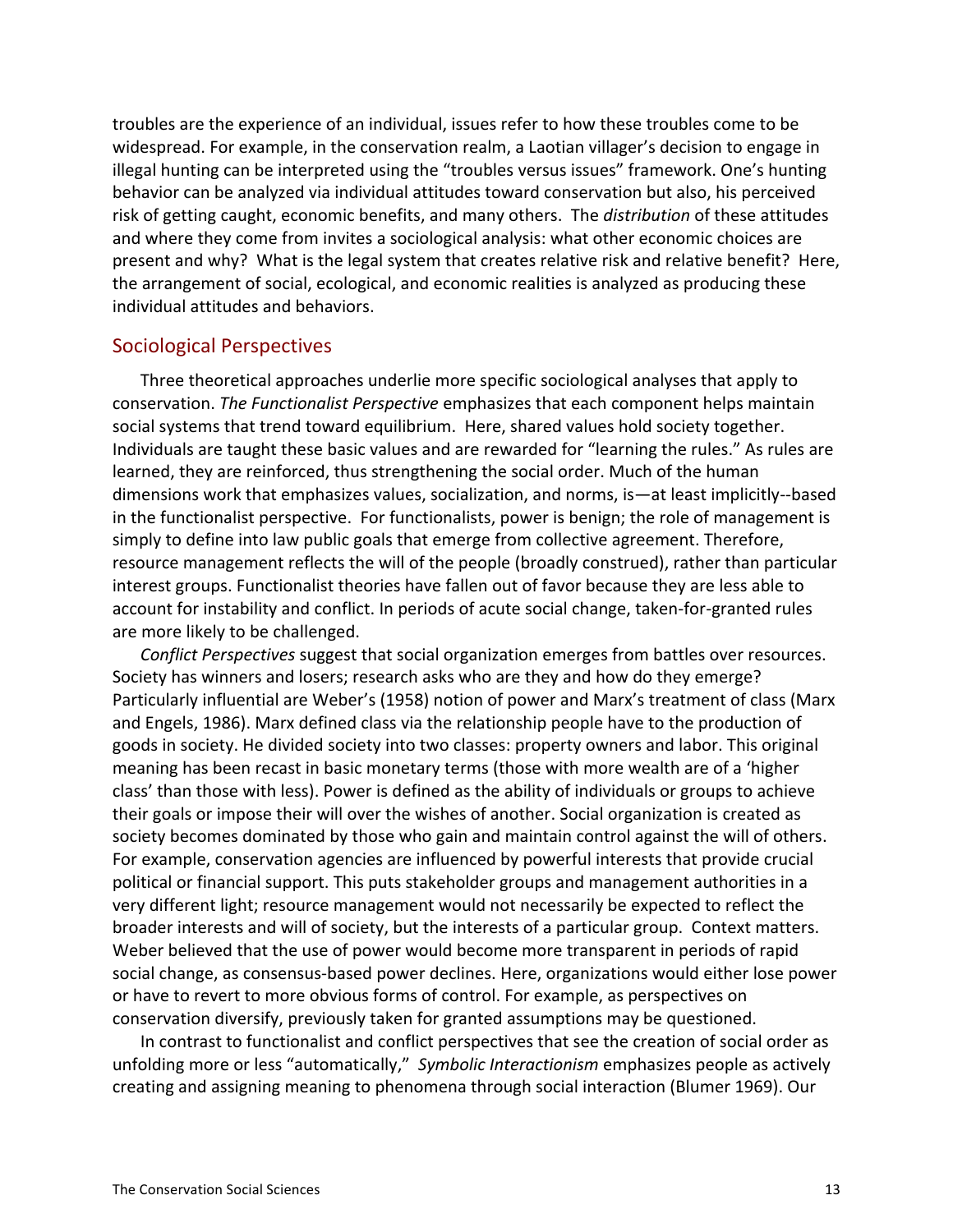troubles are the experience of an individual, issues refer to how these troubles come to be widespread. For example, in the conservation realm, a Laotian villager's decision to engage in illegal hunting can be interpreted using the "troubles versus issues" framework. One's hunting behavior can be analyzed via individual attitudes toward conservation but also, his perceived risk of getting caught, economic benefits, and many others. The *distribution* of these attitudes and where they come from invites a sociological analysis: what other economic choices are present and why? What is the legal system that creates relative risk and relative benefit? Here, the arrangement of social, ecological, and economic realities is analyzed as producing these individual attitudes and behaviors.

## Sociological Perspectives

Three theoretical approaches underlie more specific sociological analyses that apply to conservation. *The Functionalist Perspective* emphasizes that each component helps maintain social systems that trend toward equilibrium. Here, shared values hold society together. Individuals are taught these basic values and are rewarded for "learning the rules." As rules are learned, they are reinforced, thus strengthening the social order. Much of the human dimensions work that emphasizes values, socialization, and norms, is—at least implicitly--based in the functionalist perspective. For functionalists, power is benign; the role of management is simply to define into law public goals that emerge from collective agreement. Therefore, resource management reflects the will of the people (broadly construed), rather than particular interest groups. Functionalist theories have fallen out of favor because they are less able to account for instability and conflict. In periods of acute social change, taken-for-granted rules are more likely to be challenged.

*Conflict Perspectives* suggest that social organization emerges from battles over resources. Society has winners and losers; research asks who are they and how do they emerge? Particularly influential are Weber's (1958) notion of power and Marx's treatment of class (Marx and Engels, 1986). Marx defined class via the relationship people have to the production of goods in society. He divided society into two classes: property owners and labor. This original meaning has been recast in basic monetary terms (those with more wealth are of a 'higher class' than those with less). Power is defined as the ability of individuals or groups to achieve their goals or impose their will over the wishes of another. Social organization is created as society becomes dominated by those who gain and maintain control against the will of others. For example, conservation agencies are influenced by powerful interests that provide crucial political or financial support. This puts stakeholder groups and management authorities in a very different light; resource management would not necessarily be expected to reflect the broader interests and will of society, but the interests of a particular group. Context matters. Weber believed that the use of power would become more transparent in periods of rapid social change, as consensus-based power declines. Here, organizations would either lose power or have to revert to more obvious forms of control. For example, as perspectives on conservation diversify, previously taken for granted assumptions may be questioned.

In contrast to functionalist and conflict perspectives that see the creation of social order as unfolding more or less "automatically," *Symbolic Interactionism* emphasizes people as actively creating and assigning meaning to phenomena through social interaction (Blumer 1969). Our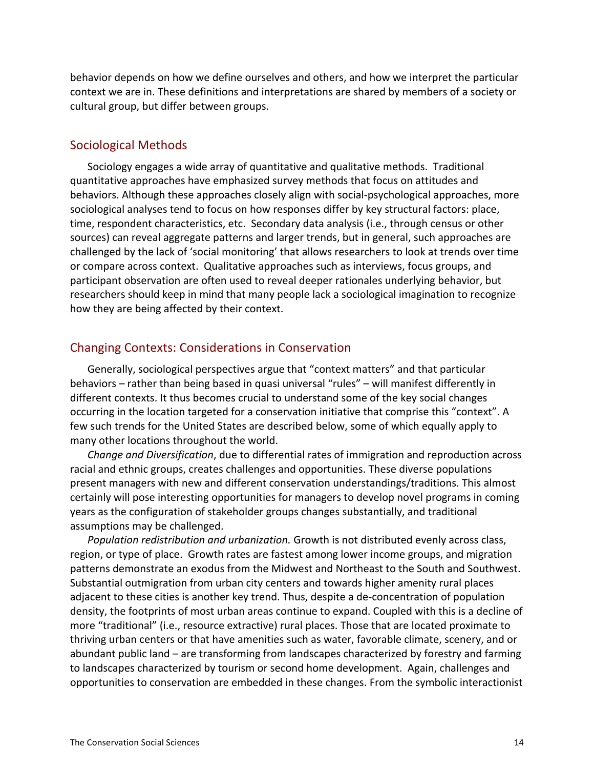behavior depends on how we define ourselves and others, and how we interpret the particular context we are in. These definitions and interpretations are shared by members of a society or cultural group, but differ between groups.

## Sociological Methods

Sociology engages a wide array of quantitative and qualitative methods. Traditional quantitative approaches have emphasized survey methods that focus on attitudes and behaviors. Although these approaches closely align with social-psychological approaches, more sociological analyses tend to focus on how responses differ by key structural factors: place, time, respondent characteristics, etc. Secondary data analysis (i.e., through census or other sources) can reveal aggregate patterns and larger trends, but in general, such approaches are challenged by the lack of 'social monitoring' that allows researchers to look at trends over time or compare across context. Qualitative approaches such as interviews, focus groups, and participant observation are often used to reveal deeper rationales underlying behavior, but researchers should keep in mind that many people lack a sociological imagination to recognize how they are being affected by their context.

## Changing Contexts: Considerations in Conservation

Generally, sociological perspectives argue that "context matters" and that particular behaviors – rather than being based in quasi universal "rules" – will manifest differently in different contexts. It thus becomes crucial to understand some of the key social changes occurring in the location targeted for a conservation initiative that comprise this "context". A few such trends for the United States are described below, some of which equally apply to many other locations throughout the world.

*Change and Diversification*, due to differential rates of immigration and reproduction across racial and ethnic groups, creates challenges and opportunities. These diverse populations present managers with new and different conservation understandings/traditions. This almost certainly will pose interesting opportunities for managers to develop novel programs in coming years as the configuration of stakeholder groups changes substantially, and traditional assumptions may be challenged.

*Population redistribution and urbanization.* Growth is not distributed evenly across class, region, or type of place. Growth rates are fastest among lower income groups, and migration patterns demonstrate an exodus from the Midwest and Northeast to the South and Southwest. Substantial outmigration from urban city centers and towards higher amenity rural places adjacent to these cities is another key trend. Thus, despite a de-concentration of population density, the footprints of most urban areas continue to expand. Coupled with this is a decline of more "traditional" (i.e., resource extractive) rural places. Those that are located proximate to thriving urban centers or that have amenities such as water, favorable climate, scenery, and or abundant public land – are transforming from landscapes characterized by forestry and farming to landscapes characterized by tourism or second home development. Again, challenges and opportunities to conservation are embedded in these changes. From the symbolic interactionist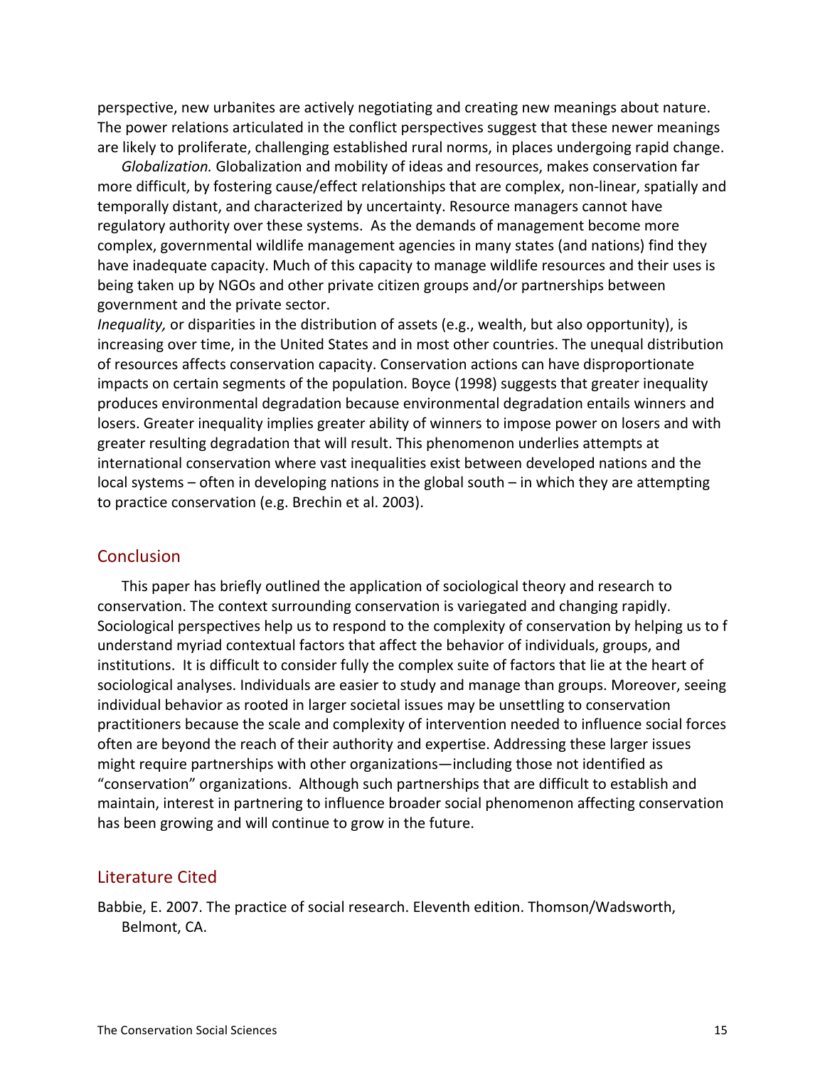perspective, new urbanites are actively negotiating and creating new meanings about nature. The power relations articulated in the conflict perspectives suggest that these newer meanings are likely to proliferate, challenging established rural norms, in places undergoing rapid change.

*Globalization.* Globalization and mobility of ideas and resources, makes conservation far more difficult, by fostering cause/effect relationships that are complex, non-linear, spatially and temporally distant, and characterized by uncertainty. Resource managers cannot have regulatory authority over these systems. As the demands of management become more complex, governmental wildlife management agencies in many states (and nations) find they have inadequate capacity. Much of this capacity to manage wildlife resources and their uses is being taken up by NGOs and other private citizen groups and/or partnerships between government and the private sector.

*Inequality,* or disparities in the distribution of assets (e.g., wealth, but also opportunity), is increasing over time, in the United States and in most other countries. The unequal distribution of resources affects conservation capacity. Conservation actions can have disproportionate impacts on certain segments of the population. Boyce (1998) suggests that greater inequality produces environmental degradation because environmental degradation entails winners and losers. Greater inequality implies greater ability of winners to impose power on losers and with greater resulting degradation that will result. This phenomenon underlies attempts at international conservation where vast inequalities exist between developed nations and the local systems – often in developing nations in the global south – in which they are attempting to practice conservation (e.g. Brechin et al. 2003).

## Conclusion

This paper has briefly outlined the application of sociological theory and research to conservation. The context surrounding conservation is variegated and changing rapidly. Sociological perspectives help us to respond to the complexity of conservation by helping us to f understand myriad contextual factors that affect the behavior of individuals, groups, and institutions. It is difficult to consider fully the complex suite of factors that lie at the heart of sociological analyses. Individuals are easier to study and manage than groups. Moreover, seeing individual behavior as rooted in larger societal issues may be unsettling to conservation practitioners because the scale and complexity of intervention needed to influence social forces often are beyond the reach of their authority and expertise. Addressing these larger issues might require partnerships with other organizations—including those not identified as "conservation" organizations. Although such partnerships that are difficult to establish and maintain, interest in partnering to influence broader social phenomenon affecting conservation has been growing and will continue to grow in the future.

## Literature Cited

Babbie, E. 2007. The practice of social research. Eleventh edition. Thomson/Wadsworth, Belmont, CA.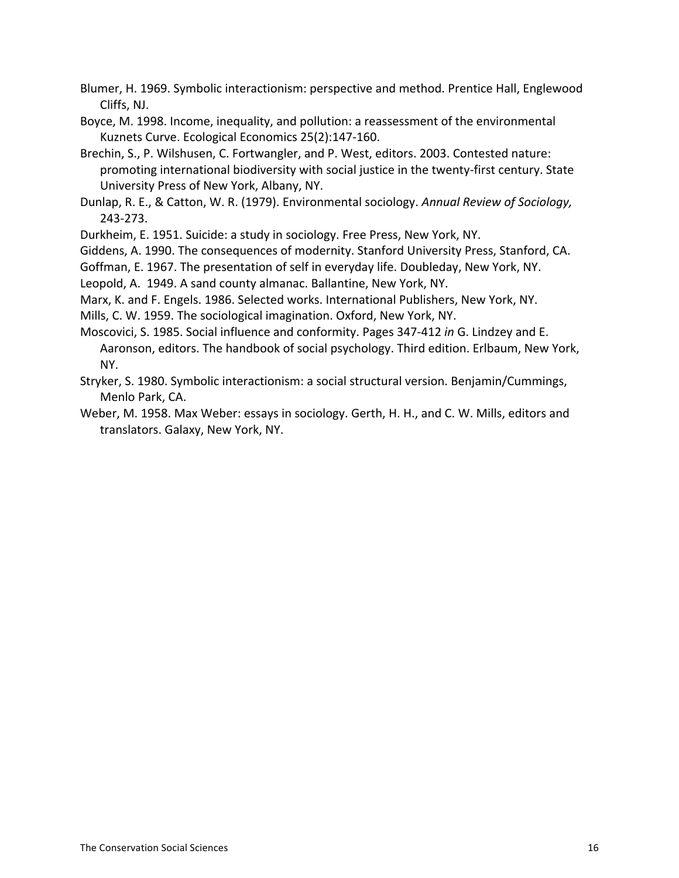Blumer, H. 1969. Symbolic interactionism: perspective and method. Prentice Hall, Englewood Cliffs, NJ.

Boyce, M. 1998. Income, inequality, and pollution: a reassessment of the environmental Kuznets Curve. Ecological Economics 25(2):147-160.

Brechin, S., P. Wilshusen, C. Fortwangler, and P. West, editors. 2003. Contested nature: promoting international biodiversity with social justice in the twenty-first century. State University Press of New York, Albany, NY.

Dunlap, R. E., & Catton, W. R. (1979). Environmental sociology. *Annual Review of Sociology,* 243-273.

Durkheim, E. 1951. Suicide: a study in sociology. Free Press, New York, NY.

Giddens, A. 1990. The consequences of modernity. Stanford University Press, Stanford, CA.

Goffman, E. 1967. The presentation of self in everyday life. Doubleday, New York, NY.

Leopold, A. 1949. A sand county almanac. Ballantine, New York, NY.

Marx, K. and F. Engels. 1986. Selected works. International Publishers, New York, NY.

Mills, C. W. 1959. The sociological imagination. Oxford, New York, NY.

Moscovici, S. 1985. Social influence and conformity. Pages 347-412 *in* G. Lindzey and E. Aaronson, editors. The handbook of social psychology. Third edition. Erlbaum, New York, NY.

Stryker, S. 1980. Symbolic interactionism: a social structural version. Benjamin/Cummings, Menlo Park, CA.

Weber, M. 1958. Max Weber: essays in sociology. Gerth, H. H., and C. W. Mills, editors and translators. Galaxy, New York, NY.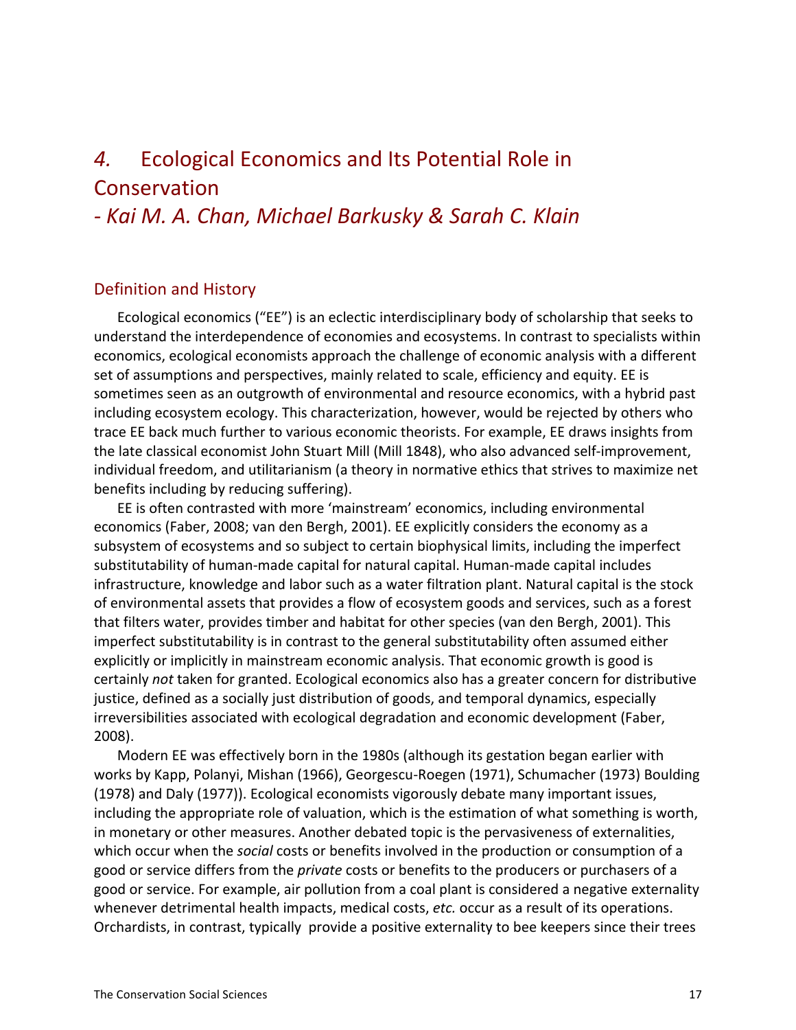# *4.* Ecological Economics and Its Potential Role in Conservation

## *- Kai M. A. Chan, Michael Barkusky & Sarah C. Klain*

### Definition and History

Ecological economics ("EE") is an eclectic interdisciplinary body of scholarship that seeks to understand the interdependence of economies and ecosystems. In contrast to specialists within economics, ecological economists approach the challenge of economic analysis with a different set of assumptions and perspectives, mainly related to scale, efficiency and equity. EE is sometimes seen as an outgrowth of environmental and resource economics, with a hybrid past including ecosystem ecology. This characterization, however, would be rejected by others who trace EE back much further to various economic theorists. For example, EE draws insights from the late classical economist John Stuart Mill (Mill 1848), who also advanced self-improvement, individual freedom, and utilitarianism (a theory in normative ethics that strives to maximize net benefits including by reducing suffering).

EE is often contrasted with more 'mainstream' economics, including environmental economics (Faber, 2008; van den Bergh, 2001). EE explicitly considers the economy as a subsystem of ecosystems and so subject to certain biophysical limits, including the imperfect substitutability of human-made capital for natural capital. Human-made capital includes infrastructure, knowledge and labor such as a water filtration plant. Natural capital is the stock of environmental assets that provides a flow of ecosystem goods and services, such as a forest that filters water, provides timber and habitat for other species (van den Bergh, 2001). This imperfect substitutability is in contrast to the general substitutability often assumed either explicitly or implicitly in mainstream economic analysis. That economic growth is good is certainly *not* taken for granted. Ecological economics also has a greater concern for distributive justice, defined as a socially just distribution of goods, and temporal dynamics, especially irreversibilities associated with ecological degradation and economic development (Faber, 2008).

Modern EE was effectively born in the 1980s (although its gestation began earlier with works by Kapp, Polanyi, Mishan (1966), Georgescu-Roegen (1971), Schumacher (1973) Boulding (1978) and Daly (1977)). Ecological economists vigorously debate many important issues, including the appropriate role of valuation, which is the estimation of what something is worth, in monetary or other measures. Another debated topic is the pervasiveness of externalities, which occur when the *social* costs or benefits involved in the production or consumption of a good or service differs from the *private* costs or benefits to the producers or purchasers of a good or service. For example, air pollution from a coal plant is considered a negative externality whenever detrimental health impacts, medical costs, *etc.* occur as a result of its operations. Orchardists, in contrast, typically provide a positive externality to bee keepers since their trees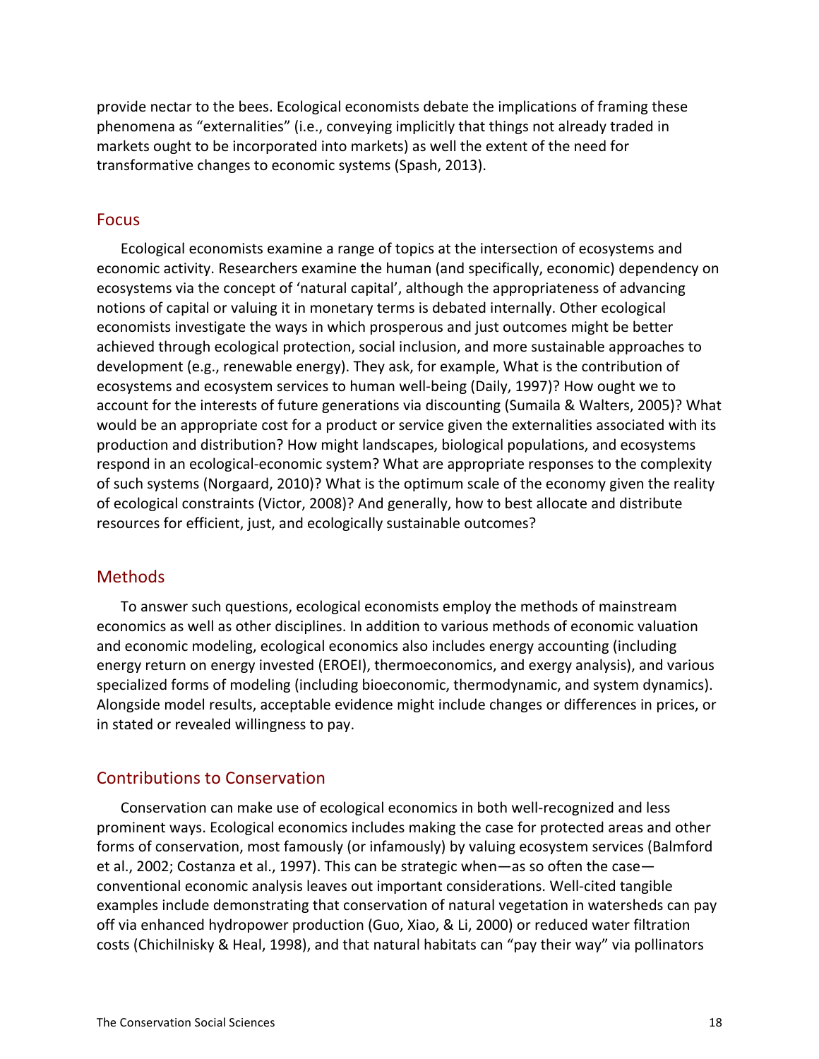provide nectar to the bees. Ecological economists debate the implications of framing these phenomena as "externalities" (i.e., conveying implicitly that things not already traded in markets ought to be incorporated into markets) as well the extent of the need for transformative changes to economic systems (Spash, 2013).

## Focus

Ecological economists examine a range of topics at the intersection of ecosystems and economic activity. Researchers examine the human (and specifically, economic) dependency on ecosystems via the concept of 'natural capital', although the appropriateness of advancing notions of capital or valuing it in monetary terms is debated internally. Other ecological economists investigate the ways in which prosperous and just outcomes might be better achieved through ecological protection, social inclusion, and more sustainable approaches to development (e.g., renewable energy). They ask, for example, What is the contribution of ecosystems and ecosystem services to human well-being (Daily, 1997)? How ought we to account for the interests of future generations via discounting (Sumaila & Walters, 2005)? What would be an appropriate cost for a product or service given the externalities associated with its production and distribution? How might landscapes, biological populations, and ecosystems respond in an ecological-economic system? What are appropriate responses to the complexity of such systems (Norgaard, 2010)? What is the optimum scale of the economy given the reality of ecological constraints (Victor, 2008)? And generally, how to best allocate and distribute resources for efficient, just, and ecologically sustainable outcomes?

## Methods

To answer such questions, ecological economists employ the methods of mainstream economics as well as other disciplines. In addition to various methods of economic valuation and economic modeling, ecological economics also includes energy accounting (including energy return on energy invested (EROEI), thermoeconomics, and exergy analysis), and various specialized forms of modeling (including bioeconomic, thermodynamic, and system dynamics). Alongside model results, acceptable evidence might include changes or differences in prices, or in stated or revealed willingness to pay.

## Contributions to Conservation

Conservation can make use of ecological economics in both well-recognized and less prominent ways. Ecological economics includes making the case for protected areas and other forms of conservation, most famously (or infamously) by valuing ecosystem services (Balmford et al., 2002; Costanza et al., 1997). This can be strategic when—as so often the case—conventional economic analysis leaves out important considerations. Well-cited tangible examples include demonstrating that conservation of natural vegetation in watersheds can pay off via enhanced hydropower production (Guo, Xiao, & Li, 2000) or reduced water filtration costs (Chichilnisky & Heal, 1998), and that natural habitats can "pay their way" via pollinators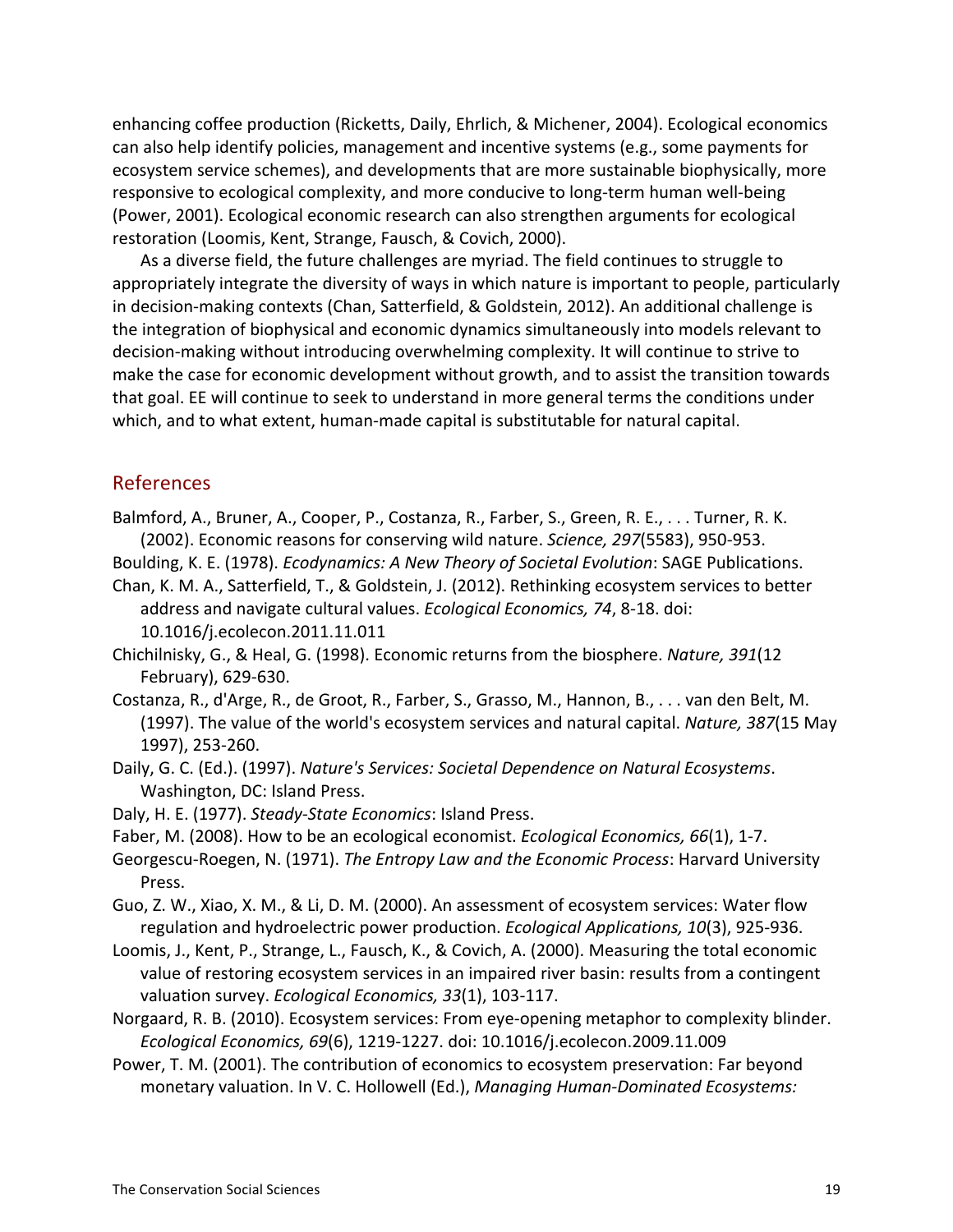enhancing coffee production (Ricketts, Daily, Ehrlich, & Michener, 2004). Ecological economics can also help identify policies, management and incentive systems (e.g., some payments for ecosystem service schemes), and developments that are more sustainable biophysically, more responsive to ecological complexity, and more conducive to long-term human well-being (Power, 2001). Ecological economic research can also strengthen arguments for ecological restoration (Loomis, Kent, Strange, Fausch, & Covich, 2000).

As a diverse field, the future challenges are myriad. The field continues to struggle to appropriately integrate the diversity of ways in which nature is important to people, particularly in decision-making contexts (Chan, Satterfield, & Goldstein, 2012). An additional challenge is the integration of biophysical and economic dynamics simultaneously into models relevant to decision-making without introducing overwhelming complexity. It will continue to strive to make the case for economic development without growth, and to assist the transition towards that goal. EE will continue to seek to understand in more general terms the conditions under which, and to what extent, human-made capital is substitutable for natural capital.

## References

Balmford, A., Bruner, A., Cooper, P., Costanza, R., Farber, S., Green, R. E., . . . Turner, R. K. (2002). Economic reasons for conserving wild nature. *Science, 297*(5583), 950-953.

Boulding, K. E. (1978). *Ecodynamics: A New Theory of Societal Evolution*: SAGE Publications.

Chan, K. M. A., Satterfield, T., & Goldstein, J. (2012). Rethinking ecosystem services to better address and navigate cultural values. *Ecological Economics, 74*, 8-18. doi: 10.1016/j.ecolecon.2011.11.011

Chichilnisky, G., & Heal, G. (1998). Economic returns from the biosphere. *Nature, 391*(12 February), 629-630.

Costanza, R., d'Arge, R., de Groot, R., Farber, S., Grasso, M., Hannon, B., . . . van den Belt, M. (1997). The value of the world's ecosystem services and natural capital. *Nature, 387*(15 May 1997), 253-260.

Daily, G. C. (Ed.). (1997). *Nature's Services: Societal Dependence on Natural Ecosystems*. Washington, DC: Island Press.

Daly, H. E. (1977). *Steady-State Economics*: Island Press.

Faber, M. (2008). How to be an ecological economist. *Ecological Economics, 66*(1), 1-7.

Georgescu-Roegen, N. (1971). *The Entropy Law and the Economic Process*: Harvard University Press.

Guo, Z. W., Xiao, X. M., & Li, D. M. (2000). An assessment of ecosystem services: Water flow regulation and hydroelectric power production. *Ecological Applications, 10*(3), 925-936.

Loomis, J., Kent, P., Strange, L., Fausch, K., & Covich, A. (2000). Measuring the total economic value of restoring ecosystem services in an impaired river basin: results from a contingent valuation survey. *Ecological Economics, 33*(1), 103-117.

Norgaard, R. B. (2010). Ecosystem services: From eye-opening metaphor to complexity blinder. *Ecological Economics, 69*(6), 1219-1227. doi: 10.1016/j.ecolecon.2009.11.009

Power, T. M. (2001). The contribution of economics to ecosystem preservation: Far beyond monetary valuation. In V. C. Hollowell (Ed.), *Managing Human-Dominated Ecosystems:*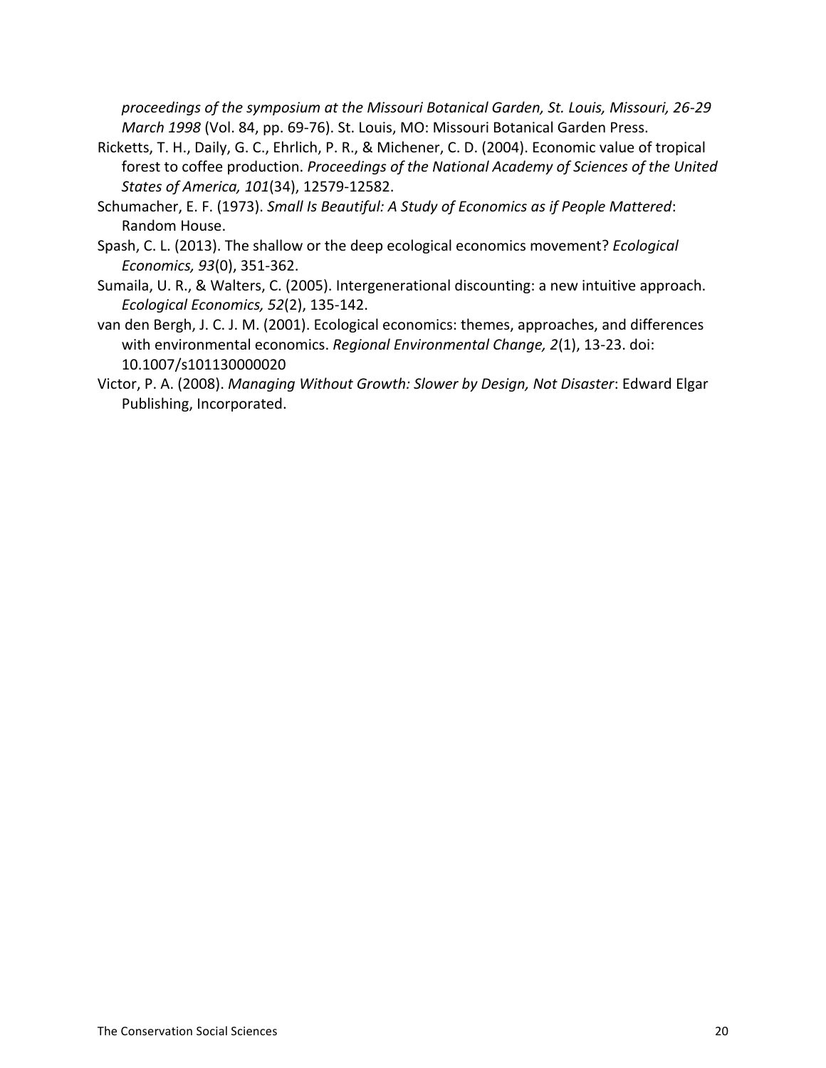*proceedings of the symposium at the Missouri Botanical Garden, St. Louis, Missouri, 26-29 March 1998* (Vol. 84, pp. 69-76). St. Louis, MO: Missouri Botanical Garden Press.

Ricketts, T. H., Daily, G. C., Ehrlich, P. R., & Michener, C. D. (2004). Economic value of tropical forest to coffee production. *Proceedings of the National Academy of Sciences of the United States of America, 101*(34), 12579-12582.

Schumacher, E. F. (1973). *Small Is Beautiful: A Study of Economics as if People Mattered*: Random House.

Spash, C. L. (2013). The shallow or the deep ecological economics movement? *Ecological Economics, 93*(0), 351-362.

Sumaila, U. R., & Walters, C. (2005). Intergenerational discounting: a new intuitive approach. *Ecological Economics, 52*(2), 135-142.

van den Bergh, J. C. J. M. (2001). Ecological economics: themes, approaches, and differences with environmental economics. *Regional Environmental Change, 2*(1), 13-23. doi: 10.1007/s101130000020

Victor, P. A. (2008). *Managing Without Growth: Slower by Design, Not Disaster*: Edward Elgar Publishing, Incorporated.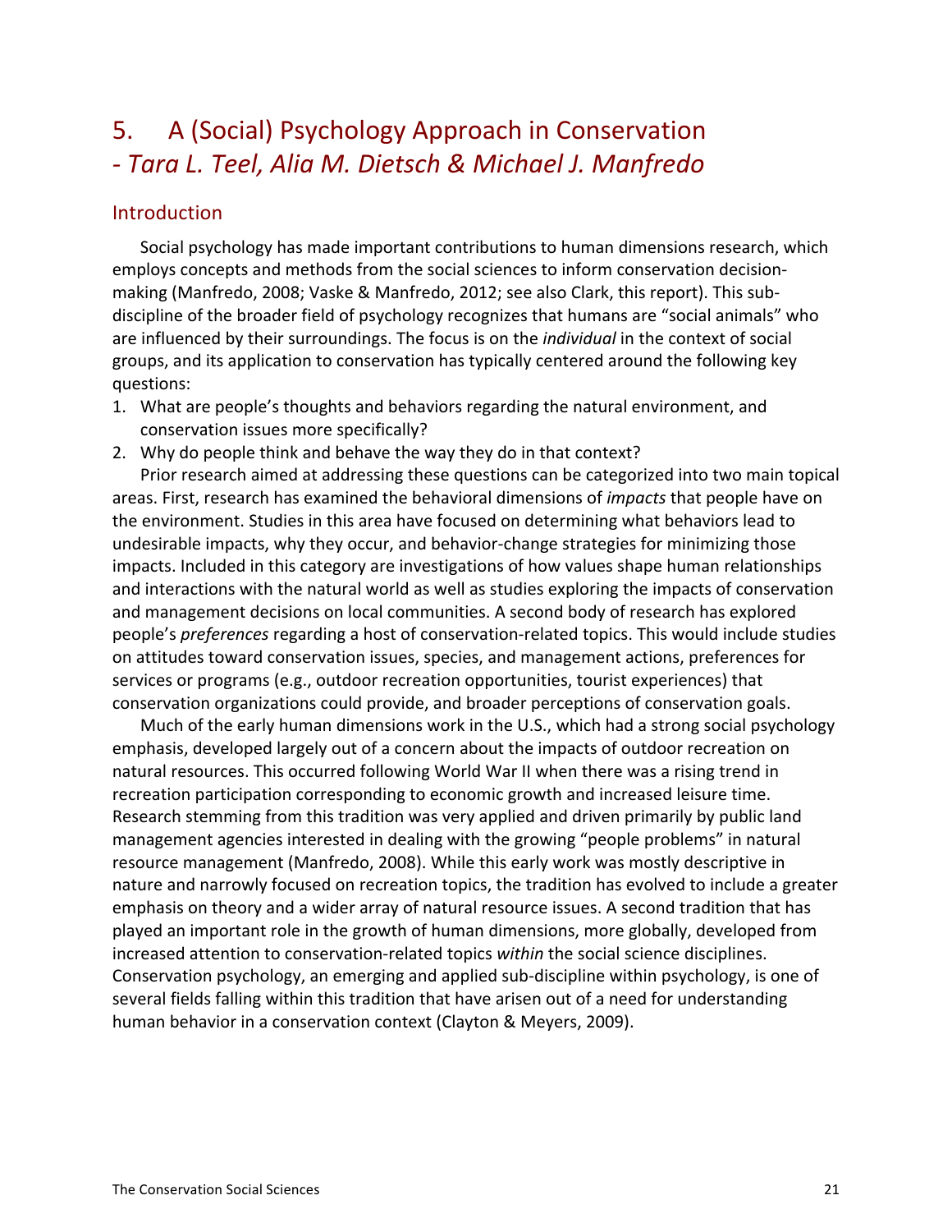# 5. A (Social) Psychology Approach in Conservation - *Tara L. Teel, Alia M. Dietsch & Michael J. Manfredo*

## Introduction

Social psychology has made important contributions to human dimensions research, which employs concepts and methods from the social sciences to inform conservation decision-making (Manfredo, 2008; Vaske & Manfredo, 2012; see also Clark, this report). This sub-discipline of the broader field of psychology recognizes that humans are "social animals" who are influenced by their surroundings. The focus is on the *individual* in the context of social groups, and its application to conservation has typically centered around the following key questions:

1. What are people's thoughts and behaviors regarding the natural environment, and conservation issues more specifically?
2. Why do people think and behave the way they do in that context?

Prior research aimed at addressing these questions can be categorized into two main topical areas. First, research has examined the behavioral dimensions of *impacts* that people have on the environment. Studies in this area have focused on determining what behaviors lead to undesirable impacts, why they occur, and behavior-change strategies for minimizing those impacts. Included in this category are investigations of how values shape human relationships and interactions with the natural world as well as studies exploring the impacts of conservation and management decisions on local communities. A second body of research has explored people's *preferences* regarding a host of conservation-related topics. This would include studies on attitudes toward conservation issues, species, and management actions, preferences for services or programs (e.g., outdoor recreation opportunities, tourist experiences) that conservation organizations could provide, and broader perceptions of conservation goals.

Much of the early human dimensions work in the U.S., which had a strong social psychology emphasis, developed largely out of a concern about the impacts of outdoor recreation on natural resources. This occurred following World War II when there was a rising trend in recreation participation corresponding to economic growth and increased leisure time. Research stemming from this tradition was very applied and driven primarily by public land management agencies interested in dealing with the growing "people problems" in natural resource management (Manfredo, 2008). While this early work was mostly descriptive in nature and narrowly focused on recreation topics, the tradition has evolved to include a greater emphasis on theory and a wider array of natural resource issues. A second tradition that has played an important role in the growth of human dimensions, more globally, developed from increased attention to conservation-related topics *within* the social science disciplines. Conservation psychology, an emerging and applied sub-discipline within psychology, is one of several fields falling within this tradition that have arisen out of a need for understanding human behavior in a conservation context (Clayton & Meyers, 2009).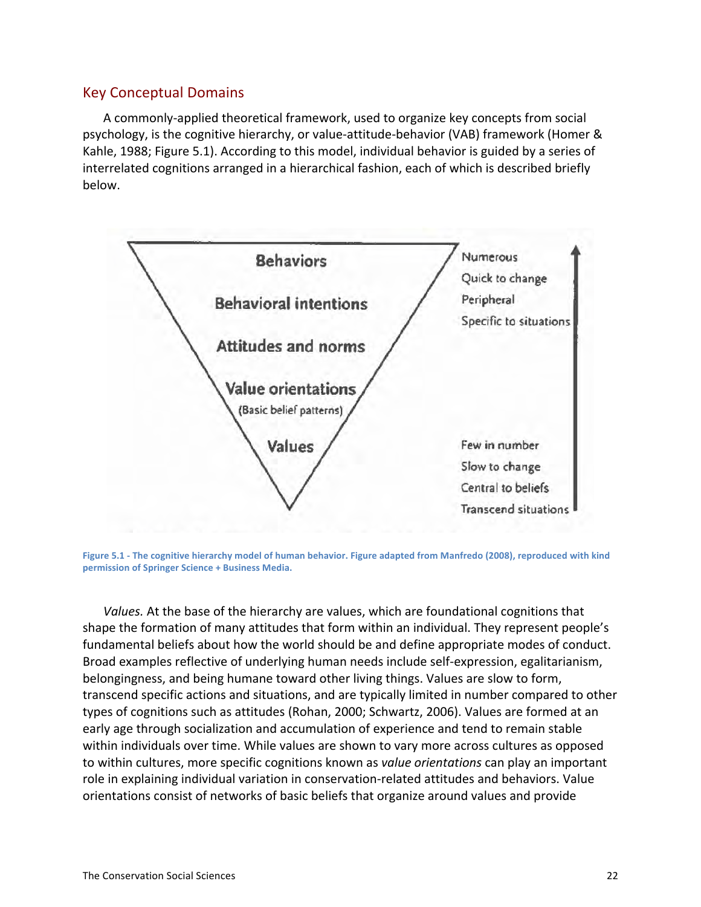## Key Conceptual Domains

A commonly-applied theoretical framework, used to organize key concepts from social psychology, is the cognitive hierarchy, or value-attitude-behavior (VAB) framework (Homer & Kahle, 1988; Figure 5.1). According to this model, individual behavior is guided by a series of interrelated cognitions arranged in a hierarchical fashion, each of which is described briefly below.

Figure 5.1 - The cognitive hierarchy model of human behavior. Figure adapted from Manfredo (2008), reproduced with kind permission of Springer Science + Business Media.

*Values.* At the base of the hierarchy are values, which are foundational cognitions that shape the formation of many attitudes that form within an individual. They represent people's fundamental beliefs about how the world should be and define appropriate modes of conduct. Broad examples reflective of underlying human needs include self-expression, egalitarianism, belongingness, and being humane toward other living things. Values are slow to form, transcend specific actions and situations, and are typically limited in number compared to other types of cognitions such as attitudes (Rohan, 2000; Schwartz, 2006). Values are formed at an early age through socialization and accumulation of experience and tend to remain stable within individuals over time. While values are shown to vary more across cultures as opposed to within cultures, more specific cognitions known as *value orientations* can play an important role in explaining individual variation in conservation-related attitudes and behaviors. Value orientations consist of networks of basic beliefs that organize around values and provide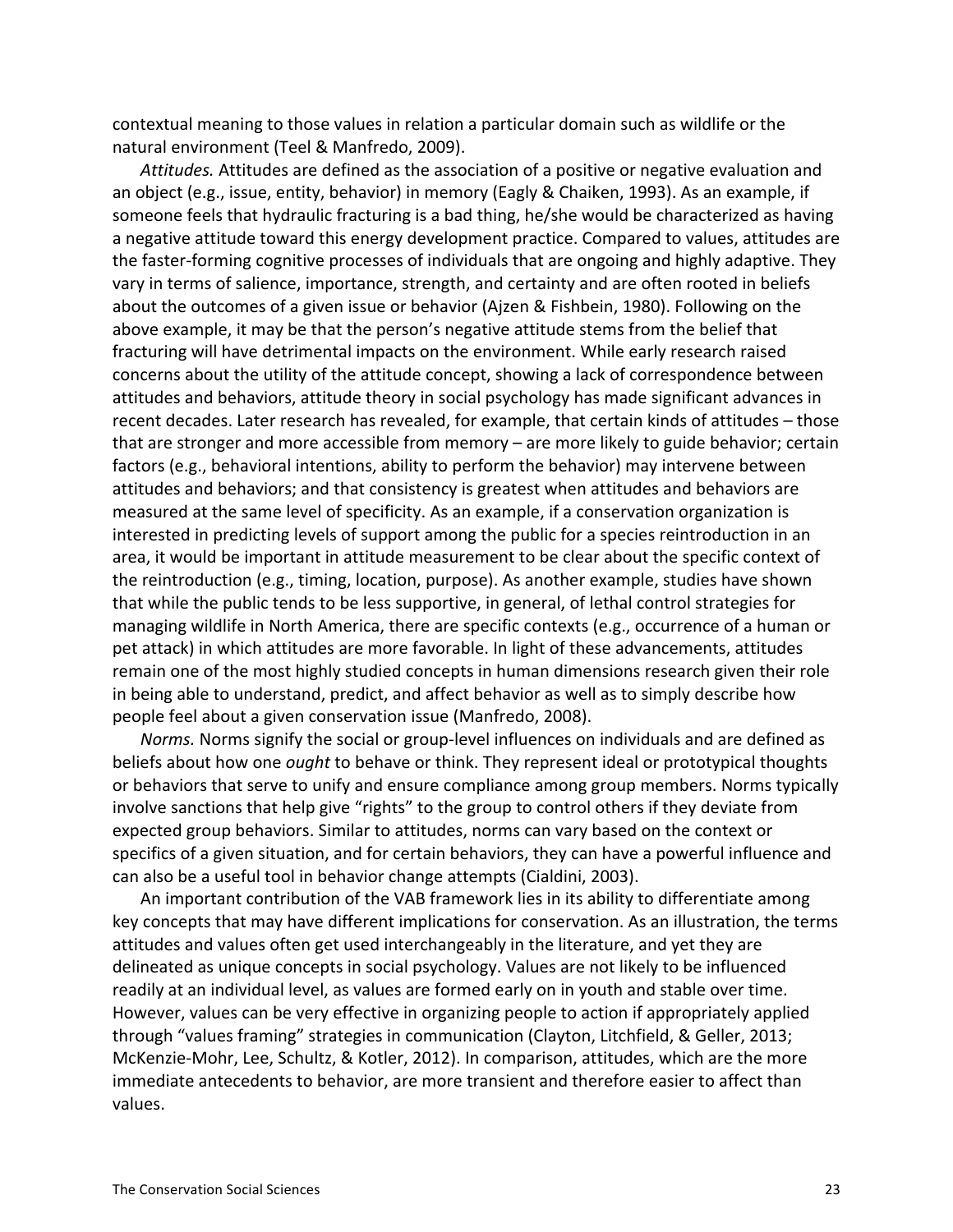contextual meaning to those values in relation a particular domain such as wildlife or the natural environment (Teel & Manfredo, 2009).

*Attitudes.* Attitudes are defined as the association of a positive or negative evaluation and an object (e.g., issue, entity, behavior) in memory (Eagly & Chaiken, 1993). As an example, if someone feels that hydraulic fracturing is a bad thing, he/she would be characterized as having a negative attitude toward this energy development practice. Compared to values, attitudes are the faster-forming cognitive processes of individuals that are ongoing and highly adaptive. They vary in terms of salience, importance, strength, and certainty and are often rooted in beliefs about the outcomes of a given issue or behavior (Ajzen & Fishbein, 1980). Following on the above example, it may be that the person's negative attitude stems from the belief that fracturing will have detrimental impacts on the environment. While early research raised concerns about the utility of the attitude concept, showing a lack of correspondence between attitudes and behaviors, attitude theory in social psychology has made significant advances in recent decades. Later research has revealed, for example, that certain kinds of attitudes – those that are stronger and more accessible from memory – are more likely to guide behavior; certain factors (e.g., behavioral intentions, ability to perform the behavior) may intervene between attitudes and behaviors; and that consistency is greatest when attitudes and behaviors are measured at the same level of specificity. As an example, if a conservation organization is interested in predicting levels of support among the public for a species reintroduction in an area, it would be important in attitude measurement to be clear about the specific context of the reintroduction (e.g., timing, location, purpose). As another example, studies have shown that while the public tends to be less supportive, in general, of lethal control strategies for managing wildlife in North America, there are specific contexts (e.g., occurrence of a human or pet attack) in which attitudes are more favorable. In light of these advancements, attitudes remain one of the most highly studied concepts in human dimensions research given their role in being able to understand, predict, and affect behavior as well as to simply describe how people feel about a given conservation issue (Manfredo, 2008).

*Norms.* Norms signify the social or group-level influences on individuals and are defined as beliefs about how one *ought* to behave or think. They represent ideal or prototypical thoughts or behaviors that serve to unify and ensure compliance among group members. Norms typically involve sanctions that help give "rights" to the group to control others if they deviate from expected group behaviors. Similar to attitudes, norms can vary based on the context or specifics of a given situation, and for certain behaviors, they can have a powerful influence and can also be a useful tool in behavior change attempts (Cialdini, 2003).

An important contribution of the VAB framework lies in its ability to differentiate among key concepts that may have different implications for conservation. As an illustration, the terms attitudes and values often get used interchangeably in the literature, and yet they are delineated as unique concepts in social psychology. Values are not likely to be influenced readily at an individual level, as values are formed early on in youth and stable over time. However, values can be very effective in organizing people to action if appropriately applied through "values framing" strategies in communication (Clayton, Litchfield, & Geller, 2013; McKenzie-Mohr, Lee, Schultz, & Kotler, 2012). In comparison, attitudes, which are the more immediate antecedents to behavior, are more transient and therefore easier to affect than values.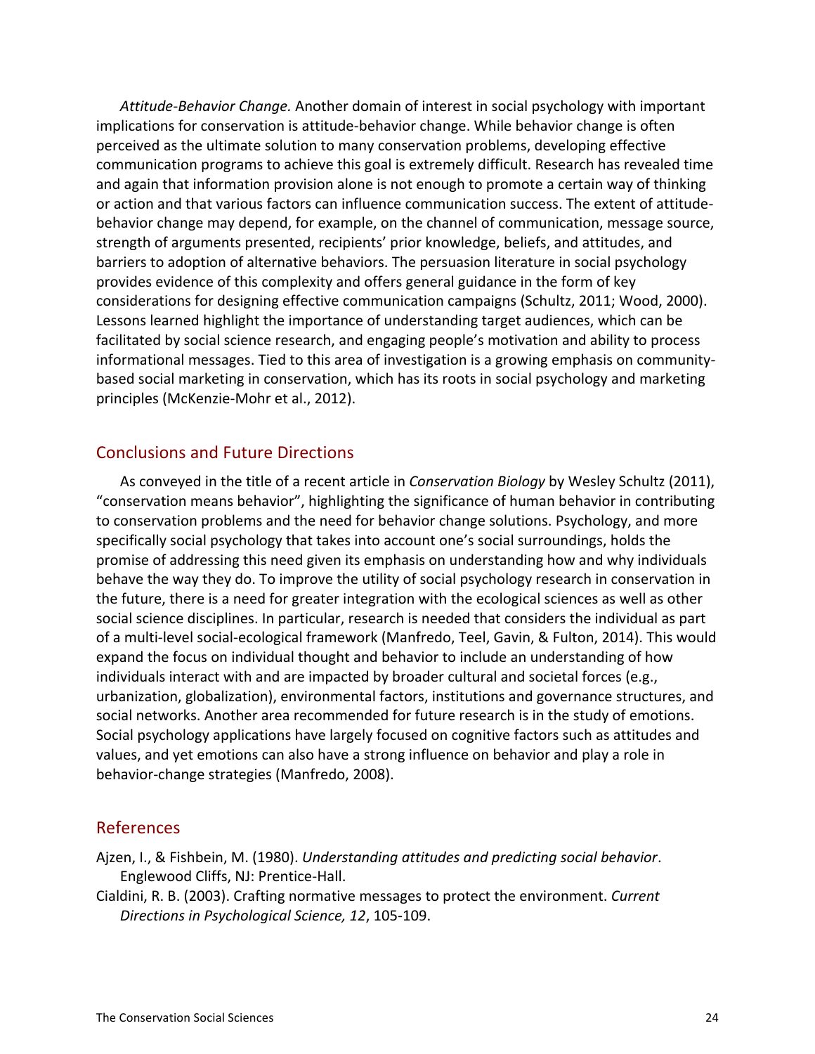*Attitude-Behavior Change.* Another domain of interest in social psychology with important implications for conservation is attitude-behavior change. While behavior change is often perceived as the ultimate solution to many conservation problems, developing effective communication programs to achieve this goal is extremely difficult. Research has revealed time and again that information provision alone is not enough to promote a certain way of thinking or action and that various factors can influence communication success. The extent of attitude-behavior change may depend, for example, on the channel of communication, message source, strength of arguments presented, recipients' prior knowledge, beliefs, and attitudes, and barriers to adoption of alternative behaviors. The persuasion literature in social psychology provides evidence of this complexity and offers general guidance in the form of key considerations for designing effective communication campaigns (Schultz, 2011; Wood, 2000). Lessons learned highlight the importance of understanding target audiences, which can be facilitated by social science research, and engaging people's motivation and ability to process informational messages. Tied to this area of investigation is a growing emphasis on community-based social marketing in conservation, which has its roots in social psychology and marketing principles (McKenzie-Mohr et al., 2012).

## Conclusions and Future Directions

As conveyed in the title of a recent article in *Conservation Biology* by Wesley Schultz (2011), "conservation means behavior", highlighting the significance of human behavior in contributing to conservation problems and the need for behavior change solutions. Psychology, and more specifically social psychology that takes into account one's social surroundings, holds the promise of addressing this need given its emphasis on understanding how and why individuals behave the way they do. To improve the utility of social psychology research in conservation in the future, there is a need for greater integration with the ecological sciences as well as other social science disciplines. In particular, research is needed that considers the individual as part of a multi-level social-ecological framework (Manfredo, Teel, Gavin, & Fulton, 2014). This would expand the focus on individual thought and behavior to include an understanding of how individuals interact with and are impacted by broader cultural and societal forces (e.g., urbanization, globalization), environmental factors, institutions and governance structures, and social networks. Another area recommended for future research is in the study of emotions. Social psychology applications have largely focused on cognitive factors such as attitudes and values, and yet emotions can also have a strong influence on behavior and play a role in behavior-change strategies (Manfredo, 2008).

## References

Ajzen, I., & Fishbein, M. (1980). *Understanding attitudes and predicting social behavior*. Englewood Cliffs, NJ: Prentice-Hall.

Cialdini, R. B. (2003). Crafting normative messages to protect the environment. *Current Directions in Psychological Science, 12*, 105-109.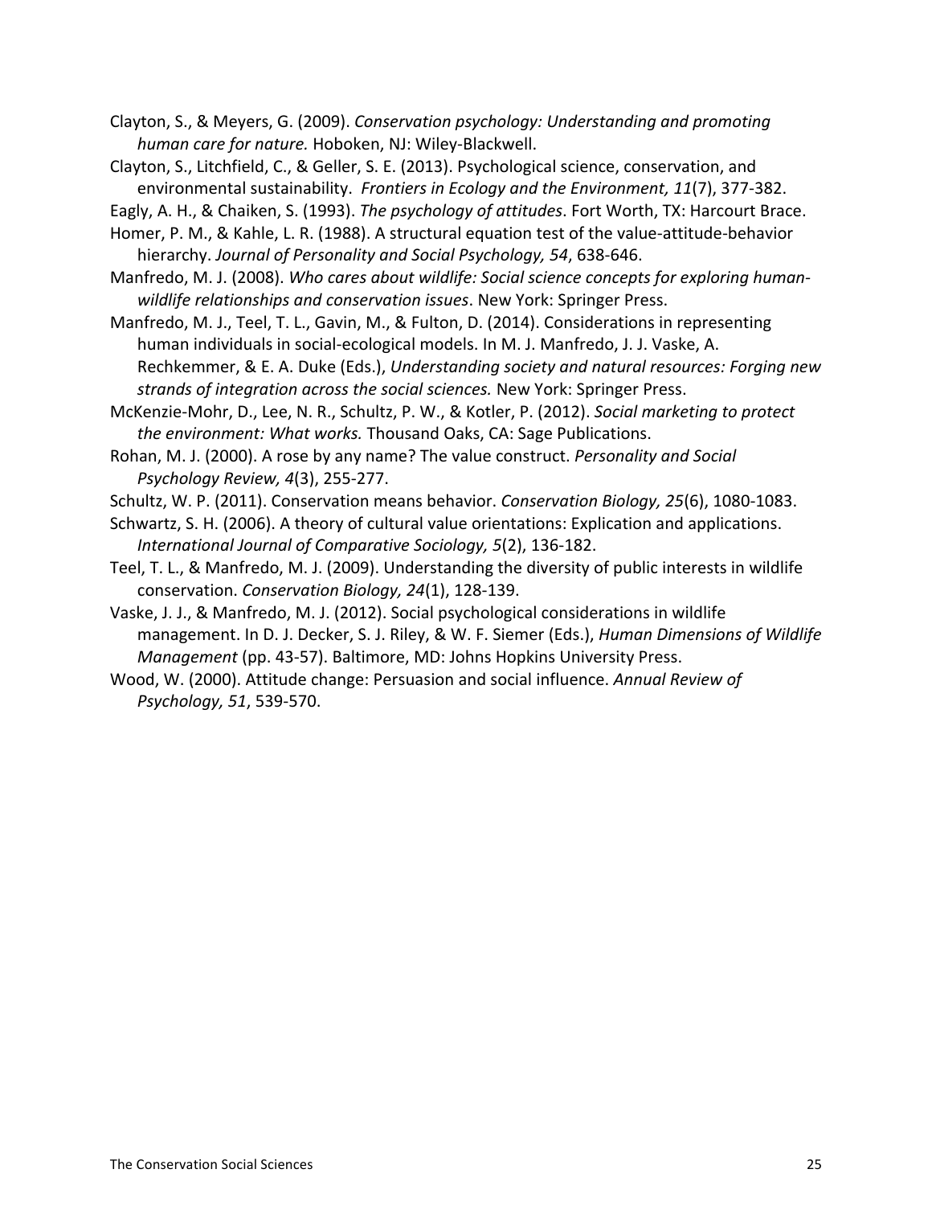Clayton, S., & Meyers, G. (2009). *Conservation psychology: Understanding and promoting human care for nature.* Hoboken, NJ: Wiley-Blackwell.

Clayton, S., Litchfield, C., & Geller, S. E. (2013). Psychological science, conservation, and environmental sustainability. *Frontiers in Ecology and the Environment, 11*(7), 377-382.

Eagly, A. H., & Chaiken, S. (1993). *The psychology of attitudes*. Fort Worth, TX: Harcourt Brace.

Homer, P. M., & Kahle, L. R. (1988). A structural equation test of the value-attitude-behavior hierarchy. *Journal of Personality and Social Psychology, 54*, 638-646.

Manfredo, M. J. (2008). *Who cares about wildlife: Social science concepts for exploring human-wildlife relationships and conservation issues*. New York: Springer Press.

Manfredo, M. J., Teel, T. L., Gavin, M., & Fulton, D. (2014). Considerations in representing human individuals in social-ecological models. In M. J. Manfredo, J. J. Vaske, A. Rechkemmer, & E. A. Duke (Eds.), *Understanding society and natural resources: Forging new strands of integration across the social sciences.* New York: Springer Press.

McKenzie-Mohr, D., Lee, N. R., Schultz, P. W., & Kotler, P. (2012). *Social marketing to protect the environment: What works.* Thousand Oaks, CA: Sage Publications.

Rohan, M. J. (2000). A rose by any name? The value construct. *Personality and Social Psychology Review, 4*(3), 255-277.

Schultz, W. P. (2011). Conservation means behavior. *Conservation Biology, 25*(6), 1080-1083.

Schwartz, S. H. (2006). A theory of cultural value orientations: Explication and applications. *International Journal of Comparative Sociology, 5*(2), 136-182.

Teel, T. L., & Manfredo, M. J. (2009). Understanding the diversity of public interests in wildlife conservation. *Conservation Biology, 24*(1), 128-139.

Vaske, J. J., & Manfredo, M. J. (2012). Social psychological considerations in wildlife management. In D. J. Decker, S. J. Riley, & W. F. Siemer (Eds.), *Human Dimensions of Wildlife Management* (pp. 43-57). Baltimore, MD: Johns Hopkins University Press.

Wood, W. (2000). Attitude change: Persuasion and social influence. *Annual Review of Psychology, 51*, 539-570.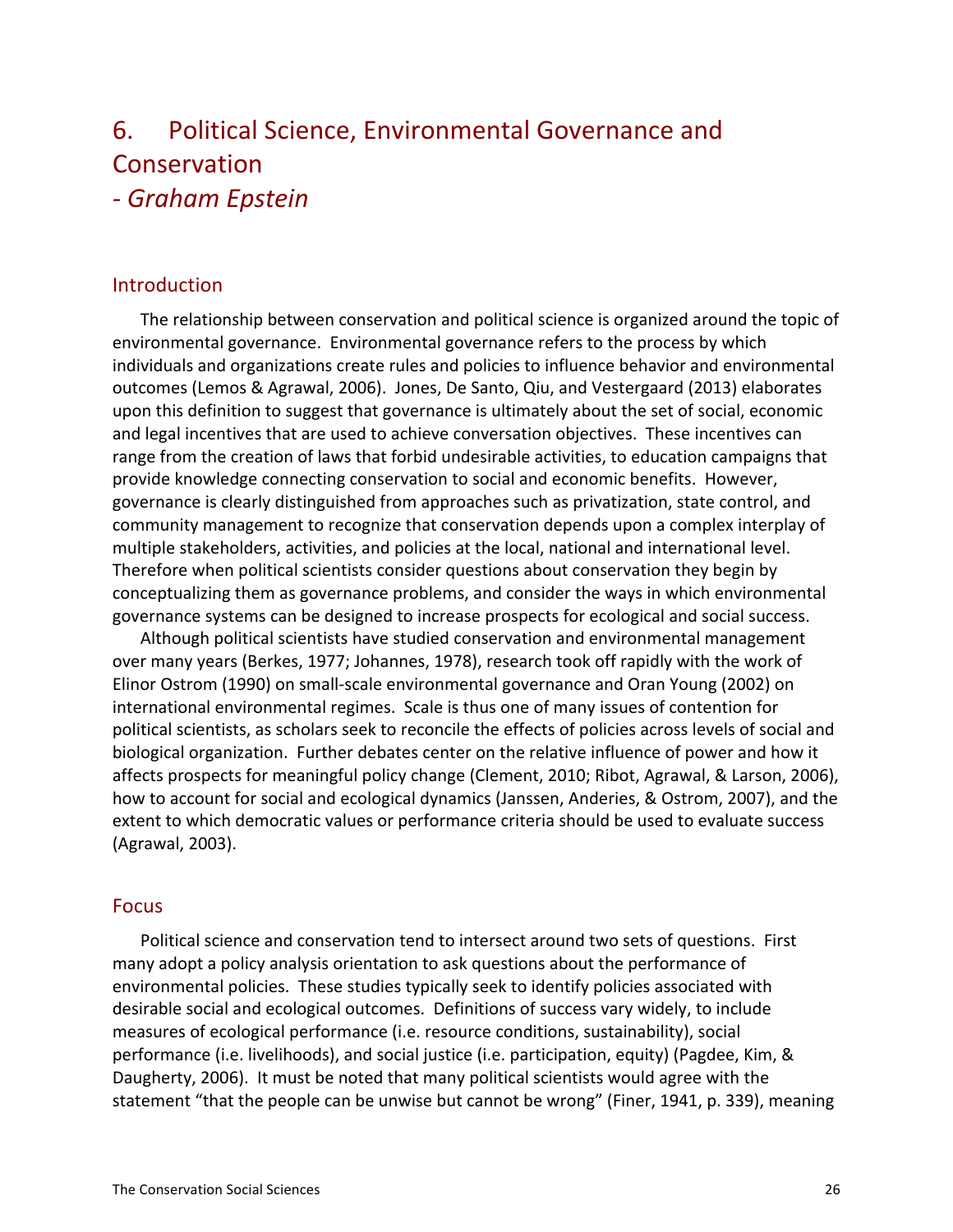# 6. Political Science, Environmental Governance and Conservation
## - *Graham Epstein*

### Introduction

The relationship between conservation and political science is organized around the topic of environmental governance. Environmental governance refers to the process by which individuals and organizations create rules and policies to influence behavior and environmental outcomes (Lemos & Agrawal, 2006). Jones, De Santo, Qiu, and Vestergaard (2013) elaborates upon this definition to suggest that governance is ultimately about the set of social, economic and legal incentives that are used to achieve conversation objectives. These incentives can range from the creation of laws that forbid undesirable activities, to education campaigns that provide knowledge connecting conservation to social and economic benefits. However, governance is clearly distinguished from approaches such as privatization, state control, and community management to recognize that conservation depends upon a complex interplay of multiple stakeholders, activities, and policies at the local, national and international level. Therefore when political scientists consider questions about conservation they begin by conceptualizing them as governance problems, and consider the ways in which environmental governance systems can be designed to increase prospects for ecological and social success.

Although political scientists have studied conservation and environmental management over many years (Berkes, 1977; Johannes, 1978), research took off rapidly with the work of Elinor Ostrom (1990) on small-scale environmental governance and Oran Young (2002) on international environmental regimes. Scale is thus one of many issues of contention for political scientists, as scholars seek to reconcile the effects of policies across levels of social and biological organization. Further debates center on the relative influence of power and how it affects prospects for meaningful policy change (Clement, 2010; Ribot, Agrawal, & Larson, 2006), how to account for social and ecological dynamics (Janssen, Anderies, & Ostrom, 2007), and the extent to which democratic values or performance criteria should be used to evaluate success (Agrawal, 2003).

### Focus

Political science and conservation tend to intersect around two sets of questions. First many adopt a policy analysis orientation to ask questions about the performance of environmental policies. These studies typically seek to identify policies associated with desirable social and ecological outcomes. Definitions of success vary widely, to include measures of ecological performance (i.e. resource conditions, sustainability), social performance (i.e. livelihoods), and social justice (i.e. participation, equity) (Pagdee, Kim, & Daugherty, 2006). It must be noted that many political scientists would agree with the statement "that the people can be unwise but cannot be wrong" (Finer, 1941, p. 339), meaning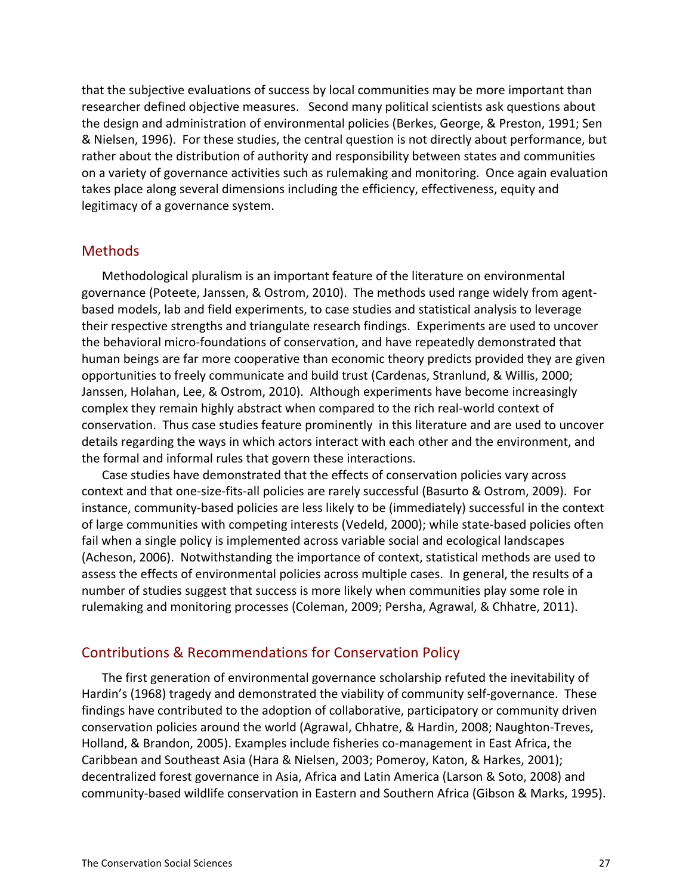that the subjective evaluations of success by local communities may be more important than researcher defined objective measures. Second many political scientists ask questions about the design and administration of environmental policies (Berkes, George, & Preston, 1991; Sen & Nielsen, 1996). For these studies, the central question is not directly about performance, but rather about the distribution of authority and responsibility between states and communities on a variety of governance activities such as rulemaking and monitoring. Once again evaluation takes place along several dimensions including the efficiency, effectiveness, equity and legitimacy of a governance system.

## Methods

Methodological pluralism is an important feature of the literature on environmental governance (Poteete, Janssen, & Ostrom, 2010). The methods used range widely from agent-based models, lab and field experiments, to case studies and statistical analysis to leverage their respective strengths and triangulate research findings. Experiments are used to uncover the behavioral micro-foundations of conservation, and have repeatedly demonstrated that human beings are far more cooperative than economic theory predicts provided they are given opportunities to freely communicate and build trust (Cardenas, Stranlund, & Willis, 2000; Janssen, Holahan, Lee, & Ostrom, 2010). Although experiments have become increasingly complex they remain highly abstract when compared to the rich real-world context of conservation. Thus case studies feature prominently in this literature and are used to uncover details regarding the ways in which actors interact with each other and the environment, and the formal and informal rules that govern these interactions.

Case studies have demonstrated that the effects of conservation policies vary across context and that one-size-fits-all policies are rarely successful (Basurto & Ostrom, 2009). For instance, community-based policies are less likely to be (immediately) successful in the context of large communities with competing interests (Vedeld, 2000); while state-based policies often fail when a single policy is implemented across variable social and ecological landscapes (Acheson, 2006). Notwithstanding the importance of context, statistical methods are used to assess the effects of environmental policies across multiple cases. In general, the results of a number of studies suggest that success is more likely when communities play some role in rulemaking and monitoring processes (Coleman, 2009; Persha, Agrawal, & Chhatre, 2011).

## Contributions & Recommendations for Conservation Policy

The first generation of environmental governance scholarship refuted the inevitability of Hardin's (1968) tragedy and demonstrated the viability of community self-governance. These findings have contributed to the adoption of collaborative, participatory or community driven conservation policies around the world (Agrawal, Chhatre, & Hardin, 2008; Naughton-Treves, Holland, & Brandon, 2005). Examples include fisheries co-management in East Africa, the Caribbean and Southeast Asia (Hara & Nielsen, 2003; Pomeroy, Katon, & Harkes, 2001); decentralized forest governance in Asia, Africa and Latin America (Larson & Soto, 2008) and community-based wildlife conservation in Eastern and Southern Africa (Gibson & Marks, 1995).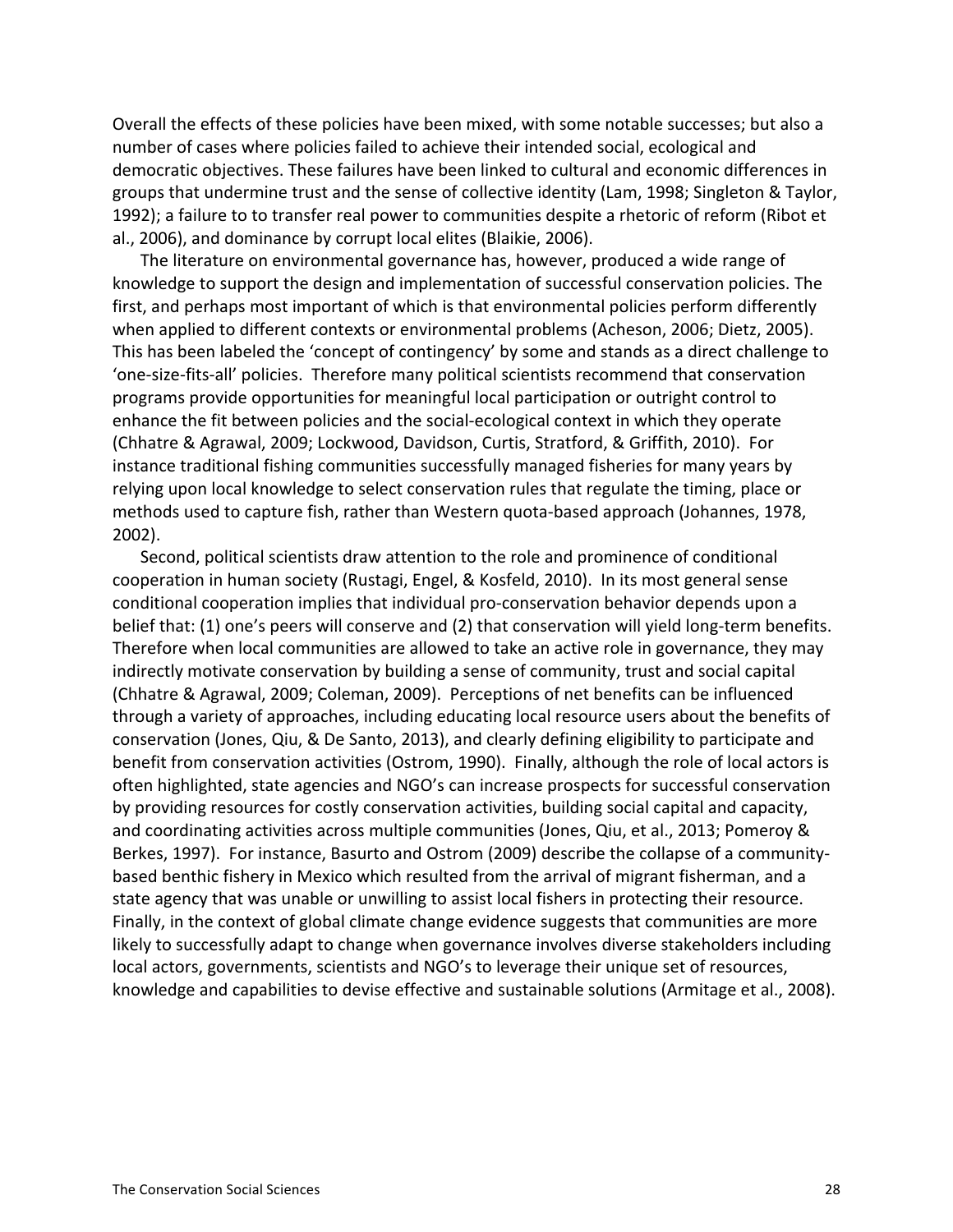Overall the effects of these policies have been mixed, with some notable successes; but also a number of cases where policies failed to achieve their intended social, ecological and democratic objectives. These failures have been linked to cultural and economic differences in groups that undermine trust and the sense of collective identity (Lam, 1998; Singleton & Taylor, 1992); a failure to to transfer real power to communities despite a rhetoric of reform (Ribot et al., 2006), and dominance by corrupt local elites (Blaikie, 2006).

The literature on environmental governance has, however, produced a wide range of knowledge to support the design and implementation of successful conservation policies. The first, and perhaps most important of which is that environmental policies perform differently when applied to different contexts or environmental problems (Acheson, 2006; Dietz, 2005). This has been labeled the 'concept of contingency' by some and stands as a direct challenge to 'one-size-fits-all' policies. Therefore many political scientists recommend that conservation programs provide opportunities for meaningful local participation or outright control to enhance the fit between policies and the social-ecological context in which they operate (Chhatre & Agrawal, 2009; Lockwood, Davidson, Curtis, Stratford, & Griffith, 2010). For instance traditional fishing communities successfully managed fisheries for many years by relying upon local knowledge to select conservation rules that regulate the timing, place or methods used to capture fish, rather than Western quota-based approach (Johannes, 1978, 2002).

Second, political scientists draw attention to the role and prominence of conditional cooperation in human society (Rustagi, Engel, & Kosfeld, 2010). In its most general sense conditional cooperation implies that individual pro-conservation behavior depends upon a belief that: (1) one's peers will conserve and (2) that conservation will yield long-term benefits. Therefore when local communities are allowed to take an active role in governance, they may indirectly motivate conservation by building a sense of community, trust and social capital (Chhatre & Agrawal, 2009; Coleman, 2009). Perceptions of net benefits can be influenced through a variety of approaches, including educating local resource users about the benefits of conservation (Jones, Qiu, & De Santo, 2013), and clearly defining eligibility to participate and benefit from conservation activities (Ostrom, 1990). Finally, although the role of local actors is often highlighted, state agencies and NGO's can increase prospects for successful conservation by providing resources for costly conservation activities, building social capital and capacity, and coordinating activities across multiple communities (Jones, Qiu, et al., 2013; Pomeroy & Berkes, 1997). For instance, Basurto and Ostrom (2009) describe the collapse of a community-based benthic fishery in Mexico which resulted from the arrival of migrant fisherman, and a state agency that was unable or unwilling to assist local fishers in protecting their resource. Finally, in the context of global climate change evidence suggests that communities are more likely to successfully adapt to change when governance involves diverse stakeholders including local actors, governments, scientists and NGO's to leverage their unique set of resources, knowledge and capabilities to devise effective and sustainable solutions (Armitage et al., 2008).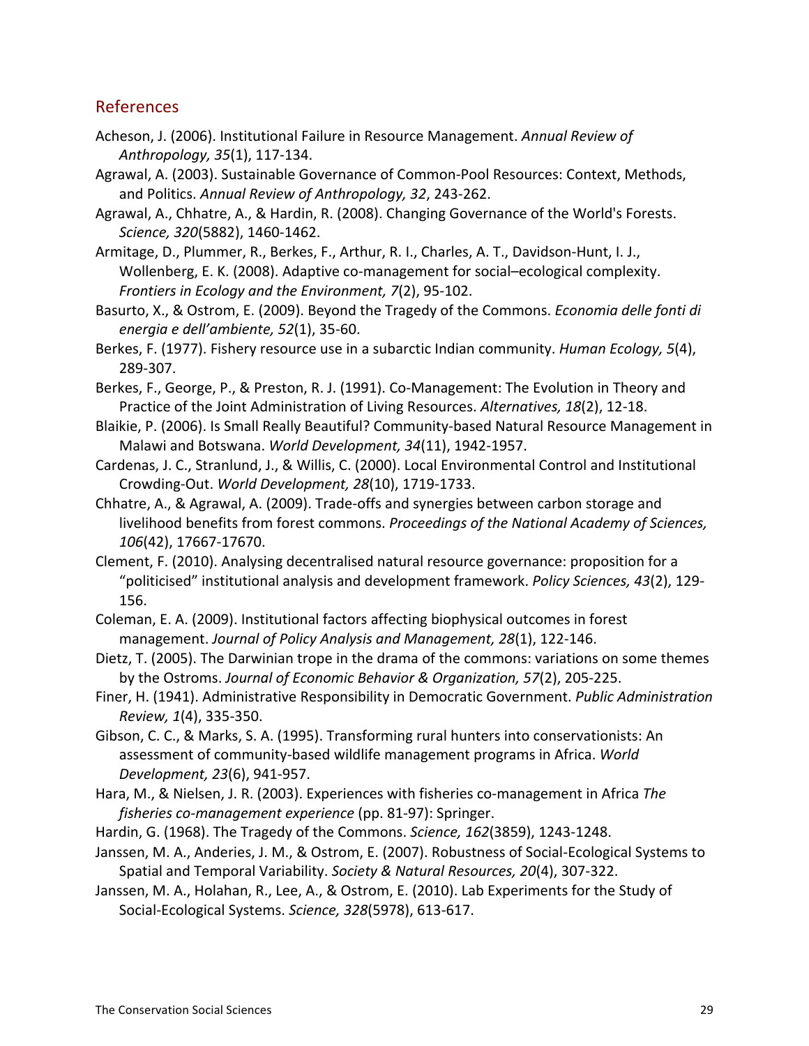## References

Acheson, J. (2006). Institutional Failure in Resource Management. *Annual Review of Anthropology, 35*(1), 117-134.

Agrawal, A. (2003). Sustainable Governance of Common-Pool Resources: Context, Methods, and Politics. *Annual Review of Anthropology, 32*, 243-262.

Agrawal, A., Chhatre, A., & Hardin, R. (2008). Changing Governance of the World's Forests. *Science, 320*(5882), 1460-1462.

Armitage, D., Plummer, R., Berkes, F., Arthur, R. I., Charles, A. T., Davidson-Hunt, I. J., Wollenberg, E. K. (2008). Adaptive co-management for social–ecological complexity. *Frontiers in Ecology and the Environment, 7*(2), 95-102.

Basurto, X., & Ostrom, E. (2009). Beyond the Tragedy of the Commons. *Economia delle fonti di energia e dell'ambiente, 52*(1), 35-60.

Berkes, F. (1977). Fishery resource use in a subarctic Indian community. *Human Ecology, 5*(4), 289-307.

Berkes, F., George, P., & Preston, R. J. (1991). Co-Management: The Evolution in Theory and Practice of the Joint Administration of Living Resources. *Alternatives, 18*(2), 12-18.

Blaikie, P. (2006). Is Small Really Beautiful? Community-based Natural Resource Management in Malawi and Botswana. *World Development, 34*(11), 1942-1957.

Cardenas, J. C., Stranlund, J., & Willis, C. (2000). Local Environmental Control and Institutional Crowding-Out. *World Development, 28*(10), 1719-1733.

Chhatre, A., & Agrawal, A. (2009). Trade-offs and synergies between carbon storage and livelihood benefits from forest commons. *Proceedings of the National Academy of Sciences, 106*(42), 17667-17670.

Clement, F. (2010). Analysing decentralised natural resource governance: proposition for a "politicised" institutional analysis and development framework. *Policy Sciences, 43*(2), 129-156.

Coleman, E. A. (2009). Institutional factors affecting biophysical outcomes in forest management. *Journal of Policy Analysis and Management, 28*(1), 122-146.

Dietz, T. (2005). The Darwinian trope in the drama of the commons: variations on some themes by the Ostroms. *Journal of Economic Behavior & Organization, 57*(2), 205-225.

Finer, H. (1941). Administrative Responsibility in Democratic Government. *Public Administration Review, 1*(4), 335-350.

Gibson, C. C., & Marks, S. A. (1995). Transforming rural hunters into conservationists: An assessment of community-based wildlife management programs in Africa. *World Development, 23*(6), 941-957.

Hara, M., & Nielsen, J. R. (2003). Experiences with fisheries co-management in Africa *The fisheries co-management experience* (pp. 81-97): Springer.

Hardin, G. (1968). The Tragedy of the Commons. *Science, 162*(3859), 1243-1248.

Janssen, M. A., Anderies, J. M., & Ostrom, E. (2007). Robustness of Social-Ecological Systems to Spatial and Temporal Variability. *Society & Natural Resources, 20*(4), 307-322.

Janssen, M. A., Holahan, R., Lee, A., & Ostrom, E. (2010). Lab Experiments for the Study of Social-Ecological Systems. *Science, 328*(5978), 613-617.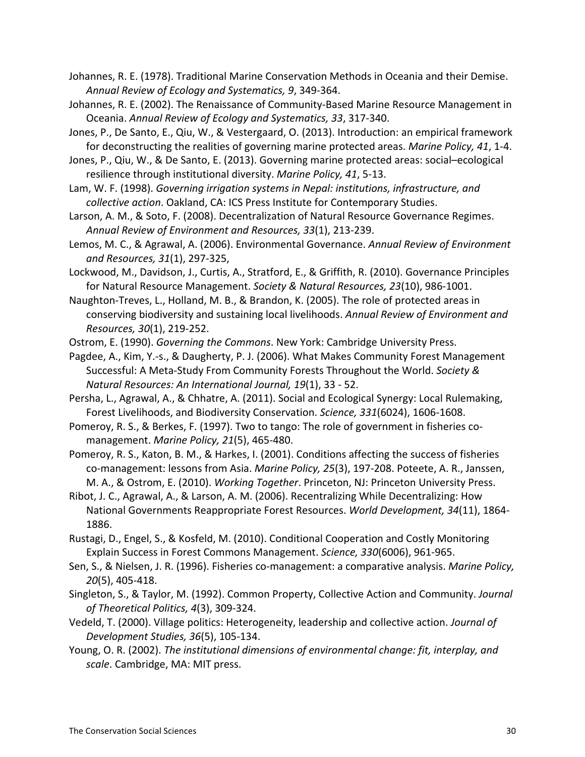Johannes, R. E. (1978). Traditional Marine Conservation Methods in Oceania and their Demise. *Annual Review of Ecology and Systematics, 9*, 349-364.

Johannes, R. E. (2002). The Renaissance of Community-Based Marine Resource Management in Oceania. *Annual Review of Ecology and Systematics, 33*, 317-340.

Jones, P., De Santo, E., Qiu, W., & Vestergaard, O. (2013). Introduction: an empirical framework for deconstructing the realities of governing marine protected areas. *Marine Policy, 41*, 1-4.

Jones, P., Qiu, W., & De Santo, E. (2013). Governing marine protected areas: social–ecological resilience through institutional diversity. *Marine Policy, 41*, 5-13.

Lam, W. F. (1998). *Governing irrigation systems in Nepal: institutions, infrastructure, and collective action*. Oakland, CA: ICS Press Institute for Contemporary Studies.

Larson, A. M., & Soto, F. (2008). Decentralization of Natural Resource Governance Regimes. *Annual Review of Environment and Resources, 33*(1), 213-239.

Lemos, M. C., & Agrawal, A. (2006). Environmental Governance. *Annual Review of Environment and Resources, 31*(1), 297-325,

Lockwood, M., Davidson, J., Curtis, A., Stratford, E., & Griffith, R. (2010). Governance Principles for Natural Resource Management. *Society & Natural Resources, 23*(10), 986-1001.

Naughton-Treves, L., Holland, M. B., & Brandon, K. (2005). The role of protected areas in conserving biodiversity and sustaining local livelihoods. *Annual Review of Environment and Resources, 30*(1), 219-252.

Ostrom, E. (1990). *Governing the Commons*. New York: Cambridge University Press.

Pagdee, A., Kim, Y.-s., & Daugherty, P. J. (2006). What Makes Community Forest Management Successful: A Meta-Study From Community Forests Throughout the World. *Society & Natural Resources: An International Journal, 19*(1), 33 - 52.

Persha, L., Agrawal, A., & Chhatre, A. (2011). Social and Ecological Synergy: Local Rulemaking, Forest Livelihoods, and Biodiversity Conservation. *Science, 331*(6024), 1606-1608.

Pomeroy, R. S., & Berkes, F. (1997). Two to tango: The role of government in fisheries co-management. *Marine Policy, 21*(5), 465-480.

Pomeroy, R. S., Katon, B. M., & Harkes, I. (2001). Conditions affecting the success of fisheries co-management: lessons from Asia. *Marine Policy, 25*(3), 197-208. Poteete, A. R., Janssen, M. A., & Ostrom, E. (2010). *Working Together*. Princeton, NJ: Princeton University Press.

Ribot, J. C., Agrawal, A., & Larson, A. M. (2006). Recentralizing While Decentralizing: How National Governments Reappropriate Forest Resources. *World Development, 34*(11), 1864-1886.

Rustagi, D., Engel, S., & Kosfeld, M. (2010). Conditional Cooperation and Costly Monitoring Explain Success in Forest Commons Management. *Science, 330*(6006), 961-965.

Sen, S., & Nielsen, J. R. (1996). Fisheries co-management: a comparative analysis. *Marine Policy, 20*(5), 405-418.

Singleton, S., & Taylor, M. (1992). Common Property, Collective Action and Community. *Journal of Theoretical Politics, 4*(3), 309-324.

Vedeld, T. (2000). Village politics: Heterogeneity, leadership and collective action. *Journal of Development Studies, 36*(5), 105-134.

Young, O. R. (2002). *The institutional dimensions of environmental change: fit, interplay, and scale*. Cambridge, MA: MIT press.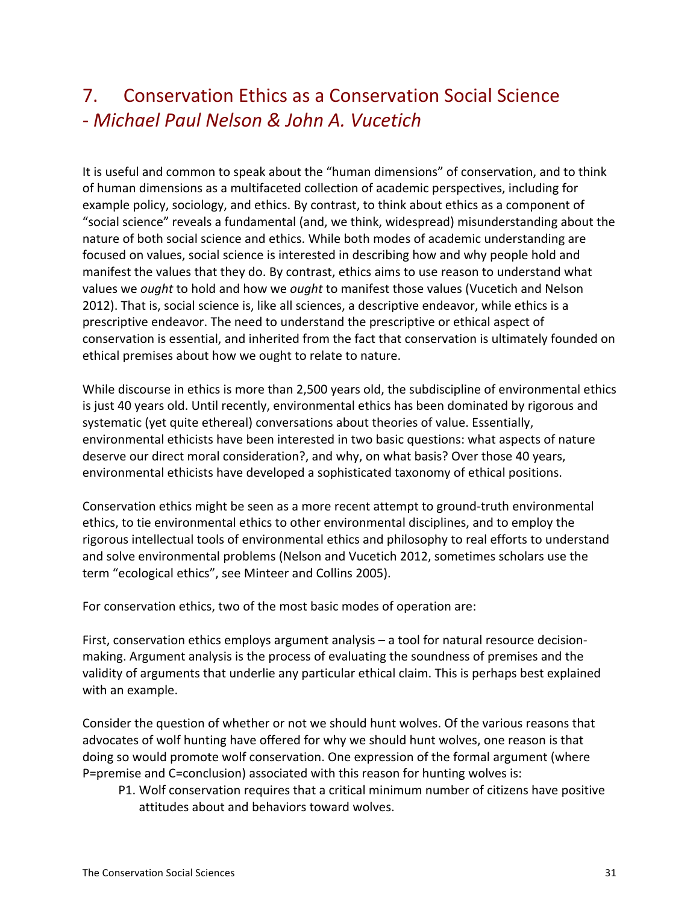## 7. Conservation Ethics as a Conservation Social Science - *Michael Paul Nelson & John A. Vucetich*

It is useful and common to speak about the "human dimensions" of conservation, and to think of human dimensions as a multifaceted collection of academic perspectives, including for example policy, sociology, and ethics. By contrast, to think about ethics as a component of "social science" reveals a fundamental (and, we think, widespread) misunderstanding about the nature of both social science and ethics. While both modes of academic understanding are focused on values, social science is interested in describing how and why people hold and manifest the values that they do. By contrast, ethics aims to use reason to understand what values we *ought* to hold and how we *ought* to manifest those values (Vucetich and Nelson 2012). That is, social science is, like all sciences, a descriptive endeavor, while ethics is a prescriptive endeavor. The need to understand the prescriptive or ethical aspect of conservation is essential, and inherited from the fact that conservation is ultimately founded on ethical premises about how we ought to relate to nature.

While discourse in ethics is more than 2,500 years old, the subdiscipline of environmental ethics is just 40 years old. Until recently, environmental ethics has been dominated by rigorous and systematic (yet quite ethereal) conversations about theories of value. Essentially, environmental ethicists have been interested in two basic questions: what aspects of nature deserve our direct moral consideration?, and why, on what basis? Over those 40 years, environmental ethicists have developed a sophisticated taxonomy of ethical positions.

Conservation ethics might be seen as a more recent attempt to ground-truth environmental ethics, to tie environmental ethics to other environmental disciplines, and to employ the rigorous intellectual tools of environmental ethics and philosophy to real efforts to understand and solve environmental problems (Nelson and Vucetich 2012, sometimes scholars use the term "ecological ethics", see Minteer and Collins 2005).

For conservation ethics, two of the most basic modes of operation are:

First, conservation ethics employs argument analysis – a tool for natural resource decision-making. Argument analysis is the process of evaluating the soundness of premises and the validity of arguments that underlie any particular ethical claim. This is perhaps best explained with an example.

Consider the question of whether or not we should hunt wolves. Of the various reasons that advocates of wolf hunting have offered for why we should hunt wolves, one reason is that doing so would promote wolf conservation. One expression of the formal argument (where P=premise and C=conclusion) associated with this reason for hunting wolves is:

- P1. Wolf conservation requires that a critical minimum number of citizens have positive attitudes about and behaviors toward wolves.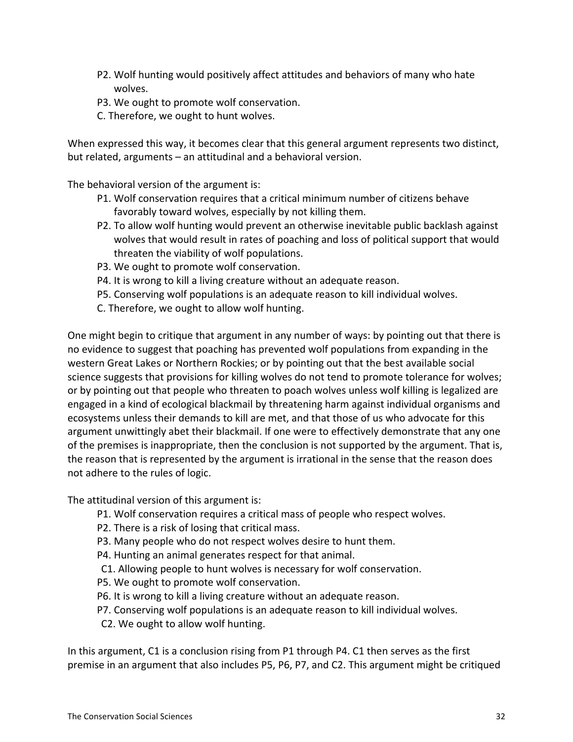P2. Wolf hunting would positively affect attitudes and behaviors of many who hate wolves.
P3. We ought to promote wolf conservation.
C. Therefore, we ought to hunt wolves.

When expressed this way, it becomes clear that this general argument represents two distinct, but related, arguments – an attitudinal and a behavioral version.

The behavioral version of the argument is:

P1. Wolf conservation requires that a critical minimum number of citizens behave favorably toward wolves, especially by not killing them.
P2. To allow wolf hunting would prevent an otherwise inevitable public backlash against wolves that would result in rates of poaching and loss of political support that would threaten the viability of wolf populations.
P3. We ought to promote wolf conservation.
P4. It is wrong to kill a living creature without an adequate reason.
P5. Conserving wolf populations is an adequate reason to kill individual wolves.
C. Therefore, we ought to allow wolf hunting.

One might begin to critique that argument in any number of ways: by pointing out that there is no evidence to suggest that poaching has prevented wolf populations from expanding in the western Great Lakes or Northern Rockies; or by pointing out that the best available social science suggests that provisions for killing wolves do not tend to promote tolerance for wolves; or by pointing out that people who threaten to poach wolves unless wolf killing is legalized are engaged in a kind of ecological blackmail by threatening harm against individual organisms and ecosystems unless their demands to kill are met, and that those of us who advocate for this argument unwittingly abet their blackmail. If one were to effectively demonstrate that any one of the premises is inappropriate, then the conclusion is not supported by the argument. That is, the reason that is represented by the argument is irrational in the sense that the reason does not adhere to the rules of logic.

The attitudinal version of this argument is:

P1. Wolf conservation requires a critical mass of people who respect wolves.
P2. There is a risk of losing that critical mass.
P3. Many people who do not respect wolves desire to hunt them.
P4. Hunting an animal generates respect for that animal.
C1. Allowing people to hunt wolves is necessary for wolf conservation.
P5. We ought to promote wolf conservation.
P6. It is wrong to kill a living creature without an adequate reason.
P7. Conserving wolf populations is an adequate reason to kill individual wolves.
C2. We ought to allow wolf hunting.

In this argument, C1 is a conclusion rising from P1 through P4. C1 then serves as the first premise in an argument that also includes P5, P6, P7, and C2. This argument might be critiqued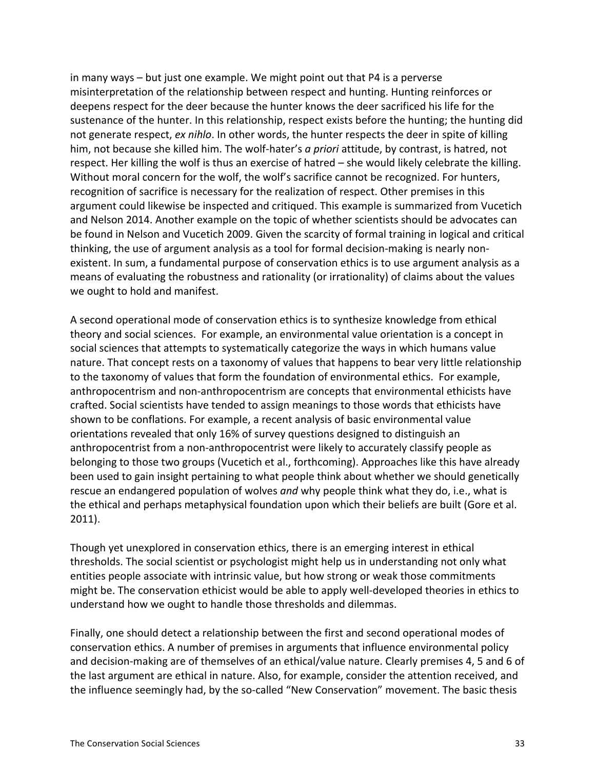in many ways – but just one example. We might point out that P4 is a perverse misinterpretation of the relationship between respect and hunting. Hunting reinforces or deepens respect for the deer because the hunter knows the deer sacrificed his life for the sustenance of the hunter. In this relationship, respect exists before the hunting; the hunting did not generate respect, *ex nihlo*. In other words, the hunter respects the deer in spite of killing him, not because she killed him. The wolf-hater's *a priori* attitude, by contrast, is hatred, not respect. Her killing the wolf is thus an exercise of hatred – she would likely celebrate the killing. Without moral concern for the wolf, the wolf's sacrifice cannot be recognized. For hunters, recognition of sacrifice is necessary for the realization of respect. Other premises in this argument could likewise be inspected and critiqued. This example is summarized from Vucetich and Nelson 2014. Another example on the topic of whether scientists should be advocates can be found in Nelson and Vucetich 2009. Given the scarcity of formal training in logical and critical thinking, the use of argument analysis as a tool for formal decision-making is nearly non-existent. In sum, a fundamental purpose of conservation ethics is to use argument analysis as a means of evaluating the robustness and rationality (or irrationality) of claims about the values we ought to hold and manifest.

A second operational mode of conservation ethics is to synthesize knowledge from ethical theory and social sciences. For example, an environmental value orientation is a concept in social sciences that attempts to systematically categorize the ways in which humans value nature. That concept rests on a taxonomy of values that happens to bear very little relationship to the taxonomy of values that form the foundation of environmental ethics. For example, anthropocentrism and non-anthropocentrism are concepts that environmental ethicists have crafted. Social scientists have tended to assign meanings to those words that ethicists have shown to be conflations. For example, a recent analysis of basic environmental value orientations revealed that only 16% of survey questions designed to distinguish an anthropocentrist from a non-anthropocentrist were likely to accurately classify people as belonging to those two groups (Vucetich et al., forthcoming). Approaches like this have already been used to gain insight pertaining to what people think about whether we should genetically rescue an endangered population of wolves *and* why people think what they do, i.e., what is the ethical and perhaps metaphysical foundation upon which their beliefs are built (Gore et al. 2011).

Though yet unexplored in conservation ethics, there is an emerging interest in ethical thresholds. The social scientist or psychologist might help us in understanding not only what entities people associate with intrinsic value, but how strong or weak those commitments might be. The conservation ethicist would be able to apply well-developed theories in ethics to understand how we ought to handle those thresholds and dilemmas.

Finally, one should detect a relationship between the first and second operational modes of conservation ethics. A number of premises in arguments that influence environmental policy and decision-making are of themselves of an ethical/value nature. Clearly premises 4, 5 and 6 of the last argument are ethical in nature. Also, for example, consider the attention received, and the influence seemingly had, by the so-called "New Conservation" movement. The basic thesis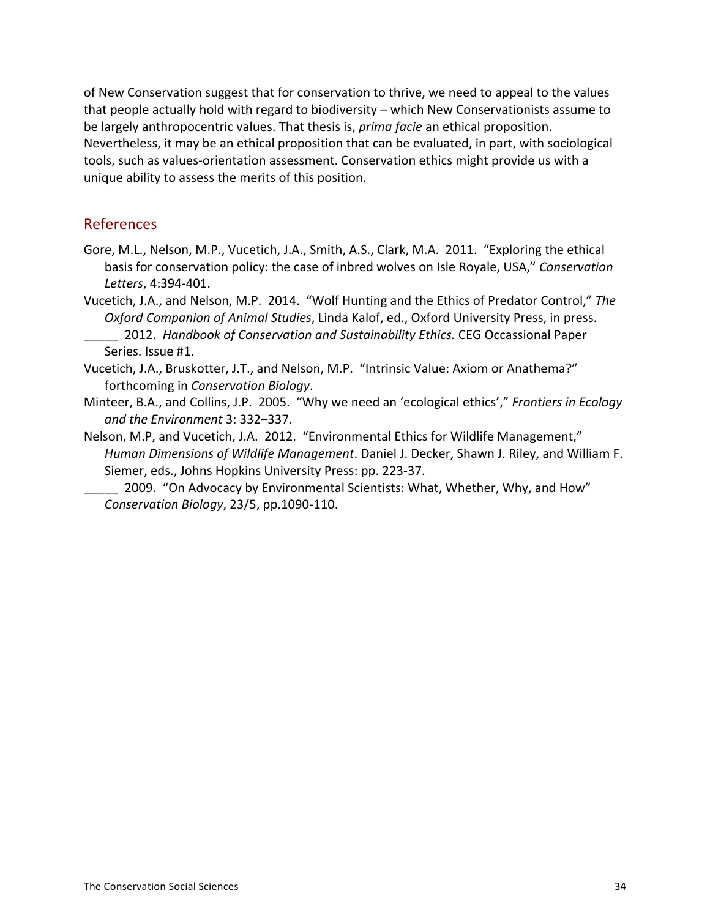of New Conservation suggest that for conservation to thrive, we need to appeal to the values that people actually hold with regard to biodiversity – which New Conservationists assume to be largely anthropocentric values. That thesis is, *prima facie* an ethical proposition. Nevertheless, it may be an ethical proposition that can be evaluated, in part, with sociological tools, such as values-orientation assessment. Conservation ethics might provide us with a unique ability to assess the merits of this position.

## References

Gore, M.L., Nelson, M.P., Vucetich, J.A., Smith, A.S., Clark, M.A. 2011. "Exploring the ethical basis for conservation policy: the case of inbred wolves on Isle Royale, USA," *Conservation Letters*, 4:394-401.

Vucetich, J.A., and Nelson, M.P. 2014. "Wolf Hunting and the Ethics of Predator Control," *The Oxford Companion of Animal Studies*, Linda Kalof, ed., Oxford University Press, in press.

_____ 2012. *Handbook of Conservation and Sustainability Ethics.* CEG Occassional Paper Series. Issue #1.

Vucetich, J.A., Bruskotter, J.T., and Nelson, M.P. "Intrinsic Value: Axiom or Anathema?" forthcoming in *Conservation Biology*.

Minteer, B.A., and Collins, J.P. 2005. "Why we need an 'ecological ethics'," *Frontiers in Ecology and the Environment* 3: 332–337.

Nelson, M.P, and Vucetich, J.A. 2012. "Environmental Ethics for Wildlife Management," *Human Dimensions of Wildlife Management*. Daniel J. Decker, Shawn J. Riley, and William F. Siemer, eds., Johns Hopkins University Press: pp. 223-37.

_____ 2009. "On Advocacy by Environmental Scientists: What, Whether, Why, and How" *Conservation Biology*, 23/5, pp.1090-110.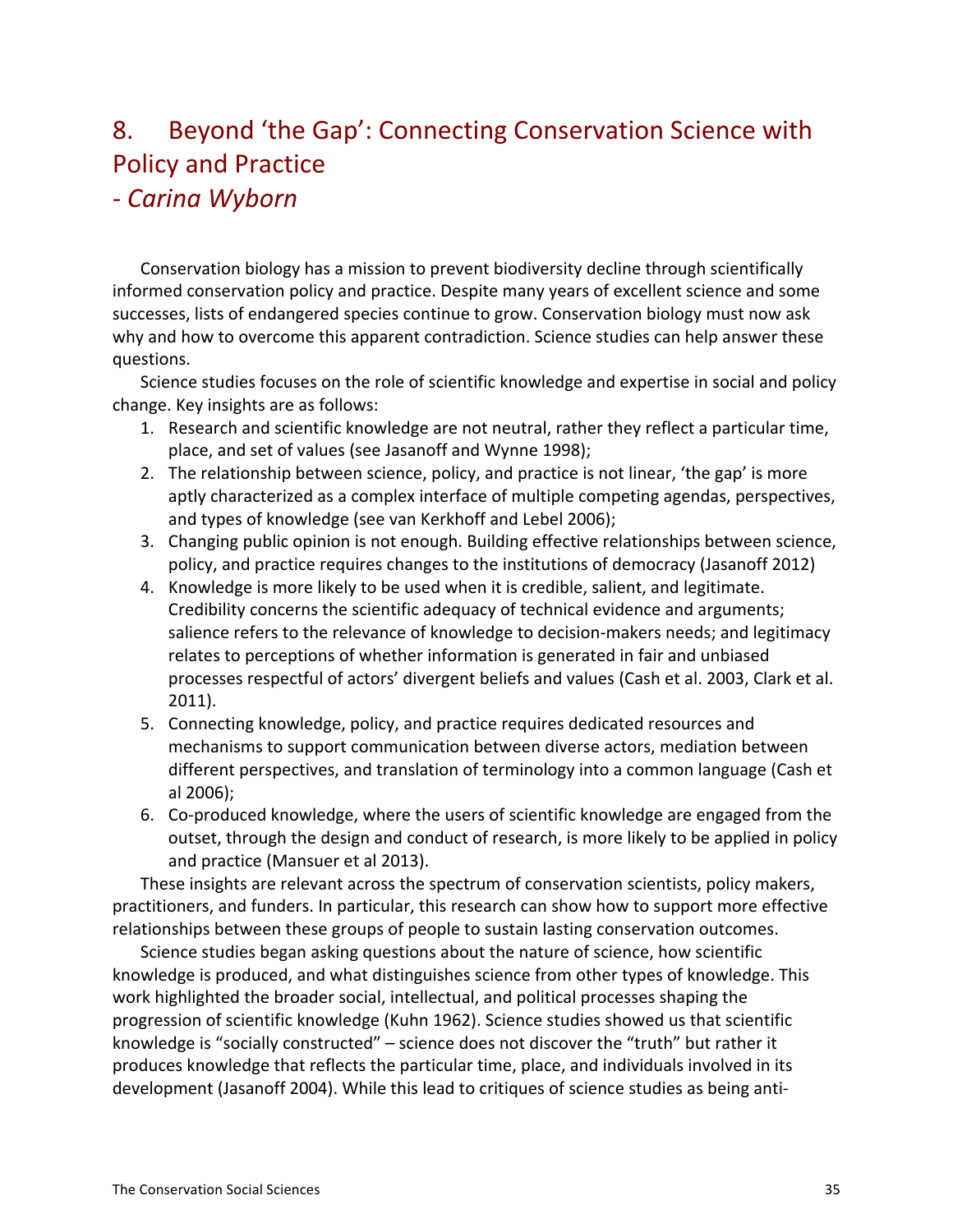# 8. Beyond 'the Gap': Connecting Conservation Science with Policy and Practice

## *- Carina Wyborn*

Conservation biology has a mission to prevent biodiversity decline through scientifically informed conservation policy and practice. Despite many years of excellent science and some successes, lists of endangered species continue to grow. Conservation biology must now ask why and how to overcome this apparent contradiction. Science studies can help answer these questions.

Science studies focuses on the role of scientific knowledge and expertise in social and policy change. Key insights are as follows:

1. Research and scientific knowledge are not neutral, rather they reflect a particular time, place, and set of values (see Jasanoff and Wynne 1998);
2. The relationship between science, policy, and practice is not linear, 'the gap' is more aptly characterized as a complex interface of multiple competing agendas, perspectives, and types of knowledge (see van Kerkhoff and Lebel 2006);
3. Changing public opinion is not enough. Building effective relationships between science, policy, and practice requires changes to the institutions of democracy (Jasanoff 2012)
4. Knowledge is more likely to be used when it is credible, salient, and legitimate. Credibility concerns the scientific adequacy of technical evidence and arguments; salience refers to the relevance of knowledge to decision-makers needs; and legitimacy relates to perceptions of whether information is generated in fair and unbiased processes respectful of actors' divergent beliefs and values (Cash et al. 2003, Clark et al. 2011).
5. Connecting knowledge, policy, and practice requires dedicated resources and mechanisms to support communication between diverse actors, mediation between different perspectives, and translation of terminology into a common language (Cash et al 2006);
6. Co-produced knowledge, where the users of scientific knowledge are engaged from the outset, through the design and conduct of research, is more likely to be applied in policy and practice (Mansuer et al 2013).

These insights are relevant across the spectrum of conservation scientists, policy makers, practitioners, and funders. In particular, this research can show how to support more effective relationships between these groups of people to sustain lasting conservation outcomes.

Science studies began asking questions about the nature of science, how scientific knowledge is produced, and what distinguishes science from other types of knowledge. This work highlighted the broader social, intellectual, and political processes shaping the progression of scientific knowledge (Kuhn 1962). Science studies showed us that scientific knowledge is "socially constructed" – science does not discover the "truth" but rather it produces knowledge that reflects the particular time, place, and individuals involved in its development (Jasanoff 2004). While this lead to critiques of science studies as being anti-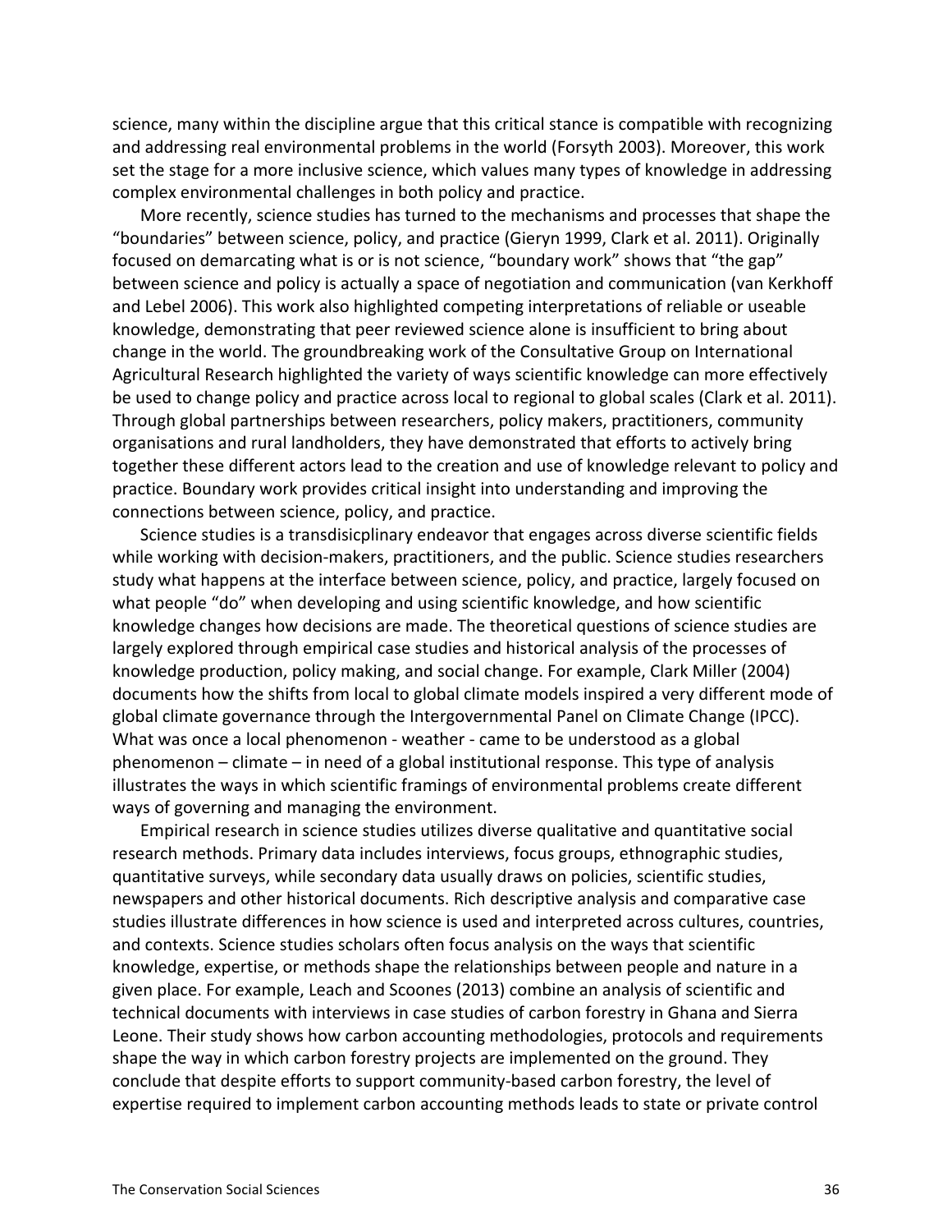science, many within the discipline argue that this critical stance is compatible with recognizing and addressing real environmental problems in the world (Forsyth 2003). Moreover, this work set the stage for a more inclusive science, which values many types of knowledge in addressing complex environmental challenges in both policy and practice.

More recently, science studies has turned to the mechanisms and processes that shape the "boundaries" between science, policy, and practice (Gieryn 1999, Clark et al. 2011). Originally focused on demarcating what is or is not science, "boundary work" shows that "the gap" between science and policy is actually a space of negotiation and communication (van Kerkhoff and Lebel 2006). This work also highlighted competing interpretations of reliable or useable knowledge, demonstrating that peer reviewed science alone is insufficient to bring about change in the world. The groundbreaking work of the Consultative Group on International Agricultural Research highlighted the variety of ways scientific knowledge can more effectively be used to change policy and practice across local to regional to global scales (Clark et al. 2011). Through global partnerships between researchers, policy makers, practitioners, community organisations and rural landholders, they have demonstrated that efforts to actively bring together these different actors lead to the creation and use of knowledge relevant to policy and practice. Boundary work provides critical insight into understanding and improving the connections between science, policy, and practice.

Science studies is a transdisicplinary endeavor that engages across diverse scientific fields while working with decision-makers, practitioners, and the public. Science studies researchers study what happens at the interface between science, policy, and practice, largely focused on what people "do" when developing and using scientific knowledge, and how scientific knowledge changes how decisions are made. The theoretical questions of science studies are largely explored through empirical case studies and historical analysis of the processes of knowledge production, policy making, and social change. For example, Clark Miller (2004) documents how the shifts from local to global climate models inspired a very different mode of global climate governance through the Intergovernmental Panel on Climate Change (IPCC). What was once a local phenomenon - weather - came to be understood as a global phenomenon – climate – in need of a global institutional response. This type of analysis illustrates the ways in which scientific framings of environmental problems create different ways of governing and managing the environment.

Empirical research in science studies utilizes diverse qualitative and quantitative social research methods. Primary data includes interviews, focus groups, ethnographic studies, quantitative surveys, while secondary data usually draws on policies, scientific studies, newspapers and other historical documents. Rich descriptive analysis and comparative case studies illustrate differences in how science is used and interpreted across cultures, countries, and contexts. Science studies scholars often focus analysis on the ways that scientific knowledge, expertise, or methods shape the relationships between people and nature in a given place. For example, Leach and Scoones (2013) combine an analysis of scientific and technical documents with interviews in case studies of carbon forestry in Ghana and Sierra Leone. Their study shows how carbon accounting methodologies, protocols and requirements shape the way in which carbon forestry projects are implemented on the ground. They conclude that despite efforts to support community-based carbon forestry, the level of expertise required to implement carbon accounting methods leads to state or private control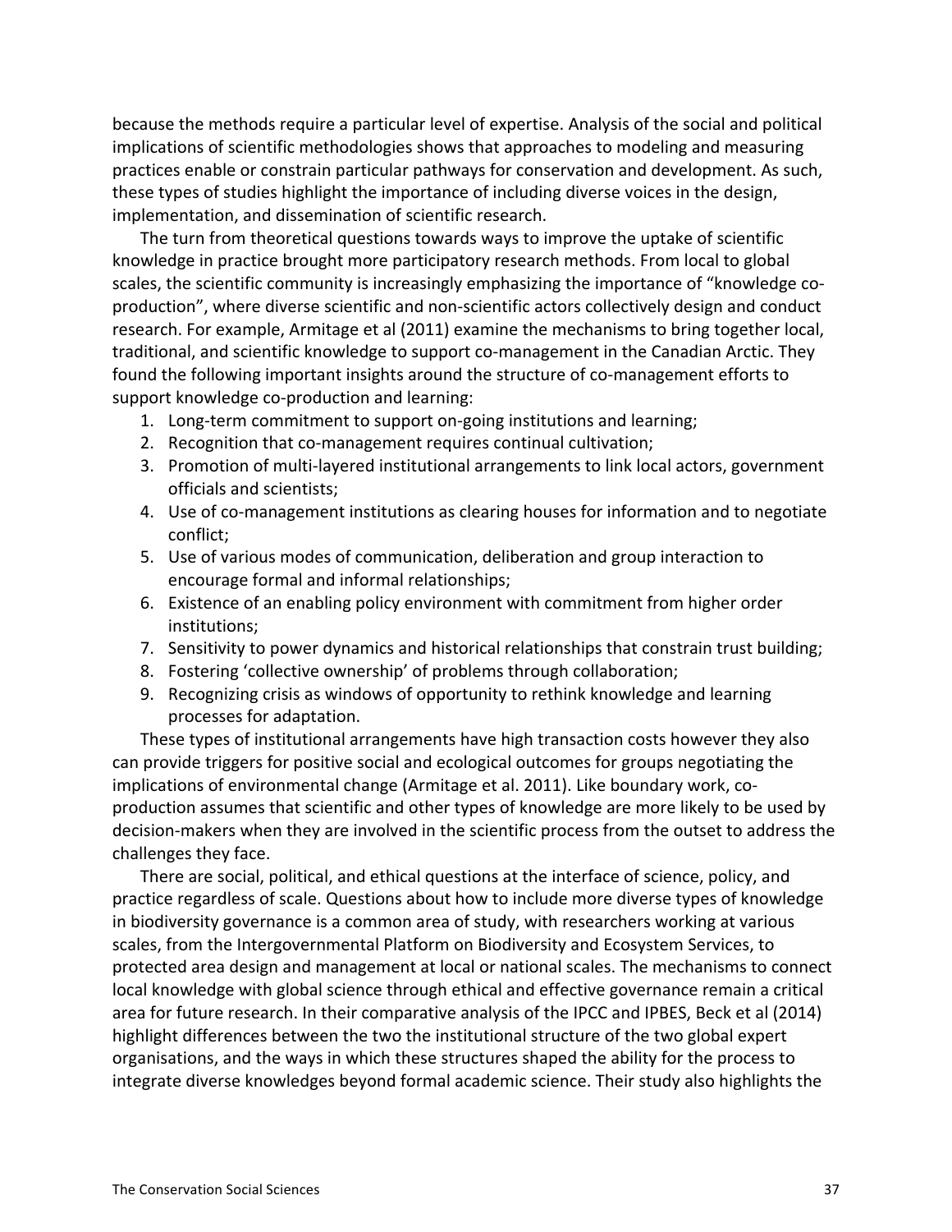because the methods require a particular level of expertise. Analysis of the social and political implications of scientific methodologies shows that approaches to modeling and measuring practices enable or constrain particular pathways for conservation and development. As such, these types of studies highlight the importance of including diverse voices in the design, implementation, and dissemination of scientific research.

The turn from theoretical questions towards ways to improve the uptake of scientific knowledge in practice brought more participatory research methods. From local to global scales, the scientific community is increasingly emphasizing the importance of "knowledge co-production", where diverse scientific and non-scientific actors collectively design and conduct research. For example, Armitage et al (2011) examine the mechanisms to bring together local, traditional, and scientific knowledge to support co-management in the Canadian Arctic. They found the following important insights around the structure of co-management efforts to support knowledge co-production and learning:

1. Long-term commitment to support on-going institutions and learning;
2. Recognition that co-management requires continual cultivation;
3. Promotion of multi-layered institutional arrangements to link local actors, government officials and scientists;
4. Use of co-management institutions as clearing houses for information and to negotiate conflict;
5. Use of various modes of communication, deliberation and group interaction to encourage formal and informal relationships;
6. Existence of an enabling policy environment with commitment from higher order institutions;
7. Sensitivity to power dynamics and historical relationships that constrain trust building;
8. Fostering 'collective ownership' of problems through collaboration;
9. Recognizing crisis as windows of opportunity to rethink knowledge and learning processes for adaptation.

These types of institutional arrangements have high transaction costs however they also can provide triggers for positive social and ecological outcomes for groups negotiating the implications of environmental change (Armitage et al. 2011). Like boundary work, co-production assumes that scientific and other types of knowledge are more likely to be used by decision-makers when they are involved in the scientific process from the outset to address the challenges they face.

There are social, political, and ethical questions at the interface of science, policy, and practice regardless of scale. Questions about how to include more diverse types of knowledge in biodiversity governance is a common area of study, with researchers working at various scales, from the Intergovernmental Platform on Biodiversity and Ecosystem Services, to protected area design and management at local or national scales. The mechanisms to connect local knowledge with global science through ethical and effective governance remain a critical area for future research. In their comparative analysis of the IPCC and IPBES, Beck et al (2014) highlight differences between the two the institutional structure of the two global expert organisations, and the ways in which these structures shaped the ability for the process to integrate diverse knowledges beyond formal academic science. Their study also highlights the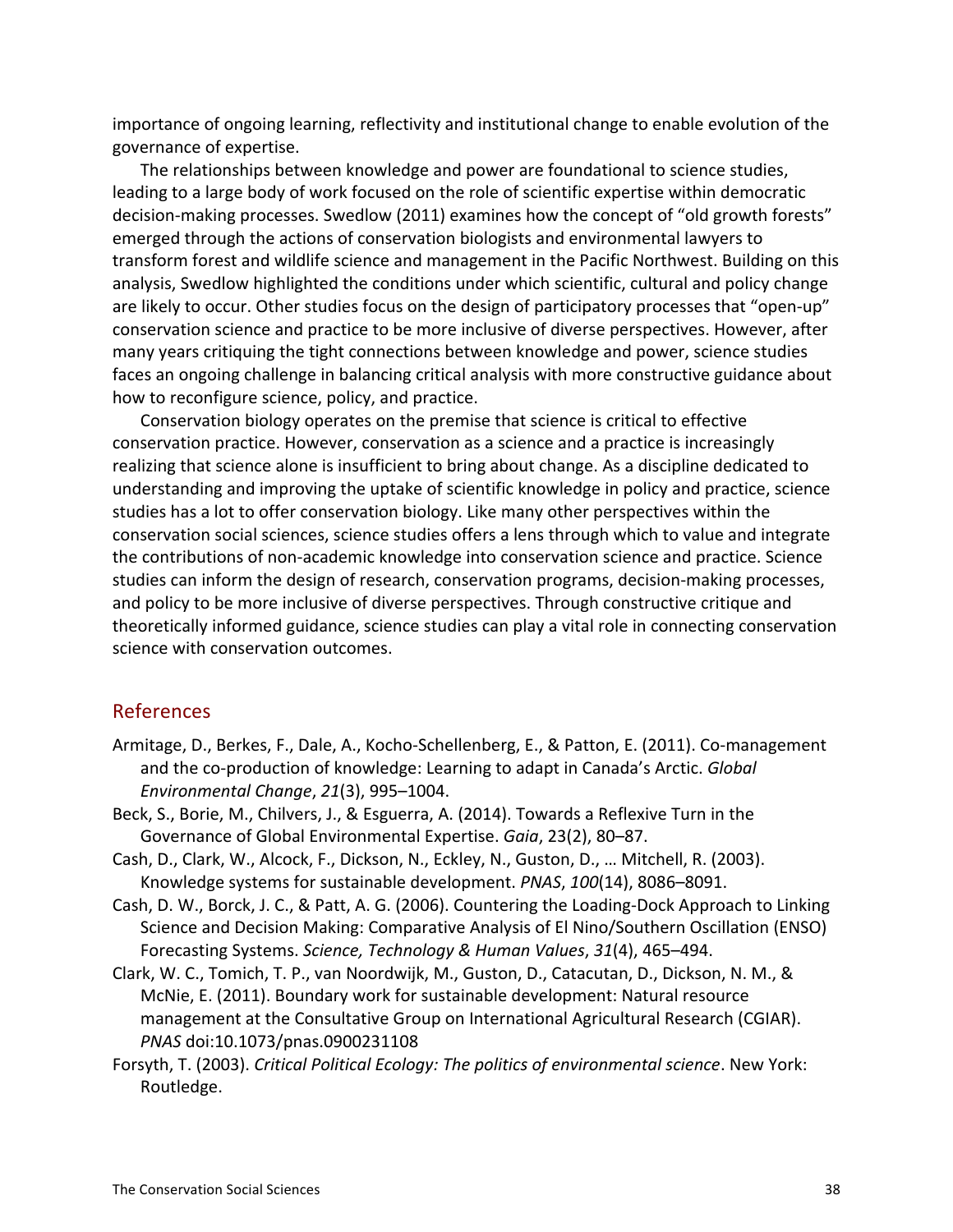importance of ongoing learning, reflectivity and institutional change to enable evolution of the governance of expertise.

The relationships between knowledge and power are foundational to science studies, leading to a large body of work focused on the role of scientific expertise within democratic decision-making processes. Swedlow (2011) examines how the concept of "old growth forests" emerged through the actions of conservation biologists and environmental lawyers to transform forest and wildlife science and management in the Pacific Northwest. Building on this analysis, Swedlow highlighted the conditions under which scientific, cultural and policy change are likely to occur. Other studies focus on the design of participatory processes that "open-up" conservation science and practice to be more inclusive of diverse perspectives. However, after many years critiquing the tight connections between knowledge and power, science studies faces an ongoing challenge in balancing critical analysis with more constructive guidance about how to reconfigure science, policy, and practice.

Conservation biology operates on the premise that science is critical to effective conservation practice. However, conservation as a science and a practice is increasingly realizing that science alone is insufficient to bring about change. As a discipline dedicated to understanding and improving the uptake of scientific knowledge in policy and practice, science studies has a lot to offer conservation biology. Like many other perspectives within the conservation social sciences, science studies offers a lens through which to value and integrate the contributions of non-academic knowledge into conservation science and practice. Science studies can inform the design of research, conservation programs, decision-making processes, and policy to be more inclusive of diverse perspectives. Through constructive critique and theoretically informed guidance, science studies can play a vital role in connecting conservation science with conservation outcomes.

## References

Armitage, D., Berkes, F., Dale, A., Kocho-Schellenberg, E., & Patton, E. (2011). Co-management and the co-production of knowledge: Learning to adapt in Canada's Arctic. *Global Environmental Change*, *21*(3), 995–1004.

Beck, S., Borie, M., Chilvers, J., & Esguerra, A. (2014). Towards a Reflexive Turn in the Governance of Global Environmental Expertise. *Gaia*, 23(2), 80–87.

Cash, D., Clark, W., Alcock, F., Dickson, N., Eckley, N., Guston, D., … Mitchell, R. (2003). Knowledge systems for sustainable development. *PNAS*, *100*(14), 8086–8091.

Cash, D. W., Borck, J. C., & Patt, A. G. (2006). Countering the Loading-Dock Approach to Linking Science and Decision Making: Comparative Analysis of El Nino/Southern Oscillation (ENSO) Forecasting Systems. *Science, Technology & Human Values*, *31*(4), 465–494.

Clark, W. C., Tomich, T. P., van Noordwijk, M., Guston, D., Catacutan, D., Dickson, N. M., & McNie, E. (2011). Boundary work for sustainable development: Natural resource management at the Consultative Group on International Agricultural Research (CGIAR). *PNAS* doi:10.1073/pnas.0900231108

Forsyth, T. (2003). *Critical Political Ecology: The politics of environmental science*. New York: Routledge.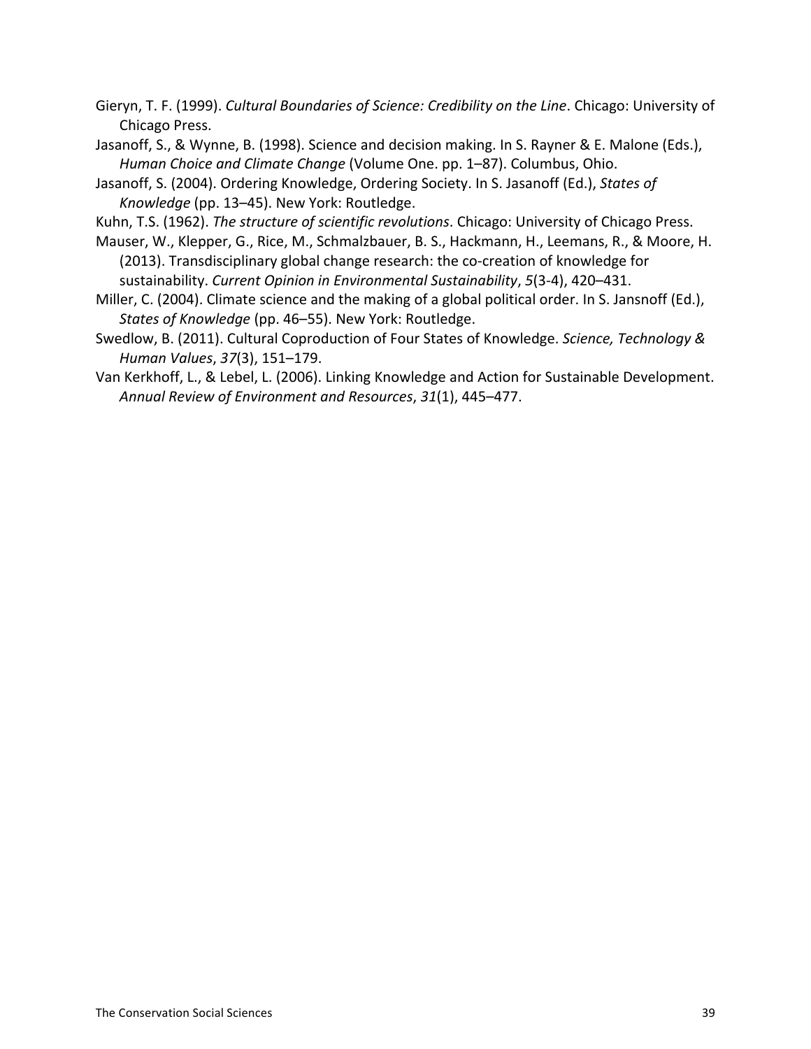Gieryn, T. F. (1999). *Cultural Boundaries of Science: Credibility on the Line*. Chicago: University of Chicago Press.

Jasanoff, S., & Wynne, B. (1998). Science and decision making. In S. Rayner & E. Malone (Eds.), *Human Choice and Climate Change* (Volume One. pp. 1–87). Columbus, Ohio.

Jasanoff, S. (2004). Ordering Knowledge, Ordering Society. In S. Jasanoff (Ed.), *States of Knowledge* (pp. 13–45). New York: Routledge.

Kuhn, T.S. (1962). *The structure of scientific revolutions*. Chicago: University of Chicago Press.

Mauser, W., Klepper, G., Rice, M., Schmalzbauer, B. S., Hackmann, H., Leemans, R., & Moore, H. (2013). Transdisciplinary global change research: the co-creation of knowledge for sustainability. *Current Opinion in Environmental Sustainability*, *5*(3-4), 420–431.

Miller, C. (2004). Climate science and the making of a global political order. In S. Jansnoff (Ed.), *States of Knowledge* (pp. 46–55). New York: Routledge.

Swedlow, B. (2011). Cultural Coproduction of Four States of Knowledge. *Science, Technology & Human Values*, *37*(3), 151–179.

Van Kerkhoff, L., & Lebel, L. (2006). Linking Knowledge and Action for Sustainable Development. *Annual Review of Environment and Resources*, *31*(1), 445–477.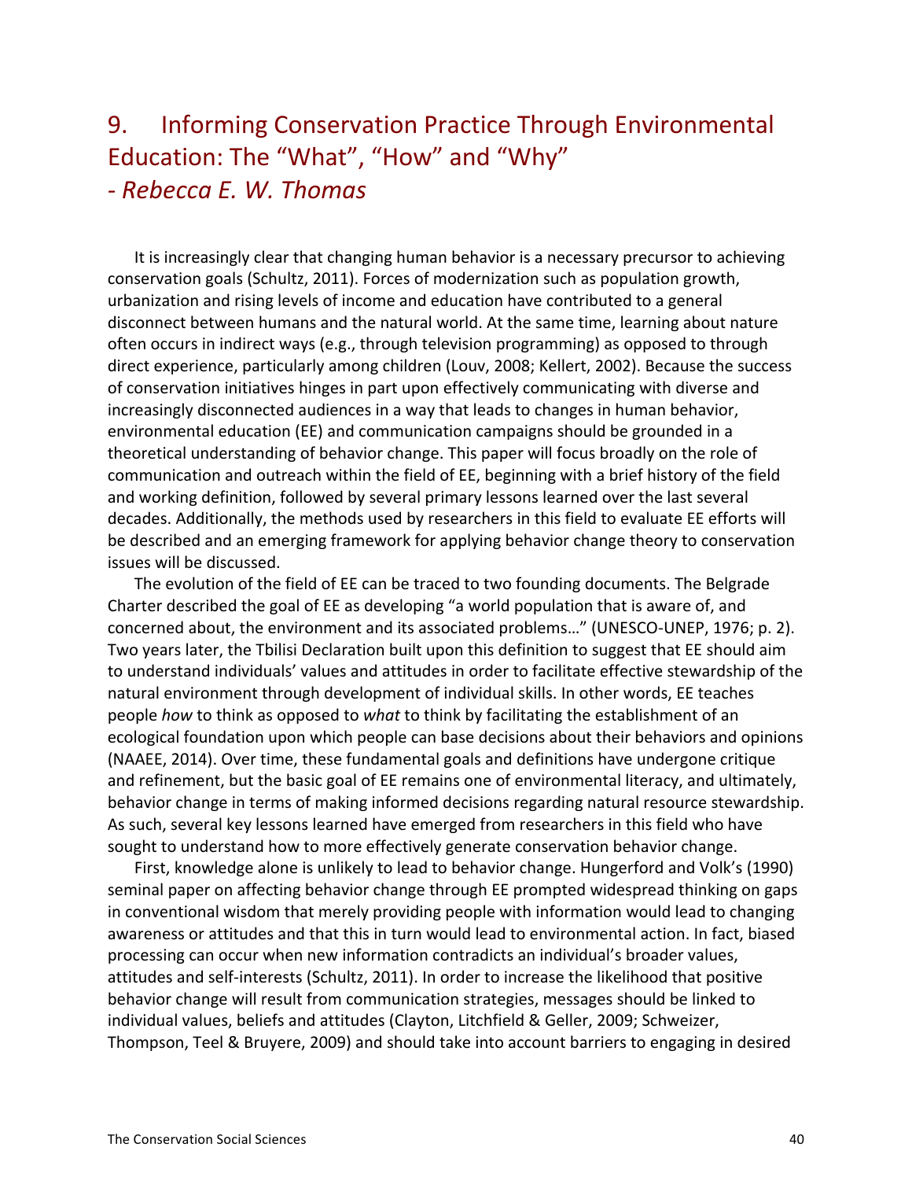# 9. Informing Conservation Practice Through Environmental Education: The "What", "How" and "Why"
## - *Rebecca E. W. Thomas*

It is increasingly clear that changing human behavior is a necessary precursor to achieving conservation goals (Schultz, 2011). Forces of modernization such as population growth, urbanization and rising levels of income and education have contributed to a general disconnect between humans and the natural world. At the same time, learning about nature often occurs in indirect ways (e.g., through television programming) as opposed to through direct experience, particularly among children (Louv, 2008; Kellert, 2002). Because the success of conservation initiatives hinges in part upon effectively communicating with diverse and increasingly disconnected audiences in a way that leads to changes in human behavior, environmental education (EE) and communication campaigns should be grounded in a theoretical understanding of behavior change. This paper will focus broadly on the role of communication and outreach within the field of EE, beginning with a brief history of the field and working definition, followed by several primary lessons learned over the last several decades. Additionally, the methods used by researchers in this field to evaluate EE efforts will be described and an emerging framework for applying behavior change theory to conservation issues will be discussed.

The evolution of the field of EE can be traced to two founding documents. The Belgrade Charter described the goal of EE as developing "a world population that is aware of, and concerned about, the environment and its associated problems…" (UNESCO-UNEP, 1976; p. 2). Two years later, the Tbilisi Declaration built upon this definition to suggest that EE should aim to understand individuals' values and attitudes in order to facilitate effective stewardship of the natural environment through development of individual skills. In other words, EE teaches people *how* to think as opposed to *what* to think by facilitating the establishment of an ecological foundation upon which people can base decisions about their behaviors and opinions (NAAEE, 2014). Over time, these fundamental goals and definitions have undergone critique and refinement, but the basic goal of EE remains one of environmental literacy, and ultimately, behavior change in terms of making informed decisions regarding natural resource stewardship. As such, several key lessons learned have emerged from researchers in this field who have sought to understand how to more effectively generate conservation behavior change.

First, knowledge alone is unlikely to lead to behavior change. Hungerford and Volk's (1990) seminal paper on affecting behavior change through EE prompted widespread thinking on gaps in conventional wisdom that merely providing people with information would lead to changing awareness or attitudes and that this in turn would lead to environmental action. In fact, biased processing can occur when new information contradicts an individual's broader values, attitudes and self-interests (Schultz, 2011). In order to increase the likelihood that positive behavior change will result from communication strategies, messages should be linked to individual values, beliefs and attitudes (Clayton, Litchfield & Geller, 2009; Schweizer, Thompson, Teel & Bruyere, 2009) and should take into account barriers to engaging in desired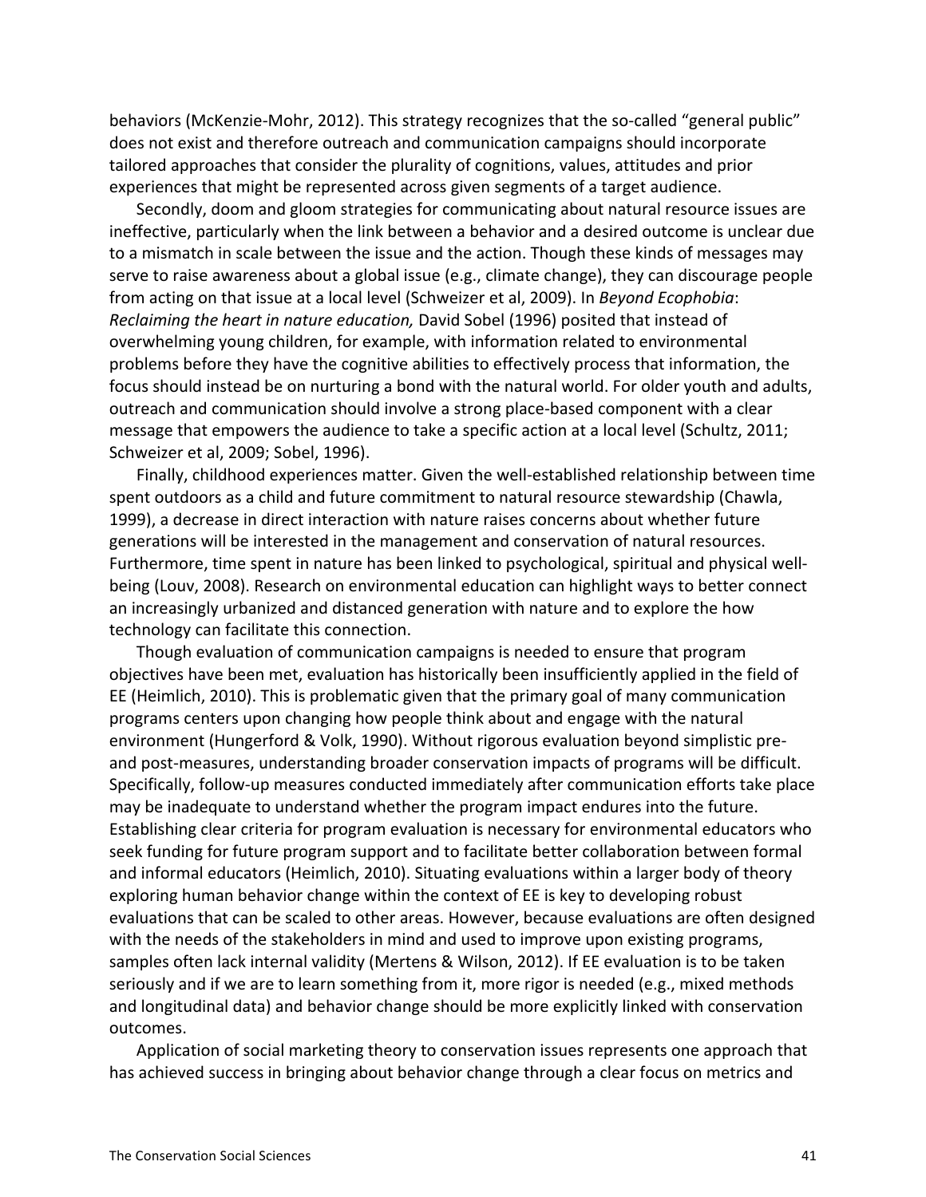behaviors (McKenzie-Mohr, 2012). This strategy recognizes that the so-called "general public" does not exist and therefore outreach and communication campaigns should incorporate tailored approaches that consider the plurality of cognitions, values, attitudes and prior experiences that might be represented across given segments of a target audience.

Secondly, doom and gloom strategies for communicating about natural resource issues are ineffective, particularly when the link between a behavior and a desired outcome is unclear due to a mismatch in scale between the issue and the action. Though these kinds of messages may serve to raise awareness about a global issue (e.g., climate change), they can discourage people from acting on that issue at a local level (Schweizer et al, 2009). In *Beyond Ecophobia*: *Reclaiming the heart in nature education,* David Sobel (1996) posited that instead of overwhelming young children, for example, with information related to environmental problems before they have the cognitive abilities to effectively process that information, the focus should instead be on nurturing a bond with the natural world. For older youth and adults, outreach and communication should involve a strong place-based component with a clear message that empowers the audience to take a specific action at a local level (Schultz, 2011; Schweizer et al, 2009; Sobel, 1996).

Finally, childhood experiences matter. Given the well-established relationship between time spent outdoors as a child and future commitment to natural resource stewardship (Chawla, 1999), a decrease in direct interaction with nature raises concerns about whether future generations will be interested in the management and conservation of natural resources. Furthermore, time spent in nature has been linked to psychological, spiritual and physical well-being (Louv, 2008). Research on environmental education can highlight ways to better connect an increasingly urbanized and distanced generation with nature and to explore the how technology can facilitate this connection.

Though evaluation of communication campaigns is needed to ensure that program objectives have been met, evaluation has historically been insufficiently applied in the field of EE (Heimlich, 2010). This is problematic given that the primary goal of many communication programs centers upon changing how people think about and engage with the natural environment (Hungerford & Volk, 1990). Without rigorous evaluation beyond simplistic pre- and post-measures, understanding broader conservation impacts of programs will be difficult. Specifically, follow-up measures conducted immediately after communication efforts take place may be inadequate to understand whether the program impact endures into the future. Establishing clear criteria for program evaluation is necessary for environmental educators who seek funding for future program support and to facilitate better collaboration between formal and informal educators (Heimlich, 2010). Situating evaluations within a larger body of theory exploring human behavior change within the context of EE is key to developing robust evaluations that can be scaled to other areas. However, because evaluations are often designed with the needs of the stakeholders in mind and used to improve upon existing programs, samples often lack internal validity (Mertens & Wilson, 2012). If EE evaluation is to be taken seriously and if we are to learn something from it, more rigor is needed (e.g., mixed methods and longitudinal data) and behavior change should be more explicitly linked with conservation outcomes.

Application of social marketing theory to conservation issues represents one approach that has achieved success in bringing about behavior change through a clear focus on metrics and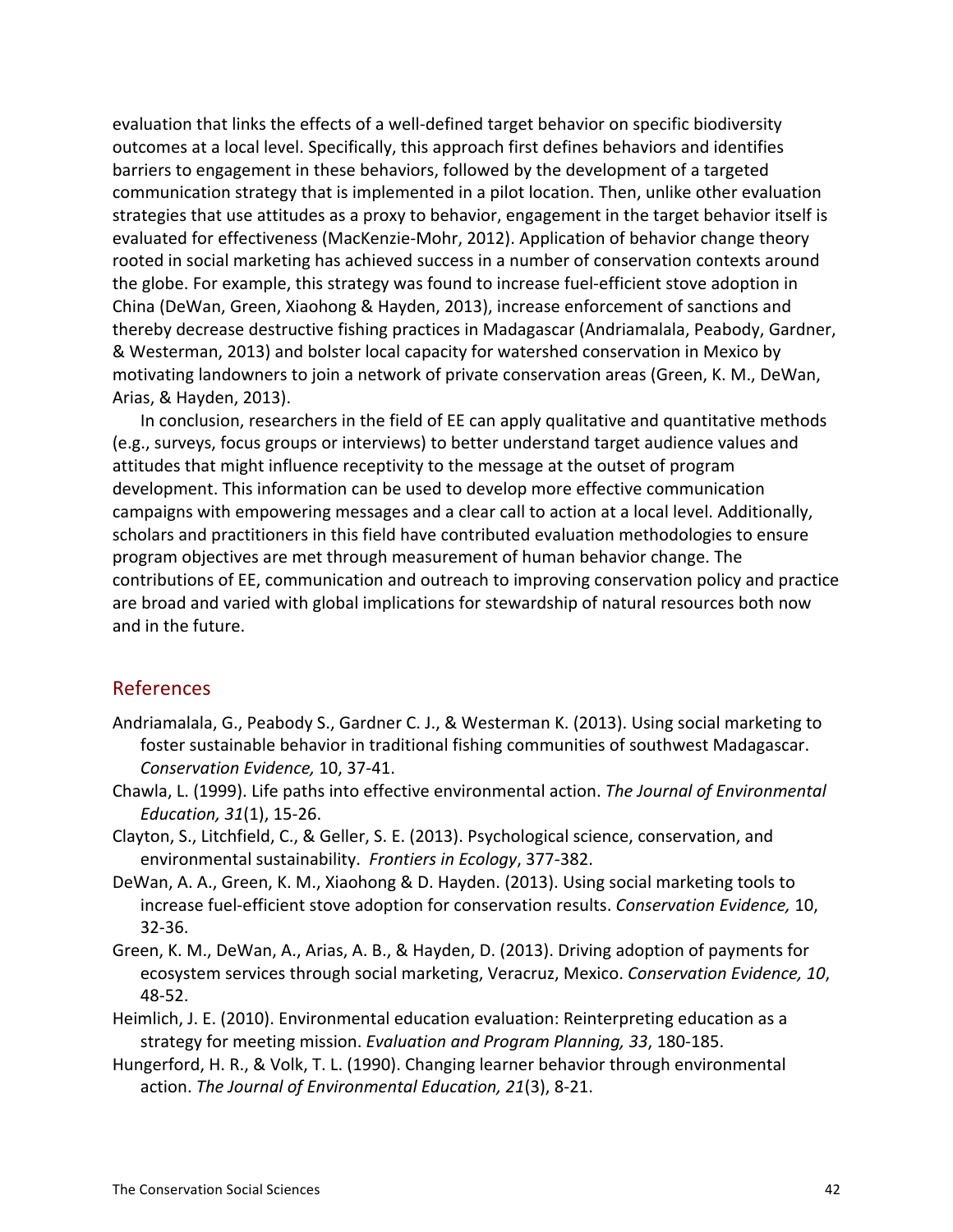evaluation that links the effects of a well-defined target behavior on specific biodiversity outcomes at a local level. Specifically, this approach first defines behaviors and identifies barriers to engagement in these behaviors, followed by the development of a targeted communication strategy that is implemented in a pilot location. Then, unlike other evaluation strategies that use attitudes as a proxy to behavior, engagement in the target behavior itself is evaluated for effectiveness (MacKenzie-Mohr, 2012). Application of behavior change theory rooted in social marketing has achieved success in a number of conservation contexts around the globe. For example, this strategy was found to increase fuel-efficient stove adoption in China (DeWan, Green, Xiaohong & Hayden, 2013), increase enforcement of sanctions and thereby decrease destructive fishing practices in Madagascar (Andriamalala, Peabody, Gardner, & Westerman, 2013) and bolster local capacity for watershed conservation in Mexico by motivating landowners to join a network of private conservation areas (Green, K. M., DeWan, Arias, & Hayden, 2013).

In conclusion, researchers in the field of EE can apply qualitative and quantitative methods (e.g., surveys, focus groups or interviews) to better understand target audience values and attitudes that might influence receptivity to the message at the outset of program development. This information can be used to develop more effective communication campaigns with empowering messages and a clear call to action at a local level. Additionally, scholars and practitioners in this field have contributed evaluation methodologies to ensure program objectives are met through measurement of human behavior change. The contributions of EE, communication and outreach to improving conservation policy and practice are broad and varied with global implications for stewardship of natural resources both now and in the future.

## References

Andriamalala, G., Peabody S., Gardner C. J., & Westerman K. (2013). Using social marketing to foster sustainable behavior in traditional fishing communities of southwest Madagascar. *Conservation Evidence,* 10, 37-41.

Chawla, L. (1999). Life paths into effective environmental action. *The Journal of Environmental Education, 31*(1), 15-26.

Clayton, S., Litchfield, C., & Geller, S. E. (2013). Psychological science, conservation, and environmental sustainability. *Frontiers in Ecology*, 377-382.

DeWan, A. A., Green, K. M., Xiaohong & D. Hayden. (2013). Using social marketing tools to increase fuel-efficient stove adoption for conservation results. *Conservation Evidence,* 10, 32-36.

Green, K. M., DeWan, A., Arias, A. B., & Hayden, D. (2013). Driving adoption of payments for ecosystem services through social marketing, Veracruz, Mexico. *Conservation Evidence, 10*, 48-52.

Heimlich, J. E. (2010). Environmental education evaluation: Reinterpreting education as a strategy for meeting mission. *Evaluation and Program Planning, 33*, 180-185.

Hungerford, H. R., & Volk, T. L. (1990). Changing learner behavior through environmental action. *The Journal of Environmental Education, 21*(3), 8-21.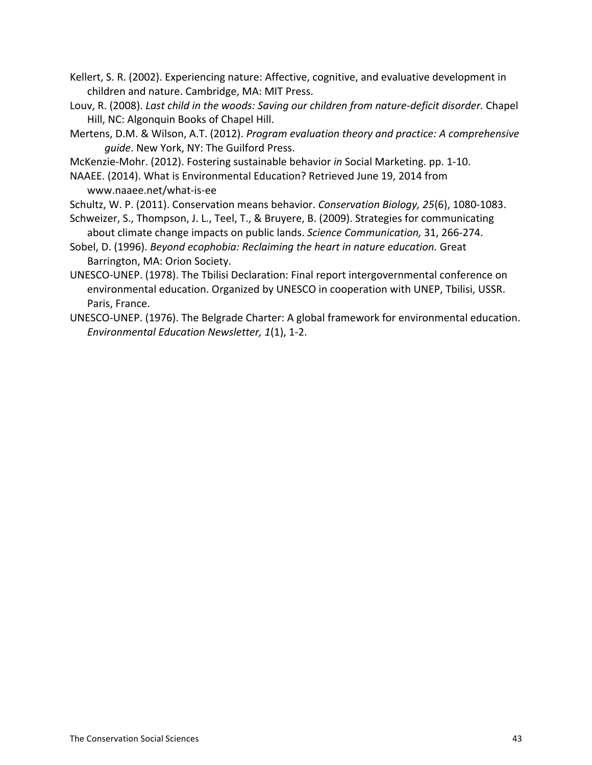Kellert, S. R. (2002). Experiencing nature: Affective, cognitive, and evaluative development in children and nature. Cambridge, MA: MIT Press.

Louv, R. (2008). *Last child in the woods: Saving our children from nature-deficit disorder.* Chapel Hill, NC: Algonquin Books of Chapel Hill.

Mertens, D.M. & Wilson, A.T. (2012). *Program evaluation theory and practice: A comprehensive guide*. New York, NY: The Guilford Press.

McKenzie-Mohr. (2012). Fostering sustainable behavior *in* Social Marketing. pp. 1-10.

NAAEE. (2014). What is Environmental Education? Retrieved June 19, 2014 from www.naaee.net/what-is-ee

Schultz, W. P. (2011). Conservation means behavior. *Conservation Biology, 25*(6), 1080-1083.

Schweizer, S., Thompson, J. L., Teel, T., & Bruyere, B. (2009). Strategies for communicating about climate change impacts on public lands. *Science Communication,* 31, 266-274.

Sobel, D. (1996). *Beyond ecophobia: Reclaiming the heart in nature education.* Great Barrington, MA: Orion Society.

UNESCO-UNEP. (1978). The Tbilisi Declaration: Final report intergovernmental conference on environmental education. Organized by UNESCO in cooperation with UNEP, Tbilisi, USSR. Paris, France.

UNESCO-UNEP. (1976). The Belgrade Charter: A global framework for environmental education. *Environmental Education Newsletter, 1*(1), 1-2.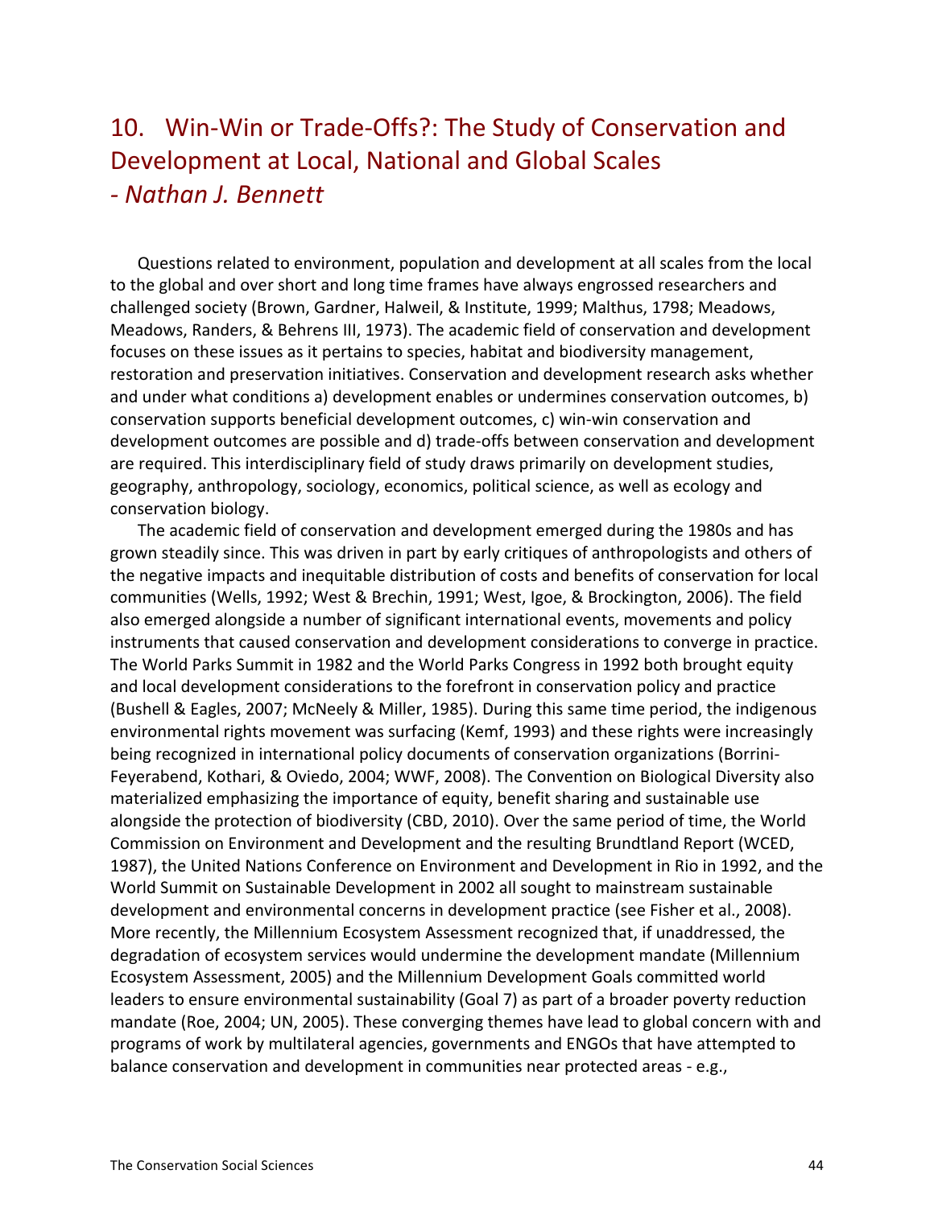## 10. Win-Win or Trade-Offs?: The Study of Conservation and Development at Local, National and Global Scales
### - *Nathan J. Bennett*

Questions related to environment, population and development at all scales from the local to the global and over short and long time frames have always engrossed researchers and challenged society (Brown, Gardner, Halweil, & Institute, 1999; Malthus, 1798; Meadows, Meadows, Randers, & Behrens III, 1973). The academic field of conservation and development focuses on these issues as it pertains to species, habitat and biodiversity management, restoration and preservation initiatives. Conservation and development research asks whether and under what conditions a) development enables or undermines conservation outcomes, b) conservation supports beneficial development outcomes, c) win-win conservation and development outcomes are possible and d) trade-offs between conservation and development are required. This interdisciplinary field of study draws primarily on development studies, geography, anthropology, sociology, economics, political science, as well as ecology and conservation biology.

The academic field of conservation and development emerged during the 1980s and has grown steadily since. This was driven in part by early critiques of anthropologists and others of the negative impacts and inequitable distribution of costs and benefits of conservation for local communities (Wells, 1992; West & Brechin, 1991; West, Igoe, & Brockington, 2006). The field also emerged alongside a number of significant international events, movements and policy instruments that caused conservation and development considerations to converge in practice. The World Parks Summit in 1982 and the World Parks Congress in 1992 both brought equity and local development considerations to the forefront in conservation policy and practice (Bushell & Eagles, 2007; McNeely & Miller, 1985). During this same time period, the indigenous environmental rights movement was surfacing (Kemf, 1993) and these rights were increasingly being recognized in international policy documents of conservation organizations (Borrini-Feyerabend, Kothari, & Oviedo, 2004; WWF, 2008). The Convention on Biological Diversity also materialized emphasizing the importance of equity, benefit sharing and sustainable use alongside the protection of biodiversity (CBD, 2010). Over the same period of time, the World Commission on Environment and Development and the resulting Brundtland Report (WCED, 1987), the United Nations Conference on Environment and Development in Rio in 1992, and the World Summit on Sustainable Development in 2002 all sought to mainstream sustainable development and environmental concerns in development practice (see Fisher et al., 2008). More recently, the Millennium Ecosystem Assessment recognized that, if unaddressed, the degradation of ecosystem services would undermine the development mandate (Millennium Ecosystem Assessment, 2005) and the Millennium Development Goals committed world leaders to ensure environmental sustainability (Goal 7) as part of a broader poverty reduction mandate (Roe, 2004; UN, 2005). These converging themes have lead to global concern with and programs of work by multilateral agencies, governments and ENGOs that have attempted to balance conservation and development in communities near protected areas - e.g.,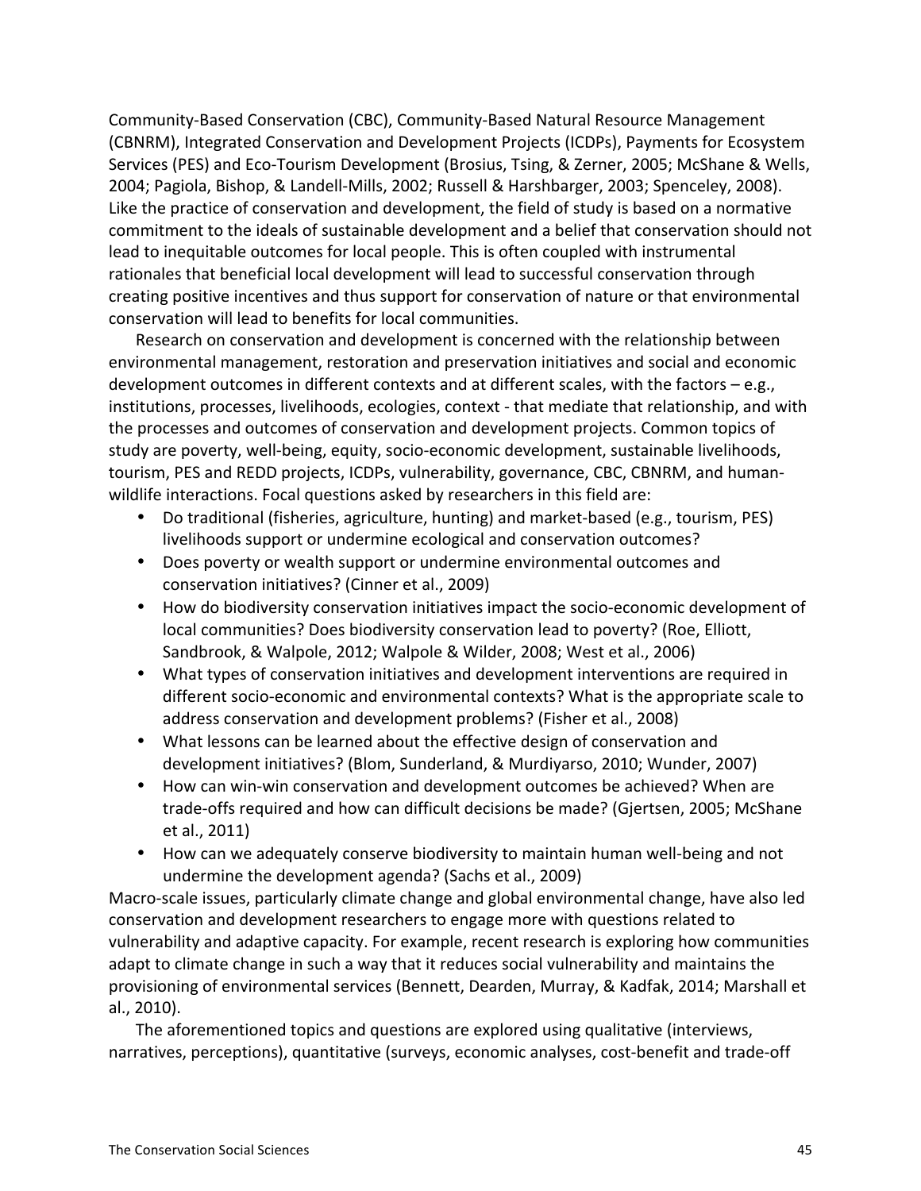Community-Based Conservation (CBC), Community-Based Natural Resource Management (CBNRM), Integrated Conservation and Development Projects (ICDPs), Payments for Ecosystem Services (PES) and Eco-Tourism Development (Brosius, Tsing, & Zerner, 2005; McShane & Wells, 2004; Pagiola, Bishop, & Landell-Mills, 2002; Russell & Harshbarger, 2003; Spenceley, 2008). Like the practice of conservation and development, the field of study is based on a normative commitment to the ideals of sustainable development and a belief that conservation should not lead to inequitable outcomes for local people. This is often coupled with instrumental rationales that beneficial local development will lead to successful conservation through creating positive incentives and thus support for conservation of nature or that environmental conservation will lead to benefits for local communities.

Research on conservation and development is concerned with the relationship between environmental management, restoration and preservation initiatives and social and economic development outcomes in different contexts and at different scales, with the factors – e.g., institutions, processes, livelihoods, ecologies, context - that mediate that relationship, and with the processes and outcomes of conservation and development projects. Common topics of study are poverty, well-being, equity, socio-economic development, sustainable livelihoods, tourism, PES and REDD projects, ICDPs, vulnerability, governance, CBC, CBNRM, and human-wildlife interactions. Focal questions asked by researchers in this field are:

- Do traditional (fisheries, agriculture, hunting) and market-based (e.g., tourism, PES) livelihoods support or undermine ecological and conservation outcomes?
- Does poverty or wealth support or undermine environmental outcomes and conservation initiatives? (Cinner et al., 2009)
- How do biodiversity conservation initiatives impact the socio-economic development of local communities? Does biodiversity conservation lead to poverty? (Roe, Elliott, Sandbrook, & Walpole, 2012; Walpole & Wilder, 2008; West et al., 2006)
- What types of conservation initiatives and development interventions are required in different socio-economic and environmental contexts? What is the appropriate scale to address conservation and development problems? (Fisher et al., 2008)
- What lessons can be learned about the effective design of conservation and development initiatives? (Blom, Sunderland, & Murdiyarso, 2010; Wunder, 2007)
- How can win-win conservation and development outcomes be achieved? When are trade-offs required and how can difficult decisions be made? (Gjertsen, 2005; McShane et al., 2011)
- How can we adequately conserve biodiversity to maintain human well-being and not undermine the development agenda? (Sachs et al., 2009)

Macro-scale issues, particularly climate change and global environmental change, have also led conservation and development researchers to engage more with questions related to vulnerability and adaptive capacity. For example, recent research is exploring how communities adapt to climate change in such a way that it reduces social vulnerability and maintains the provisioning of environmental services (Bennett, Dearden, Murray, & Kadfak, 2014; Marshall et al., 2010).

The aforementioned topics and questions are explored using qualitative (interviews, narratives, perceptions), quantitative (surveys, economic analyses, cost-benefit and trade-off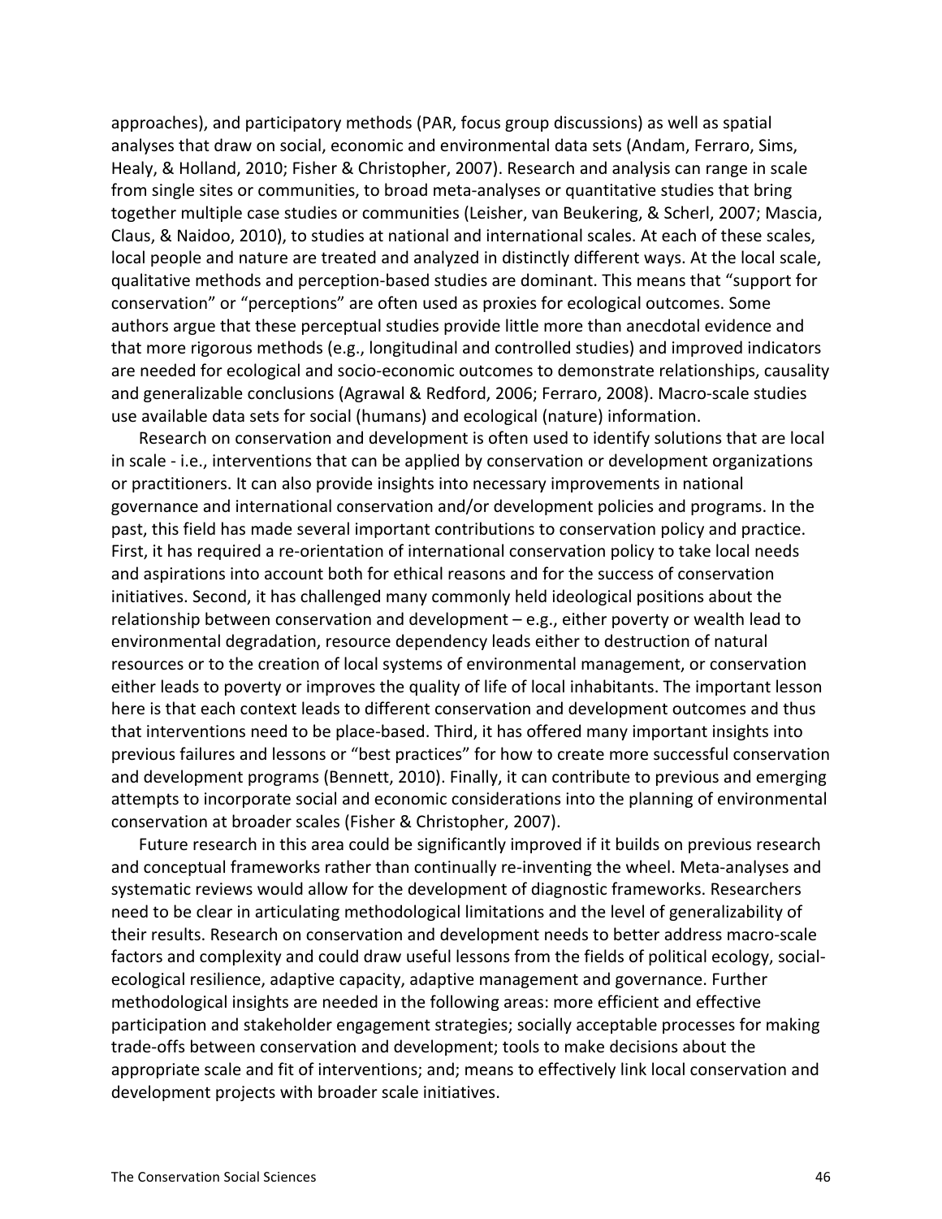approaches), and participatory methods (PAR, focus group discussions) as well as spatial analyses that draw on social, economic and environmental data sets (Andam, Ferraro, Sims, Healy, & Holland, 2010; Fisher & Christopher, 2007). Research and analysis can range in scale from single sites or communities, to broad meta-analyses or quantitative studies that bring together multiple case studies or communities (Leisher, van Beukering, & Scherl, 2007; Mascia, Claus, & Naidoo, 2010), to studies at national and international scales. At each of these scales, local people and nature are treated and analyzed in distinctly different ways. At the local scale, qualitative methods and perception-based studies are dominant. This means that "support for conservation" or "perceptions" are often used as proxies for ecological outcomes. Some authors argue that these perceptual studies provide little more than anecdotal evidence and that more rigorous methods (e.g., longitudinal and controlled studies) and improved indicators are needed for ecological and socio-economic outcomes to demonstrate relationships, causality and generalizable conclusions (Agrawal & Redford, 2006; Ferraro, 2008). Macro-scale studies use available data sets for social (humans) and ecological (nature) information.

Research on conservation and development is often used to identify solutions that are local in scale - i.e., interventions that can be applied by conservation or development organizations or practitioners. It can also provide insights into necessary improvements in national governance and international conservation and/or development policies and programs. In the past, this field has made several important contributions to conservation policy and practice. First, it has required a re-orientation of international conservation policy to take local needs and aspirations into account both for ethical reasons and for the success of conservation initiatives. Second, it has challenged many commonly held ideological positions about the relationship between conservation and development – e.g., either poverty or wealth lead to environmental degradation, resource dependency leads either to destruction of natural resources or to the creation of local systems of environmental management, or conservation either leads to poverty or improves the quality of life of local inhabitants. The important lesson here is that each context leads to different conservation and development outcomes and thus that interventions need to be place-based. Third, it has offered many important insights into previous failures and lessons or "best practices" for how to create more successful conservation and development programs (Bennett, 2010). Finally, it can contribute to previous and emerging attempts to incorporate social and economic considerations into the planning of environmental conservation at broader scales (Fisher & Christopher, 2007).

Future research in this area could be significantly improved if it builds on previous research and conceptual frameworks rather than continually re-inventing the wheel. Meta-analyses and systematic reviews would allow for the development of diagnostic frameworks. Researchers need to be clear in articulating methodological limitations and the level of generalizability of their results. Research on conservation and development needs to better address macro-scale factors and complexity and could draw useful lessons from the fields of political ecology, social-ecological resilience, adaptive capacity, adaptive management and governance. Further methodological insights are needed in the following areas: more efficient and effective participation and stakeholder engagement strategies; socially acceptable processes for making trade-offs between conservation and development; tools to make decisions about the appropriate scale and fit of interventions; and; means to effectively link local conservation and development projects with broader scale initiatives.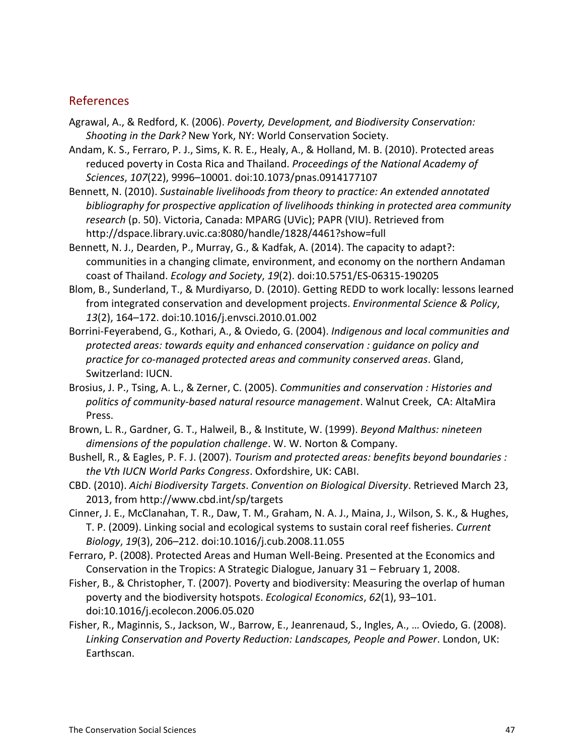## References

Agrawal, A., & Redford, K. (2006). *Poverty, Development, and Biodiversity Conservation: Shooting in the Dark?* New York, NY: World Conservation Society.

Andam, K. S., Ferraro, P. J., Sims, K. R. E., Healy, A., & Holland, M. B. (2010). Protected areas reduced poverty in Costa Rica and Thailand. *Proceedings of the National Academy of Sciences*, *107*(22), 9996–10001. doi:10.1073/pnas.0914177107

Bennett, N. (2010). *Sustainable livelihoods from theory to practice: An extended annotated bibliography for prospective application of livelihoods thinking in protected area community research* (p. 50). Victoria, Canada: MPARG (UVic); PAPR (VIU). Retrieved from http://dspace.library.uvic.ca:8080/handle/1828/4461?show=full

Bennett, N. J., Dearden, P., Murray, G., & Kadfak, A. (2014). The capacity to adapt?: communities in a changing climate, environment, and economy on the northern Andaman coast of Thailand. *Ecology and Society*, *19*(2). doi:10.5751/ES-06315-190205

Blom, B., Sunderland, T., & Murdiyarso, D. (2010). Getting REDD to work locally: lessons learned from integrated conservation and development projects. *Environmental Science & Policy*, *13*(2), 164–172. doi:10.1016/j.envsci.2010.01.002

Borrini-Feyerabend, G., Kothari, A., & Oviedo, G. (2004). *Indigenous and local communities and protected areas: towards equity and enhanced conservation : guidance on policy and practice for co-managed protected areas and community conserved areas*. Gland, Switzerland: IUCN.

Brosius, J. P., Tsing, A. L., & Zerner, C. (2005). *Communities and conservation : Histories and politics of community-based natural resource management*. Walnut Creek, CA: AltaMira Press.

Brown, L. R., Gardner, G. T., Halweil, B., & Institute, W. (1999). *Beyond Malthus: nineteen dimensions of the population challenge*. W. W. Norton & Company.

Bushell, R., & Eagles, P. F. J. (2007). *Tourism and protected areas: benefits beyond boundaries : the Vth IUCN World Parks Congress*. Oxfordshire, UK: CABI.

CBD. (2010). *Aichi Biodiversity Targets*. *Convention on Biological Diversity*. Retrieved March 23, 2013, from http://www.cbd.int/sp/targets

Cinner, J. E., McClanahan, T. R., Daw, T. M., Graham, N. A. J., Maina, J., Wilson, S. K., & Hughes, T. P. (2009). Linking social and ecological systems to sustain coral reef fisheries. *Current Biology*, *19*(3), 206–212. doi:10.1016/j.cub.2008.11.055

Ferraro, P. (2008). Protected Areas and Human Well-Being. Presented at the Economics and Conservation in the Tropics: A Strategic Dialogue, January 31 – February 1, 2008.

Fisher, B., & Christopher, T. (2007). Poverty and biodiversity: Measuring the overlap of human poverty and the biodiversity hotspots. *Ecological Economics*, *62*(1), 93–101. doi:10.1016/j.ecolecon.2006.05.020

Fisher, R., Maginnis, S., Jackson, W., Barrow, E., Jeanrenaud, S., Ingles, A., … Oviedo, G. (2008). *Linking Conservation and Poverty Reduction: Landscapes, People and Power*. London, UK: Earthscan.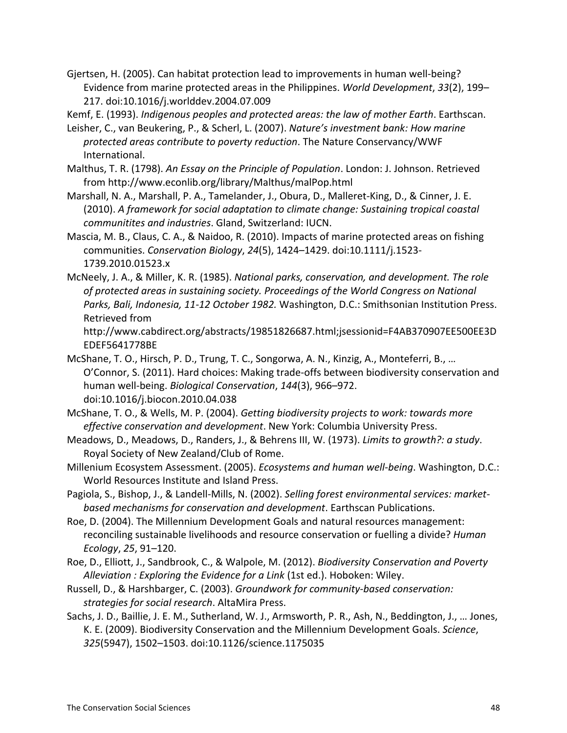Gjertsen, H. (2005). Can habitat protection lead to improvements in human well-being? Evidence from marine protected areas in the Philippines. *World Development*, *33*(2), 199–217. doi:10.1016/j.worlddev.2004.07.009

Kemf, E. (1993). *Indigenous peoples and protected areas: the law of mother Earth*. Earthscan.

Leisher, C., van Beukering, P., & Scherl, L. (2007). *Nature's investment bank: How marine protected areas contribute to poverty reduction*. The Nature Conservancy/WWF International.

Malthus, T. R. (1798). *An Essay on the Principle of Population*. London: J. Johnson. Retrieved from http://www.econlib.org/library/Malthus/malPop.html

Marshall, N. A., Marshall, P. A., Tamelander, J., Obura, D., Malleret-King, D., & Cinner, J. E. (2010). *A framework for social adaptation to climate change: Sustaining tropical coastal communitites and industries*. Gland, Switzerland: IUCN.

Mascia, M. B., Claus, C. A., & Naidoo, R. (2010). Impacts of marine protected areas on fishing communities. *Conservation Biology*, *24*(5), 1424–1429. doi:10.1111/j.1523-1739.2010.01523.x

McNeely, J. A., & Miller, K. R. (1985). *National parks, conservation, and development. The role of protected areas in sustaining society. Proceedings of the World Congress on National Parks, Bali, Indonesia, 11-12 October 1982.* Washington, D.C.: Smithsonian Institution Press. Retrieved from http://www.cabdirect.org/abstracts/19851826687.html;jsessionid=F4AB370907EE500EE3DEDEF5641778BE

McShane, T. O., Hirsch, P. D., Trung, T. C., Songorwa, A. N., Kinzig, A., Monteferri, B., … O'Connor, S. (2011). Hard choices: Making trade-offs between biodiversity conservation and human well-being. *Biological Conservation*, *144*(3), 966–972. doi:10.1016/j.biocon.2010.04.038

McShane, T. O., & Wells, M. P. (2004). *Getting biodiversity projects to work: towards more effective conservation and development*. New York: Columbia University Press.

Meadows, D., Meadows, D., Randers, J., & Behrens III, W. (1973). *Limits to growth?: a study*. Royal Society of New Zealand/Club of Rome.

Millenium Ecosystem Assessment. (2005). *Ecosystems and human well-being*. Washington, D.C.: World Resources Institute and Island Press.

Pagiola, S., Bishop, J., & Landell-Mills, N. (2002). *Selling forest environmental services: market-based mechanisms for conservation and development*. Earthscan Publications.

Roe, D. (2004). The Millennium Development Goals and natural resources management: reconciling sustainable livelihoods and resource conservation or fuelling a divide? *Human Ecology*, *25*, 91–120.

Roe, D., Elliott, J., Sandbrook, C., & Walpole, M. (2012). *Biodiversity Conservation and Poverty Alleviation : Exploring the Evidence for a Link* (1st ed.). Hoboken: Wiley.

Russell, D., & Harshbarger, C. (2003). *Groundwork for community-based conservation: strategies for social research*. AltaMira Press.

Sachs, J. D., Baillie, J. E. M., Sutherland, W. J., Armsworth, P. R., Ash, N., Beddington, J., … Jones, K. E. (2009). Biodiversity Conservation and the Millennium Development Goals. *Science*, *325*(5947), 1502–1503. doi:10.1126/science.1175035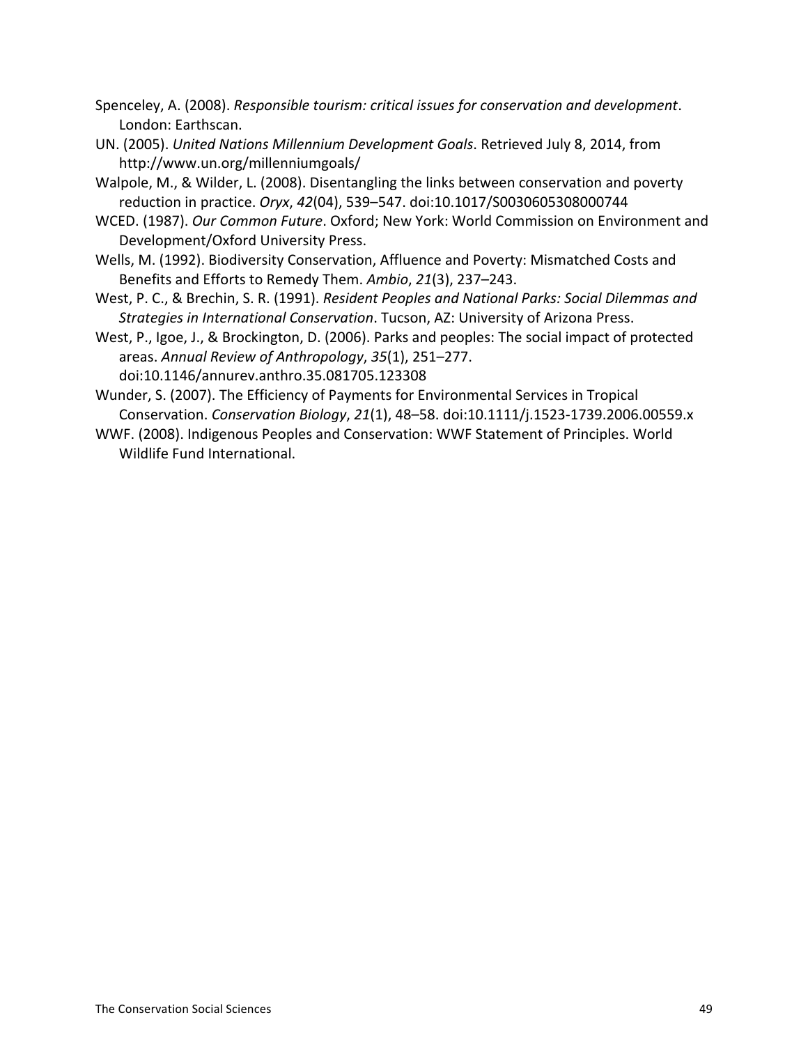Spenceley, A. (2008). *Responsible tourism: critical issues for conservation and development*. London: Earthscan.

UN. (2005). *United Nations Millennium Development Goals*. Retrieved July 8, 2014, from http://www.un.org/millenniumgoals/

Walpole, M., & Wilder, L. (2008). Disentangling the links between conservation and poverty reduction in practice. *Oryx*, *42*(04), 539–547. doi:10.1017/S0030605308000744

WCED. (1987). *Our Common Future*. Oxford; New York: World Commission on Environment and Development/Oxford University Press.

Wells, M. (1992). Biodiversity Conservation, Affluence and Poverty: Mismatched Costs and Benefits and Efforts to Remedy Them. *Ambio*, *21*(3), 237–243.

West, P. C., & Brechin, S. R. (1991). *Resident Peoples and National Parks: Social Dilemmas and Strategies in International Conservation*. Tucson, AZ: University of Arizona Press.

West, P., Igoe, J., & Brockington, D. (2006). Parks and peoples: The social impact of protected areas. *Annual Review of Anthropology*, *35*(1), 251–277. doi:10.1146/annurev.anthro.35.081705.123308

Wunder, S. (2007). The Efficiency of Payments for Environmental Services in Tropical Conservation. *Conservation Biology*, *21*(1), 48–58. doi:10.1111/j.1523-1739.2006.00559.x

WWF. (2008). Indigenous Peoples and Conservation: WWF Statement of Principles. World Wildlife Fund International.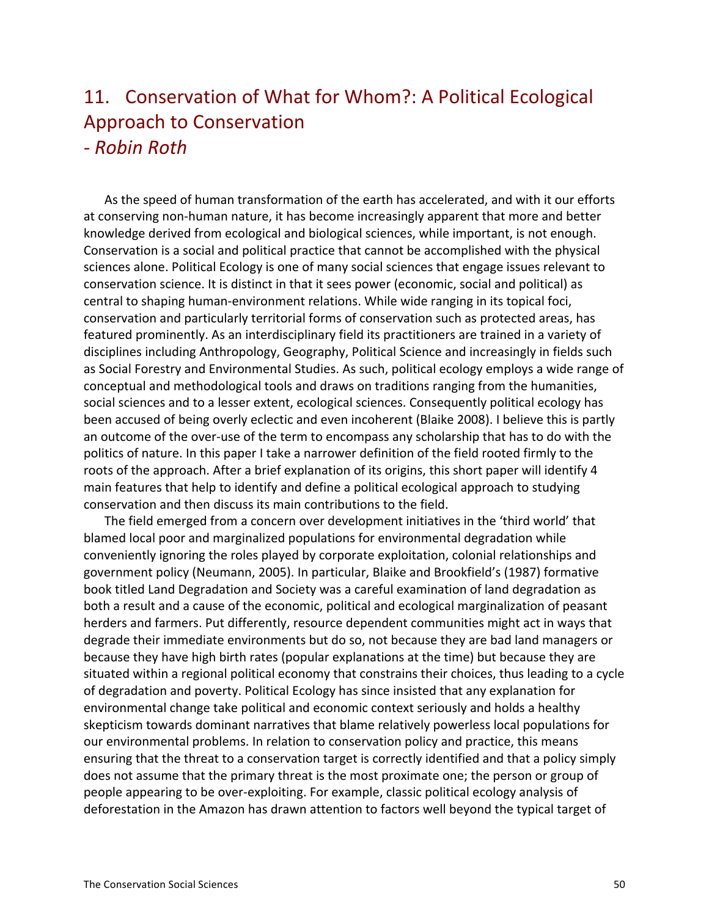## 11. Conservation of What for Whom?: A Political Ecological Approach to Conservation
## - *Robin Roth*

As the speed of human transformation of the earth has accelerated, and with it our efforts at conserving non-human nature, it has become increasingly apparent that more and better knowledge derived from ecological and biological sciences, while important, is not enough. Conservation is a social and political practice that cannot be accomplished with the physical sciences alone. Political Ecology is one of many social sciences that engage issues relevant to conservation science. It is distinct in that it sees power (economic, social and political) as central to shaping human-environment relations. While wide ranging in its topical foci, conservation and particularly territorial forms of conservation such as protected areas, has featured prominently. As an interdisciplinary field its practitioners are trained in a variety of disciplines including Anthropology, Geography, Political Science and increasingly in fields such as Social Forestry and Environmental Studies. As such, political ecology employs a wide range of conceptual and methodological tools and draws on traditions ranging from the humanities, social sciences and to a lesser extent, ecological sciences. Consequently political ecology has been accused of being overly eclectic and even incoherent (Blaike 2008). I believe this is partly an outcome of the over-use of the term to encompass any scholarship that has to do with the politics of nature. In this paper I take a narrower definition of the field rooted firmly to the roots of the approach. After a brief explanation of its origins, this short paper will identify 4 main features that help to identify and define a political ecological approach to studying conservation and then discuss its main contributions to the field.

The field emerged from a concern over development initiatives in the 'third world' that blamed local poor and marginalized populations for environmental degradation while conveniently ignoring the roles played by corporate exploitation, colonial relationships and government policy (Neumann, 2005). In particular, Blaike and Brookfield's (1987) formative book titled Land Degradation and Society was a careful examination of land degradation as both a result and a cause of the economic, political and ecological marginalization of peasant herders and farmers. Put differently, resource dependent communities might act in ways that degrade their immediate environments but do so, not because they are bad land managers or because they have high birth rates (popular explanations at the time) but because they are situated within a regional political economy that constrains their choices, thus leading to a cycle of degradation and poverty. Political Ecology has since insisted that any explanation for environmental change take political and economic context seriously and holds a healthy skepticism towards dominant narratives that blame relatively powerless local populations for our environmental problems. In relation to conservation policy and practice, this means ensuring that the threat to a conservation target is correctly identified and that a policy simply does not assume that the primary threat is the most proximate one; the person or group of people appearing to be over-exploiting. For example, classic political ecology analysis of deforestation in the Amazon has drawn attention to factors well beyond the typical target of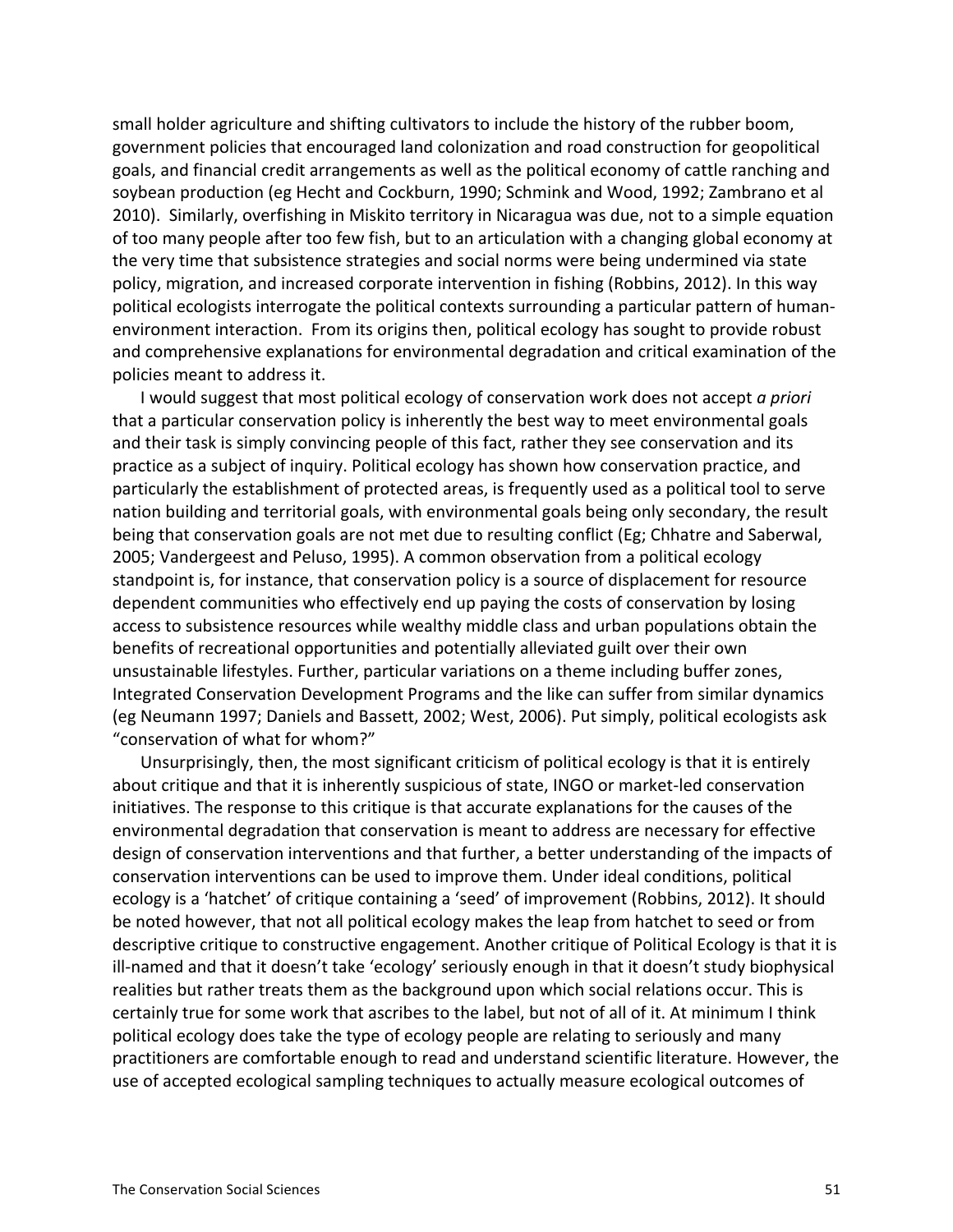small holder agriculture and shifting cultivators to include the history of the rubber boom, government policies that encouraged land colonization and road construction for geopolitical goals, and financial credit arrangements as well as the political economy of cattle ranching and soybean production (eg Hecht and Cockburn, 1990; Schmink and Wood, 1992; Zambrano et al 2010). Similarly, overfishing in Miskito territory in Nicaragua was due, not to a simple equation of too many people after too few fish, but to an articulation with a changing global economy at the very time that subsistence strategies and social norms were being undermined via state policy, migration, and increased corporate intervention in fishing (Robbins, 2012). In this way political ecologists interrogate the political contexts surrounding a particular pattern of human-environment interaction. From its origins then, political ecology has sought to provide robust and comprehensive explanations for environmental degradation and critical examination of the policies meant to address it.

I would suggest that most political ecology of conservation work does not accept *a priori* that a particular conservation policy is inherently the best way to meet environmental goals and their task is simply convincing people of this fact, rather they see conservation and its practice as a subject of inquiry. Political ecology has shown how conservation practice, and particularly the establishment of protected areas, is frequently used as a political tool to serve nation building and territorial goals, with environmental goals being only secondary, the result being that conservation goals are not met due to resulting conflict (Eg; Chhatre and Saberwal, 2005; Vandergeest and Peluso, 1995). A common observation from a political ecology standpoint is, for instance, that conservation policy is a source of displacement for resource dependent communities who effectively end up paying the costs of conservation by losing access to subsistence resources while wealthy middle class and urban populations obtain the benefits of recreational opportunities and potentially alleviated guilt over their own unsustainable lifestyles. Further, particular variations on a theme including buffer zones, Integrated Conservation Development Programs and the like can suffer from similar dynamics (eg Neumann 1997; Daniels and Bassett, 2002; West, 2006). Put simply, political ecologists ask "conservation of what for whom?"

Unsurprisingly, then, the most significant criticism of political ecology is that it is entirely about critique and that it is inherently suspicious of state, INGO or market-led conservation initiatives. The response to this critique is that accurate explanations for the causes of the environmental degradation that conservation is meant to address are necessary for effective design of conservation interventions and that further, a better understanding of the impacts of conservation interventions can be used to improve them. Under ideal conditions, political ecology is a 'hatchet' of critique containing a 'seed' of improvement (Robbins, 2012). It should be noted however, that not all political ecology makes the leap from hatchet to seed or from descriptive critique to constructive engagement. Another critique of Political Ecology is that it is ill-named and that it doesn't take 'ecology' seriously enough in that it doesn't study biophysical realities but rather treats them as the background upon which social relations occur. This is certainly true for some work that ascribes to the label, but not of all of it. At minimum I think political ecology does take the type of ecology people are relating to seriously and many practitioners are comfortable enough to read and understand scientific literature. However, the use of accepted ecological sampling techniques to actually measure ecological outcomes of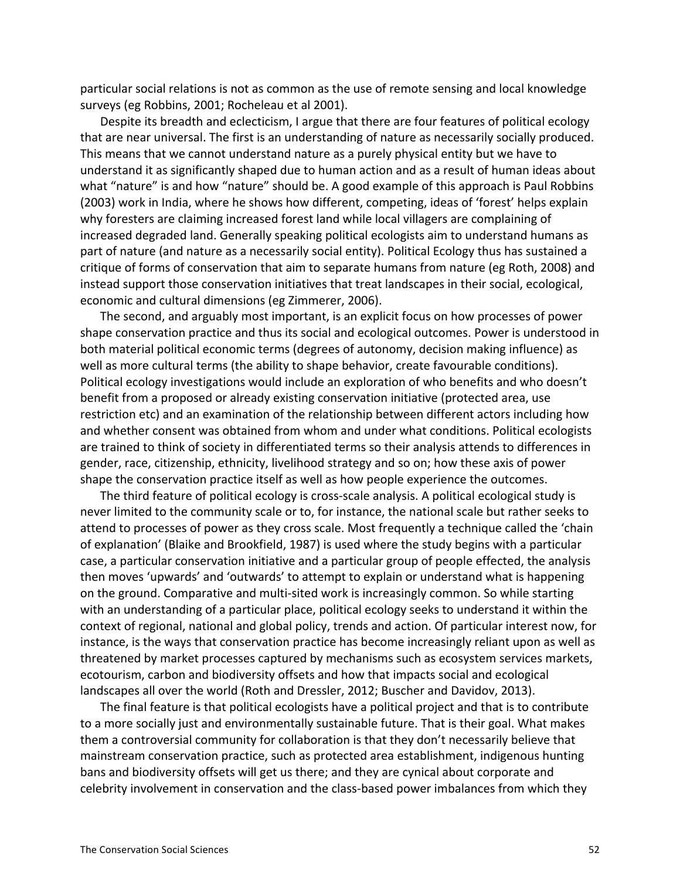particular social relations is not as common as the use of remote sensing and local knowledge surveys (eg Robbins, 2001; Rocheleau et al 2001).

Despite its breadth and eclecticism, I argue that there are four features of political ecology that are near universal. The first is an understanding of nature as necessarily socially produced. This means that we cannot understand nature as a purely physical entity but we have to understand it as significantly shaped due to human action and as a result of human ideas about what "nature" is and how "nature" should be. A good example of this approach is Paul Robbins (2003) work in India, where he shows how different, competing, ideas of 'forest' helps explain why foresters are claiming increased forest land while local villagers are complaining of increased degraded land. Generally speaking political ecologists aim to understand humans as part of nature (and nature as a necessarily social entity). Political Ecology thus has sustained a critique of forms of conservation that aim to separate humans from nature (eg Roth, 2008) and instead support those conservation initiatives that treat landscapes in their social, ecological, economic and cultural dimensions (eg Zimmerer, 2006).

The second, and arguably most important, is an explicit focus on how processes of power shape conservation practice and thus its social and ecological outcomes. Power is understood in both material political economic terms (degrees of autonomy, decision making influence) as well as more cultural terms (the ability to shape behavior, create favourable conditions). Political ecology investigations would include an exploration of who benefits and who doesn't benefit from a proposed or already existing conservation initiative (protected area, use restriction etc) and an examination of the relationship between different actors including how and whether consent was obtained from whom and under what conditions. Political ecologists are trained to think of society in differentiated terms so their analysis attends to differences in gender, race, citizenship, ethnicity, livelihood strategy and so on; how these axis of power shape the conservation practice itself as well as how people experience the outcomes.

The third feature of political ecology is cross-scale analysis. A political ecological study is never limited to the community scale or to, for instance, the national scale but rather seeks to attend to processes of power as they cross scale. Most frequently a technique called the 'chain of explanation' (Blaike and Brookfield, 1987) is used where the study begins with a particular case, a particular conservation initiative and a particular group of people effected, the analysis then moves 'upwards' and 'outwards' to attempt to explain or understand what is happening on the ground. Comparative and multi-sited work is increasingly common. So while starting with an understanding of a particular place, political ecology seeks to understand it within the context of regional, national and global policy, trends and action. Of particular interest now, for instance, is the ways that conservation practice has become increasingly reliant upon as well as threatened by market processes captured by mechanisms such as ecosystem services markets, ecotourism, carbon and biodiversity offsets and how that impacts social and ecological landscapes all over the world (Roth and Dressler, 2012; Buscher and Davidov, 2013).

The final feature is that political ecologists have a political project and that is to contribute to a more socially just and environmentally sustainable future. That is their goal. What makes them a controversial community for collaboration is that they don't necessarily believe that mainstream conservation practice, such as protected area establishment, indigenous hunting bans and biodiversity offsets will get us there; and they are cynical about corporate and celebrity involvement in conservation and the class-based power imbalances from which they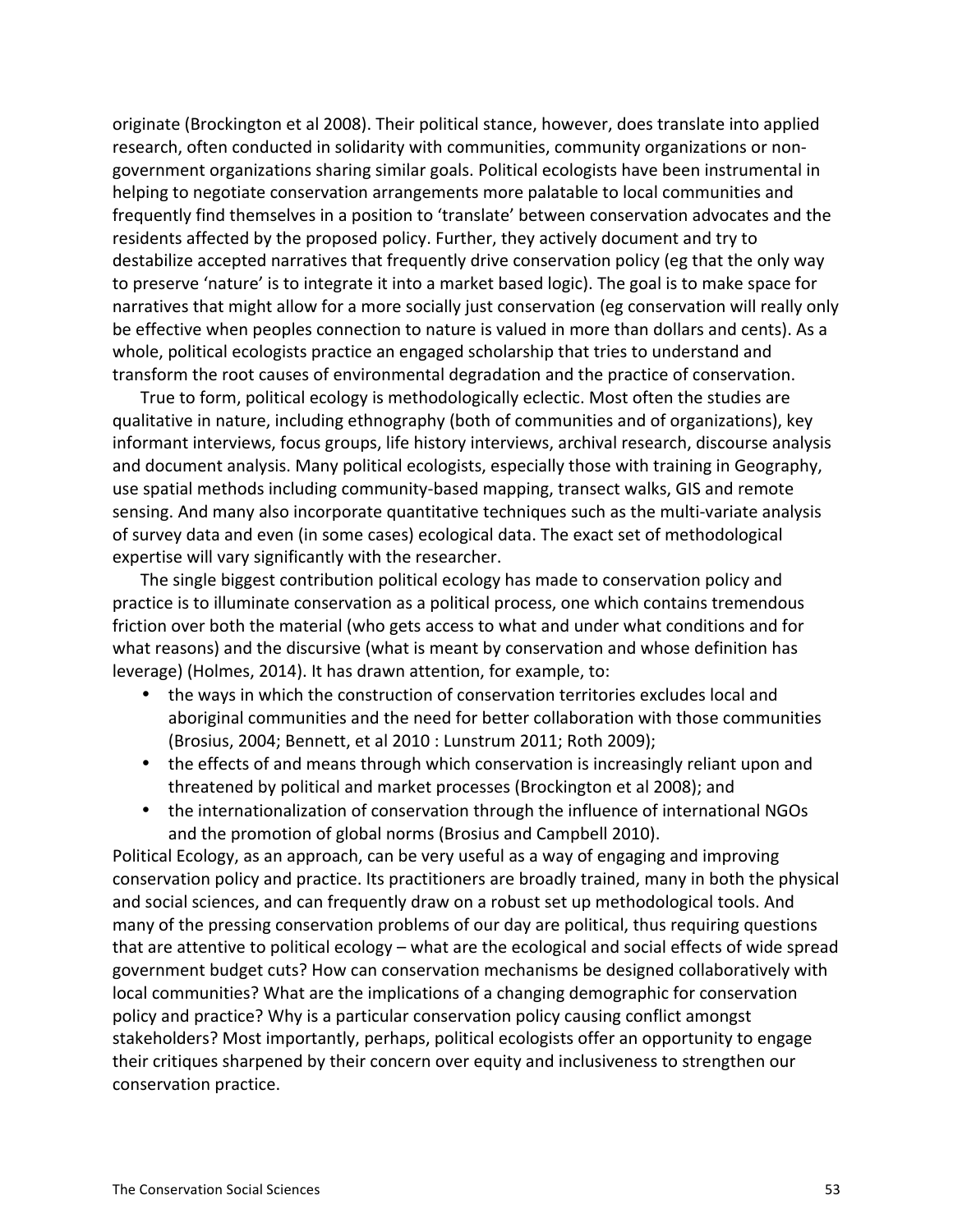originate (Brockington et al 2008). Their political stance, however, does translate into applied research, often conducted in solidarity with communities, community organizations or non-government organizations sharing similar goals. Political ecologists have been instrumental in helping to negotiate conservation arrangements more palatable to local communities and frequently find themselves in a position to 'translate' between conservation advocates and the residents affected by the proposed policy. Further, they actively document and try to destabilize accepted narratives that frequently drive conservation policy (eg that the only way to preserve 'nature' is to integrate it into a market based logic). The goal is to make space for narratives that might allow for a more socially just conservation (eg conservation will really only be effective when peoples connection to nature is valued in more than dollars and cents). As a whole, political ecologists practice an engaged scholarship that tries to understand and transform the root causes of environmental degradation and the practice of conservation.

True to form, political ecology is methodologically eclectic. Most often the studies are qualitative in nature, including ethnography (both of communities and of organizations), key informant interviews, focus groups, life history interviews, archival research, discourse analysis and document analysis. Many political ecologists, especially those with training in Geography, use spatial methods including community-based mapping, transect walks, GIS and remote sensing. And many also incorporate quantitative techniques such as the multi-variate analysis of survey data and even (in some cases) ecological data. The exact set of methodological expertise will vary significantly with the researcher.

The single biggest contribution political ecology has made to conservation policy and practice is to illuminate conservation as a political process, one which contains tremendous friction over both the material (who gets access to what and under what conditions and for what reasons) and the discursive (what is meant by conservation and whose definition has leverage) (Holmes, 2014). It has drawn attention, for example, to:

- the ways in which the construction of conservation territories excludes local and aboriginal communities and the need for better collaboration with those communities (Brosius, 2004; Bennett, et al 2010 : Lunstrum 2011; Roth 2009);
- the effects of and means through which conservation is increasingly reliant upon and threatened by political and market processes (Brockington et al 2008); and
- the internationalization of conservation through the influence of international NGOs and the promotion of global norms (Brosius and Campbell 2010).

Political Ecology, as an approach, can be very useful as a way of engaging and improving conservation policy and practice. Its practitioners are broadly trained, many in both the physical and social sciences, and can frequently draw on a robust set up methodological tools. And many of the pressing conservation problems of our day are political, thus requiring questions that are attentive to political ecology – what are the ecological and social effects of wide spread government budget cuts? How can conservation mechanisms be designed collaboratively with local communities? What are the implications of a changing demographic for conservation policy and practice? Why is a particular conservation policy causing conflict amongst stakeholders? Most importantly, perhaps, political ecologists offer an opportunity to engage their critiques sharpened by their concern over equity and inclusiveness to strengthen our conservation practice.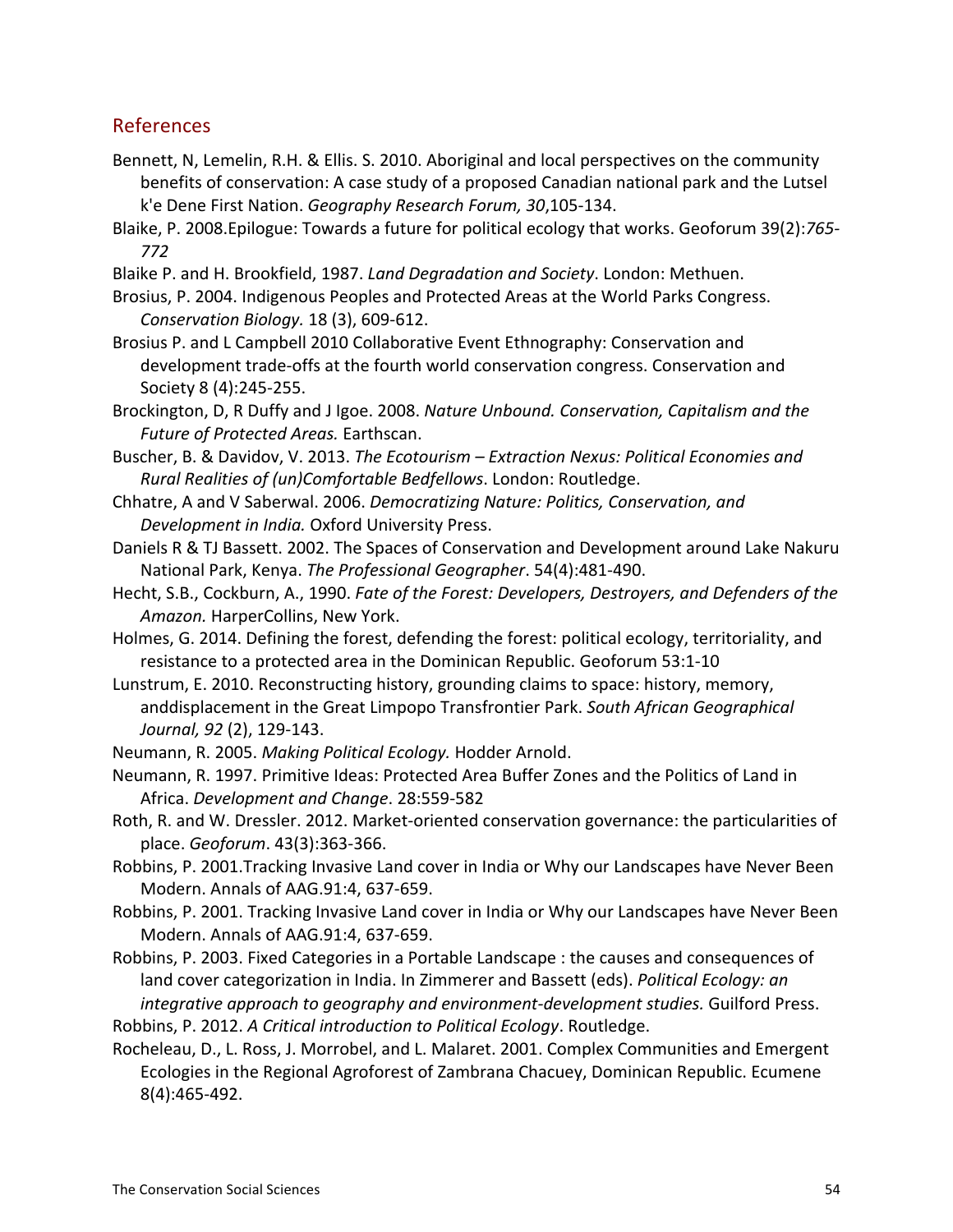## References

Bennett, N, Lemelin, R.H. & Ellis. S. 2010. Aboriginal and local perspectives on the community benefits of conservation: A case study of a proposed Canadian national park and the Lutsel k'e Dene First Nation. *Geography Research Forum, 30*,105-134.

Blaike, P. 2008.Epilogue: Towards a future for political ecology that works. Geoforum 39(2):*765-772*

Blaike P. and H. Brookfield, 1987. *Land Degradation and Society*. London: Methuen.

Brosius, P. 2004. Indigenous Peoples and Protected Areas at the World Parks Congress. *Conservation Biology.* 18 (3), 609-612.

Brosius P. and L Campbell 2010 Collaborative Event Ethnography: Conservation and development trade-offs at the fourth world conservation congress. Conservation and Society 8 (4):245-255.

Brockington, D, R Duffy and J Igoe. 2008. *Nature Unbound. Conservation, Capitalism and the Future of Protected Areas.* Earthscan.

Buscher, B. & Davidov, V. 2013. *The Ecotourism – Extraction Nexus: Political Economies and Rural Realities of (un)Comfortable Bedfellows*. London: Routledge.

Chhatre, A and V Saberwal. 2006. *Democratizing Nature: Politics, Conservation, and Development in India.* Oxford University Press.

Daniels R & TJ Bassett. 2002. The Spaces of Conservation and Development around Lake Nakuru National Park, Kenya. *The Professional Geographer*. 54(4):481-490.

Hecht, S.B., Cockburn, A., 1990. *Fate of the Forest: Developers, Destroyers, and Defenders of the Amazon.* HarperCollins, New York.

Holmes, G. 2014. Defining the forest, defending the forest: political ecology, territoriality, and resistance to a protected area in the Dominican Republic. Geoforum 53:1-10

Lunstrum, E. 2010. Reconstructing history, grounding claims to space: history, memory, anddisplacement in the Great Limpopo Transfrontier Park. *South African Geographical Journal, 92* (2), 129-143.

Neumann, R. 2005. *Making Political Ecology.* Hodder Arnold.

Neumann, R. 1997. Primitive Ideas: Protected Area Buffer Zones and the Politics of Land in Africa. *Development and Change*. 28:559-582

Roth, R. and W. Dressler. 2012. Market-oriented conservation governance: the particularities of place. *Geoforum*. 43(3):363-366.

Robbins, P. 2001.Tracking Invasive Land cover in India or Why our Landscapes have Never Been Modern. Annals of AAG.91:4, 637-659.

Robbins, P. 2001. Tracking Invasive Land cover in India or Why our Landscapes have Never Been Modern. Annals of AAG.91:4, 637-659.

Robbins, P. 2003. Fixed Categories in a Portable Landscape : the causes and consequences of land cover categorization in India. In Zimmerer and Bassett (eds). *Political Ecology: an integrative approach to geography and environment-development studies.* Guilford Press.

Robbins, P. 2012. *A Critical introduction to Political Ecology*. Routledge.

Rocheleau, D., L. Ross, J. Morrobel, and L. Malaret. 2001. Complex Communities and Emergent Ecologies in the Regional Agroforest of Zambrana Chacuey, Dominican Republic. Ecumene 8(4):465-492.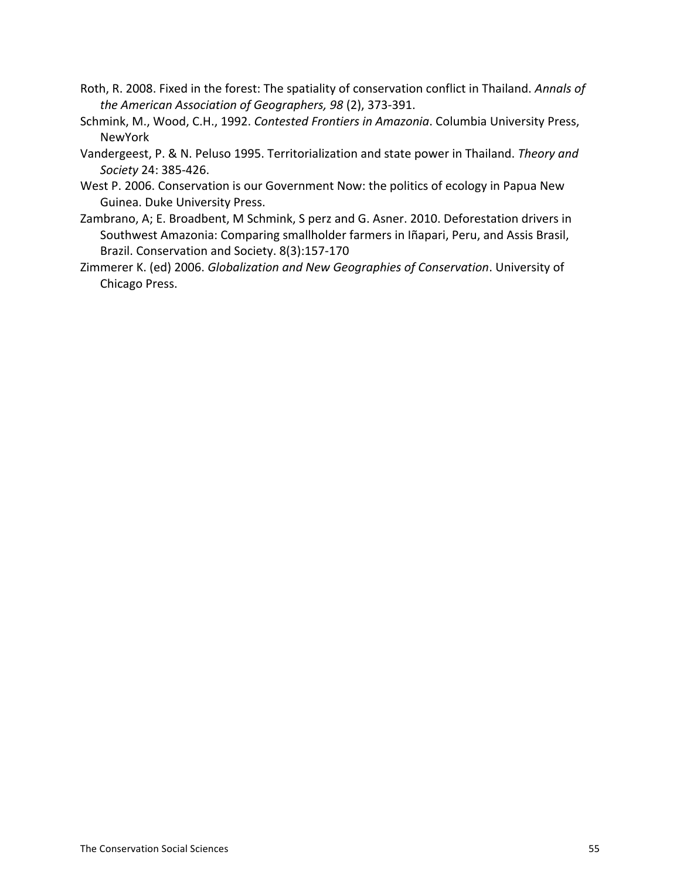Roth, R. 2008. Fixed in the forest: The spatiality of conservation conflict in Thailand. *Annals of the American Association of Geographers, 98* (2), 373-391.

Schmink, M., Wood, C.H., 1992. *Contested Frontiers in Amazonia*. Columbia University Press, NewYork

Vandergeest, P. & N. Peluso 1995. Territorialization and state power in Thailand. *Theory and Society* 24: 385-426.

West P. 2006. Conservation is our Government Now: the politics of ecology in Papua New Guinea. Duke University Press.

Zambrano, A; E. Broadbent, M Schmink, S perz and G. Asner. 2010. Deforestation drivers in Southwest Amazonia: Comparing smallholder farmers in Iñapari, Peru, and Assis Brasil, Brazil. Conservation and Society. 8(3):157-170

Zimmerer K. (ed) 2006. *Globalization and New Geographies of Conservation*. University of Chicago Press.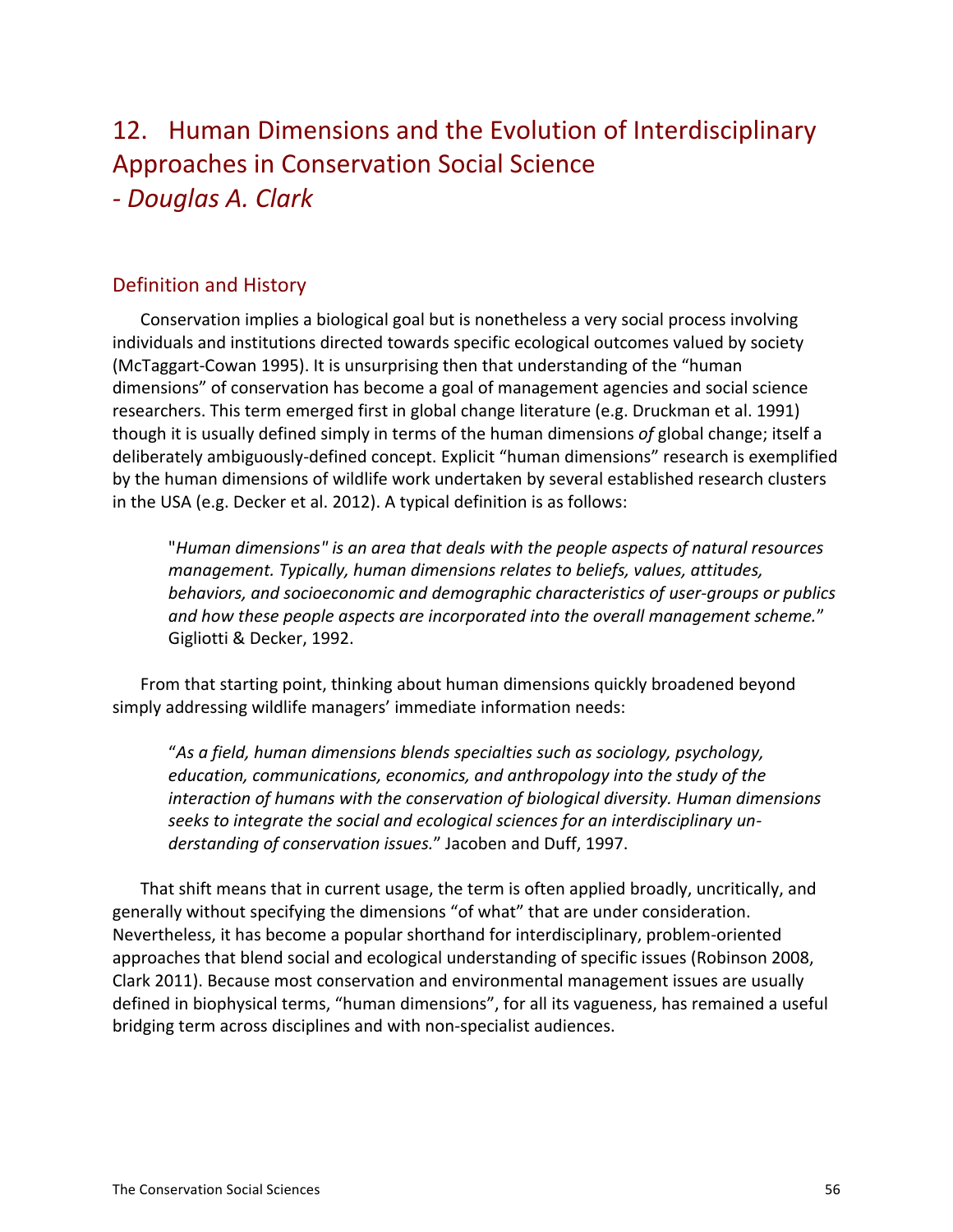# 12. Human Dimensions and the Evolution of Interdisciplinary Approaches in Conservation Social Science
# - *Douglas A. Clark*

## Definition and History

Conservation implies a biological goal but is nonetheless a very social process involving individuals and institutions directed towards specific ecological outcomes valued by society (McTaggart-Cowan 1995). It is unsurprising then that understanding of the "human dimensions" of conservation has become a goal of management agencies and social science researchers. This term emerged first in global change literature (e.g. Druckman et al. 1991) though it is usually defined simply in terms of the human dimensions *of* global change; itself a deliberately ambiguously-defined concept. Explicit "human dimensions" research is exemplified by the human dimensions of wildlife work undertaken by several established research clusters in the USA (e.g. Decker et al. 2012). A typical definition is as follows:

> "*Human dimensions" is an area that deals with the people aspects of natural resources management. Typically, human dimensions relates to beliefs, values, attitudes, behaviors, and socioeconomic and demographic characteristics of user-groups or publics and how these people aspects are incorporated into the overall management scheme.*" Gigliotti & Decker, 1992.

From that starting point, thinking about human dimensions quickly broadened beyond simply addressing wildlife managers' immediate information needs:

> "*As a field, human dimensions blends specialties such as sociology, psychology, education, communications, economics, and anthropology into the study of the interaction of humans with the conservation of biological diversity. Human dimensions seeks to integrate the social and ecological sciences for an interdisciplinary understanding of conservation issues.*" Jacoben and Duff, 1997.

That shift means that in current usage, the term is often applied broadly, uncritically, and generally without specifying the dimensions "of what" that are under consideration. Nevertheless, it has become a popular shorthand for interdisciplinary, problem-oriented approaches that blend social and ecological understanding of specific issues (Robinson 2008, Clark 2011). Because most conservation and environmental management issues are usually defined in biophysical terms, "human dimensions", for all its vagueness, has remained a useful bridging term across disciplines and with non-specialist audiences.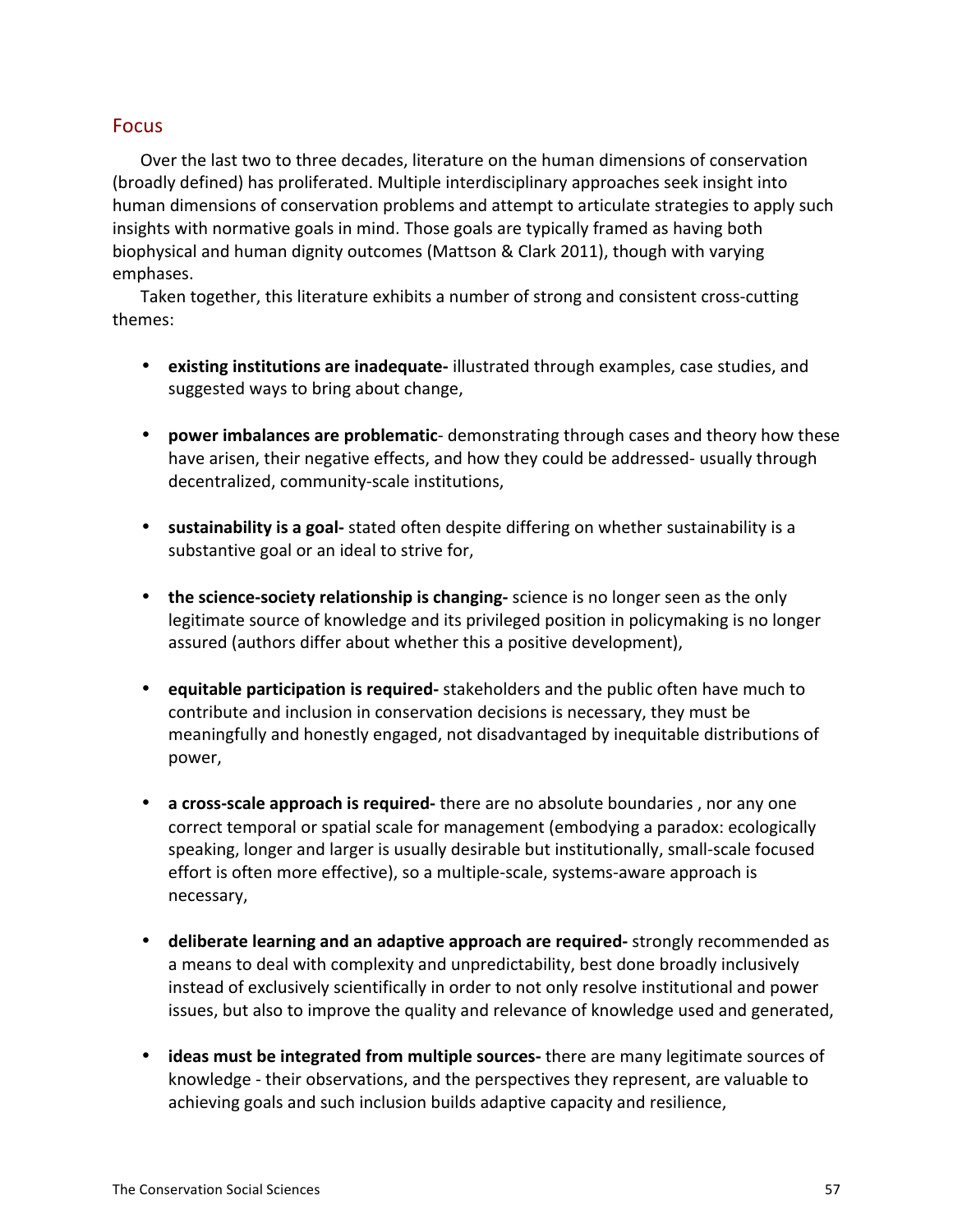## Focus

Over the last two to three decades, literature on the human dimensions of conservation (broadly defined) has proliferated. Multiple interdisciplinary approaches seek insight into human dimensions of conservation problems and attempt to articulate strategies to apply such insights with normative goals in mind. Those goals are typically framed as having both biophysical and human dignity outcomes (Mattson & Clark 2011), though with varying emphases.

Taken together, this literature exhibits a number of strong and consistent cross-cutting themes:

- **existing institutions are inadequate-** illustrated through examples, case studies, and suggested ways to bring about change,
- **power imbalances are problematic**- demonstrating through cases and theory how these have arisen, their negative effects, and how they could be addressed- usually through decentralized, community-scale institutions,
- **sustainability is a goal-** stated often despite differing on whether sustainability is a substantive goal or an ideal to strive for,
- **the science-society relationship is changing-** science is no longer seen as the only legitimate source of knowledge and its privileged position in policymaking is no longer assured (authors differ about whether this a positive development),
- **equitable participation is required-** stakeholders and the public often have much to contribute and inclusion in conservation decisions is necessary, they must be meaningfully and honestly engaged, not disadvantaged by inequitable distributions of power,
- **a cross-scale approach is required-** there are no absolute boundaries , nor any one correct temporal or spatial scale for management (embodying a paradox: ecologically speaking, longer and larger is usually desirable but institutionally, small-scale focused effort is often more effective), so a multiple-scale, systems-aware approach is necessary,
- **deliberate learning and an adaptive approach are required-** strongly recommended as a means to deal with complexity and unpredictability, best done broadly inclusively instead of exclusively scientifically in order to not only resolve institutional and power issues, but also to improve the quality and relevance of knowledge used and generated,
- **ideas must be integrated from multiple sources-** there are many legitimate sources of knowledge - their observations, and the perspectives they represent, are valuable to achieving goals and such inclusion builds adaptive capacity and resilience,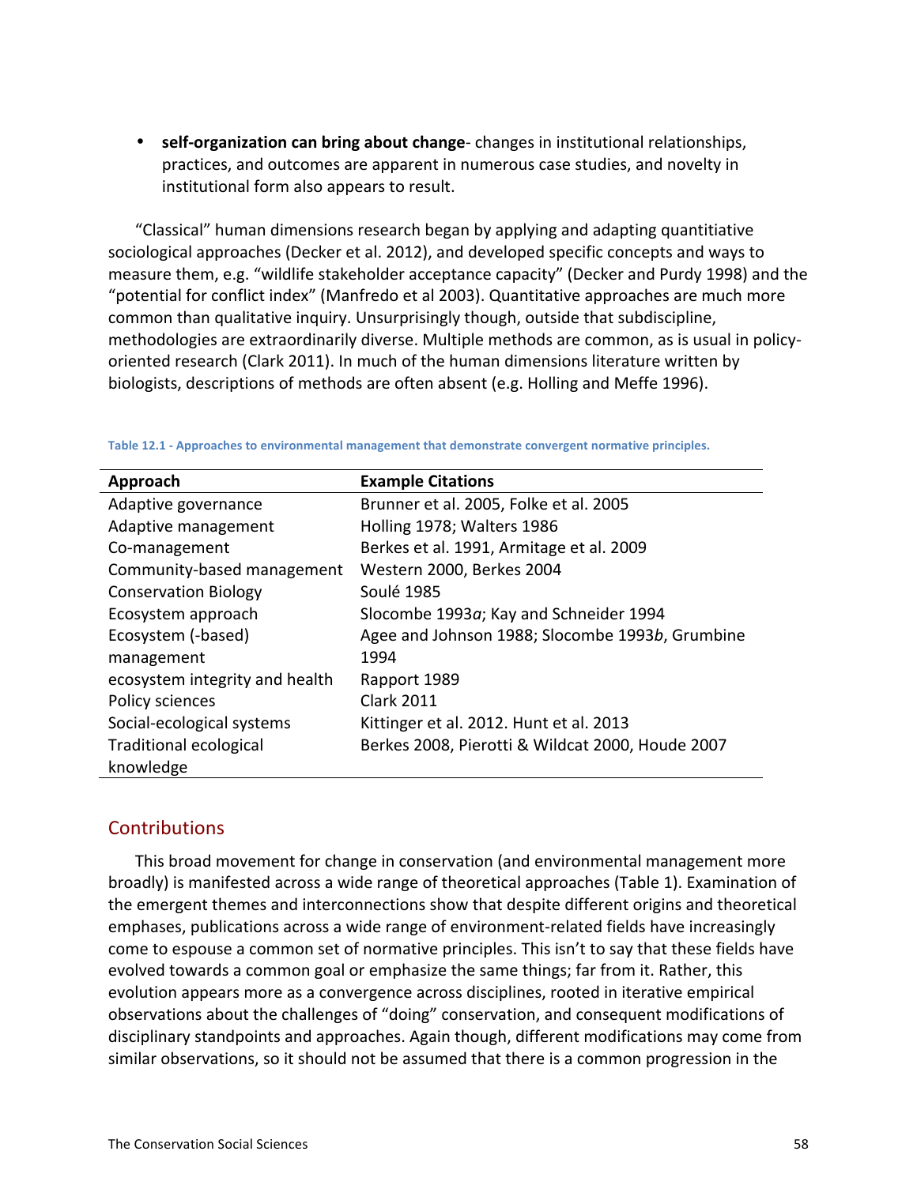- **self-organization can bring about change**- changes in institutional relationships, practices, and outcomes are apparent in numerous case studies, and novelty in institutional form also appears to result.

"Classical" human dimensions research began by applying and adapting quantitiative sociological approaches (Decker et al. 2012), and developed specific concepts and ways to measure them, e.g. "wildlife stakeholder acceptance capacity" (Decker and Purdy 1998) and the "potential for conflict index" (Manfredo et al 2003). Quantitative approaches are much more common than qualitative inquiry. Unsurprisingly though, outside that subdiscipline, methodologies are extraordinarily diverse. Multiple methods are common, as is usual in policy-oriented research (Clark 2011). In much of the human dimensions literature written by biologists, descriptions of methods are often absent (e.g. Holling and Meffe 1996).

Table 12.1 - Approaches to environmental management that demonstrate convergent normative principles.

| Approach | Example Citations |
|---|---|
| Adaptive governance | Brunner et al. 2005, Folke et al. 2005 |
| Adaptive management | Holling 1978; Walters 1986 |
| Co-management | Berkes et al. 1991, Armitage et al. 2009 |
| Community-based management | Western 2000, Berkes 2004 |
| Conservation Biology | Soulé 1985 |
| Ecosystem approach | Slocombe 1993*a*; Kay and Schneider 1994 |
| Ecosystem (-based) management | Agee and Johnson 1988; Slocombe 1993*b*, Grumbine 1994 |
| ecosystem integrity and health | Rapport 1989 |
| Policy sciences | Clark 2011 |
| Social-ecological systems | Kittinger et al. 2012. Hunt et al. 2013 |
| Traditional ecological knowledge | Berkes 2008, Pierotti & Wildcat 2000, Houde 2007 |

## Contributions

This broad movement for change in conservation (and environmental management more broadly) is manifested across a wide range of theoretical approaches (Table 1). Examination of the emergent themes and interconnections show that despite different origins and theoretical emphases, publications across a wide range of environment-related fields have increasingly come to espouse a common set of normative principles. This isn't to say that these fields have evolved towards a common goal or emphasize the same things; far from it. Rather, this evolution appears more as a convergence across disciplines, rooted in iterative empirical observations about the challenges of "doing" conservation, and consequent modifications of disciplinary standpoints and approaches. Again though, different modifications may come from similar observations, so it should not be assumed that there is a common progression in the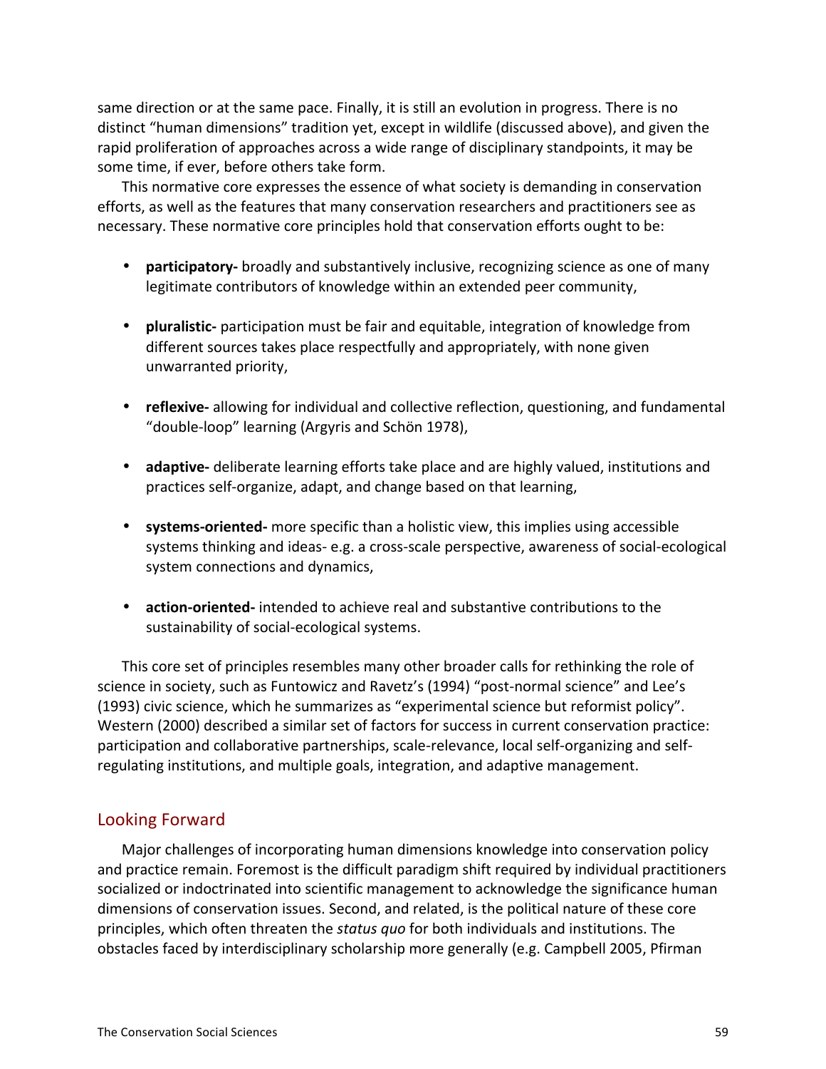same direction or at the same pace. Finally, it is still an evolution in progress. There is no distinct "human dimensions" tradition yet, except in wildlife (discussed above), and given the rapid proliferation of approaches across a wide range of disciplinary standpoints, it may be some time, if ever, before others take form.

This normative core expresses the essence of what society is demanding in conservation efforts, as well as the features that many conservation researchers and practitioners see as necessary. These normative core principles hold that conservation efforts ought to be:

- **participatory-** broadly and substantively inclusive, recognizing science as one of many legitimate contributors of knowledge within an extended peer community,

- **pluralistic-** participation must be fair and equitable, integration of knowledge from different sources takes place respectfully and appropriately, with none given unwarranted priority,

- **reflexive-** allowing for individual and collective reflection, questioning, and fundamental "double-loop" learning (Argyris and Schön 1978),

- **adaptive-** deliberate learning efforts take place and are highly valued, institutions and practices self-organize, adapt, and change based on that learning,

- **systems-oriented-** more specific than a holistic view, this implies using accessible systems thinking and ideas- e.g. a cross-scale perspective, awareness of social-ecological system connections and dynamics,

- **action-oriented-** intended to achieve real and substantive contributions to the sustainability of social-ecological systems.

This core set of principles resembles many other broader calls for rethinking the role of science in society, such as Funtowicz and Ravetz's (1994) "post-normal science" and Lee's (1993) civic science, which he summarizes as "experimental science but reformist policy". Western (2000) described a similar set of factors for success in current conservation practice: participation and collaborative partnerships, scale-relevance, local self-organizing and self-regulating institutions, and multiple goals, integration, and adaptive management.

## Looking Forward

Major challenges of incorporating human dimensions knowledge into conservation policy and practice remain. Foremost is the difficult paradigm shift required by individual practitioners socialized or indoctrinated into scientific management to acknowledge the significance human dimensions of conservation issues. Second, and related, is the political nature of these core principles, which often threaten the *status quo* for both individuals and institutions. The obstacles faced by interdisciplinary scholarship more generally (e.g. Campbell 2005, Pfirman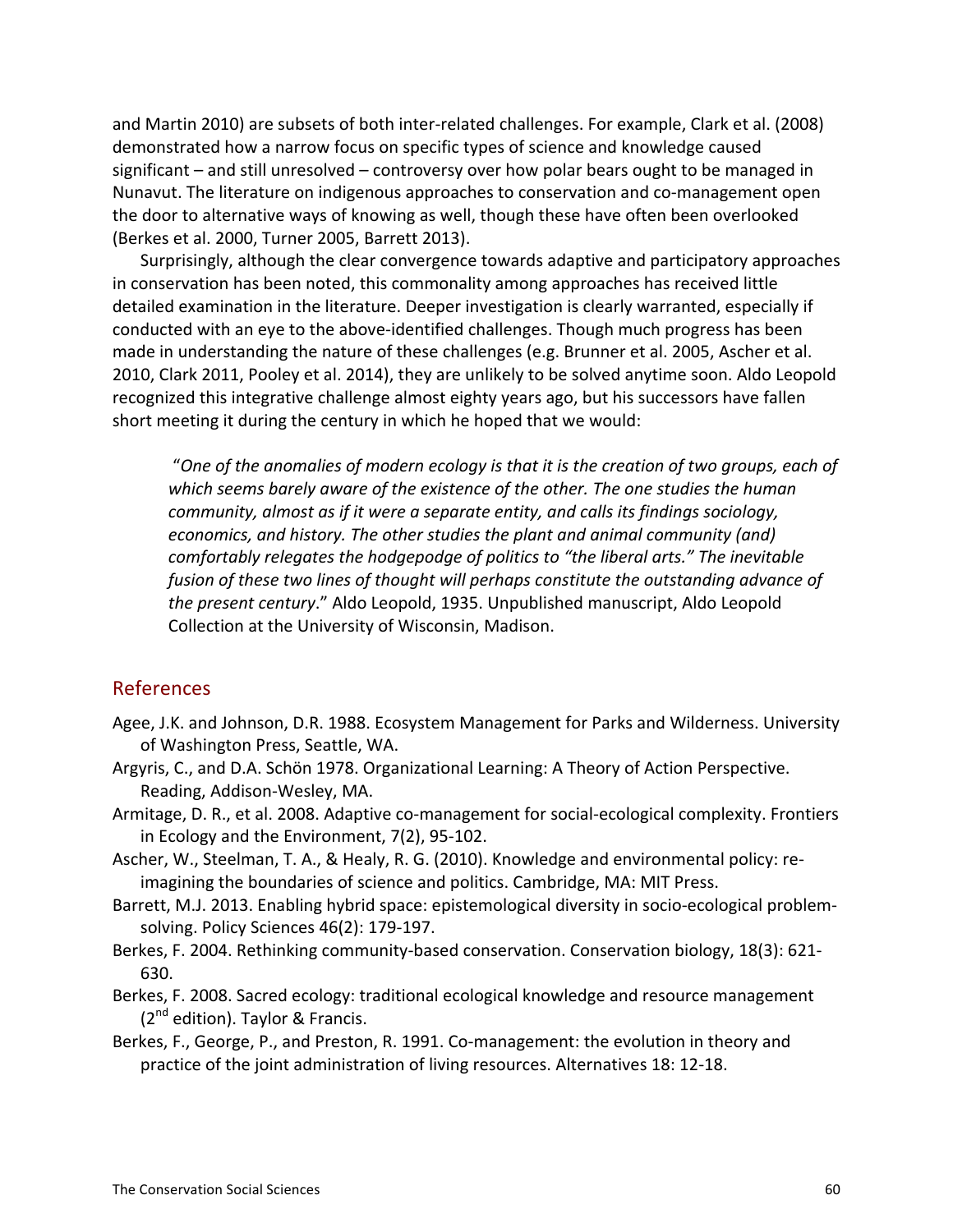and Martin 2010) are subsets of both inter-related challenges. For example, Clark et al. (2008) demonstrated how a narrow focus on specific types of science and knowledge caused significant – and still unresolved – controversy over how polar bears ought to be managed in Nunavut. The literature on indigenous approaches to conservation and co-management open the door to alternative ways of knowing as well, though these have often been overlooked (Berkes et al. 2000, Turner 2005, Barrett 2013).

Surprisingly, although the clear convergence towards adaptive and participatory approaches in conservation has been noted, this commonality among approaches has received little detailed examination in the literature. Deeper investigation is clearly warranted, especially if conducted with an eye to the above-identified challenges. Though much progress has been made in understanding the nature of these challenges (e.g. Brunner et al. 2005, Ascher et al. 2010, Clark 2011, Pooley et al. 2014), they are unlikely to be solved anytime soon. Aldo Leopold recognized this integrative challenge almost eighty years ago, but his successors have fallen short meeting it during the century in which he hoped that we would:

> "*One of the anomalies of modern ecology is that it is the creation of two groups, each of which seems barely aware of the existence of the other. The one studies the human community, almost as if it were a separate entity, and calls its findings sociology, economics, and history. The other studies the plant and animal community (and) comfortably relegates the hodgepodge of politics to "the liberal arts." The inevitable fusion of these two lines of thought will perhaps constitute the outstanding advance of the present century*." Aldo Leopold, 1935. Unpublished manuscript, Aldo Leopold Collection at the University of Wisconsin, Madison.

## References

Agee, J.K. and Johnson, D.R. 1988. Ecosystem Management for Parks and Wilderness. University of Washington Press, Seattle, WA.

Argyris, C., and D.A. Schön 1978. Organizational Learning: A Theory of Action Perspective. Reading, Addison-Wesley, MA.

Armitage, D. R., et al. 2008. Adaptive co-management for social-ecological complexity. Frontiers in Ecology and the Environment, 7(2), 95-102.

Ascher, W., Steelman, T. A., & Healy, R. G. (2010). Knowledge and environmental policy: re-imagining the boundaries of science and politics. Cambridge, MA: MIT Press.

Barrett, M.J. 2013. Enabling hybrid space: epistemological diversity in socio-ecological problem-solving. Policy Sciences 46(2): 179-197.

Berkes, F. 2004. Rethinking community-based conservation. Conservation biology, 18(3): 621-630.

Berkes, F. 2008. Sacred ecology: traditional ecological knowledge and resource management (2nd edition). Taylor & Francis.

Berkes, F., George, P., and Preston, R. 1991. Co-management: the evolution in theory and practice of the joint administration of living resources. Alternatives 18: 12-18.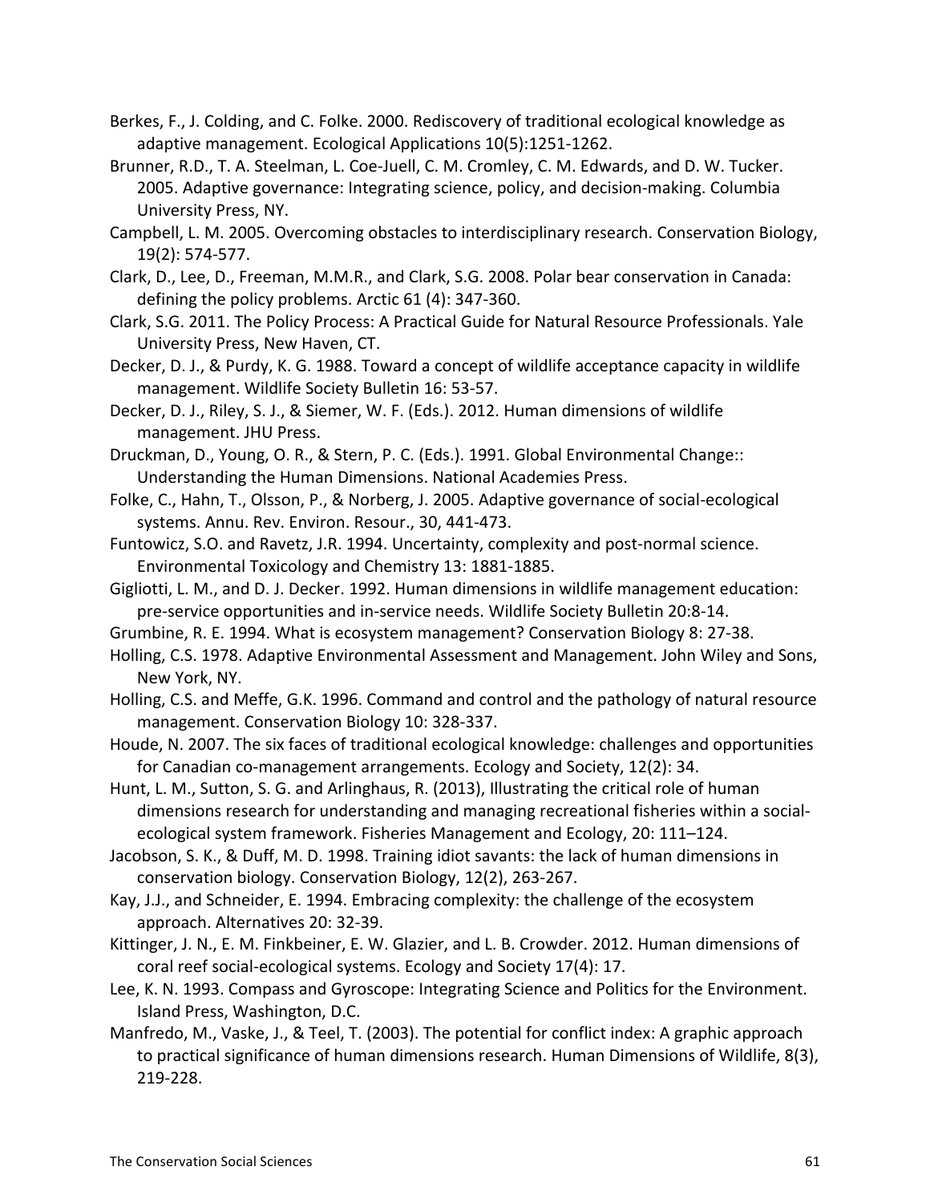Berkes, F., J. Colding, and C. Folke. 2000. Rediscovery of traditional ecological knowledge as adaptive management. Ecological Applications 10(5):1251-1262.

Brunner, R.D., T. A. Steelman, L. Coe-Juell, C. M. Cromley, C. M. Edwards, and D. W. Tucker. 2005. Adaptive governance: Integrating science, policy, and decision-making. Columbia University Press, NY.

Campbell, L. M. 2005. Overcoming obstacles to interdisciplinary research. Conservation Biology, 19(2): 574-577.

Clark, D., Lee, D., Freeman, M.M.R., and Clark, S.G. 2008. Polar bear conservation in Canada: defining the policy problems. Arctic 61 (4): 347-360.

Clark, S.G. 2011. The Policy Process: A Practical Guide for Natural Resource Professionals. Yale University Press, New Haven, CT.

Decker, D. J., & Purdy, K. G. 1988. Toward a concept of wildlife acceptance capacity in wildlife management. Wildlife Society Bulletin 16: 53-57.

Decker, D. J., Riley, S. J., & Siemer, W. F. (Eds.). 2012. Human dimensions of wildlife management. JHU Press.

Druckman, D., Young, O. R., & Stern, P. C. (Eds.). 1991. Global Environmental Change:: Understanding the Human Dimensions. National Academies Press.

Folke, C., Hahn, T., Olsson, P., & Norberg, J. 2005. Adaptive governance of social-ecological systems. Annu. Rev. Environ. Resour., 30, 441-473.

Funtowicz, S.O. and Ravetz, J.R. 1994. Uncertainty, complexity and post-normal science. Environmental Toxicology and Chemistry 13: 1881-1885.

Gigliotti, L. M., and D. J. Decker. 1992. Human dimensions in wildlife management education: pre-service opportunities and in-service needs. Wildlife Society Bulletin 20:8-14.

Grumbine, R. E. 1994. What is ecosystem management? Conservation Biology 8: 27-38.

Holling, C.S. 1978. Adaptive Environmental Assessment and Management. John Wiley and Sons, New York, NY.

Holling, C.S. and Meffe, G.K. 1996. Command and control and the pathology of natural resource management. Conservation Biology 10: 328-337.

Houde, N. 2007. The six faces of traditional ecological knowledge: challenges and opportunities for Canadian co-management arrangements. Ecology and Society, 12(2): 34.

Hunt, L. M., Sutton, S. G. and Arlinghaus, R. (2013), Illustrating the critical role of human dimensions research for understanding and managing recreational fisheries within a social-ecological system framework. Fisheries Management and Ecology, 20: 111–124.

Jacobson, S. K., & Duff, M. D. 1998. Training idiot savants: the lack of human dimensions in conservation biology. Conservation Biology, 12(2), 263-267.

Kay, J.J., and Schneider, E. 1994. Embracing complexity: the challenge of the ecosystem approach. Alternatives 20: 32-39.

Kittinger, J. N., E. M. Finkbeiner, E. W. Glazier, and L. B. Crowder. 2012. Human dimensions of coral reef social-ecological systems. Ecology and Society 17(4): 17.

Lee, K. N. 1993. Compass and Gyroscope: Integrating Science and Politics for the Environment. Island Press, Washington, D.C.

Manfredo, M., Vaske, J., & Teel, T. (2003). The potential for conflict index: A graphic approach to practical significance of human dimensions research. Human Dimensions of Wildlife, 8(3), 219-228.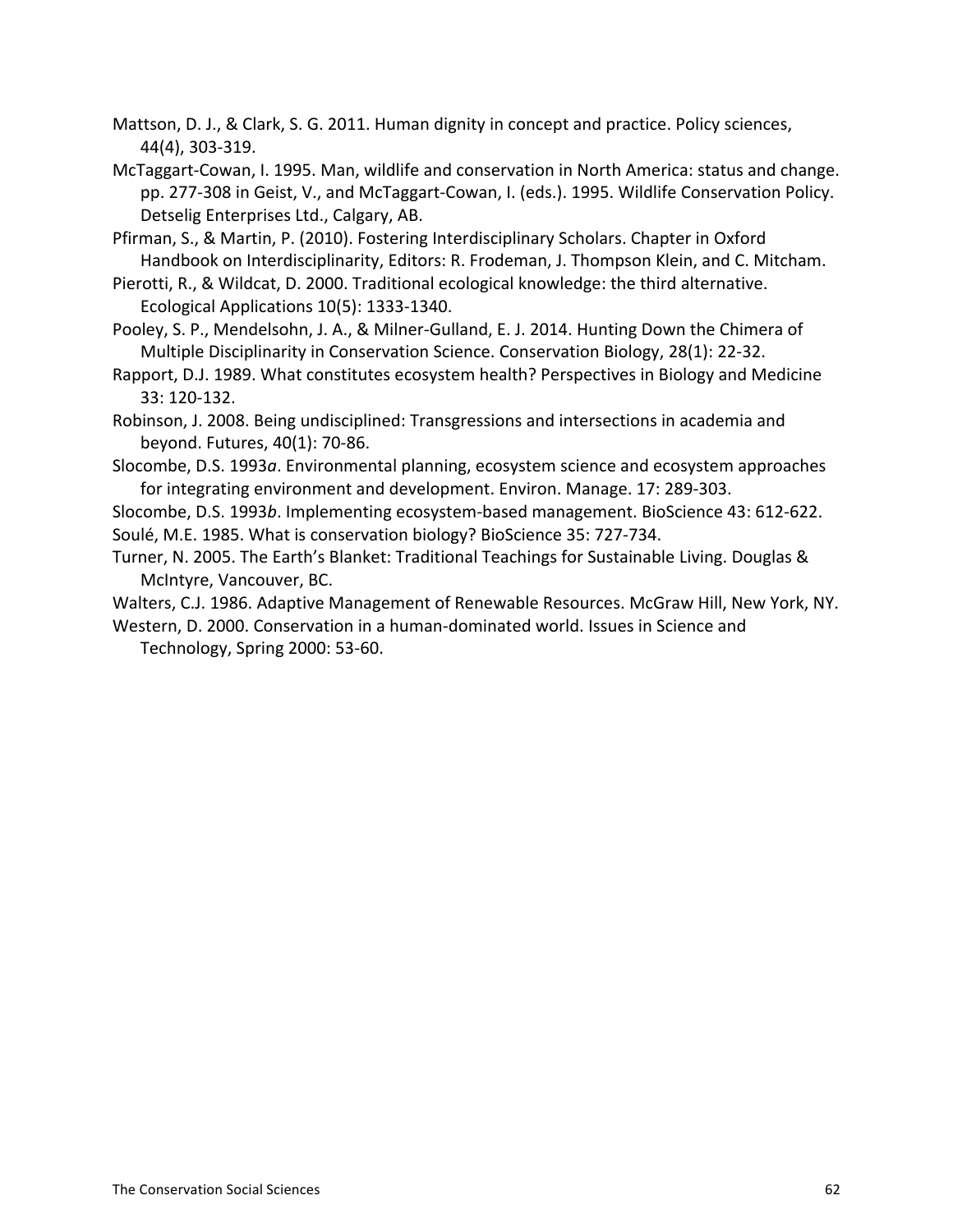Mattson, D. J., & Clark, S. G. 2011. Human dignity in concept and practice. Policy sciences, 44(4), 303-319.

McTaggart-Cowan, I. 1995. Man, wildlife and conservation in North America: status and change. pp. 277-308 in Geist, V., and McTaggart-Cowan, I. (eds.). 1995. Wildlife Conservation Policy. Detselig Enterprises Ltd., Calgary, AB.

Pfirman, S., & Martin, P. (2010). Fostering Interdisciplinary Scholars. Chapter in Oxford Handbook on Interdisciplinarity, Editors: R. Frodeman, J. Thompson Klein, and C. Mitcham.

Pierotti, R., & Wildcat, D. 2000. Traditional ecological knowledge: the third alternative. Ecological Applications 10(5): 1333-1340.

Pooley, S. P., Mendelsohn, J. A., & Milner-Gulland, E. J. 2014. Hunting Down the Chimera of Multiple Disciplinarity in Conservation Science. Conservation Biology, 28(1): 22-32.

Rapport, D.J. 1989. What constitutes ecosystem health? Perspectives in Biology and Medicine 33: 120-132.

Robinson, J. 2008. Being undisciplined: Transgressions and intersections in academia and beyond. Futures, 40(1): 70-86.

Slocombe, D.S. 1993*a*. Environmental planning, ecosystem science and ecosystem approaches for integrating environment and development. Environ. Manage. 17: 289-303.

Slocombe, D.S. 1993*b*. Implementing ecosystem-based management. BioScience 43: 612-622.

Soulé, M.E. 1985. What is conservation biology? BioScience 35: 727-734.

Turner, N. 2005. The Earth's Blanket: Traditional Teachings for Sustainable Living. Douglas & McIntyre, Vancouver, BC.

Walters, C.J. 1986. Adaptive Management of Renewable Resources. McGraw Hill, New York, NY.

Western, D. 2000. Conservation in a human-dominated world. Issues in Science and Technology, Spring 2000: 53-60.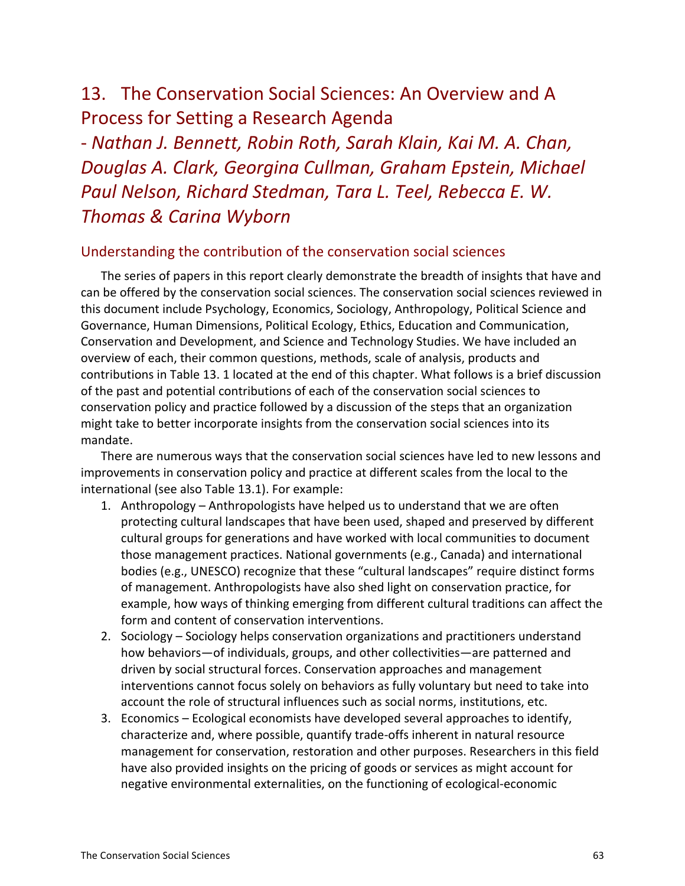# 13. The Conservation Social Sciences: An Overview and A Process for Setting a Research Agenda

*- Nathan J. Bennett, Robin Roth, Sarah Klain, Kai M. A. Chan, Douglas A. Clark, Georgina Cullman, Graham Epstein, Michael Paul Nelson, Richard Stedman, Tara L. Teel, Rebecca E. W. Thomas & Carina Wyborn*

## Understanding the contribution of the conservation social sciences

The series of papers in this report clearly demonstrate the breadth of insights that have and can be offered by the conservation social sciences. The conservation social sciences reviewed in this document include Psychology, Economics, Sociology, Anthropology, Political Science and Governance, Human Dimensions, Political Ecology, Ethics, Education and Communication, Conservation and Development, and Science and Technology Studies. We have included an overview of each, their common questions, methods, scale of analysis, products and contributions in Table 13. 1 located at the end of this chapter. What follows is a brief discussion of the past and potential contributions of each of the conservation social sciences to conservation policy and practice followed by a discussion of the steps that an organization might take to better incorporate insights from the conservation social sciences into its mandate.

There are numerous ways that the conservation social sciences have led to new lessons and improvements in conservation policy and practice at different scales from the local to the international (see also Table 13.1). For example:

1. Anthropology – Anthropologists have helped us to understand that we are often protecting cultural landscapes that have been used, shaped and preserved by different cultural groups for generations and have worked with local communities to document those management practices. National governments (e.g., Canada) and international bodies (e.g., UNESCO) recognize that these "cultural landscapes" require distinct forms of management. Anthropologists have also shed light on conservation practice, for example, how ways of thinking emerging from different cultural traditions can affect the form and content of conservation interventions.
2. Sociology – Sociology helps conservation organizations and practitioners understand how behaviors—of individuals, groups, and other collectivities—are patterned and driven by social structural forces. Conservation approaches and management interventions cannot focus solely on behaviors as fully voluntary but need to take into account the role of structural influences such as social norms, institutions, etc.
3. Economics – Ecological economists have developed several approaches to identify, characterize and, where possible, quantify trade-offs inherent in natural resource management for conservation, restoration and other purposes. Researchers in this field have also provided insights on the pricing of goods or services as might account for negative environmental externalities, on the functioning of ecological-economic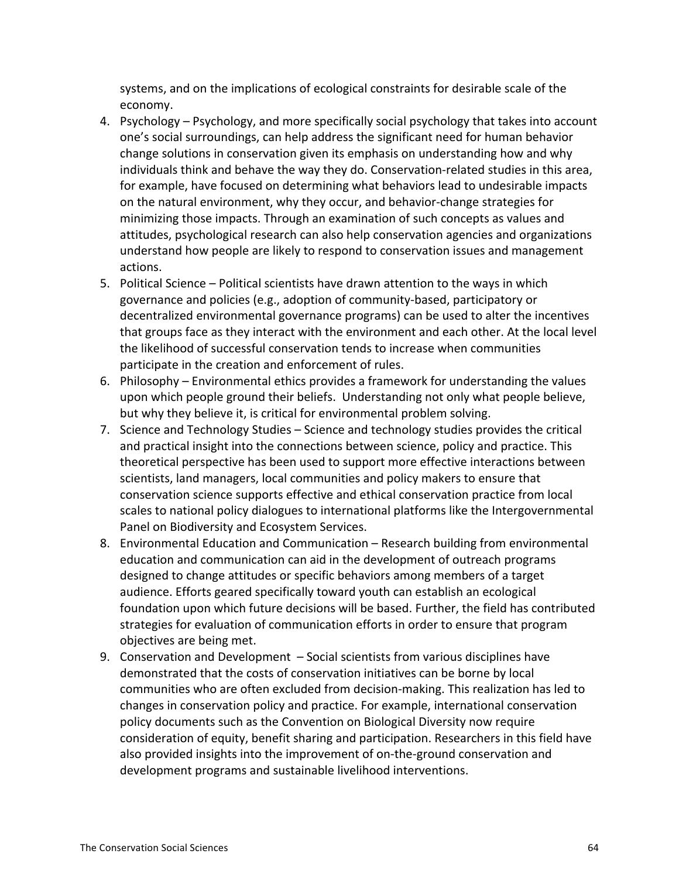systems, and on the implications of ecological constraints for desirable scale of the economy.

4. Psychology – Psychology, and more specifically social psychology that takes into account one's social surroundings, can help address the significant need for human behavior change solutions in conservation given its emphasis on understanding how and why individuals think and behave the way they do. Conservation-related studies in this area, for example, have focused on determining what behaviors lead to undesirable impacts on the natural environment, why they occur, and behavior-change strategies for minimizing those impacts. Through an examination of such concepts as values and attitudes, psychological research can also help conservation agencies and organizations understand how people are likely to respond to conservation issues and management actions.
5. Political Science – Political scientists have drawn attention to the ways in which governance and policies (e.g., adoption of community-based, participatory or decentralized environmental governance programs) can be used to alter the incentives that groups face as they interact with the environment and each other. At the local level the likelihood of successful conservation tends to increase when communities participate in the creation and enforcement of rules.
6. Philosophy – Environmental ethics provides a framework for understanding the values upon which people ground their beliefs. Understanding not only what people believe, but why they believe it, is critical for environmental problem solving.
7. Science and Technology Studies – Science and technology studies provides the critical and practical insight into the connections between science, policy and practice. This theoretical perspective has been used to support more effective interactions between scientists, land managers, local communities and policy makers to ensure that conservation science supports effective and ethical conservation practice from local scales to national policy dialogues to international platforms like the Intergovernmental Panel on Biodiversity and Ecosystem Services.
8. Environmental Education and Communication – Research building from environmental education and communication can aid in the development of outreach programs designed to change attitudes or specific behaviors among members of a target audience. Efforts geared specifically toward youth can establish an ecological foundation upon which future decisions will be based. Further, the field has contributed strategies for evaluation of communication efforts in order to ensure that program objectives are being met.
9. Conservation and Development – Social scientists from various disciplines have demonstrated that the costs of conservation initiatives can be borne by local communities who are often excluded from decision-making. This realization has led to changes in conservation policy and practice. For example, international conservation policy documents such as the Convention on Biological Diversity now require consideration of equity, benefit sharing and participation. Researchers in this field have also provided insights into the improvement of on-the-ground conservation and development programs and sustainable livelihood interventions.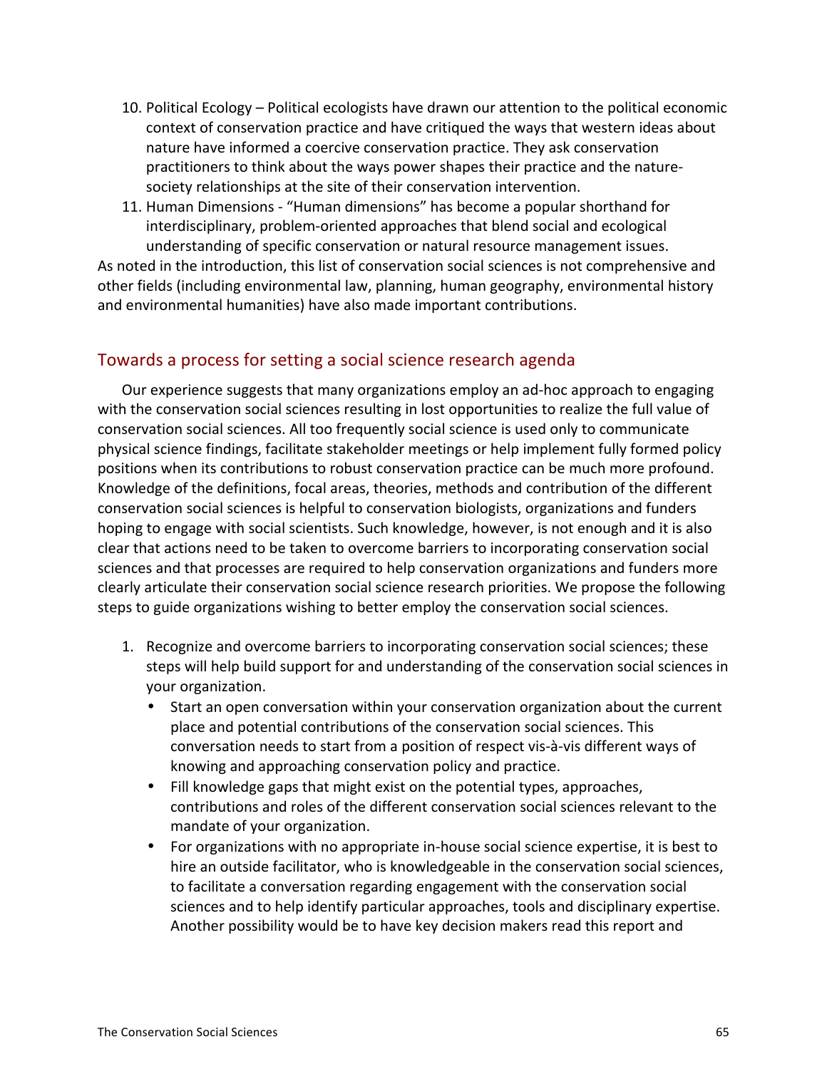10. Political Ecology – Political ecologists have drawn our attention to the political economic context of conservation practice and have critiqued the ways that western ideas about nature have informed a coercive conservation practice. They ask conservation practitioners to think about the ways power shapes their practice and the nature-society relationships at the site of their conservation intervention.
11. Human Dimensions - "Human dimensions" has become a popular shorthand for interdisciplinary, problem-oriented approaches that blend social and ecological understanding of specific conservation or natural resource management issues.

As noted in the introduction, this list of conservation social sciences is not comprehensive and other fields (including environmental law, planning, human geography, environmental history and environmental humanities) have also made important contributions.

## Towards a process for setting a social science research agenda

Our experience suggests that many organizations employ an ad-hoc approach to engaging with the conservation social sciences resulting in lost opportunities to realize the full value of conservation social sciences. All too frequently social science is used only to communicate physical science findings, facilitate stakeholder meetings or help implement fully formed policy positions when its contributions to robust conservation practice can be much more profound. Knowledge of the definitions, focal areas, theories, methods and contribution of the different conservation social sciences is helpful to conservation biologists, organizations and funders hoping to engage with social scientists. Such knowledge, however, is not enough and it is also clear that actions need to be taken to overcome barriers to incorporating conservation social sciences and that processes are required to help conservation organizations and funders more clearly articulate their conservation social science research priorities. We propose the following steps to guide organizations wishing to better employ the conservation social sciences.

1. Recognize and overcome barriers to incorporating conservation social sciences; these steps will help build support for and understanding of the conservation social sciences in your organization.
   - Start an open conversation within your conservation organization about the current place and potential contributions of the conservation social sciences. This conversation needs to start from a position of respect vis-à-vis different ways of knowing and approaching conservation policy and practice.
   - Fill knowledge gaps that might exist on the potential types, approaches, contributions and roles of the different conservation social sciences relevant to the mandate of your organization.
   - For organizations with no appropriate in-house social science expertise, it is best to hire an outside facilitator, who is knowledgeable in the conservation social sciences, to facilitate a conversation regarding engagement with the conservation social sciences and to help identify particular approaches, tools and disciplinary expertise. Another possibility would be to have key decision makers read this report and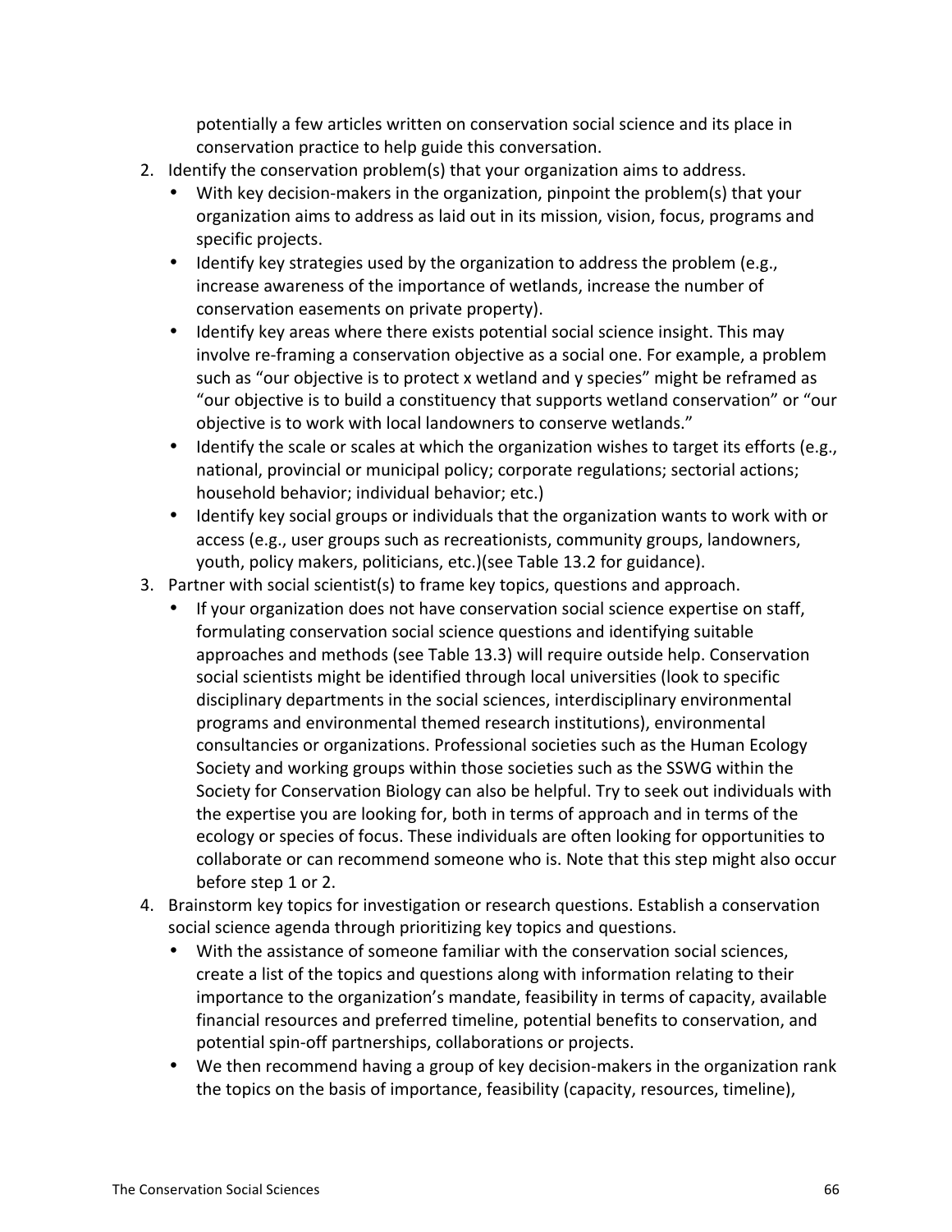potentially a few articles written on conservation social science and its place in conservation practice to help guide this conversation.

2. Identify the conservation problem(s) that your organization aims to address.
   - With key decision-makers in the organization, pinpoint the problem(s) that your organization aims to address as laid out in its mission, vision, focus, programs and specific projects.
   - Identify key strategies used by the organization to address the problem (e.g., increase awareness of the importance of wetlands, increase the number of conservation easements on private property).
   - Identify key areas where there exists potential social science insight. This may involve re-framing a conservation objective as a social one. For example, a problem such as "our objective is to protect x wetland and y species" might be reframed as "our objective is to build a constituency that supports wetland conservation" or "our objective is to work with local landowners to conserve wetlands."
   - Identify the scale or scales at which the organization wishes to target its efforts (e.g., national, provincial or municipal policy; corporate regulations; sectorial actions; household behavior; individual behavior; etc.)
   - Identify key social groups or individuals that the organization wants to work with or access (e.g., user groups such as recreationists, community groups, landowners, youth, policy makers, politicians, etc.)(see Table 13.2 for guidance).
3. Partner with social scientist(s) to frame key topics, questions and approach.
   - If your organization does not have conservation social science expertise on staff, formulating conservation social science questions and identifying suitable approaches and methods (see Table 13.3) will require outside help. Conservation social scientists might be identified through local universities (look to specific disciplinary departments in the social sciences, interdisciplinary environmental programs and environmental themed research institutions), environmental consultancies or organizations. Professional societies such as the Human Ecology Society and working groups within those societies such as the SSWG within the Society for Conservation Biology can also be helpful. Try to seek out individuals with the expertise you are looking for, both in terms of approach and in terms of the ecology or species of focus. These individuals are often looking for opportunities to collaborate or can recommend someone who is. Note that this step might also occur before step 1 or 2.
4. Brainstorm key topics for investigation or research questions. Establish a conservation social science agenda through prioritizing key topics and questions.
   - With the assistance of someone familiar with the conservation social sciences, create a list of the topics and questions along with information relating to their importance to the organization's mandate, feasibility in terms of capacity, available financial resources and preferred timeline, potential benefits to conservation, and potential spin-off partnerships, collaborations or projects.
   - We then recommend having a group of key decision-makers in the organization rank the topics on the basis of importance, feasibility (capacity, resources, timeline),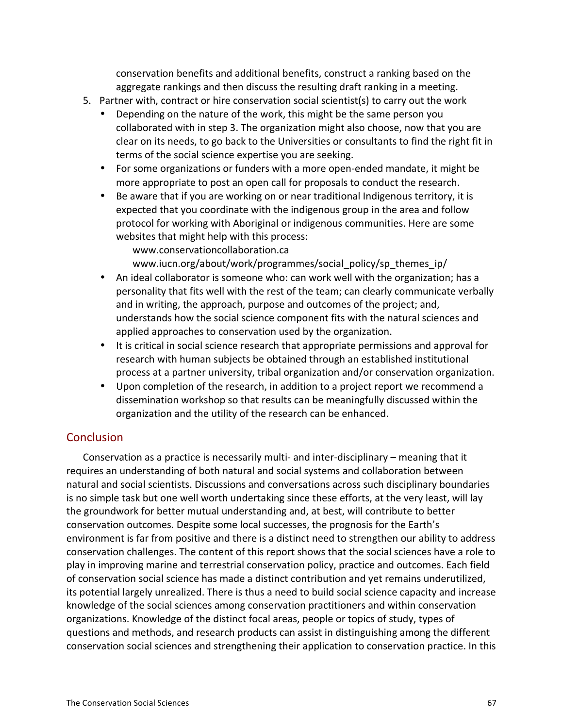conservation benefits and additional benefits, construct a ranking based on the aggregate rankings and then discuss the resulting draft ranking in a meeting.

5. Partner with, contract or hire conservation social scientist(s) to carry out the work
   - Depending on the nature of the work, this might be the same person you collaborated with in step 3. The organization might also choose, now that you are clear on its needs, to go back to the Universities or consultants to find the right fit in terms of the social science expertise you are seeking.
   - For some organizations or funders with a more open-ended mandate, it might be more appropriate to post an open call for proposals to conduct the research.
   - Be aware that if you are working on or near traditional Indigenous territory, it is expected that you coordinate with the indigenous group in the area and follow protocol for working with Aboriginal or indigenous communities. Here are some websites that might help with this process:
     www.conservationcollaboration.ca
     www.iucn.org/about/work/programmes/social_policy/sp_themes_ip/
   - An ideal collaborator is someone who: can work well with the organization; has a personality that fits well with the rest of the team; can clearly communicate verbally and in writing, the approach, purpose and outcomes of the project; and, understands how the social science component fits with the natural sciences and applied approaches to conservation used by the organization.
   - It is critical in social science research that appropriate permissions and approval for research with human subjects be obtained through an established institutional process at a partner university, tribal organization and/or conservation organization.
   - Upon completion of the research, in addition to a project report we recommend a dissemination workshop so that results can be meaningfully discussed within the organization and the utility of the research can be enhanced.

## Conclusion

Conservation as a practice is necessarily multi- and inter-disciplinary – meaning that it requires an understanding of both natural and social systems and collaboration between natural and social scientists. Discussions and conversations across such disciplinary boundaries is no simple task but one well worth undertaking since these efforts, at the very least, will lay the groundwork for better mutual understanding and, at best, will contribute to better conservation outcomes. Despite some local successes, the prognosis for the Earth's environment is far from positive and there is a distinct need to strengthen our ability to address conservation challenges. The content of this report shows that the social sciences have a role to play in improving marine and terrestrial conservation policy, practice and outcomes. Each field of conservation social science has made a distinct contribution and yet remains underutilized, its potential largely unrealized. There is thus a need to build social science capacity and increase knowledge of the social sciences among conservation practitioners and within conservation organizations. Knowledge of the distinct focal areas, people or topics of study, types of questions and methods, and research products can assist in distinguishing among the different conservation social sciences and strengthening their application to conservation practice. In this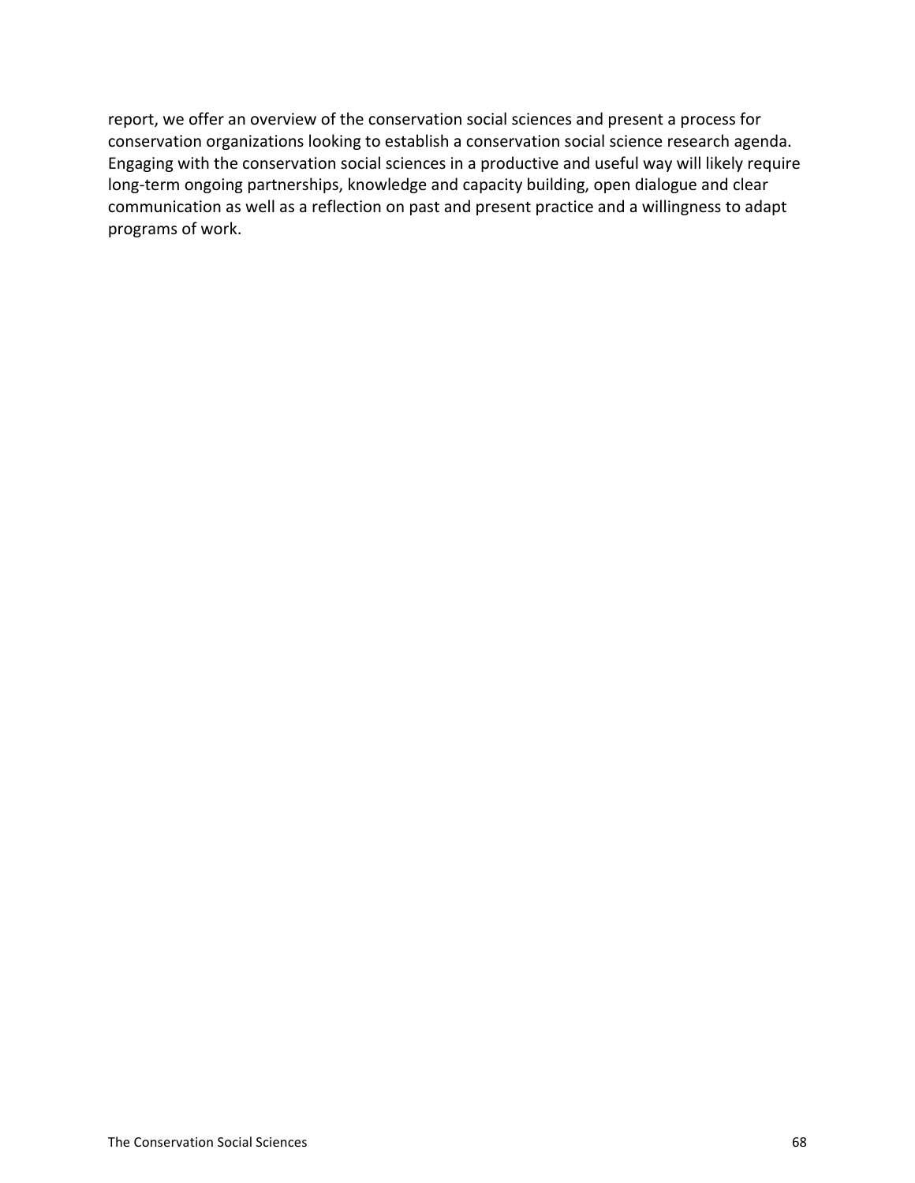report, we offer an overview of the conservation social sciences and present a process for conservation organizations looking to establish a conservation social science research agenda. Engaging with the conservation social sciences in a productive and useful way will likely require long-term ongoing partnerships, knowledge and capacity building, open dialogue and clear communication as well as a reflection on past and present practice and a willingness to adapt programs of work.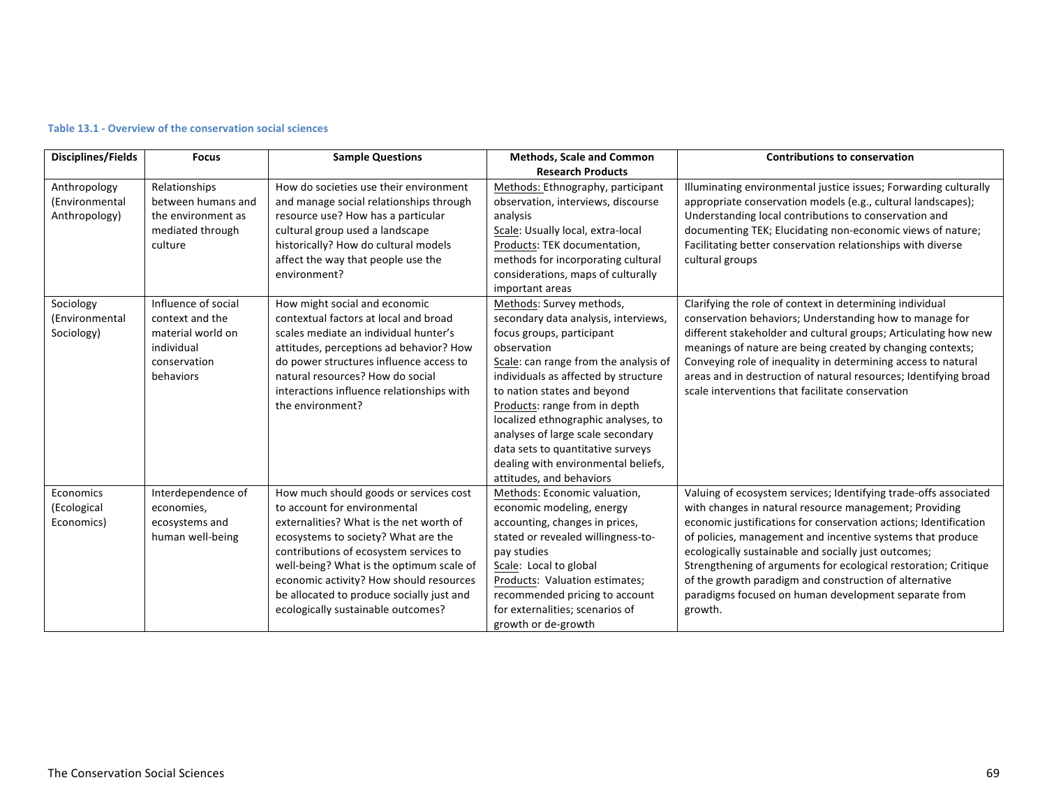**Table 13.1 - Overview of the conservation social sciences**

| Disciplines/Fields | Focus | Sample Questions | Methods, Scale and Common Research Products | Contributions to conservation |
|---|---|---|---|---|
| Anthropology (Environmental Anthropology) | Relationships between humans and the environment as mediated through culture | How do societies use their environment and manage social relationships through resource use? How has a particular cultural group used a landscape historically? How do cultural models affect the way that people use the environment? | Methods: Ethnography, participant observation, interviews, discourse analysis<br>Scale: Usually local, extra-local<br>Products: TEK documentation, methods for incorporating cultural considerations, maps of culturally important areas | Illuminating environmental justice issues; Forwarding culturally appropriate conservation models (e.g., cultural landscapes); Understanding local contributions to conservation and documenting TEK; Elucidating non-economic views of nature; Facilitating better conservation relationships with diverse cultural groups |
| Sociology (Environmental Sociology) | Influence of social context and the material world on individual conservation behaviors | How might social and economic contextual factors at local and broad scales mediate an individual hunter's attitudes, perceptions ad behavior? How do power structures influence access to natural resources? How do social interactions influence relationships with the environment? | Methods: Survey methods, secondary data analysis, interviews, focus groups, participant observation<br>Scale: can range from the analysis of individuals as affected by structure to nation states and beyond<br>Products: range from in depth localized ethnographic analyses, to analyses of large scale secondary data sets to quantitative surveys dealing with environmental beliefs, attitudes, and behaviors | Clarifying the role of context in determining individual conservation behaviors; Understanding how to manage for different stakeholder and cultural groups; Articulating how new meanings of nature are being created by changing contexts; Conveying role of inequality in determining access to natural areas and in destruction of natural resources; Identifying broad scale interventions that facilitate conservation |
| Economics (Ecological Economics) | Interdependence of economies, ecosystems and human well-being | How much should goods or services cost to account for environmental externalities? What is the net worth of ecosystems to society? What are the contributions of ecosystem services to well-being? What is the optimum scale of economic activity? How should resources be allocated to produce socially just and ecologically sustainable outcomes? | Methods: Economic valuation, economic modeling, energy accounting, changes in prices, stated or revealed willingness-to-pay studies<br>Scale: Local to global<br>Products: Valuation estimates; recommended pricing to account for externalities; scenarios of growth or de-growth | Valuing of ecosystem services; Identifying trade-offs associated with changes in natural resource management; Providing economic justifications for conservation actions; Identification of policies, management and incentive systems that produce ecologically sustainable and socially just outcomes; Strengthening of arguments for ecological restoration; Critique of the growth paradigm and construction of alternative paradigms focused on human development separate from growth. |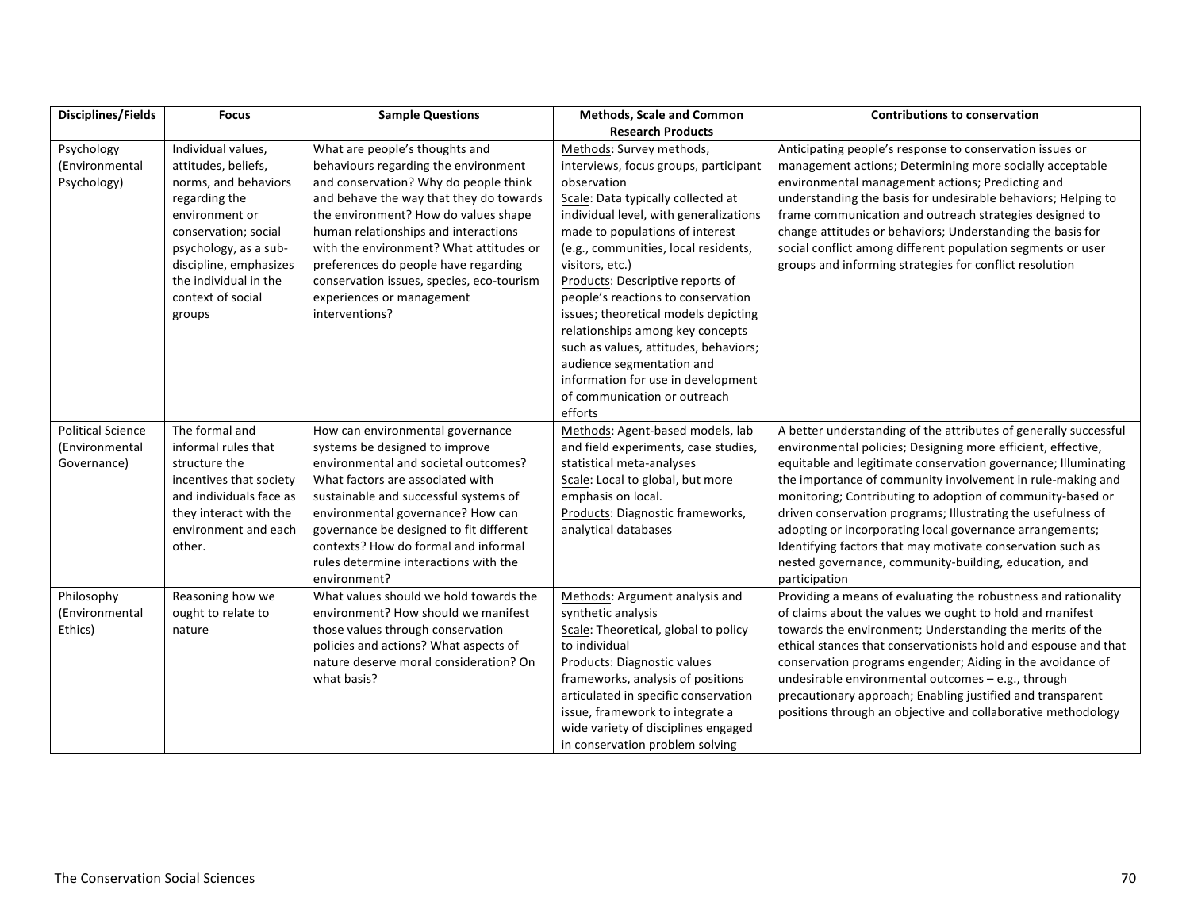| Disciplines/Fields | Focus | Sample Questions | Methods, Scale and Common Research Products | Contributions to conservation |
|---|---|---|---|---|
| Psychology (Environmental Psychology) | Individual values, attitudes, beliefs, norms, and behaviors regarding the environment or conservation; social psychology, as a sub-discipline, emphasizes the individual in the context of social groups | What are people's thoughts and behaviours regarding the environment and conservation? Why do people think and behave the way that they do towards the environment? How do values shape human relationships and interactions with the environment? What attitudes or preferences do people have regarding conservation issues, species, eco-tourism experiences or management interventions? | Methods: Survey methods, interviews, focus groups, participant observation<br>Scale: Data typically collected at individual level, with generalizations made to populations of interest (e.g., communities, local residents, visitors, etc.)<br>Products: Descriptive reports of people's reactions to conservation issues; theoretical models depicting relationships among key concepts such as values, attitudes, behaviors; audience segmentation and information for use in development of communication or outreach efforts | Anticipating people's response to conservation issues or management actions; Determining more socially acceptable environmental management actions; Predicting and understanding the basis for undesirable behaviors; Helping to frame communication and outreach strategies designed to change attitudes or behaviors; Understanding the basis for social conflict among different population segments or user groups and informing strategies for conflict resolution |
| Political Science (Environmental Governance) | The formal and informal rules that structure the incentives that society and individuals face as they interact with the environment and each other. | How can environmental governance systems be designed to improve environmental and societal outcomes? What factors are associated with sustainable and successful systems of environmental governance? How can governance be designed to fit different contexts? How do formal and informal rules determine interactions with the environment? | Methods: Agent-based models, lab and field experiments, case studies, statistical meta-analyses<br>Scale: Local to global, but more emphasis on local.<br>Products: Diagnostic frameworks, analytical databases | A better understanding of the attributes of generally successful environmental policies; Designing more efficient, effective, equitable and legitimate conservation governance; Illuminating the importance of community involvement in rule-making and monitoring; Contributing to adoption of community-based or driven conservation programs; Illustrating the usefulness of adopting or incorporating local governance arrangements; Identifying factors that may motivate conservation such as nested governance, community-building, education, and participation |
| Philosophy (Environmental Ethics) | Reasoning how we ought to relate to nature | What values should we hold towards the environment? How should we manifest those values through conservation policies and actions? What aspects of nature deserve moral consideration? On what basis? | Methods: Argument analysis and synthetic analysis<br>Scale: Theoretical, global to policy to individual<br>Products: Diagnostic values frameworks, analysis of positions articulated in specific conservation issue, framework to integrate a wide variety of disciplines engaged in conservation problem solving | Providing a means of evaluating the robustness and rationality of claims about the values we ought to hold and manifest towards the environment; Understanding the merits of the ethical stances that conservationists hold and espouse and that conservation programs engender; Aiding in the avoidance of undesirable environmental outcomes – e.g., through precautionary approach; Enabling justified and transparent positions through an objective and collaborative methodology |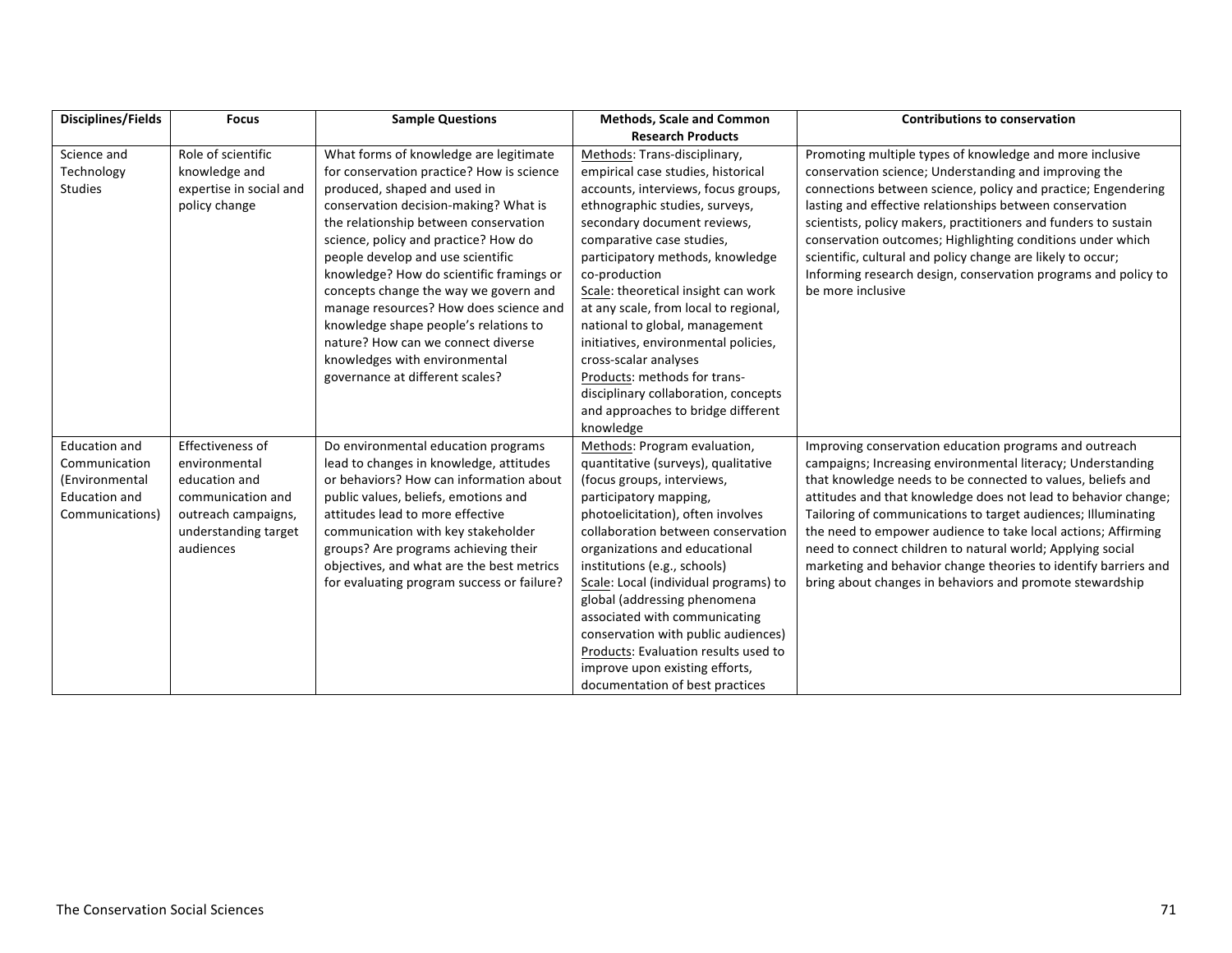| Disciplines/Fields | Focus | Sample Questions | Methods, Scale and Common Research Products | Contributions to conservation |
|---|---|---|---|---|
| Science and Technology Studies | Role of scientific knowledge and expertise in social and policy change | What forms of knowledge are legitimate for conservation practice? How is science produced, shaped and used in conservation decision-making? What is the relationship between conservation science, policy and practice? How do people develop and use scientific knowledge? How do scientific framings or concepts change the way we govern and manage resources? How does science and knowledge shape people's relations to nature? How can we connect diverse knowledges with environmental governance at different scales? | Methods: Trans-disciplinary, empirical case studies, historical accounts, interviews, focus groups, ethnographic studies, surveys, secondary document reviews, comparative case studies, participatory methods, knowledge co-production<br>Scale: theoretical insight can work at any scale, from local to regional, national to global, management initiatives, environmental policies, cross-scalar analyses<br>Products: methods for trans-disciplinary collaboration, concepts and approaches to bridge different knowledge | Promoting multiple types of knowledge and more inclusive conservation science; Understanding and improving the connections between science, policy and practice; Engendering lasting and effective relationships between conservation scientists, policy makers, practitioners and funders to sustain conservation outcomes; Highlighting conditions under which scientific, cultural and policy change are likely to occur; Informing research design, conservation programs and policy to be more inclusive |
| Education and Communication (Environmental Education and Communications) | Effectiveness of environmental education and communication and outreach campaigns, understanding target audiences | Do environmental education programs lead to changes in knowledge, attitudes or behaviors? How can information about public values, beliefs, emotions and attitudes lead to more effective communication with key stakeholder groups? Are programs achieving their objectives, and what are the best metrics for evaluating program success or failure? | Methods: Program evaluation, quantitative (surveys), qualitative (focus groups, interviews, participatory mapping, photoelicitation), often involves collaboration between conservation organizations and educational institutions (e.g., schools)<br>Scale: Local (individual programs) to global (addressing phenomena associated with communicating conservation with public audiences)<br>Products: Evaluation results used to improve upon existing efforts, documentation of best practices | Improving conservation education programs and outreach campaigns; Increasing environmental literacy; Understanding that knowledge needs to be connected to values, beliefs and attitudes and that knowledge does not lead to behavior change; Tailoring of communications to target audiences; Illuminating the need to empower audience to take local actions; Affirming need to connect children to natural world; Applying social marketing and behavior change theories to identify barriers and bring about changes in behaviors and promote stewardship |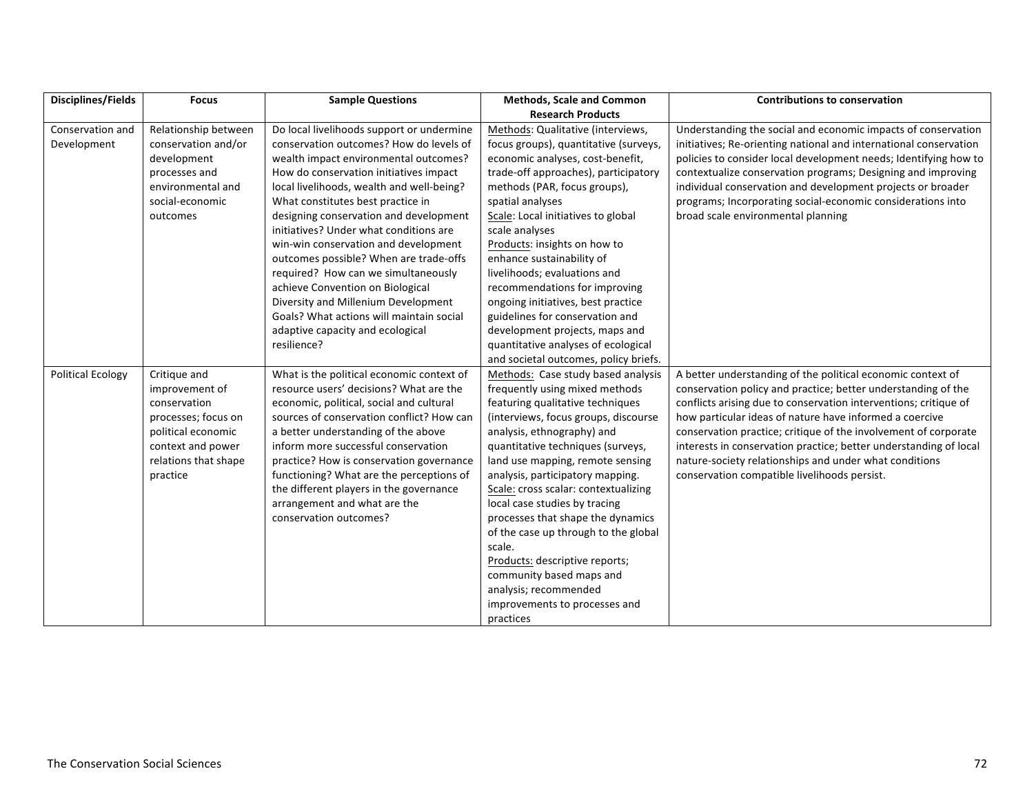| Disciplines/Fields | Focus | Sample Questions | Methods, Scale and Common Research Products | Contributions to conservation |
|---|---|---|---|---|
| Conservation and Development | Relationship between conservation and/or development processes and environmental and social-economic outcomes | Do local livelihoods support or undermine conservation outcomes? How do levels of wealth impact environmental outcomes? How do conservation initiatives impact local livelihoods, wealth and well-being? What constitutes best practice in designing conservation and development initiatives? Under what conditions are win-win conservation and development outcomes possible? When are trade-offs required? How can we simultaneously achieve Convention on Biological Diversity and Millenium Development Goals? What actions will maintain social adaptive capacity and ecological resilience? | Methods: Qualitative (interviews, focus groups), quantitative (surveys, economic analyses, cost-benefit, trade-off approaches), participatory methods (PAR, focus groups), spatial analyses<br>Scale: Local initiatives to global scale analyses<br>Products: insights on how to enhance sustainability of livelihoods; evaluations and recommendations for improving ongoing initiatives, best practice guidelines for conservation and development projects, maps and quantitative analyses of ecological and societal outcomes, policy briefs. | Understanding the social and economic impacts of conservation initiatives; Re-orienting national and international conservation policies to consider local development needs; Identifying how to contextualize conservation programs; Designing and improving individual conservation and development projects or broader programs; Incorporating social-economic considerations into broad scale environmental planning |
| Political Ecology | Critique and improvement of conservation processes; focus on political economic context and power relations that shape practice | What is the political economic context of resource users' decisions? What are the economic, political, social and cultural sources of conservation conflict? How can a better understanding of the above inform more successful conservation practice? How is conservation governance functioning? What are the perceptions of the different players in the governance arrangement and what are the conservation outcomes? | Methods: Case study based analysis frequently using mixed methods featuring qualitative techniques (interviews, focus groups, discourse analysis, ethnography) and quantitative techniques (surveys, land use mapping, remote sensing analysis, participatory mapping.<br>Scale: cross scalar: contextualizing local case studies by tracing processes that shape the dynamics of the case up through to the global scale.<br>Products: descriptive reports; community based maps and analysis; recommended improvements to processes and practices | A better understanding of the political economic context of conservation policy and practice; better understanding of the conflicts arising due to conservation interventions; critique of how particular ideas of nature have informed a coercive conservation practice; critique of the involvement of corporate interests in conservation practice; better understanding of local nature-society relationships and under what conditions conservation compatible livelihoods persist. |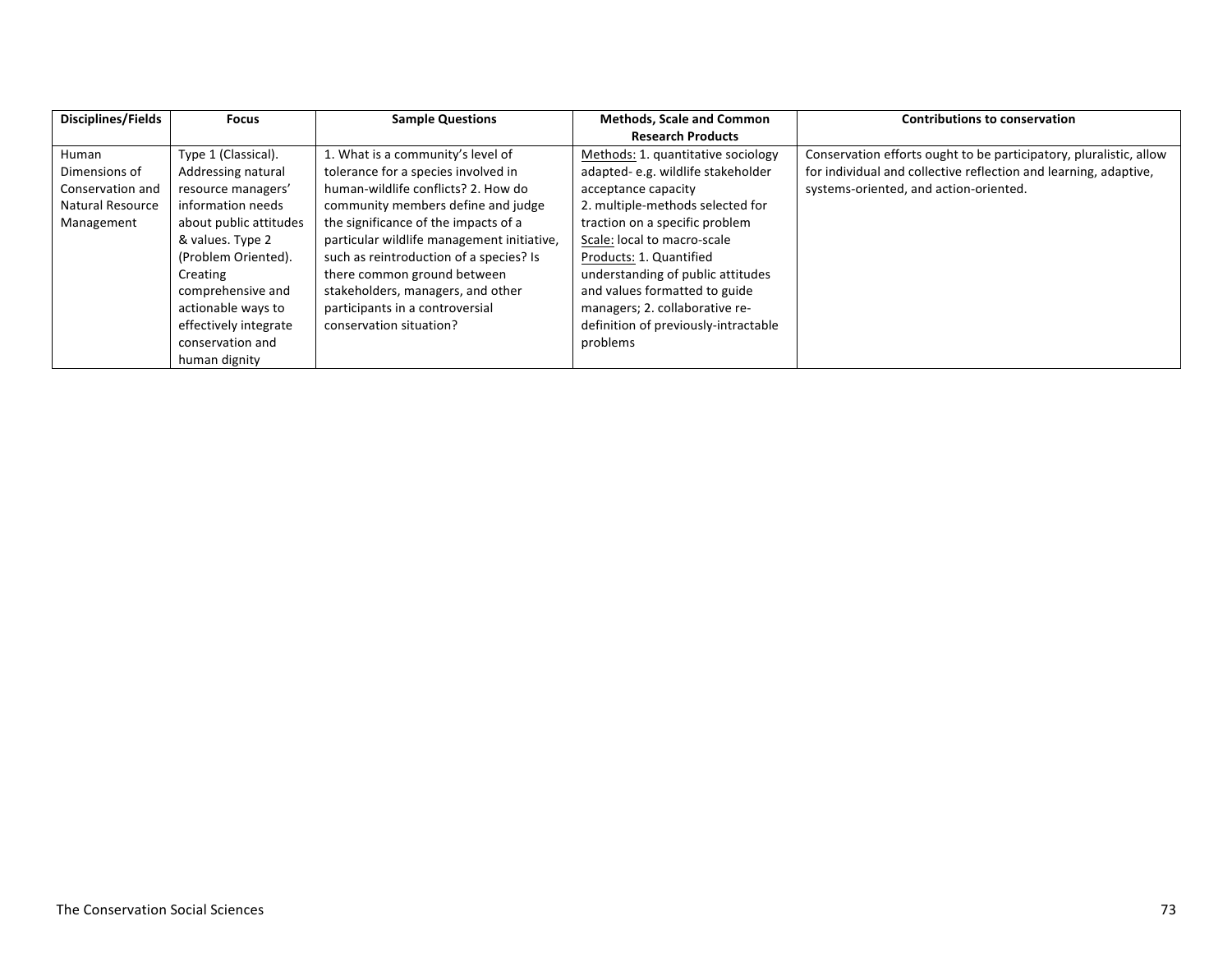| Disciplines/Fields | Focus | Sample Questions | Methods, Scale and Common Research Products | Contributions to conservation |
|---|---|---|---|---|
| Human Dimensions of Conservation and Natural Resource Management | Type 1 (Classical). Addressing natural resource managers' information needs about public attitudes & values. Type 2 (Problem Oriented). Creating comprehensive and actionable ways to effectively integrate conservation and human dignity | 1. What is a community's level of tolerance for a species involved in human-wildlife conflicts? 2. How do community members define and judge the significance of the impacts of a particular wildlife management initiative, such as reintroduction of a species? Is there common ground between stakeholders, managers, and other participants in a controversial conservation situation? | Methods: 1. quantitative sociology adapted- e.g. wildlife stakeholder acceptance capacity 2. multiple-methods selected for traction on a specific problem Scale: local to macro-scale Products: 1. Quantified understanding of public attitudes and values formatted to guide managers; 2. collaborative re-definition of previously-intractable problems | Conservation efforts ought to be participatory, pluralistic, allow for individual and collective reflection and learning, adaptive, systems-oriented, and action-oriented. |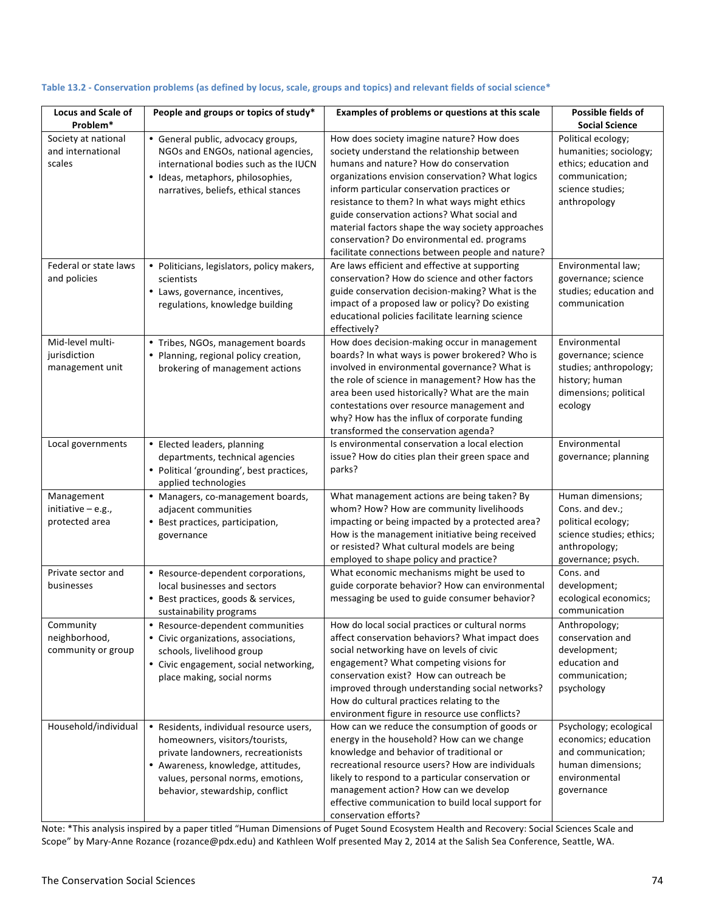**Table 13.2 - Conservation problems (as defined by locus, scale, groups and topics) and relevant fields of social science***

| Locus and Scale of Problem* | People and groups or topics of study* | Examples of problems or questions at this scale | Possible fields of Social Science |
|---|---|---|---|
| Society at national and international scales | • General public, advocacy groups, NGOs and ENGOs, national agencies, international bodies such as the IUCN<br>• Ideas, metaphors, philosophies, narratives, beliefs, ethical stances | How does society imagine nature? How does society understand the relationship between humans and nature? How do conservation organizations envision conservation? What logics inform particular conservation practices or resistance to them? In what ways might ethics guide conservation actions? What social and material factors shape the way society approaches conservation? Do environmental ed. programs facilitate connections between people and nature? | Political ecology; humanities; sociology; ethics; education and communication; science studies; anthropology |
| Federal or state laws and policies | • Politicians, legislators, policy makers, scientists<br>• Laws, governance, incentives, regulations, knowledge building | Are laws efficient and effective at supporting conservation? How do science and other factors guide conservation decision-making? What is the impact of a proposed law or policy? Do existing educational policies facilitate learning science effectively? | Environmental law; governance; science studies; education and communication |
| Mid-level multi-jurisdiction management unit | • Tribes, NGOs, management boards<br>• Planning, regional policy creation, brokering of management actions | How does decision-making occur in management boards? In what ways is power brokered? Who is involved in environmental governance? What is the role of science in management? How has the area been used historically? What are the main contestations over resource management and why? How has the influx of corporate funding transformed the conservation agenda? | Environmental governance; science studies; anthropology; history; human dimensions; political ecology |
| Local governments | • Elected leaders, planning departments, technical agencies<br>• Political 'grounding', best practices, applied technologies | Is environmental conservation a local election issue? How do cities plan their green space and parks? | Environmental governance; planning |
| Management initiative – e.g., protected area | • Managers, co-management boards, adjacent communities<br>• Best practices, participation, governance | What management actions are being taken? By whom? How? How are community livelihoods impacting or being impacted by a protected area? How is the management initiative being received or resisted? What cultural models are being employed to shape policy and practice? | Human dimensions; Cons. and dev.; political ecology; science studies; ethics; anthropology; governance; psych. |
| Private sector and businesses | • Resource-dependent corporations, local businesses and sectors<br>• Best practices, goods & services, sustainability programs | What economic mechanisms might be used to guide corporate behavior? How can environmental messaging be used to guide consumer behavior? | Cons. and development; ecological economics; communication |
| Community neighborhood, community or group | • Resource-dependent communities<br>• Civic organizations, associations, schools, livelihood group<br>• Civic engagement, social networking, place making, social norms | How do local social practices or cultural norms affect conservation behaviors? What impact does social networking have on levels of civic engagement? What competing visions for conservation exist? How can outreach be improved through understanding social networks? How do cultural practices relating to the environment figure in resource use conflicts? | Anthropology; conservation and development; education and communication; psychology |
| Household/individual | • Residents, individual resource users, homeowners, visitors/tourists, private landowners, recreationists<br>• Awareness, knowledge, attitudes, values, personal norms, emotions, behavior, stewardship, conflict | How can we reduce the consumption of goods or energy in the household? How can we change knowledge and behavior of traditional or recreational resource users? How are individuals likely to respond to a particular conservation or management action? How can we develop effective communication to build local support for conservation efforts? | Psychology; ecological economics; education and communication; human dimensions; environmental governance |

Note: *This analysis inspired by a paper titled "Human Dimensions of Puget Sound Ecosystem Health and Recovery: Social Sciences Scale and Scope" by Mary-Anne Rozance (rozance@pdx.edu) and Kathleen Wolf presented May 2, 2014 at the Salish Sea Conference, Seattle, WA.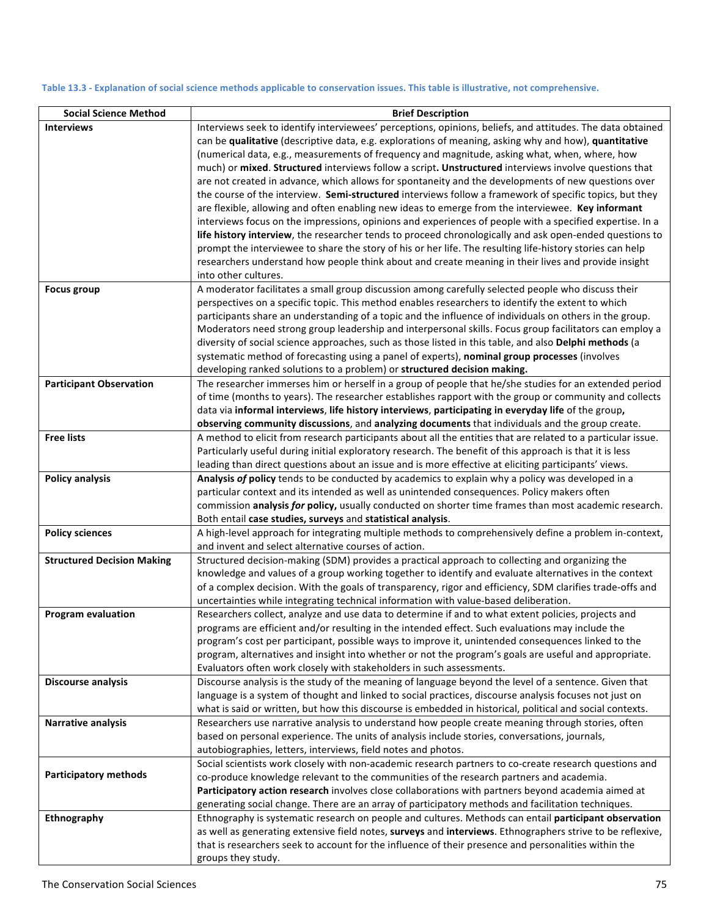**Table 13.3 - Explanation of social science methods applicable to conservation issues. This table is illustrative, not comprehensive.**

| Social Science Method | Brief Description |
|---|---|
| **Interviews** | Interviews seek to identify interviewees' perceptions, opinions, beliefs, and attitudes. The data obtained can be **qualitative** (descriptive data, e.g. explorations of meaning, asking why and how), **quantitative** (numerical data, e.g., measurements of frequency and magnitude, asking what, when, where, how much) or **mixed**. **Structured** interviews follow a script**. Unstructured** interviews involve questions that are not created in advance, which allows for spontaneity and the developments of new questions over the course of the interview. **Semi-structured** interviews follow a framework of specific topics, but they are flexible, allowing and often enabling new ideas to emerge from the interviewee. **Key informant** interviews focus on the impressions, opinions and experiences of people with a specified expertise. In a **life history interview**, the researcher tends to proceed chronologically and ask open-ended questions to prompt the interviewee to share the story of his or her life. The resulting life-history stories can help researchers understand how people think about and create meaning in their lives and provide insight into other cultures. |
| **Focus group** | A moderator facilitates a small group discussion among carefully selected people who discuss their perspectives on a specific topic. This method enables researchers to identify the extent to which participants share an understanding of a topic and the influence of individuals on others in the group. Moderators need strong group leadership and interpersonal skills. Focus group facilitators can employ a diversity of social science approaches, such as those listed in this table, and also **Delphi methods** (a systematic method of forecasting using a panel of experts), **nominal group processes** (involves developing ranked solutions to a problem) or **structured decision making.** |
| **Participant Observation** | The researcher immerses him or herself in a group of people that he/she studies for an extended period of time (months to years). The researcher establishes rapport with the group or community and collects data via **informal interviews**, **life history interviews**, **participating in everyday life** of the group**, observing community discussions**, and **analyzing documents** that individuals and the group create. |
| **Free lists** | A method to elicit from research participants about all the entities that are related to a particular issue. Particularly useful during initial exploratory research. The benefit of this approach is that it is less leading than direct questions about an issue and is more effective at eliciting participants' views. |
| **Policy analysis** | **Analysis *of* policy** tends to be conducted by academics to explain why a policy was developed in a particular context and its intended as well as unintended consequences. Policy makers often commission **analysis *for* policy,** usually conducted on shorter time frames than most academic research. Both entail **case studies, surveys** and **statistical analysis**. |
| **Policy sciences** | A high-level approach for integrating multiple methods to comprehensively define a problem in-context, and invent and select alternative courses of action. |
| **Structured Decision Making** | Structured decision-making (SDM) provides a practical approach to collecting and organizing the knowledge and values of a group working together to identify and evaluate alternatives in the context of a complex decision. With the goals of transparency, rigor and efficiency, SDM clarifies trade-offs and uncertainties while integrating technical information with value-based deliberation. |
| **Program evaluation** | Researchers collect, analyze and use data to determine if and to what extent policies, projects and programs are efficient and/or resulting in the intended effect. Such evaluations may include the program's cost per participant, possible ways to improve it, unintended consequences linked to the program, alternatives and insight into whether or not the program's goals are useful and appropriate. Evaluators often work closely with stakeholders in such assessments. |
| **Discourse analysis** | Discourse analysis is the study of the meaning of language beyond the level of a sentence. Given that language is a system of thought and linked to social practices, discourse analysis focuses not just on what is said or written, but how this discourse is embedded in historical, political and social contexts. |
| **Narrative analysis** | Researchers use narrative analysis to understand how people create meaning through stories, often based on personal experience. The units of analysis include stories, conversations, journals, autobiographies, letters, interviews, field notes and photos. |
| **Participatory methods** | Social scientists work closely with non-academic research partners to co-create research questions and co-produce knowledge relevant to the communities of the research partners and academia. **Participatory action research** involves close collaborations with partners beyond academia aimed at generating social change. There are an array of participatory methods and facilitation techniques. |
| **Ethnography** | Ethnography is systematic research on people and cultures. Methods can entail **participant observation** as well as generating extensive field notes, **surveys** and **interviews**. Ethnographers strive to be reflexive, that is researchers seek to account for the influence of their presence and personalities within the groups they study. |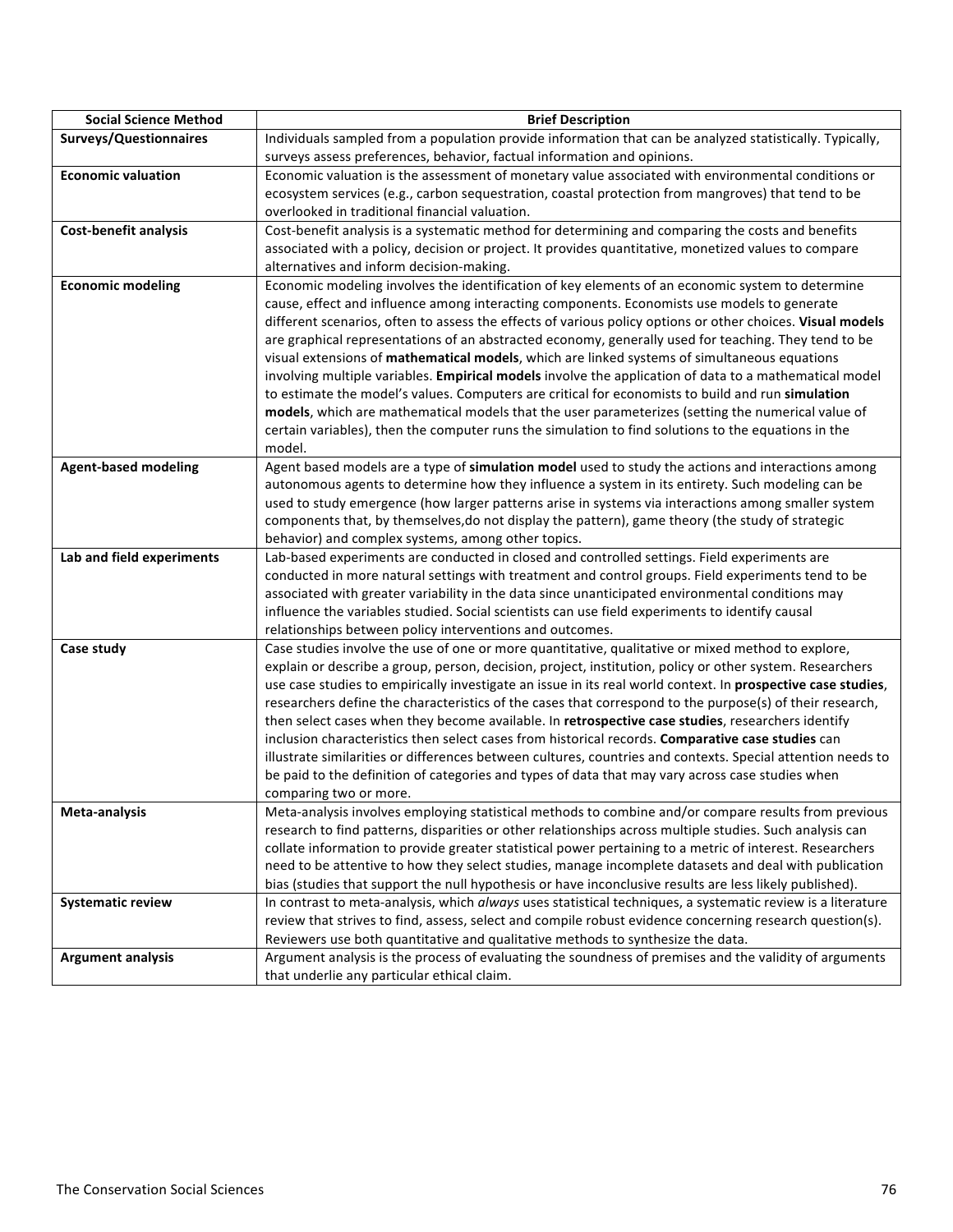| Social Science Method | Brief Description |
|---|---|
| **Surveys/Questionnaires** | Individuals sampled from a population provide information that can be analyzed statistically. Typically, surveys assess preferences, behavior, factual information and opinions. |
| **Economic valuation** | Economic valuation is the assessment of monetary value associated with environmental conditions or ecosystem services (e.g., carbon sequestration, coastal protection from mangroves) that tend to be overlooked in traditional financial valuation. |
| **Cost-benefit analysis** | Cost-benefit analysis is a systematic method for determining and comparing the costs and benefits associated with a policy, decision or project. It provides quantitative, monetized values to compare alternatives and inform decision-making. |
| **Economic modeling** | Economic modeling involves the identification of key elements of an economic system to determine cause, effect and influence among interacting components. Economists use models to generate different scenarios, often to assess the effects of various policy options or other choices. **Visual models** are graphical representations of an abstracted economy, generally used for teaching. They tend to be visual extensions of **mathematical models**, which are linked systems of simultaneous equations involving multiple variables. **Empirical models** involve the application of data to a mathematical model to estimate the model's values. Computers are critical for economists to build and run **simulation models**, which are mathematical models that the user parameterizes (setting the numerical value of certain variables), then the computer runs the simulation to find solutions to the equations in the model. |
| **Agent-based modeling** | Agent based models are a type of **simulation model** used to study the actions and interactions among autonomous agents to determine how they influence a system in its entirety. Such modeling can be used to study emergence (how larger patterns arise in systems via interactions among smaller system components that, by themselves,do not display the pattern), game theory (the study of strategic behavior) and complex systems, among other topics. |
| **Lab and field experiments** | Lab-based experiments are conducted in closed and controlled settings. Field experiments are conducted in more natural settings with treatment and control groups. Field experiments tend to be associated with greater variability in the data since unanticipated environmental conditions may influence the variables studied. Social scientists can use field experiments to identify causal relationships between policy interventions and outcomes. |
| **Case study** | Case studies involve the use of one or more quantitative, qualitative or mixed method to explore, explain or describe a group, person, decision, project, institution, policy or other system. Researchers use case studies to empirically investigate an issue in its real world context. In **prospective case studies**, researchers define the characteristics of the cases that correspond to the purpose(s) of their research, then select cases when they become available. In **retrospective case studies**, researchers identify inclusion characteristics then select cases from historical records. **Comparative case studies** can illustrate similarities or differences between cultures, countries and contexts. Special attention needs to be paid to the definition of categories and types of data that may vary across case studies when comparing two or more. |
| **Meta-analysis** | Meta-analysis involves employing statistical methods to combine and/or compare results from previous research to find patterns, disparities or other relationships across multiple studies. Such analysis can collate information to provide greater statistical power pertaining to a metric of interest. Researchers need to be attentive to how they select studies, manage incomplete datasets and deal with publication bias (studies that support the null hypothesis or have inconclusive results are less likely published). |
| **Systematic review** | In contrast to meta-analysis, which *always* uses statistical techniques, a systematic review is a literature review that strives to find, assess, select and compile robust evidence concerning research question(s). Reviewers use both quantitative and qualitative methods to synthesize the data. |
| **Argument analysis** | Argument analysis is the process of evaluating the soundness of premises and the validity of arguments that underlie any particular ethical claim. |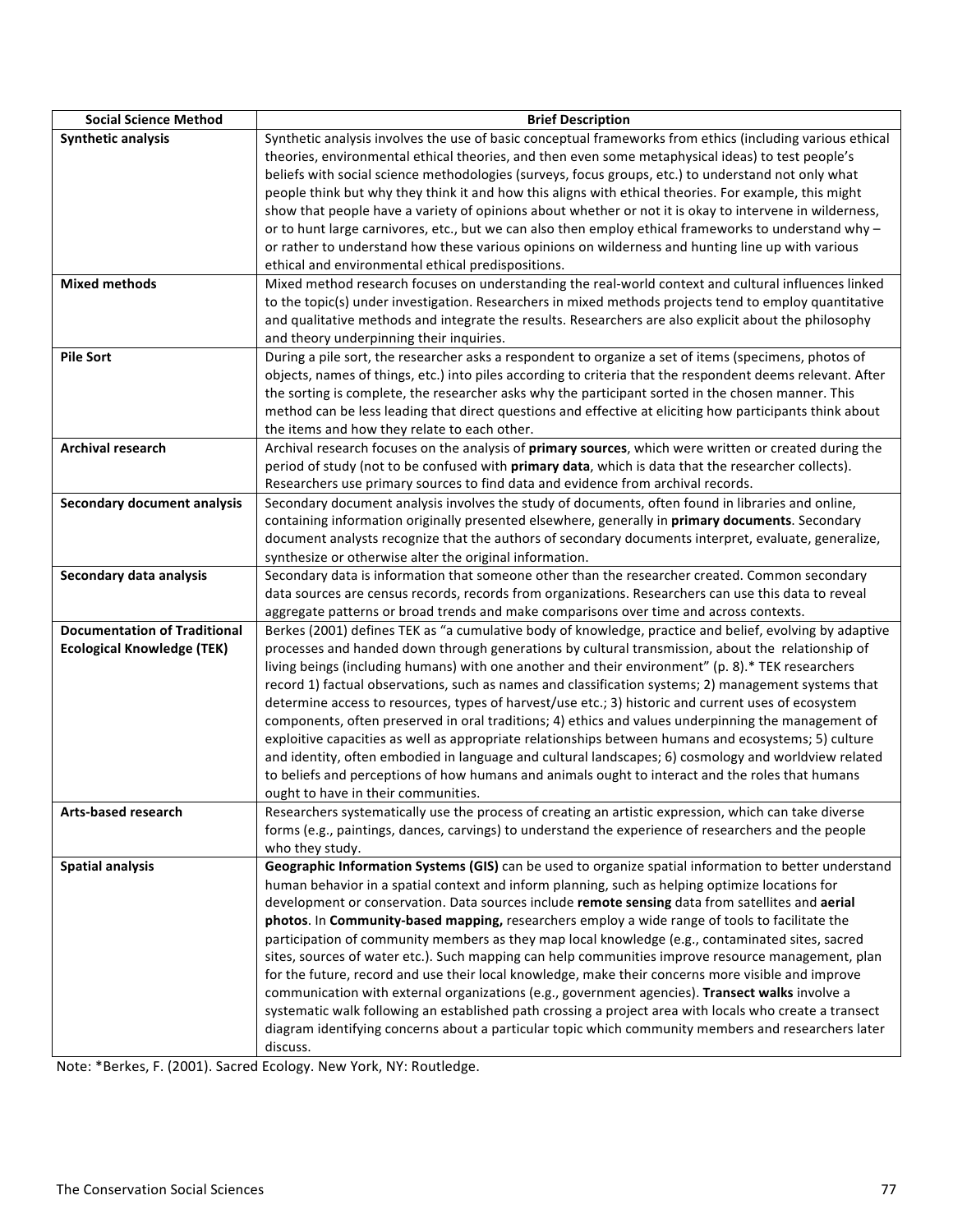| Social Science Method | Brief Description |
|---|---|
| **Synthetic analysis** | Synthetic analysis involves the use of basic conceptual frameworks from ethics (including various ethical theories, environmental ethical theories, and then even some metaphysical ideas) to test people's beliefs with social science methodologies (surveys, focus groups, etc.) to understand not only what people think but why they think it and how this aligns with ethical theories. For example, this might show that people have a variety of opinions about whether or not it is okay to intervene in wilderness, or to hunt large carnivores, etc., but we can also then employ ethical frameworks to understand why – or rather to understand how these various opinions on wilderness and hunting line up with various ethical and environmental ethical predispositions. |
| **Mixed methods** | Mixed method research focuses on understanding the real-world context and cultural influences linked to the topic(s) under investigation. Researchers in mixed methods projects tend to employ quantitative and qualitative methods and integrate the results. Researchers are also explicit about the philosophy and theory underpinning their inquiries. |
| **Pile Sort** | During a pile sort, the researcher asks a respondent to organize a set of items (specimens, photos of objects, names of things, etc.) into piles according to criteria that the respondent deems relevant. After the sorting is complete, the researcher asks why the participant sorted in the chosen manner. This method can be less leading that direct questions and effective at eliciting how participants think about the items and how they relate to each other. |
| **Archival research** | Archival research focuses on the analysis of **primary sources**, which were written or created during the period of study (not to be confused with **primary data**, which is data that the researcher collects). Researchers use primary sources to find data and evidence from archival records. |
| **Secondary document analysis** | Secondary document analysis involves the study of documents, often found in libraries and online, containing information originally presented elsewhere, generally in **primary documents**. Secondary document analysts recognize that the authors of secondary documents interpret, evaluate, generalize, synthesize or otherwise alter the original information. |
| **Secondary data analysis** | Secondary data is information that someone other than the researcher created. Common secondary data sources are census records, records from organizations. Researchers can use this data to reveal aggregate patterns or broad trends and make comparisons over time and across contexts. |
| **Documentation of Traditional Ecological Knowledge (TEK)** | Berkes (2001) defines TEK as "a cumulative body of knowledge, practice and belief, evolving by adaptive processes and handed down through generations by cultural transmission, about the relationship of living beings (including humans) with one another and their environment" (p. 8).* TEK researchers record 1) factual observations, such as names and classification systems; 2) management systems that determine access to resources, types of harvest/use etc.; 3) historic and current uses of ecosystem components, often preserved in oral traditions; 4) ethics and values underpinning the management of exploitive capacities as well as appropriate relationships between humans and ecosystems; 5) culture and identity, often embodied in language and cultural landscapes; 6) cosmology and worldview related to beliefs and perceptions of how humans and animals ought to interact and the roles that humans ought to have in their communities. |
| **Arts-based research** | Researchers systematically use the process of creating an artistic expression, which can take diverse forms (e.g., paintings, dances, carvings) to understand the experience of researchers and the people who they study. |
| **Spatial analysis** | **Geographic Information Systems (GIS)** can be used to organize spatial information to better understand human behavior in a spatial context and inform planning, such as helping optimize locations for development or conservation. Data sources include **remote sensing** data from satellites and **aerial photos**. In **Community-based mapping,** researchers employ a wide range of tools to facilitate the participation of community members as they map local knowledge (e.g., contaminated sites, sacred sites, sources of water etc.). Such mapping can help communities improve resource management, plan for the future, record and use their local knowledge, make their concerns more visible and improve communication with external organizations (e.g., government agencies). **Transect walks** involve a systematic walk following an established path crossing a project area with locals who create a transect diagram identifying concerns about a particular topic which community members and researchers later discuss. |

Note: *Berkes, F. (2001). Sacred Ecology. New York, NY: Routledge.